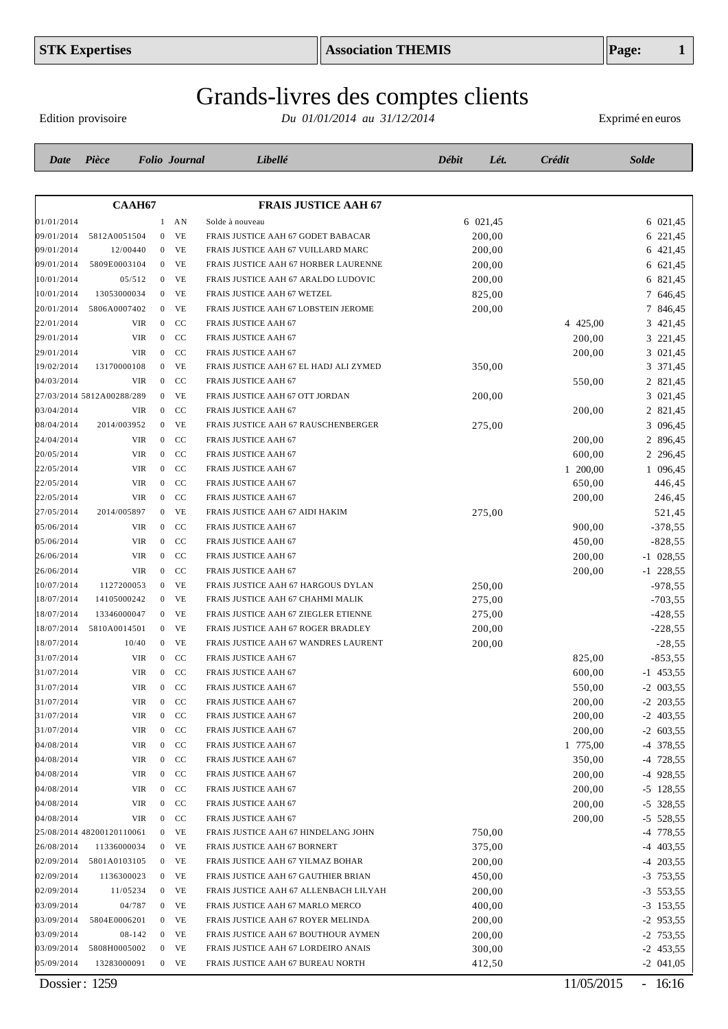STK Expertises | Association THEMIS

# Grands-livres des comptes clients

Edition provisoire — *Du 01/01/2014 au 31/12/2014* — Exprimé en euros

| Date | Pièce | Folio | Journal | Libellé | Débit | Lét. | Crédit | Solde |
|---|---|---|---|---|---|---|---|---|
| | **CAAH67** | | | **FRAIS JUSTICE AAH 67** | | | | |
| 01/01/2014 | | 1 | AN | Solde à nouveau | 6 021,45 | | | 6 021,45 |
| 09/01/2014 | 5812A0051504 | 0 | VE | FRAIS JUSTICE AAH 67 GODET BABACAR | 200,00 | | | 6 221,45 |
| 09/01/2014 | 12/00440 | 0 | VE | FRAIS JUSTICE AAH 67 VUILLARD MARC | 200,00 | | | 6 421,45 |
| 09/01/2014 | 5809E0003104 | 0 | VE | FRAIS JUSTICE AAH 67 HORBER LAURENNE | 200,00 | | | 6 621,45 |
| 10/01/2014 | 05/512 | 0 | VE | FRAIS JUSTICE AAH 67 ARALDO LUDOVIC | 200,00 | | | 6 821,45 |
| 10/01/2014 | 13053000034 | 0 | VE | FRAIS JUSTICE AAH 67 WETZEL | 825,00 | | | 7 646,45 |
| 20/01/2014 | 5806A0007402 | 0 | VE | FRAIS JUSTICE AAH 67 LOBSTEIN JEROME | 200,00 | | | 7 846,45 |
| 22/01/2014 | VIR | 0 | CC | FRAIS JUSTICE AAH 67 | | | 4 425,00 | 3 421,45 |
| 29/01/2014 | VIR | 0 | CC | FRAIS JUSTICE AAH 67 | | | 200,00 | 3 221,45 |
| 29/01/2014 | VIR | 0 | CC | FRAIS JUSTICE AAH 67 | | | 200,00 | 3 021,45 |
| 19/02/2014 | 13170000108 | 0 | VE | FRAIS JUSTICE AAH 67 EL HADJ ALI ZYMED | 350,00 | | | 3 371,45 |
| 04/03/2014 | VIR | 0 | CC | FRAIS JUSTICE AAH 67 | | | 550,00 | 2 821,45 |
| 27/03/2014 | 5812A00288/289 | 0 | VE | FRAIS JUSTICE AAH 67 OTT JORDAN | 200,00 | | | 3 021,45 |
| 03/04/2014 | VIR | 0 | CC | FRAIS JUSTICE AAH 67 | | | 200,00 | 2 821,45 |
| 08/04/2014 | 2014/003952 | 0 | VE | FRAIS JUSTICE AAH 67 RAUSCHENBERGER | 275,00 | | | 3 096,45 |
| 24/04/2014 | VIR | 0 | CC | FRAIS JUSTICE AAH 67 | | | 200,00 | 2 896,45 |
| 20/05/2014 | VIR | 0 | CC | FRAIS JUSTICE AAH 67 | | | 600,00 | 2 296,45 |
| 22/05/2014 | VIR | 0 | CC | FRAIS JUSTICE AAH 67 | | | 1 200,00 | 1 096,45 |
| 22/05/2014 | VIR | 0 | CC | FRAIS JUSTICE AAH 67 | | | 650,00 | 446,45 |
| 22/05/2014 | VIR | 0 | CC | FRAIS JUSTICE AAH 67 | | | 200,00 | 246,45 |
| 27/05/2014 | 2014/005897 | 0 | VE | FRAIS JUSTICE AAH 67 AIDI HAKIM | 275,00 | | | 521,45 |
| 05/06/2014 | VIR | 0 | CC | FRAIS JUSTICE AAH 67 | | | 900,00 | -378,55 |
| 05/06/2014 | VIR | 0 | CC | FRAIS JUSTICE AAH 67 | | | 450,00 | -828,55 |
| 26/06/2014 | VIR | 0 | CC | FRAIS JUSTICE AAH 67 | | | 200,00 | -1 028,55 |
| 26/06/2014 | VIR | 0 | CC | FRAIS JUSTICE AAH 67 | | | 200,00 | -1 228,55 |
| 10/07/2014 | 1127200053 | 0 | VE | FRAIS JUSTICE AAH 67 HARGOUS DYLAN | 250,00 | | | -978,55 |
| 18/07/2014 | 14105000242 | 0 | VE | FRAIS JUSTICE AAH 67 CHAHMI MALIK | 275,00 | | | -703,55 |
| 18/07/2014 | 13346000047 | 0 | VE | FRAIS JUSTICE AAH 67 ZIEGLER ETIENNE | 275,00 | | | -428,55 |
| 18/07/2014 | 5810A0014501 | 0 | VE | FRAIS JUSTICE AAH 67 ROGER BRADLEY | 200,00 | | | -228,55 |
| 18/07/2014 | 10/40 | 0 | VE | FRAIS JUSTICE AAH 67 WANDRES LAURENT | 200,00 | | | -28,55 |
| 31/07/2014 | VIR | 0 | CC | FRAIS JUSTICE AAH 67 | | | 825,00 | -853,55 |
| 31/07/2014 | VIR | 0 | CC | FRAIS JUSTICE AAH 67 | | | 600,00 | -1 453,55 |
| 31/07/2014 | VIR | 0 | CC | FRAIS JUSTICE AAH 67 | | | 550,00 | -2 003,55 |
| 31/07/2014 | VIR | 0 | CC | FRAIS JUSTICE AAH 67 | | | 200,00 | -2 203,55 |
| 31/07/2014 | VIR | 0 | CC | FRAIS JUSTICE AAH 67 | | | 200,00 | -2 403,55 |
| 31/07/2014 | VIR | 0 | CC | FRAIS JUSTICE AAH 67 | | | 200,00 | -2 603,55 |
| 04/08/2014 | VIR | 0 | CC | FRAIS JUSTICE AAH 67 | | | 1 775,00 | -4 378,55 |
| 04/08/2014 | VIR | 0 | CC | FRAIS JUSTICE AAH 67 | | | 350,00 | -4 728,55 |
| 04/08/2014 | VIR | 0 | CC | FRAIS JUSTICE AAH 67 | | | 200,00 | -4 928,55 |
| 04/08/2014 | VIR | 0 | CC | FRAIS JUSTICE AAH 67 | | | 200,00 | -5 128,55 |
| 04/08/2014 | VIR | 0 | CC | FRAIS JUSTICE AAH 67 | | | 200,00 | -5 328,55 |
| 04/08/2014 | VIR | 0 | CC | FRAIS JUSTICE AAH 67 | | | 200,00 | -5 528,55 |
| 25/08/2014 | 48200120110061 | 0 | VE | FRAIS JUSTICE AAH 67 HINDELANG JOHN | 750,00 | | | -4 778,55 |
| 26/08/2014 | 11336000034 | 0 | VE | FRAIS JUSTICE AAH 67 BORNERT | 375,00 | | | -4 403,55 |
| 02/09/2014 | 5801A0103105 | 0 | VE | FRAIS JUSTICE AAH 67 YILMAZ BOHAR | 200,00 | | | -4 203,55 |
| 02/09/2014 | 1136300023 | 0 | VE | FRAIS JUSTICE AAH 67 GAUTHIER BRIAN | 450,00 | | | -3 753,55 |
| 02/09/2014 | 11/05234 | 0 | VE | FRAIS JUSTICE AAH 67 ALLENBACH LILYAH | 200,00 | | | -3 553,55 |
| 03/09/2014 | 04/787 | 0 | VE | FRAIS JUSTICE AAH 67 MARLO MERCO | 400,00 | | | -3 153,55 |
| 03/09/2014 | 5804E0006201 | 0 | VE | FRAIS JUSTICE AAH 67 ROYER MELINDA | 200,00 | | | -2 953,55 |
| 03/09/2014 | 08-142 | 0 | VE | FRAIS JUSTICE AAH 67 BOUTHOUR AYMEN | 200,00 | | | -2 753,55 |
| 03/09/2014 | 5808H0005002 | 0 | VE | FRAIS JUSTICE AAH 67 LORDEIRO ANAIS | 300,00 | | | -2 453,55 |
| 05/09/2014 | 13283000091 | 0 | VE | FRAIS JUSTICE AAH 67 BUREAU NORTH | 412,50 | | | -2 041,05 |

Dossier : 1259 — 11/05/2015 - 16:16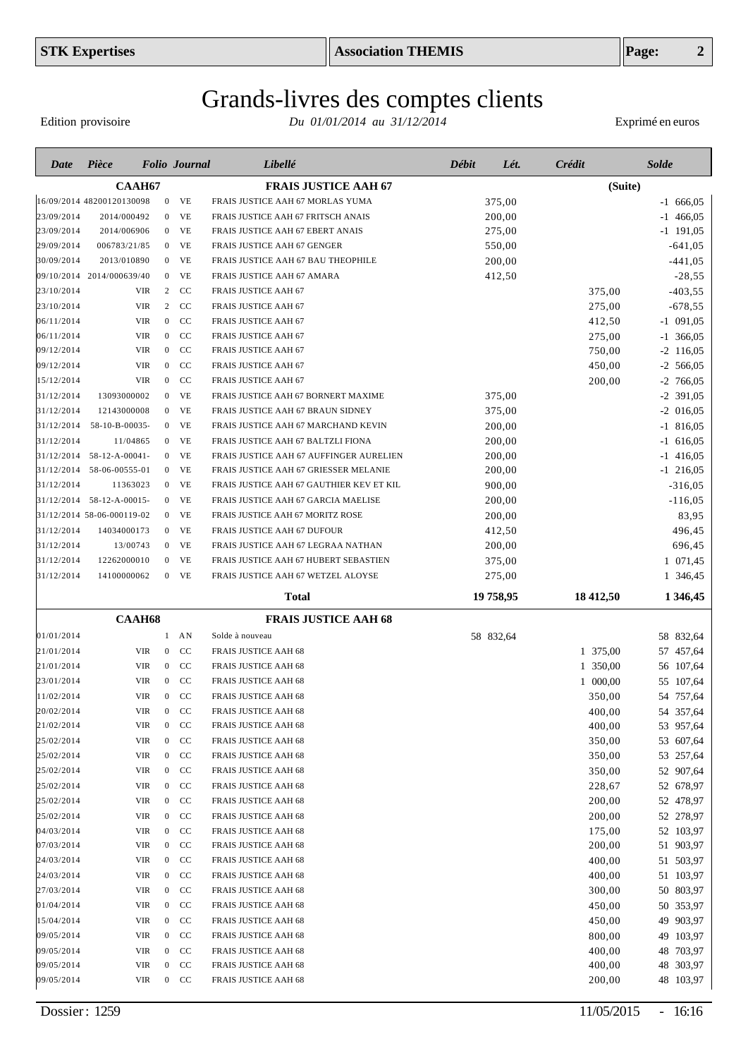# Grands-livres des comptes clients

Edition provisoire — *Du 01/01/2014 au 31/12/2014* — Exprimé en euros

| Date | Pièce | Folio | Journal | Libellé | Débit | Lét. | Crédit | Solde |
|---|---|---|---|---|---|---|---|---|
| | **CAAH67** | | | **FRAIS JUSTICE AAH 67** | | | **(Suite)** | |
| 16/09/2014 | 48200120130098 | 0 | VE | FRAIS JUSTICE AAH 67 MORLAS YUMA | 375,00 | | | -1 666,05 |
| 23/09/2014 | 2014/000492 | 0 | VE | FRAIS JUSTICE AAH 67 FRITSCH ANAIS | 200,00 | | | -1 466,05 |
| 23/09/2014 | 2014/006906 | 0 | VE | FRAIS JUSTICE AAH 67 EBERT ANAIS | 275,00 | | | -1 191,05 |
| 29/09/2014 | 006783/21/85 | 0 | VE | FRAIS JUSTICE AAH 67 GENGER | 550,00 | | | -641,05 |
| 30/09/2014 | 2013/010890 | 0 | VE | FRAIS JUSTICE AAH 67 BAU THEOPHILE | 200,00 | | | -441,05 |
| 09/10/2014 | 2014/000639/40 | 0 | VE | FRAIS JUSTICE AAH 67 AMARA | 412,50 | | | -28,55 |
| 23/10/2014 | VIR | 2 | CC | FRAIS JUSTICE AAH 67 | | | 375,00 | -403,55 |
| 23/10/2014 | VIR | 2 | CC | FRAIS JUSTICE AAH 67 | | | 275,00 | -678,55 |
| 06/11/2014 | VIR | 0 | CC | FRAIS JUSTICE AAH 67 | | | 412,50 | -1 091,05 |
| 06/11/2014 | VIR | 0 | CC | FRAIS JUSTICE AAH 67 | | | 275,00 | -1 366,05 |
| 09/12/2014 | VIR | 0 | CC | FRAIS JUSTICE AAH 67 | | | 750,00 | -2 116,05 |
| 09/12/2014 | VIR | 0 | CC | FRAIS JUSTICE AAH 67 | | | 450,00 | -2 566,05 |
| 15/12/2014 | VIR | 0 | CC | FRAIS JUSTICE AAH 67 | | | 200,00 | -2 766,05 |
| 31/12/2014 | 13093000002 | 0 | VE | FRAIS JUSTICE AAH 67 BORNERT MAXIME | 375,00 | | | -2 391,05 |
| 31/12/2014 | 12143000008 | 0 | VE | FRAIS JUSTICE AAH 67 BRAUN SIDNEY | 375,00 | | | -2 016,05 |
| 31/12/2014 | 58-10-B-00035- | 0 | VE | FRAIS JUSTICE AAH 67 MARCHAND KEVIN | 200,00 | | | -1 816,05 |
| 31/12/2014 | 11/04865 | 0 | VE | FRAIS JUSTICE AAH 67 BALTZLI FIONA | 200,00 | | | -1 616,05 |
| 31/12/2014 | 58-12-A-00041- | 0 | VE | FRAIS JUSTICE AAH 67 AUFFINGER AURELIEN | 200,00 | | | -1 416,05 |
| 31/12/2014 | 58-06-00555-01 | 0 | VE | FRAIS JUSTICE AAH 67 GRIESSER MELANIE | 200,00 | | | -1 216,05 |
| 31/12/2014 | 11363023 | 0 | VE | FRAIS JUSTICE AAH 67 GAUTHIER KEV ET KIL | 900,00 | | | -316,05 |
| 31/12/2014 | 58-12-A-00015- | 0 | VE | FRAIS JUSTICE AAH 67 GARCIA MAELISE | 200,00 | | | -116,05 |
| 31/12/2014 | 58-06-000119-02 | 0 | VE | FRAIS JUSTICE AAH 67 MORITZ ROSE | 200,00 | | | 83,95 |
| 31/12/2014 | 14034000173 | 0 | VE | FRAIS JUSTICE AAH 67 DUFOUR | 412,50 | | | 496,45 |
| 31/12/2014 | 13/00743 | 0 | VE | FRAIS JUSTICE AAH 67 LEGRAA NATHAN | 200,00 | | | 696,45 |
| 31/12/2014 | 12262000010 | 0 | VE | FRAIS JUSTICE AAH 67 HUBERT SEBASTIEN | 375,00 | | | 1 071,45 |
| 31/12/2014 | 14100000062 | 0 | VE | FRAIS JUSTICE AAH 67 WETZEL ALOYSE | 275,00 | | | 1 346,45 |
| | | | | **Total** | **19 758,95** | | **18 412,50** | **1 346,45** |
| | **CAAH68** | | | **FRAIS JUSTICE AAH 68** | | | | |
| 01/01/2014 | | 1 | AN | Solde à nouveau | 58 832,64 | | | 58 832,64 |
| 21/01/2014 | VIR | 0 | CC | FRAIS JUSTICE AAH 68 | | | 1 375,00 | 57 457,64 |
| 21/01/2014 | VIR | 0 | CC | FRAIS JUSTICE AAH 68 | | | 1 350,00 | 56 107,64 |
| 23/01/2014 | VIR | 0 | CC | FRAIS JUSTICE AAH 68 | | | 1 000,00 | 55 107,64 |
| 11/02/2014 | VIR | 0 | CC | FRAIS JUSTICE AAH 68 | | | 350,00 | 54 757,64 |
| 20/02/2014 | VIR | 0 | CC | FRAIS JUSTICE AAH 68 | | | 400,00 | 54 357,64 |
| 21/02/2014 | VIR | 0 | CC | FRAIS JUSTICE AAH 68 | | | 400,00 | 53 957,64 |
| 25/02/2014 | VIR | 0 | CC | FRAIS JUSTICE AAH 68 | | | 350,00 | 53 607,64 |
| 25/02/2014 | VIR | 0 | CC | FRAIS JUSTICE AAH 68 | | | 350,00 | 53 257,64 |
| 25/02/2014 | VIR | 0 | CC | FRAIS JUSTICE AAH 68 | | | 350,00 | 52 907,64 |
| 25/02/2014 | VIR | 0 | CC | FRAIS JUSTICE AAH 68 | | | 228,67 | 52 678,97 |
| 25/02/2014 | VIR | 0 | CC | FRAIS JUSTICE AAH 68 | | | 200,00 | 52 478,97 |
| 25/02/2014 | VIR | 0 | CC | FRAIS JUSTICE AAH 68 | | | 200,00 | 52 278,97 |
| 04/03/2014 | VIR | 0 | CC | FRAIS JUSTICE AAH 68 | | | 175,00 | 52 103,97 |
| 07/03/2014 | VIR | 0 | CC | FRAIS JUSTICE AAH 68 | | | 200,00 | 51 903,97 |
| 24/03/2014 | VIR | 0 | CC | FRAIS JUSTICE AAH 68 | | | 400,00 | 51 503,97 |
| 24/03/2014 | VIR | 0 | CC | FRAIS JUSTICE AAH 68 | | | 400,00 | 51 103,97 |
| 27/03/2014 | VIR | 0 | CC | FRAIS JUSTICE AAH 68 | | | 300,00 | 50 803,97 |
| 01/04/2014 | VIR | 0 | CC | FRAIS JUSTICE AAH 68 | | | 450,00 | 50 353,97 |
| 15/04/2014 | VIR | 0 | CC | FRAIS JUSTICE AAH 68 | | | 450,00 | 49 903,97 |
| 09/05/2014 | VIR | 0 | CC | FRAIS JUSTICE AAH 68 | | | 800,00 | 49 103,97 |
| 09/05/2014 | VIR | 0 | CC | FRAIS JUSTICE AAH 68 | | | 400,00 | 48 703,97 |
| 09/05/2014 | VIR | 0 | CC | FRAIS JUSTICE AAH 68 | | | 400,00 | 48 303,97 |
| 09/05/2014 | VIR | 0 | CC | FRAIS JUSTICE AAH 68 | | | 200,00 | 48 103,97 |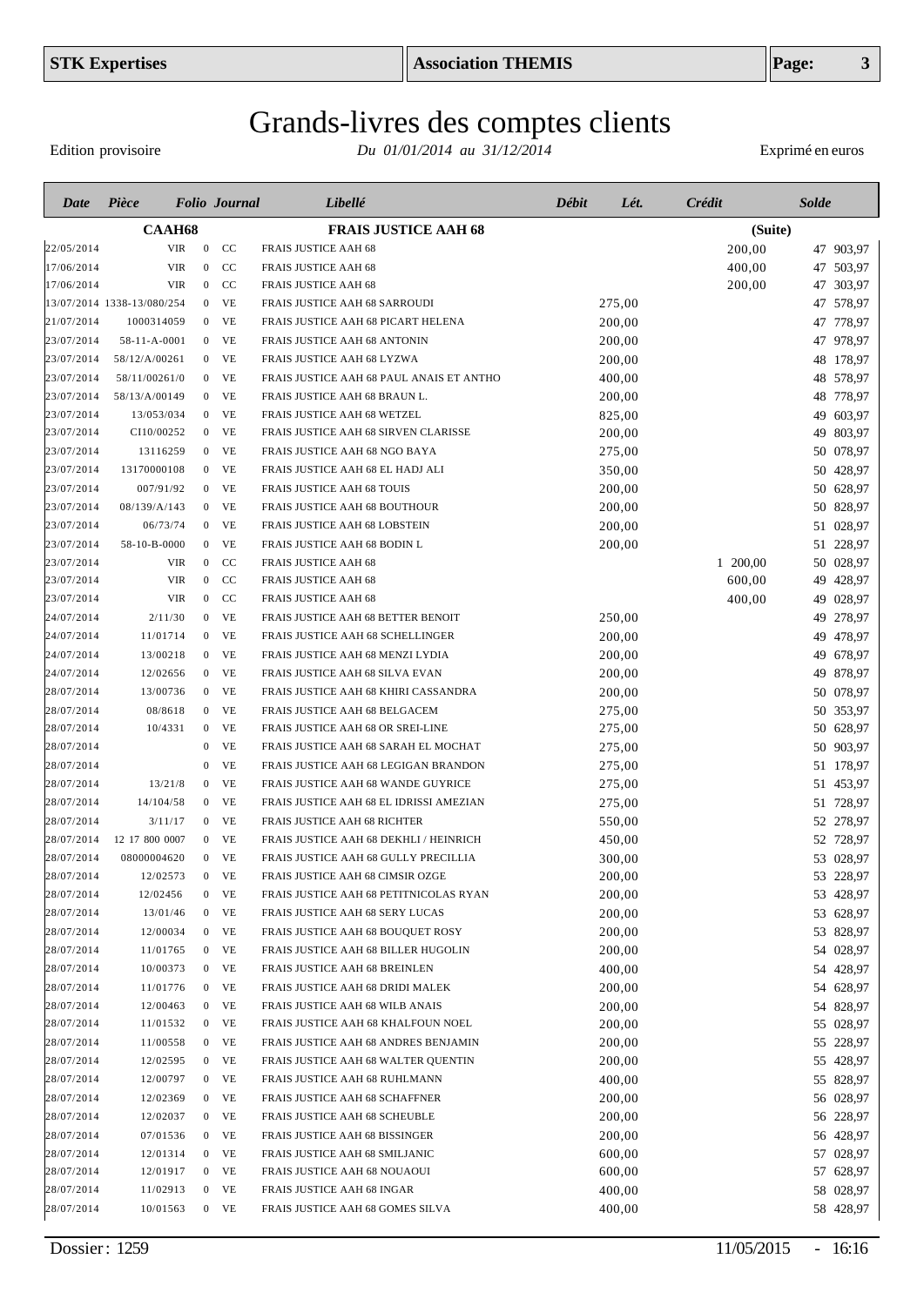# Grands-livres des comptes clients

Edition provisoire — *Du 01/01/2014 au 31/12/2014* — Exprimé en euros

| Date | Pièce | Folio | Journal | Libellé | Débit | Lét. | Crédit | Solde |
|---|---|---|---|---|---|---|---|---|
| **CAAH68** | | | | **FRAIS JUSTICE AAH 68** | | | **(Suite)** | |
| 22/05/2014 | VIR | 0 | CC | FRAIS JUSTICE AAH 68 | | | 200,00 | 47 903,97 |
| 17/06/2014 | VIR | 0 | CC | FRAIS JUSTICE AAH 68 | | | 400,00 | 47 503,97 |
| 17/06/2014 | VIR | 0 | CC | FRAIS JUSTICE AAH 68 | | | 200,00 | 47 303,97 |
| 13/07/2014 | 1338-13/080/254 | 0 | VE | FRAIS JUSTICE AAH 68 SARROUDI | 275,00 | | | 47 578,97 |
| 21/07/2014 | 1000314059 | 0 | VE | FRAIS JUSTICE AAH 68 PICART HELENA | 200,00 | | | 47 778,97 |
| 23/07/2014 | 58-11-A-0001 | 0 | VE | FRAIS JUSTICE AAH 68 ANTONIN | 200,00 | | | 47 978,97 |
| 23/07/2014 | 58/12/A/00261 | 0 | VE | FRAIS JUSTICE AAH 68 LYZWA | 200,00 | | | 48 178,97 |
| 23/07/2014 | 58/11/00261/0 | 0 | VE | FRAIS JUSTICE AAH 68 PAUL ANAIS ET ANTHO | 400,00 | | | 48 578,97 |
| 23/07/2014 | 58/13/A/00149 | 0 | VE | FRAIS JUSTICE AAH 68 BRAUN L. | 200,00 | | | 48 778,97 |
| 23/07/2014 | 13/053/034 | 0 | VE | FRAIS JUSTICE AAH 68 WETZEL | 825,00 | | | 49 603,97 |
| 23/07/2014 | CI10/00252 | 0 | VE | FRAIS JUSTICE AAH 68 SIRVEN CLARISSE | 200,00 | | | 49 803,97 |
| 23/07/2014 | 13116259 | 0 | VE | FRAIS JUSTICE AAH 68 NGO BAYA | 275,00 | | | 50 078,97 |
| 23/07/2014 | 13170000108 | 0 | VE | FRAIS JUSTICE AAH 68 EL HADJ ALI | 350,00 | | | 50 428,97 |
| 23/07/2014 | 007/91/92 | 0 | VE | FRAIS JUSTICE AAH 68 TOUIS | 200,00 | | | 50 628,97 |
| 23/07/2014 | 08/139/A/143 | 0 | VE | FRAIS JUSTICE AAH 68 BOUTHOUR | 200,00 | | | 50 828,97 |
| 23/07/2014 | 06/73/74 | 0 | VE | FRAIS JUSTICE AAH 68 LOBSTEIN | 200,00 | | | 51 028,97 |
| 23/07/2014 | 58-10-B-0000 | 0 | VE | FRAIS JUSTICE AAH 68 BODIN L | 200,00 | | | 51 228,97 |
| 23/07/2014 | VIR | 0 | CC | FRAIS JUSTICE AAH 68 | | | 1 200,00 | 50 028,97 |
| 23/07/2014 | VIR | 0 | CC | FRAIS JUSTICE AAH 68 | | | 600,00 | 49 428,97 |
| 23/07/2014 | VIR | 0 | CC | FRAIS JUSTICE AAH 68 | | | 400,00 | 49 028,97 |
| 24/07/2014 | 2/11/30 | 0 | VE | FRAIS JUSTICE AAH 68 BETTER BENOIT | 250,00 | | | 49 278,97 |
| 24/07/2014 | 11/01714 | 0 | VE | FRAIS JUSTICE AAH 68 SCHELLINGER | 200,00 | | | 49 478,97 |
| 24/07/2014 | 13/00218 | 0 | VE | FRAIS JUSTICE AAH 68 MENZI LYDIA | 200,00 | | | 49 678,97 |
| 24/07/2014 | 12/02656 | 0 | VE | FRAIS JUSTICE AAH 68 SILVA EVAN | 200,00 | | | 49 878,97 |
| 28/07/2014 | 13/00736 | 0 | VE | FRAIS JUSTICE AAH 68 KHIRI CASSANDRA | 200,00 | | | 50 078,97 |
| 28/07/2014 | 08/8618 | 0 | VE | FRAIS JUSTICE AAH 68 BELGACEM | 275,00 | | | 50 353,97 |
| 28/07/2014 | 10/4331 | 0 | VE | FRAIS JUSTICE AAH 68 OR SREI-LINE | 275,00 | | | 50 628,97 |
| 28/07/2014 | | 0 | VE | FRAIS JUSTICE AAH 68 SARAH EL MOCHAT | 275,00 | | | 50 903,97 |
| 28/07/2014 | | 0 | VE | FRAIS JUSTICE AAH 68 LEGIGAN BRANDON | 275,00 | | | 51 178,97 |
| 28/07/2014 | 13/21/8 | 0 | VE | FRAIS JUSTICE AAH 68 WANDE GUYRICE | 275,00 | | | 51 453,97 |
| 28/07/2014 | 14/104/58 | 0 | VE | FRAIS JUSTICE AAH 68 EL IDRISSI AMEZIAN | 275,00 | | | 51 728,97 |
| 28/07/2014 | 3/11/17 | 0 | VE | FRAIS JUSTICE AAH 68 RICHTER | 550,00 | | | 52 278,97 |
| 28/07/2014 | 12 17 800 0007 | 0 | VE | FRAIS JUSTICE AAH 68 DEKHLI / HEINRICH | 450,00 | | | 52 728,97 |
| 28/07/2014 | 08000004620 | 0 | VE | FRAIS JUSTICE AAH 68 GULLY PRECILLIA | 300,00 | | | 53 028,97 |
| 28/07/2014 | 12/02573 | 0 | VE | FRAIS JUSTICE AAH 68 CIMSIR OZGE | 200,00 | | | 53 228,97 |
| 28/07/2014 | 12/02456 | 0 | VE | FRAIS JUSTICE AAH 68 PETITNICOLAS RYAN | 200,00 | | | 53 428,97 |
| 28/07/2014 | 13/01/46 | 0 | VE | FRAIS JUSTICE AAH 68 SERY LUCAS | 200,00 | | | 53 628,97 |
| 28/07/2014 | 12/00034 | 0 | VE | FRAIS JUSTICE AAH 68 BOUQUET ROSY | 200,00 | | | 53 828,97 |
| 28/07/2014 | 11/01765 | 0 | VE | FRAIS JUSTICE AAH 68 BILLER HUGOLIN | 200,00 | | | 54 028,97 |
| 28/07/2014 | 10/00373 | 0 | VE | FRAIS JUSTICE AAH 68 BREINLEN | 400,00 | | | 54 428,97 |
| 28/07/2014 | 11/01776 | 0 | VE | FRAIS JUSTICE AAH 68 DRIDI MALEK | 200,00 | | | 54 628,97 |
| 28/07/2014 | 12/00463 | 0 | VE | FRAIS JUSTICE AAH 68 WILB ANAIS | 200,00 | | | 54 828,97 |
| 28/07/2014 | 11/01532 | 0 | VE | FRAIS JUSTICE AAH 68 KHALFOUN NOEL | 200,00 | | | 55 028,97 |
| 28/07/2014 | 11/00558 | 0 | VE | FRAIS JUSTICE AAH 68 ANDRES BENJAMIN | 200,00 | | | 55 228,97 |
| 28/07/2014 | 12/02595 | 0 | VE | FRAIS JUSTICE AAH 68 WALTER QUENTIN | 200,00 | | | 55 428,97 |
| 28/07/2014 | 12/00797 | 0 | VE | FRAIS JUSTICE AAH 68 RUHLMANN | 400,00 | | | 55 828,97 |
| 28/07/2014 | 12/02369 | 0 | VE | FRAIS JUSTICE AAH 68 SCHAFFNER | 200,00 | | | 56 028,97 |
| 28/07/2014 | 12/02037 | 0 | VE | FRAIS JUSTICE AAH 68 SCHEUBLE | 200,00 | | | 56 228,97 |
| 28/07/2014 | 07/01536 | 0 | VE | FRAIS JUSTICE AAH 68 BISSINGER | 200,00 | | | 56 428,97 |
| 28/07/2014 | 12/01314 | 0 | VE | FRAIS JUSTICE AAH 68 SMILJANIC | 600,00 | | | 57 028,97 |
| 28/07/2014 | 12/01917 | 0 | VE | FRAIS JUSTICE AAH 68 NOUAOUI | 600,00 | | | 57 628,97 |
| 28/07/2014 | 11/02913 | 0 | VE | FRAIS JUSTICE AAH 68 INGAR | 400,00 | | | 58 028,97 |
| 28/07/2014 | 10/01563 | 0 | VE | FRAIS JUSTICE AAH 68 GOMES SILVA | 400,00 | | | 58 428,97 |

Dossier : 1259 — 11/05/2015 - 16:16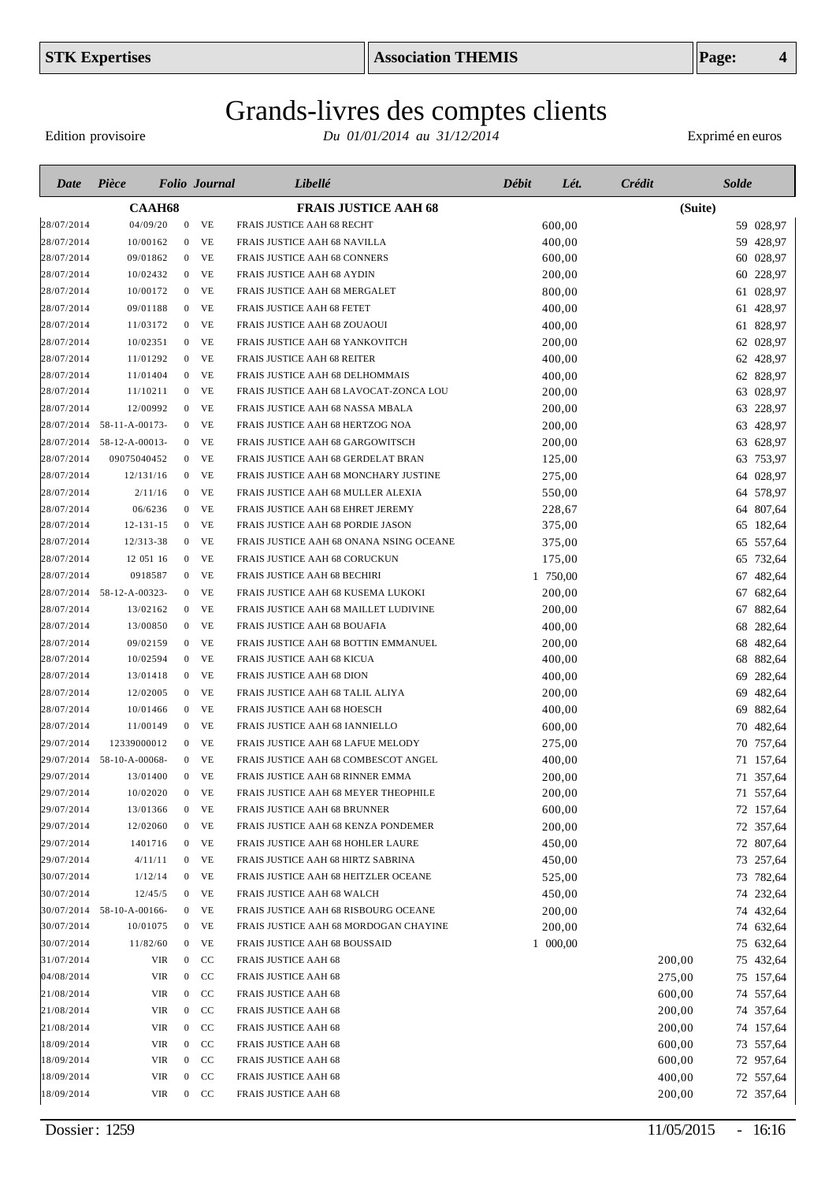| STK Expertises | Association THEMIS |
|---|---|

# Grands-livres des comptes clients

Edition provisoire — *Du 01/01/2014 au 31/12/2014* — Exprimé en euros

| Date | Pièce | Folio | Journal | Libellé | Débit | Lét. | Crédit | Solde |
|---|---|---|---|---|---|---|---|---|
| | **CAAH68** | | | **FRAIS JUSTICE AAH 68** | | | | **(Suite)** |
| 28/07/2014 | 04/09/20 | 0 | VE | FRAIS JUSTICE AAH 68 RECHT | 600,00 | | | 59 028,97 |
| 28/07/2014 | 10/00162 | 0 | VE | FRAIS JUSTICE AAH 68 NAVILLA | 400,00 | | | 59 428,97 |
| 28/07/2014 | 09/01862 | 0 | VE | FRAIS JUSTICE AAH 68 CONNERS | 600,00 | | | 60 028,97 |
| 28/07/2014 | 10/02432 | 0 | VE | FRAIS JUSTICE AAH 68 AYDIN | 200,00 | | | 60 228,97 |
| 28/07/2014 | 10/00172 | 0 | VE | FRAIS JUSTICE AAH 68 MERGALET | 800,00 | | | 61 028,97 |
| 28/07/2014 | 09/01188 | 0 | VE | FRAIS JUSTICE AAH 68 FETET | 400,00 | | | 61 428,97 |
| 28/07/2014 | 11/03172 | 0 | VE | FRAIS JUSTICE AAH 68 ZOUAOUI | 400,00 | | | 61 828,97 |
| 28/07/2014 | 10/02351 | 0 | VE | FRAIS JUSTICE AAH 68 YANKOVITCH | 200,00 | | | 62 028,97 |
| 28/07/2014 | 11/01292 | 0 | VE | FRAIS JUSTICE AAH 68 REITER | 400,00 | | | 62 428,97 |
| 28/07/2014 | 11/01404 | 0 | VE | FRAIS JUSTICE AAH 68 DELHOMMAIS | 400,00 | | | 62 828,97 |
| 28/07/2014 | 11/10211 | 0 | VE | FRAIS JUSTICE AAH 68 LAVOCAT-ZONCA LOU | 200,00 | | | 63 028,97 |
| 28/07/2014 | 12/00992 | 0 | VE | FRAIS JUSTICE AAH 68 NASSA MBALA | 200,00 | | | 63 228,97 |
| 28/07/2014 | 58-11-A-00173- | 0 | VE | FRAIS JUSTICE AAH 68 HERTZOG NOA | 200,00 | | | 63 428,97 |
| 28/07/2014 | 58-12-A-00013- | 0 | VE | FRAIS JUSTICE AAH 68 GARGOWITSCH | 200,00 | | | 63 628,97 |
| 28/07/2014 | 09075040452 | 0 | VE | FRAIS JUSTICE AAH 68 GERDELAT BRAN | 125,00 | | | 63 753,97 |
| 28/07/2014 | 12/131/16 | 0 | VE | FRAIS JUSTICE AAH 68 MONCHARY JUSTINE | 275,00 | | | 64 028,97 |
| 28/07/2014 | 2/11/16 | 0 | VE | FRAIS JUSTICE AAH 68 MULLER ALEXIA | 550,00 | | | 64 578,97 |
| 28/07/2014 | 06/6236 | 0 | VE | FRAIS JUSTICE AAH 68 EHRET JEREMY | 228,67 | | | 64 807,64 |
| 28/07/2014 | 12-131-15 | 0 | VE | FRAIS JUSTICE AAH 68 PORDIE JASON | 375,00 | | | 65 182,64 |
| 28/07/2014 | 12/313-38 | 0 | VE | FRAIS JUSTICE AAH 68 ONANA NSING OCEANE | 375,00 | | | 65 557,64 |
| 28/07/2014 | 12 051 16 | 0 | VE | FRAIS JUSTICE AAH 68 CORUCKUN | 175,00 | | | 65 732,64 |
| 28/07/2014 | 0918587 | 0 | VE | FRAIS JUSTICE AAH 68 BECHIRI | 1 750,00 | | | 67 482,64 |
| 28/07/2014 | 58-12-A-00323- | 0 | VE | FRAIS JUSTICE AAH 68 KUSEMA LUKOKI | 200,00 | | | 67 682,64 |
| 28/07/2014 | 13/02162 | 0 | VE | FRAIS JUSTICE AAH 68 MAILLET LUDIVINE | 200,00 | | | 67 882,64 |
| 28/07/2014 | 13/00850 | 0 | VE | FRAIS JUSTICE AAH 68 BOUAFIA | 400,00 | | | 68 282,64 |
| 28/07/2014 | 09/02159 | 0 | VE | FRAIS JUSTICE AAH 68 BOTTIN EMMANUEL | 200,00 | | | 68 482,64 |
| 28/07/2014 | 10/02594 | 0 | VE | FRAIS JUSTICE AAH 68 KICUA | 400,00 | | | 68 882,64 |
| 28/07/2014 | 13/01418 | 0 | VE | FRAIS JUSTICE AAH 68 DION | 400,00 | | | 69 282,64 |
| 28/07/2014 | 12/02005 | 0 | VE | FRAIS JUSTICE AAH 68 TALIL ALIYA | 200,00 | | | 69 482,64 |
| 28/07/2014 | 10/01466 | 0 | VE | FRAIS JUSTICE AAH 68 HOESCH | 400,00 | | | 69 882,64 |
| 28/07/2014 | 11/00149 | 0 | VE | FRAIS JUSTICE AAH 68 IANNIELLO | 600,00 | | | 70 482,64 |
| 29/07/2014 | 12339000012 | 0 | VE | FRAIS JUSTICE AAH 68 LAFUE MELODY | 275,00 | | | 70 757,64 |
| 29/07/2014 | 58-10-A-00068- | 0 | VE | FRAIS JUSTICE AAH 68 COMBESCOT ANGEL | 400,00 | | | 71 157,64 |
| 29/07/2014 | 13/01400 | 0 | VE | FRAIS JUSTICE AAH 68 RINNER EMMA | 200,00 | | | 71 357,64 |
| 29/07/2014 | 10/02020 | 0 | VE | FRAIS JUSTICE AAH 68 MEYER THEOPHILE | 200,00 | | | 71 557,64 |
| 29/07/2014 | 13/01366 | 0 | VE | FRAIS JUSTICE AAH 68 BRUNNER | 600,00 | | | 72 157,64 |
| 29/07/2014 | 12/02060 | 0 | VE | FRAIS JUSTICE AAH 68 KENZA PONDEMER | 200,00 | | | 72 357,64 |
| 29/07/2014 | 1401716 | 0 | VE | FRAIS JUSTICE AAH 68 HOHLER LAURE | 450,00 | | | 72 807,64 |
| 29/07/2014 | 4/11/11 | 0 | VE | FRAIS JUSTICE AAH 68 HIRTZ SABRINA | 450,00 | | | 73 257,64 |
| 30/07/2014 | 1/12/14 | 0 | VE | FRAIS JUSTICE AAH 68 HEITZLER OCEANE | 525,00 | | | 73 782,64 |
| 30/07/2014 | 12/45/5 | 0 | VE | FRAIS JUSTICE AAH 68 WALCH | 450,00 | | | 74 232,64 |
| 30/07/2014 | 58-10-A-00166- | 0 | VE | FRAIS JUSTICE AAH 68 RISBOURG OCEANE | 200,00 | | | 74 432,64 |
| 30/07/2014 | 10/01075 | 0 | VE | FRAIS JUSTICE AAH 68 MORDOGAN CHAYINE | 200,00 | | | 74 632,64 |
| 30/07/2014 | 11/82/60 | 0 | VE | FRAIS JUSTICE AAH 68 BOUSSAID | 1 000,00 | | | 75 632,64 |
| 31/07/2014 | VIR | 0 | CC | FRAIS JUSTICE AAH 68 | | | 200,00 | 75 432,64 |
| 04/08/2014 | VIR | 0 | CC | FRAIS JUSTICE AAH 68 | | | 275,00 | 75 157,64 |
| 21/08/2014 | VIR | 0 | CC | FRAIS JUSTICE AAH 68 | | | 600,00 | 74 557,64 |
| 21/08/2014 | VIR | 0 | CC | FRAIS JUSTICE AAH 68 | | | 200,00 | 74 357,64 |
| 21/08/2014 | VIR | 0 | CC | FRAIS JUSTICE AAH 68 | | | 200,00 | 74 157,64 |
| 18/09/2014 | VIR | 0 | CC | FRAIS JUSTICE AAH 68 | | | 600,00 | 73 557,64 |
| 18/09/2014 | VIR | 0 | CC | FRAIS JUSTICE AAH 68 | | | 600,00 | 72 957,64 |
| 18/09/2014 | VIR | 0 | CC | FRAIS JUSTICE AAH 68 | | | 400,00 | 72 557,64 |
| 18/09/2014 | VIR | 0 | CC | FRAIS JUSTICE AAH 68 | | | 200,00 | 72 357,64 |

Dossier : 1259 — 11/05/2015 - 16:16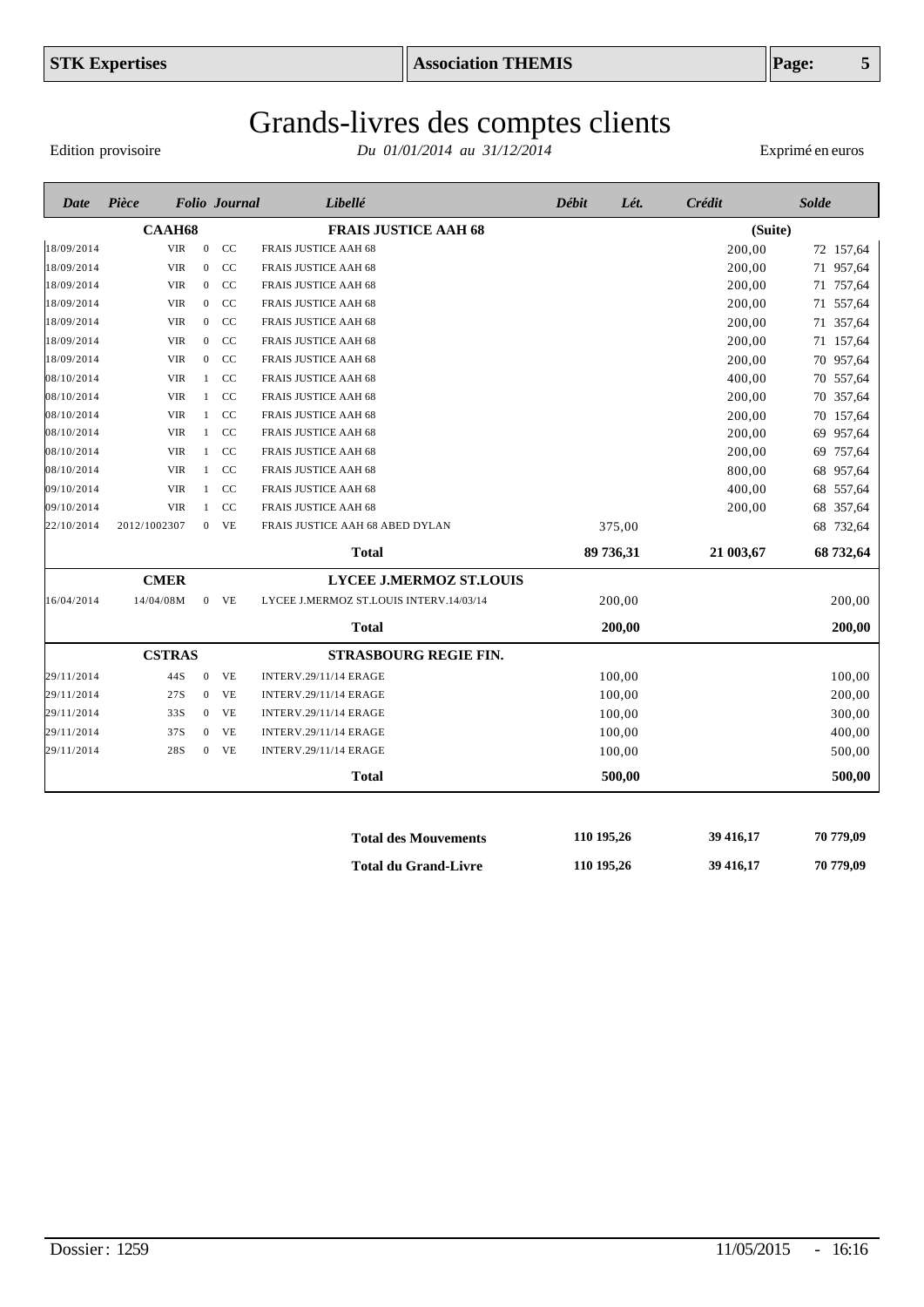# Grands-livres des comptes clients

Edition provisoire — *Du 01/01/2014 au 31/12/2014* — Exprimé en euros

| Date | Pièce | Folio | Journal | Libellé | Débit | Lét. | Crédit | Solde |
|---|---|---|---|---|---|---|---|---|
| | **CAAH68** | | | **FRAIS JUSTICE AAH 68** | | | | **(Suite)** |
| 18/09/2014 | VIR | 0 | CC | FRAIS JUSTICE AAH 68 | | | 200,00 | 72 157,64 |
| 18/09/2014 | VIR | 0 | CC | FRAIS JUSTICE AAH 68 | | | 200,00 | 71 957,64 |
| 18/09/2014 | VIR | 0 | CC | FRAIS JUSTICE AAH 68 | | | 200,00 | 71 757,64 |
| 18/09/2014 | VIR | 0 | CC | FRAIS JUSTICE AAH 68 | | | 200,00 | 71 557,64 |
| 18/09/2014 | VIR | 0 | CC | FRAIS JUSTICE AAH 68 | | | 200,00 | 71 357,64 |
| 18/09/2014 | VIR | 0 | CC | FRAIS JUSTICE AAH 68 | | | 200,00 | 71 157,64 |
| 18/09/2014 | VIR | 0 | CC | FRAIS JUSTICE AAH 68 | | | 200,00 | 70 957,64 |
| 08/10/2014 | VIR | 1 | CC | FRAIS JUSTICE AAH 68 | | | 400,00 | 70 557,64 |
| 08/10/2014 | VIR | 1 | CC | FRAIS JUSTICE AAH 68 | | | 200,00 | 70 357,64 |
| 08/10/2014 | VIR | 1 | CC | FRAIS JUSTICE AAH 68 | | | 200,00 | 70 157,64 |
| 08/10/2014 | VIR | 1 | CC | FRAIS JUSTICE AAH 68 | | | 200,00 | 69 957,64 |
| 08/10/2014 | VIR | 1 | CC | FRAIS JUSTICE AAH 68 | | | 200,00 | 69 757,64 |
| 08/10/2014 | VIR | 1 | CC | FRAIS JUSTICE AAH 68 | | | 800,00 | 68 957,64 |
| 09/10/2014 | VIR | 1 | CC | FRAIS JUSTICE AAH 68 | | | 400,00 | 68 557,64 |
| 09/10/2014 | VIR | 1 | CC | FRAIS JUSTICE AAH 68 | | | 200,00 | 68 357,64 |
| 22/10/2014 | 2012/1002307 | 0 | VE | FRAIS JUSTICE AAH 68 ABED DYLAN | 375,00 | | | 68 732,64 |
| | | | | **Total** | **89 736,31** | | **21 003,67** | **68 732,64** |
| | **CMER** | | | **LYCEE J.MERMOZ ST.LOUIS** | | | | |
| 16/04/2014 | 14/04/08M | 0 | VE | LYCEE J.MERMOZ ST.LOUIS INTERV.14/03/14 | 200,00 | | | 200,00 |
| | | | | **Total** | **200,00** | | | **200,00** |
| | **CSTRAS** | | | **STRASBOURG REGIE FIN.** | | | | |
| 29/11/2014 | 44S | 0 | VE | INTERV.29/11/14 ERAGE | 100,00 | | | 100,00 |
| 29/11/2014 | 27S | 0 | VE | INTERV.29/11/14 ERAGE | 100,00 | | | 200,00 |
| 29/11/2014 | 33S | 0 | VE | INTERV.29/11/14 ERAGE | 100,00 | | | 300,00 |
| 29/11/2014 | 37S | 0 | VE | INTERV.29/11/14 ERAGE | 100,00 | | | 400,00 |
| 29/11/2014 | 28S | 0 | VE | INTERV.29/11/14 ERAGE | 100,00 | | | 500,00 |
| | | | | **Total** | **500,00** | | | **500,00** |
| | | | | **Total des Mouvements** | **110 195,26** | | **39 416,17** | **70 779,09** |
| | | | | **Total du Grand-Livre** | **110 195,26** | | **39 416,17** | **70 779,09** |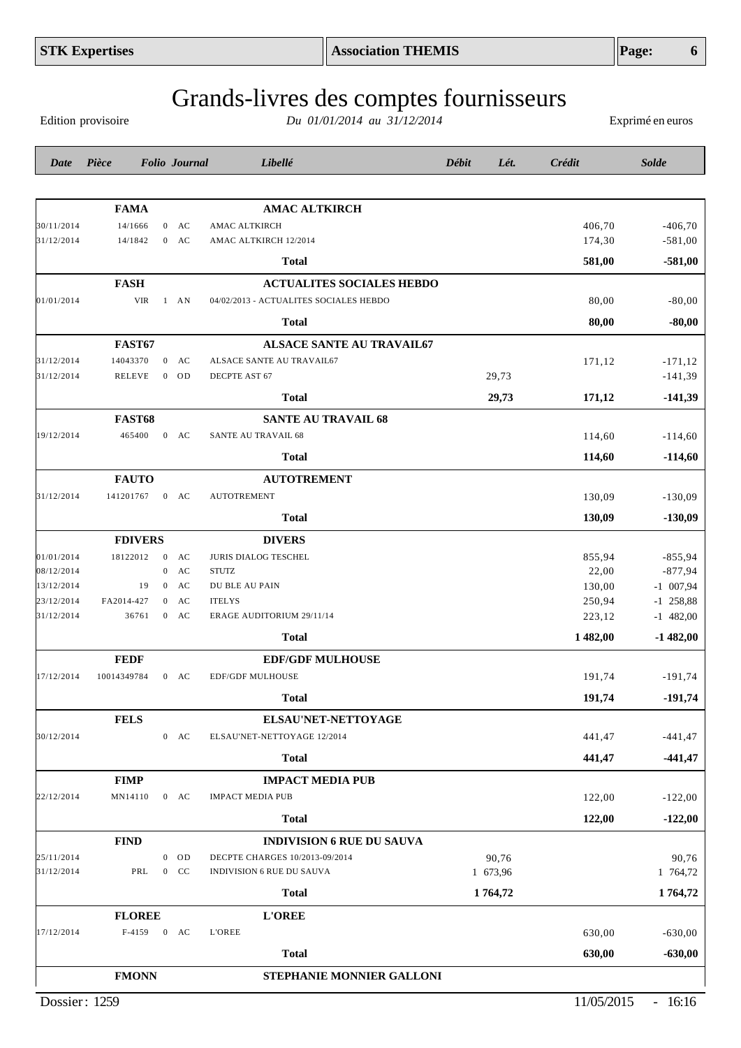# Grands-livres des comptes fournisseurs

Edition provisoire — *Du 01/01/2014 au 31/12/2014* — Exprimé en euros

| Date | Pièce | Folio | Journal | Libellé | Débit | Lét. | Crédit | Solde |
|---|---|---|---|---|---|---|---|---|
| | **FAMA** | | | **AMAC ALTKIRCH** | | | | |
| 30/11/2014 | 14/1666 | 0 | AC | AMAC ALTKIRCH | | | 406,70 | -406,70 |
| 31/12/2014 | 14/1842 | 0 | AC | AMAC ALTKIRCH 12/2014 | | | 174,30 | -581,00 |
| | | | | **Total** | | | **581,00** | **-581,00** |
| | **FASH** | | | **ACTUALITES SOCIALES HEBDO** | | | | |
| 01/01/2014 | VIR | 1 | AN | 04/02/2013 - ACTUALITES SOCIALES HEBDO | | | 80,00 | -80,00 |
| | | | | **Total** | | | **80,00** | **-80,00** |
| | **FAST67** | | | **ALSACE SANTE AU TRAVAIL67** | | | | |
| 31/12/2014 | 14043370 | 0 | AC | ALSACE SANTE AU TRAVAIL67 | | | 171,12 | -171,12 |
| 31/12/2014 | RELEVE | 0 | OD | DECPTE AST 67 | 29,73 | | | -141,39 |
| | | | | **Total** | **29,73** | | **171,12** | **-141,39** |
| | **FAST68** | | | **SANTE AU TRAVAIL 68** | | | | |
| 19/12/2014 | 465400 | 0 | AC | SANTE AU TRAVAIL 68 | | | 114,60 | -114,60 |
| | | | | **Total** | | | **114,60** | **-114,60** |
| | **FAUTO** | | | **AUTOTREMENT** | | | | |
| 31/12/2014 | 141201767 | 0 | AC | AUTOTREMENT | | | 130,09 | -130,09 |
| | | | | **Total** | | | **130,09** | **-130,09** |
| | **FDIVERS** | | | **DIVERS** | | | | |
| 01/01/2014 | 18122012 | 0 | AC | JURIS DIALOG TESCHEL | | | 855,94 | -855,94 |
| 08/12/2014 | | 0 | AC | STUTZ | | | 22,00 | -877,94 |
| 13/12/2014 | 19 | 0 | AC | DU BLE AU PAIN | | | 130,00 | -1 007,94 |
| 23/12/2014 | FA2014-427 | 0 | AC | ITELYS | | | 250,94 | -1 258,88 |
| 31/12/2014 | 36761 | 0 | AC | ERAGE AUDITORIUM 29/11/14 | | | 223,12 | -1 482,00 |
| | | | | **Total** | | | **1 482,00** | **-1 482,00** |
| | **FEDF** | | | **EDF/GDF MULHOUSE** | | | | |
| 17/12/2014 | 10014349784 | 0 | AC | EDF/GDF MULHOUSE | | | 191,74 | -191,74 |
| | | | | **Total** | | | **191,74** | **-191,74** |
| | **FELS** | | | **ELSAU'NET-NETTOYAGE** | | | | |
| 30/12/2014 | | 0 | AC | ELSAU'NET-NETTOYAGE 12/2014 | | | 441,47 | -441,47 |
| | | | | **Total** | | | **441,47** | **-441,47** |
| | **FIMP** | | | **IMPACT MEDIA PUB** | | | | |
| 22/12/2014 | MN14110 | 0 | AC | IMPACT MEDIA PUB | | | 122,00 | -122,00 |
| | | | | **Total** | | | **122,00** | **-122,00** |
| | **FIND** | | | **INDIVISION 6 RUE DU SAUVA** | | | | |
| 25/11/2014 | | 0 | OD | DECPTE CHARGES 10/2013-09/2014 | 90,76 | | | 90,76 |
| 31/12/2014 | PRL | 0 | CC | INDIVISION 6 RUE DU SAUVA | 1 673,96 | | | 1 764,72 |
| | | | | **Total** | **1 764,72** | | | **1 764,72** |
| | **FLOREE** | | | **L'OREE** | | | | |
| 17/12/2014 | F-4159 | 0 | AC | L'OREE | | | 630,00 | -630,00 |
| | | | | **Total** | | | **630,00** | **-630,00** |
| | **FMONN** | | | **STEPHANIE MONNIER GALLONI** | | | | |

Dossier : 1259 — 11/05/2015 - 16:16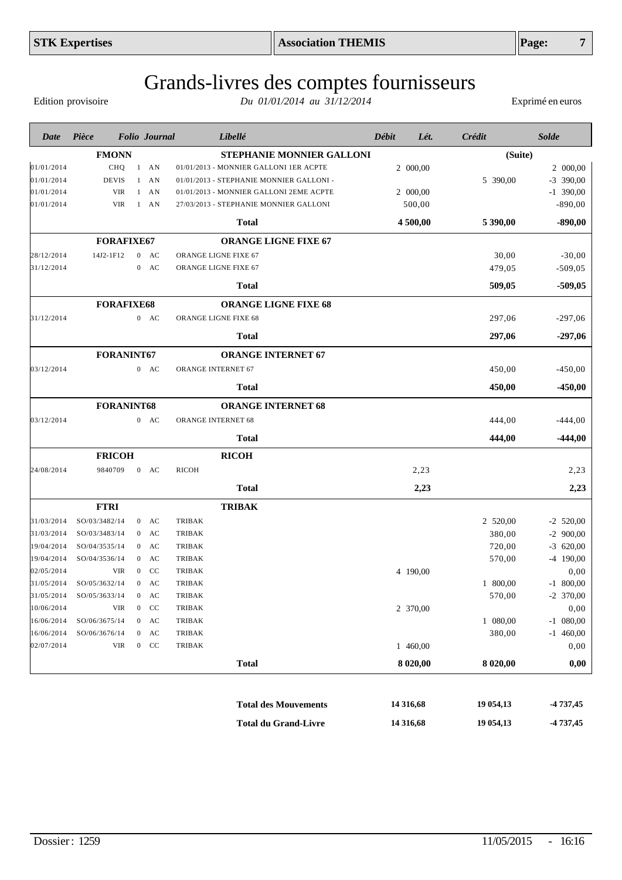# Grands-livres des comptes fournisseurs

Edition provisoire — *Du 01/01/2014 au 31/12/2014* — Exprimé en euros

| Date | Pièce | Folio | Journal | Libellé | Débit | Lét. | Crédit | Solde |
|---|---|---|---|---|---|---|---|---|
| | **FMONN** | | | **STEPHANIE MONNIER GALLONI** | | | **(Suite)** | |
| 01/01/2014 | CHQ | 1 | AN | 01/01/2013 - MONNIER GALLONI 1ER ACPTE | 2 000,00 | | | 2 000,00 |
| 01/01/2014 | DEVIS | 1 | AN | 01/01/2013 - STEPHANIE MONNIER GALLONI - | | | 5 390,00 | -3 390,00 |
| 01/01/2014 | VIR | 1 | AN | 01/01/2013 - MONNIER GALLONI 2EME ACPTE | 2 000,00 | | | -1 390,00 |
| 01/01/2014 | VIR | 1 | AN | 27/03/2013 - STEPHANIE MONNIER GALLONI | 500,00 | | | -890,00 |
| | | | | **Total** | **4 500,00** | | **5 390,00** | **-890,00** |
| | **FORAFIXE67** | | | **ORANGE LIGNE FIXE 67** | | | | |
| 28/12/2014 | 14J2-1F12 | 0 | AC | ORANGE LIGNE FIXE 67 | | | 30,00 | -30,00 |
| 31/12/2014 | | 0 | AC | ORANGE LIGNE FIXE 67 | | | 479,05 | -509,05 |
| | | | | **Total** | | | **509,05** | **-509,05** |
| | **FORAFIXE68** | | | **ORANGE LIGNE FIXE 68** | | | | |
| 31/12/2014 | | 0 | AC | ORANGE LIGNE FIXE 68 | | | 297,06 | -297,06 |
| | | | | **Total** | | | **297,06** | **-297,06** |
| | **FORANINT67** | | | **ORANGE INTERNET 67** | | | | |
| 03/12/2014 | | 0 | AC | ORANGE INTERNET 67 | | | 450,00 | -450,00 |
| | | | | **Total** | | | **450,00** | **-450,00** |
| | **FORANINT68** | | | **ORANGE INTERNET 68** | | | | |
| 03/12/2014 | | 0 | AC | ORANGE INTERNET 68 | | | 444,00 | -444,00 |
| | | | | **Total** | | | **444,00** | **-444,00** |
| | **FRICOH** | | | **RICOH** | | | | |
| 24/08/2014 | 9840709 | 0 | AC | RICOH | 2,23 | | | 2,23 |
| | | | | **Total** | **2,23** | | | **2,23** |
| | **FTRI** | | | **TRIBAK** | | | | |
| 31/03/2014 | SO/03/3482/14 | 0 | AC | TRIBAK | | | 2 520,00 | -2 520,00 |
| 31/03/2014 | SO/03/3483/14 | 0 | AC | TRIBAK | | | 380,00 | -2 900,00 |
| 19/04/2014 | SO/04/3535/14 | 0 | AC | TRIBAK | | | 720,00 | -3 620,00 |
| 19/04/2014 | SO/04/3536/14 | 0 | AC | TRIBAK | | | 570,00 | -4 190,00 |
| 02/05/2014 | VIR | 0 | CC | TRIBAK | 4 190,00 | | | 0,00 |
| 31/05/2014 | SO/05/3632/14 | 0 | AC | TRIBAK | | | 1 800,00 | -1 800,00 |
| 31/05/2014 | SO/05/3633/14 | 0 | AC | TRIBAK | | | 570,00 | -2 370,00 |
| 10/06/2014 | VIR | 0 | CC | TRIBAK | 2 370,00 | | | 0,00 |
| 16/06/2014 | SO/06/3675/14 | 0 | AC | TRIBAK | | | 1 080,00 | -1 080,00 |
| 16/06/2014 | SO/06/3676/14 | 0 | AC | TRIBAK | | | 380,00 | -1 460,00 |
| 02/07/2014 | VIR | 0 | CC | TRIBAK | 1 460,00 | | | 0,00 |
| | | | | **Total** | **8 020,00** | | **8 020,00** | **0,00** |

| | Débit | Crédit | Solde |
|---|---|---|---|
| **Total des Mouvements** | **14 316,68** | **19 054,13** | **-4 737,45** |
| **Total du Grand-Livre** | **14 316,68** | **19 054,13** | **-4 737,45** |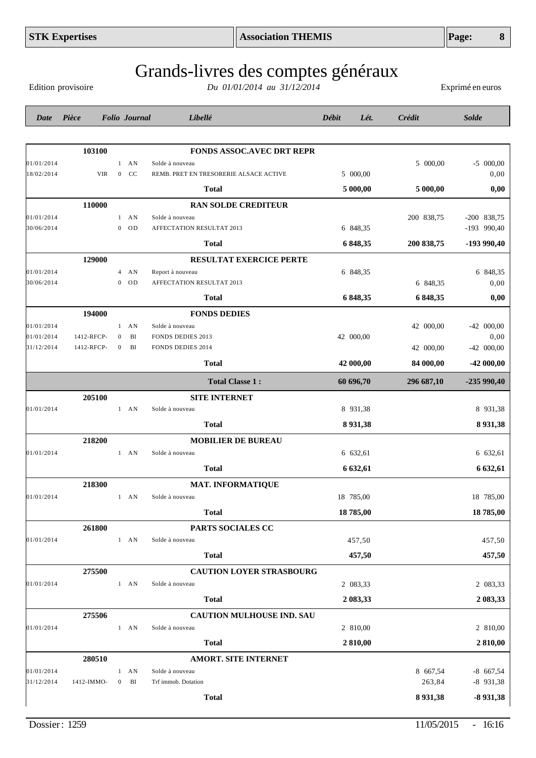# Grands-livres des comptes généraux

Edition provisoire — *Du 01/01/2014 au 31/12/2014* — Exprimé en euros

| Date | Pièce | Folio | Journal | Libellé | Débit | Lét. | Crédit | Solde |
|---|---|---|---|---|---|---|---|---|
| | **103100** | | | **FONDS ASSOC.AVEC DRT REPR** | | | | |
| 01/01/2014 | | 1 | AN | Solde à nouveau | | | 5 000,00 | -5 000,00 |
| 18/02/2014 | VIR | 0 | CC | REMB. PRET EN TRESORERIE ALSACE ACTIVE | 5 000,00 | | | 0,00 |
| | | | | **Total** | **5 000,00** | | **5 000,00** | **0,00** |
| | **110000** | | | **RAN SOLDE CREDITEUR** | | | | |
| 01/01/2014 | | 1 | AN | Solde à nouveau | | | 200 838,75 | -200 838,75 |
| 30/06/2014 | | 0 | OD | AFFECTATION RESULTAT 2013 | 6 848,35 | | | -193 990,40 |
| | | | | **Total** | **6 848,35** | | **200 838,75** | **-193 990,40** |
| | **129000** | | | **RESULTAT EXERCICE PERTE** | | | | |
| 01/01/2014 | | 4 | AN | Report à nouveau | 6 848,35 | | | 6 848,35 |
| 30/06/2014 | | 0 | OD | AFFECTATION RESULTAT 2013 | | | 6 848,35 | 0,00 |
| | | | | **Total** | **6 848,35** | | **6 848,35** | **0,00** |
| | **194000** | | | **FONDS DEDIES** | | | | |
| 01/01/2014 | | 1 | AN | Solde à nouveau | | | 42 000,00 | -42 000,00 |
| 01/01/2014 | 1412-RFCP- | 0 | BI | FONDS DEDIES 2013 | 42 000,00 | | | 0,00 |
| 31/12/2014 | 1412-RFCP- | 0 | BI | FONDS DEDIES 2014 | | | 42 000,00 | -42 000,00 |
| | | | | **Total** | **42 000,00** | | **84 000,00** | **-42 000,00** |
| | | | | **Total Classe 1 :** | **60 696,70** | | **296 687,10** | **-235 990,40** |
| | **205100** | | | **SITE INTERNET** | | | | |
| 01/01/2014 | | 1 | AN | Solde à nouveau | 8 931,38 | | | 8 931,38 |
| | | | | **Total** | **8 931,38** | | | **8 931,38** |
| | **218200** | | | **MOBILIER DE BUREAU** | | | | |
| 01/01/2014 | | 1 | AN | Solde à nouveau | 6 632,61 | | | 6 632,61 |
| | | | | **Total** | **6 632,61** | | | **6 632,61** |
| | **218300** | | | **MAT. INFORMATIQUE** | | | | |
| 01/01/2014 | | 1 | AN | Solde à nouveau | 18 785,00 | | | 18 785,00 |
| | | | | **Total** | **18 785,00** | | | **18 785,00** |
| | **261800** | | | **PARTS SOCIALES CC** | | | | |
| 01/01/2014 | | 1 | AN | Solde à nouveau | 457,50 | | | 457,50 |
| | | | | **Total** | **457,50** | | | **457,50** |
| | **275500** | | | **CAUTION LOYER STRASBOURG** | | | | |
| 01/01/2014 | | 1 | AN | Solde à nouveau | 2 083,33 | | | 2 083,33 |
| | | | | **Total** | **2 083,33** | | | **2 083,33** |
| | **275506** | | | **CAUTION MULHOUSE IND. SAU** | | | | |
| 01/01/2014 | | 1 | AN | Solde à nouveau | 2 810,00 | | | 2 810,00 |
| | | | | **Total** | **2 810,00** | | | **2 810,00** |
| | **280510** | | | **AMORT. SITE INTERNET** | | | | |
| 01/01/2014 | | 1 | AN | Solde à nouveau | | | 8 667,54 | -8 667,54 |
| 31/12/2014 | 1412-IMMO- | 0 | BI | Trf immob. Dotation | | | 263,84 | -8 931,38 |
| | | | | **Total** | | | **8 931,38** | **-8 931,38** |

Dossier : 1259 — 11/05/2015 - 16:16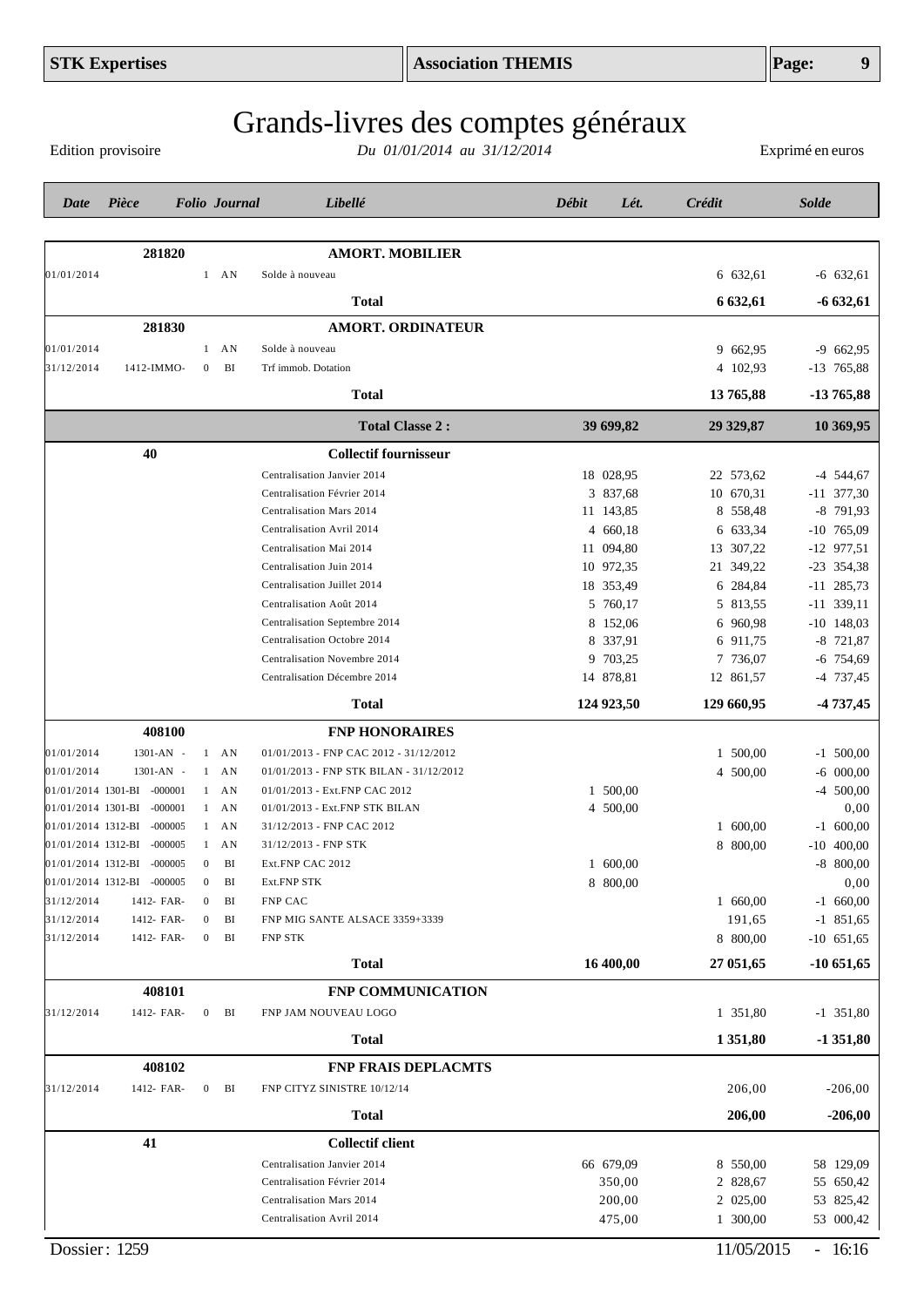# Grands-livres des comptes généraux

Edition provisoire — *Du 01/01/2014 au 31/12/2014* — Exprimé en euros

| Date | Pièce | Folio | Journal | Libellé | Débit | Lét. | Crédit | Solde |
|---|---|---|---|---|---|---|---|---|
| | **281820** | | | **AMORT. MOBILIER** | | | | |
| 01/01/2014 | | 1 | AN | Solde à nouveau | | | 6 632,61 | -6 632,61 |
| | | | | **Total** | | | **6 632,61** | **-6 632,61** |
| | **281830** | | | **AMORT. ORDINATEUR** | | | | |
| 01/01/2014 | | 1 | AN | Solde à nouveau | | | 9 662,95 | -9 662,95 |
| 31/12/2014 | 1412-IMMO- | 0 | BI | Trf immob. Dotation | | | 4 102,93 | -13 765,88 |
| | | | | **Total** | | | **13 765,88** | **-13 765,88** |
| | | | | **Total Classe 2 :** | **39 699,82** | | **29 329,87** | **10 369,95** |
| | **40** | | | **Collectif fournisseur** | | | | |
| | | | | Centralisation Janvier 2014 | 18 028,95 | | 22 573,62 | -4 544,67 |
| | | | | Centralisation Février 2014 | 3 837,68 | | 10 670,31 | -11 377,30 |
| | | | | Centralisation Mars 2014 | 11 143,85 | | 8 558,48 | -8 791,93 |
| | | | | Centralisation Avril 2014 | 4 660,18 | | 6 633,34 | -10 765,09 |
| | | | | Centralisation Mai 2014 | 11 094,80 | | 13 307,22 | -12 977,51 |
| | | | | Centralisation Juin 2014 | 10 972,35 | | 21 349,22 | -23 354,38 |
| | | | | Centralisation Juillet 2014 | 18 353,49 | | 6 284,84 | -11 285,73 |
| | | | | Centralisation Août 2014 | 5 760,17 | | 5 813,55 | -11 339,11 |
| | | | | Centralisation Septembre 2014 | 8 152,06 | | 6 960,98 | -10 148,03 |
| | | | | Centralisation Octobre 2014 | 8 337,91 | | 6 911,75 | -8 721,87 |
| | | | | Centralisation Novembre 2014 | 9 703,25 | | 7 736,07 | -6 754,69 |
| | | | | Centralisation Décembre 2014 | 14 878,81 | | 12 861,57 | -4 737,45 |
| | | | | **Total** | **124 923,50** | | **129 660,95** | **-4 737,45** |
| | **408100** | | | **FNP HONORAIRES** | | | | |
| 01/01/2014 | 1301-AN - | 1 | AN | 01/01/2013 - FNP CAC 2012 - 31/12/2012 | | | 1 500,00 | -1 500,00 |
| 01/01/2014 | 1301-AN - | 1 | AN | 01/01/2013 - FNP STK BILAN - 31/12/2012 | | | 4 500,00 | -6 000,00 |
| 01/01/2014 | 1301-BI -000001 | 1 | AN | 01/01/2013 - Ext.FNP CAC 2012 | 1 500,00 | | | -4 500,00 |
| 01/01/2014 | 1301-BI -000001 | 1 | AN | 01/01/2013 - Ext.FNP STK BILAN | 4 500,00 | | | 0,00 |
| 01/01/2014 | 1312-BI -000005 | 1 | AN | 31/12/2013 - FNP CAC 2012 | | | 1 600,00 | -1 600,00 |
| 01/01/2014 | 1312-BI -000005 | 1 | AN | 31/12/2013 - FNP STK | | | 8 800,00 | -10 400,00 |
| 01/01/2014 | 1312-BI -000005 | 0 | BI | Ext.FNP CAC 2012 | 1 600,00 | | | -8 800,00 |
| 01/01/2014 | 1312-BI -000005 | 0 | BI | Ext.FNP STK | 8 800,00 | | | 0,00 |
| 31/12/2014 | 1412- FAR- | 0 | BI | FNP CAC | | | 1 660,00 | -1 660,00 |
| 31/12/2014 | 1412- FAR- | 0 | BI | FNP MIG SANTE ALSACE 3359+3339 | | | 191,65 | -1 851,65 |
| 31/12/2014 | 1412- FAR- | 0 | BI | FNP STK | | | 8 800,00 | -10 651,65 |
| | | | | **Total** | **16 400,00** | | **27 051,65** | **-10 651,65** |
| | **408101** | | | **FNP COMMUNICATION** | | | | |
| 31/12/2014 | 1412- FAR- | 0 | BI | FNP JAM NOUVEAU LOGO | | | 1 351,80 | -1 351,80 |
| | | | | **Total** | | | **1 351,80** | **-1 351,80** |
| | **408102** | | | **FNP FRAIS DEPLACMTS** | | | | |
| 31/12/2014 | 1412- FAR- | 0 | BI | FNP CITYZ SINISTRE 10/12/14 | | | 206,00 | -206,00 |
| | | | | **Total** | | | **206,00** | **-206,00** |
| | **41** | | | **Collectif client** | | | | |
| | | | | Centralisation Janvier 2014 | 66 679,09 | | 8 550,00 | 58 129,09 |
| | | | | Centralisation Février 2014 | 350,00 | | 2 828,67 | 55 650,42 |
| | | | | Centralisation Mars 2014 | 200,00 | | 2 025,00 | 53 825,42 |
| | | | | Centralisation Avril 2014 | 475,00 | | 1 300,00 | 53 000,42 |

Dossier : 1259 — 11/05/2015 - 16:16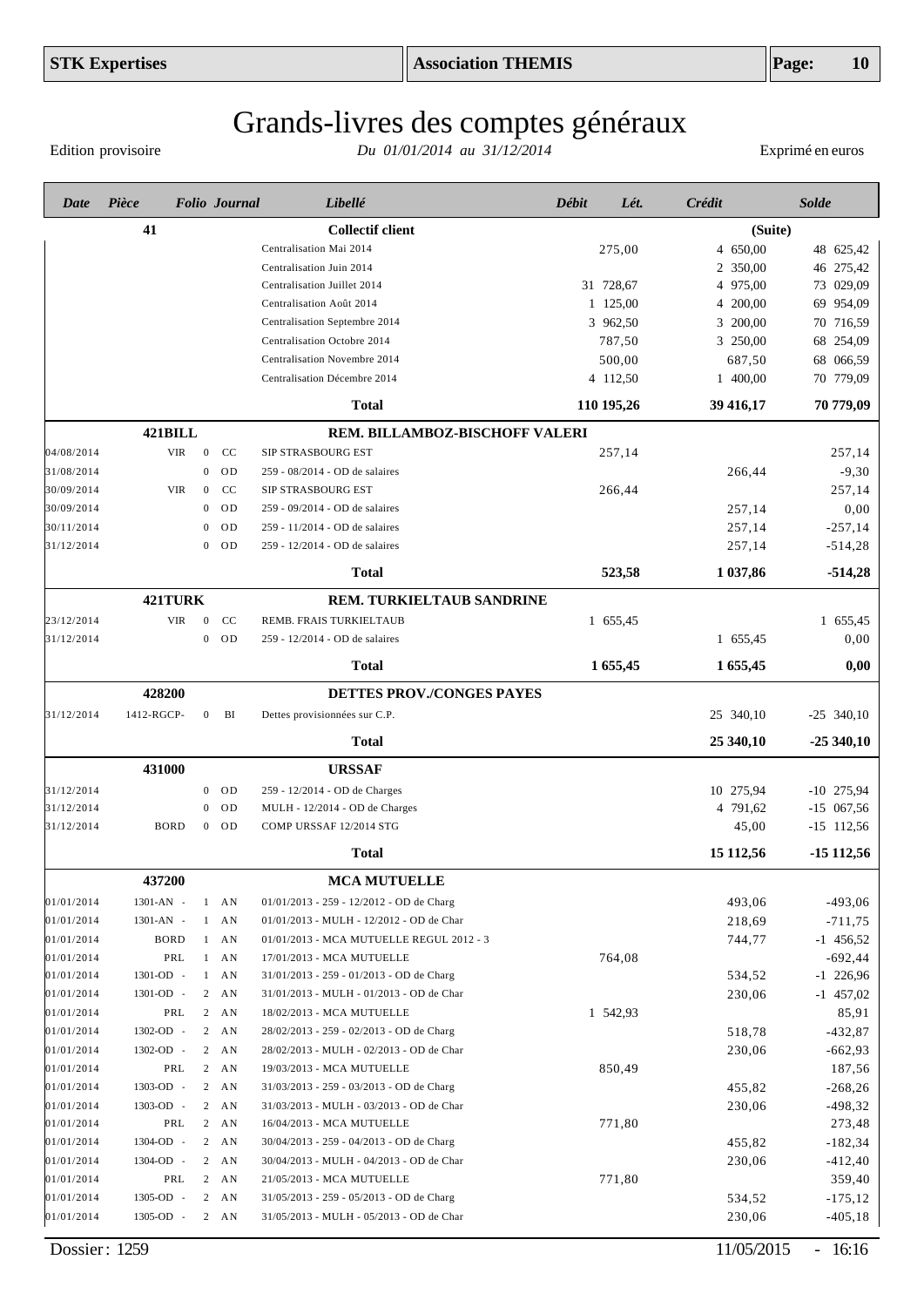# Grands-livres des comptes généraux

Edition provisoire — *Du 01/01/2014 au 31/12/2014* — Exprimé en euros

| Date | Pièce | Folio | Journal | Libellé | Débit | Lét. | Crédit | Solde |
|---|---|---|---|---|---|---|---|---|
| | **41** | | | **Collectif client** | | | | **(Suite)** |
| | | | | Centralisation Mai 2014 | 275,00 | | 4 650,00 | 48 625,42 |
| | | | | Centralisation Juin 2014 | | | 2 350,00 | 46 275,42 |
| | | | | Centralisation Juillet 2014 | 31 728,67 | | 4 975,00 | 73 029,09 |
| | | | | Centralisation Août 2014 | 1 125,00 | | 4 200,00 | 69 954,09 |
| | | | | Centralisation Septembre 2014 | 3 962,50 | | 3 200,00 | 70 716,59 |
| | | | | Centralisation Octobre 2014 | 787,50 | | 3 250,00 | 68 254,09 |
| | | | | Centralisation Novembre 2014 | 500,00 | | 687,50 | 68 066,59 |
| | | | | Centralisation Décembre 2014 | 4 112,50 | | 1 400,00 | 70 779,09 |
| | | | | **Total** | **110 195,26** | | **39 416,17** | **70 779,09** |
| | **421BILL** | | | **REM. BILLAMBOZ-BISCHOFF VALERI** | | | | |
| 04/08/2014 | VIR | 0 | CC | SIP STRASBOURG EST | 257,14 | | | 257,14 |
| 31/08/2014 | | 0 | OD | 259 - 08/2014 - OD de salaires | | | 266,44 | -9,30 |
| 30/09/2014 | VIR | 0 | CC | SIP STRASBOURG EST | 266,44 | | | 257,14 |
| 30/09/2014 | | 0 | OD | 259 - 09/2014 - OD de salaires | | | 257,14 | 0,00 |
| 30/11/2014 | | 0 | OD | 259 - 11/2014 - OD de salaires | | | 257,14 | -257,14 |
| 31/12/2014 | | 0 | OD | 259 - 12/2014 - OD de salaires | | | 257,14 | -514,28 |
| | | | | **Total** | **523,58** | | **1 037,86** | **-514,28** |
| | **421TURK** | | | **REM. TURKIELTAUB SANDRINE** | | | | |
| 23/12/2014 | VIR | 0 | CC | REMB. FRAIS TURKIELTAUB | 1 655,45 | | | 1 655,45 |
| 31/12/2014 | | 0 | OD | 259 - 12/2014 - OD de salaires | | | 1 655,45 | 0,00 |
| | | | | **Total** | **1 655,45** | | **1 655,45** | **0,00** |
| | **428200** | | | **DETTES PROV./CONGES PAYES** | | | | |
| 31/12/2014 | 1412-RGCP- | 0 | BI | Dettes provisionnées sur C.P. | | | 25 340,10 | -25 340,10 |
| | | | | **Total** | | | **25 340,10** | **-25 340,10** |
| | **431000** | | | **URSSAF** | | | | |
| 31/12/2014 | | 0 | OD | 259 - 12/2014 - OD de Charges | | | 10 275,94 | -10 275,94 |
| 31/12/2014 | | 0 | OD | MULH - 12/2014 - OD de Charges | | | 4 791,62 | -15 067,56 |
| 31/12/2014 | BORD | 0 | OD | COMP URSSAF 12/2014 STG | | | 45,00 | -15 112,56 |
| | | | | **Total** | | | **15 112,56** | **-15 112,56** |
| | **437200** | | | **MCA MUTUELLE** | | | | |
| 01/01/2014 | 1301-AN - | 1 | AN | 01/01/2013 - 259 - 12/2012 - OD de Charg | | | 493,06 | -493,06 |
| 01/01/2014 | 1301-AN - | 1 | AN | 01/01/2013 - MULH - 12/2012 - OD de Char | | | 218,69 | -711,75 |
| 01/01/2014 | BORD | 1 | AN | 01/01/2013 - MCA MUTUELLE REGUL 2012 - 3 | | | 744,77 | -1 456,52 |
| 01/01/2014 | PRL | 1 | AN | 17/01/2013 - MCA MUTUELLE | 764,08 | | | -692,44 |
| 01/01/2014 | 1301-OD - | 1 | AN | 31/01/2013 - 259 - 01/2013 - OD de Charg | | | 534,52 | -1 226,96 |
| 01/01/2014 | 1301-OD - | 2 | AN | 31/01/2013 - MULH - 01/2013 - OD de Char | | | 230,06 | -1 457,02 |
| 01/01/2014 | PRL | 2 | AN | 18/02/2013 - MCA MUTUELLE | 1 542,93 | | | 85,91 |
| 01/01/2014 | 1302-OD - | 2 | AN | 28/02/2013 - 259 - 02/2013 - OD de Charg | | | 518,78 | -432,87 |
| 01/01/2014 | 1302-OD - | 2 | AN | 28/02/2013 - MULH - 02/2013 - OD de Char | | | 230,06 | -662,93 |
| 01/01/2014 | PRL | 2 | AN | 19/03/2013 - MCA MUTUELLE | 850,49 | | | 187,56 |
| 01/01/2014 | 1303-OD - | 2 | AN | 31/03/2013 - 259 - 03/2013 - OD de Charg | | | 455,82 | -268,26 |
| 01/01/2014 | 1303-OD - | 2 | AN | 31/03/2013 - MULH - 03/2013 - OD de Char | | | 230,06 | -498,32 |
| 01/01/2014 | PRL | 2 | AN | 16/04/2013 - MCA MUTUELLE | 771,80 | | | 273,48 |
| 01/01/2014 | 1304-OD - | 2 | AN | 30/04/2013 - 259 - 04/2013 - OD de Charg | | | 455,82 | -182,34 |
| 01/01/2014 | 1304-OD - | 2 | AN | 30/04/2013 - MULH - 04/2013 - OD de Char | | | 230,06 | -412,40 |
| 01/01/2014 | PRL | 2 | AN | 21/05/2013 - MCA MUTUELLE | 771,80 | | | 359,40 |
| 01/01/2014 | 1305-OD - | 2 | AN | 31/05/2013 - 259 - 05/2013 - OD de Charg | | | 534,52 | -175,12 |
| 01/01/2014 | 1305-OD - | 2 | AN | 31/05/2013 - MULH - 05/2013 - OD de Char | | | 230,06 | -405,18 |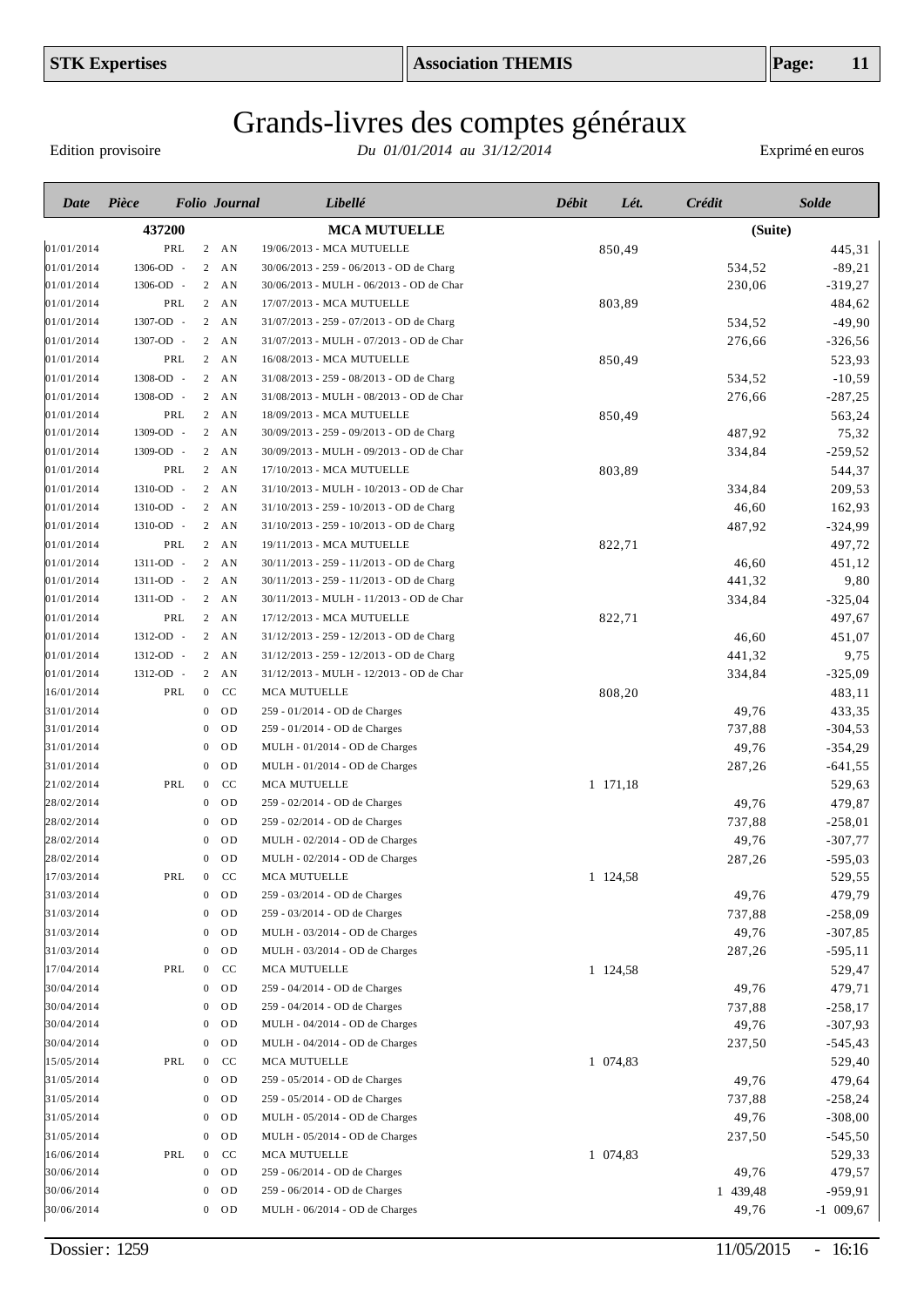STK Expertises | Association THEMIS

# Grands-livres des comptes généraux

Edition provisoire — *Du 01/01/2014 au 31/12/2014* — Exprimé en euros

| Date | Pièce | Folio | Journal | Libellé | Débit | Lét. | Crédit | Solde |
|---|---|---|---|---|---|---|---|---|
| | 437200 | | | **MCA MUTUELLE** | | | | (Suite) |
| 01/01/2014 | PRL | 2 | AN | 19/06/2013 - MCA MUTUELLE | 850,49 | | | 445,31 |
| 01/01/2014 | 1306-OD - | 2 | AN | 30/06/2013 - 259 - 06/2013 - OD de Charg | | | 534,52 | -89,21 |
| 01/01/2014 | 1306-OD - | 2 | AN | 30/06/2013 - MULH - 06/2013 - OD de Char | | | 230,06 | -319,27 |
| 01/01/2014 | PRL | 2 | AN | 17/07/2013 - MCA MUTUELLE | 803,89 | | | 484,62 |
| 01/01/2014 | 1307-OD - | 2 | AN | 31/07/2013 - 259 - 07/2013 - OD de Charg | | | 534,52 | -49,90 |
| 01/01/2014 | 1307-OD - | 2 | AN | 31/07/2013 - MULH - 07/2013 - OD de Char | | | 276,66 | -326,56 |
| 01/01/2014 | PRL | 2 | AN | 16/08/2013 - MCA MUTUELLE | 850,49 | | | 523,93 |
| 01/01/2014 | 1308-OD - | 2 | AN | 31/08/2013 - 259 - 08/2013 - OD de Charg | | | 534,52 | -10,59 |
| 01/01/2014 | 1308-OD - | 2 | AN | 31/08/2013 - MULH - 08/2013 - OD de Char | | | 276,66 | -287,25 |
| 01/01/2014 | PRL | 2 | AN | 18/09/2013 - MCA MUTUELLE | 850,49 | | | 563,24 |
| 01/01/2014 | 1309-OD - | 2 | AN | 30/09/2013 - 259 - 09/2013 - OD de Charg | | | 487,92 | 75,32 |
| 01/01/2014 | 1309-OD - | 2 | AN | 30/09/2013 - MULH - 09/2013 - OD de Char | | | 334,84 | -259,52 |
| 01/01/2014 | PRL | 2 | AN | 17/10/2013 - MCA MUTUELLE | 803,89 | | | 544,37 |
| 01/01/2014 | 1310-OD - | 2 | AN | 31/10/2013 - MULH - 10/2013 - OD de Char | | | 334,84 | 209,53 |
| 01/01/2014 | 1310-OD - | 2 | AN | 31/10/2013 - 259 - 10/2013 - OD de Charg | | | 46,60 | 162,93 |
| 01/01/2014 | 1310-OD - | 2 | AN | 31/10/2013 - 259 - 10/2013 - OD de Charg | | | 487,92 | -324,99 |
| 01/01/2014 | PRL | 2 | AN | 19/11/2013 - MCA MUTUELLE | 822,71 | | | 497,72 |
| 01/01/2014 | 1311-OD - | 2 | AN | 30/11/2013 - 259 - 11/2013 - OD de Charg | | | 46,60 | 451,12 |
| 01/01/2014 | 1311-OD - | 2 | AN | 30/11/2013 - 259 - 11/2013 - OD de Charg | | | 441,32 | 9,80 |
| 01/01/2014 | 1311-OD - | 2 | AN | 30/11/2013 - MULH - 11/2013 - OD de Char | | | 334,84 | -325,04 |
| 01/01/2014 | PRL | 2 | AN | 17/12/2013 - MCA MUTUELLE | 822,71 | | | 497,67 |
| 01/01/2014 | 1312-OD - | 2 | AN | 31/12/2013 - 259 - 12/2013 - OD de Charg | | | 46,60 | 451,07 |
| 01/01/2014 | 1312-OD - | 2 | AN | 31/12/2013 - 259 - 12/2013 - OD de Charg | | | 441,32 | 9,75 |
| 01/01/2014 | 1312-OD - | 2 | AN | 31/12/2013 - MULH - 12/2013 - OD de Char | | | 334,84 | -325,09 |
| 16/01/2014 | PRL | 0 | CC | MCA MUTUELLE | 808,20 | | | 483,11 |
| 31/01/2014 | | 0 | OD | 259 - 01/2014 - OD de Charges | | | 49,76 | 433,35 |
| 31/01/2014 | | 0 | OD | 259 - 01/2014 - OD de Charges | | | 737,88 | -304,53 |
| 31/01/2014 | | 0 | OD | MULH - 01/2014 - OD de Charges | | | 49,76 | -354,29 |
| 31/01/2014 | | 0 | OD | MULH - 01/2014 - OD de Charges | | | 287,26 | -641,55 |
| 21/02/2014 | PRL | 0 | CC | MCA MUTUELLE | 1 171,18 | | | 529,63 |
| 28/02/2014 | | 0 | OD | 259 - 02/2014 - OD de Charges | | | 49,76 | 479,87 |
| 28/02/2014 | | 0 | OD | 259 - 02/2014 - OD de Charges | | | 737,88 | -258,01 |
| 28/02/2014 | | 0 | OD | MULH - 02/2014 - OD de Charges | | | 49,76 | -307,77 |
| 28/02/2014 | | 0 | OD | MULH - 02/2014 - OD de Charges | | | 287,26 | -595,03 |
| 17/03/2014 | PRL | 0 | CC | MCA MUTUELLE | 1 124,58 | | | 529,55 |
| 31/03/2014 | | 0 | OD | 259 - 03/2014 - OD de Charges | | | 49,76 | 479,79 |
| 31/03/2014 | | 0 | OD | 259 - 03/2014 - OD de Charges | | | 737,88 | -258,09 |
| 31/03/2014 | | 0 | OD | MULH - 03/2014 - OD de Charges | | | 49,76 | -307,85 |
| 31/03/2014 | | 0 | OD | MULH - 03/2014 - OD de Charges | | | 287,26 | -595,11 |
| 17/04/2014 | PRL | 0 | CC | MCA MUTUELLE | 1 124,58 | | | 529,47 |
| 30/04/2014 | | 0 | OD | 259 - 04/2014 - OD de Charges | | | 49,76 | 479,71 |
| 30/04/2014 | | 0 | OD | 259 - 04/2014 - OD de Charges | | | 737,88 | -258,17 |
| 30/04/2014 | | 0 | OD | MULH - 04/2014 - OD de Charges | | | 49,76 | -307,93 |
| 30/04/2014 | | 0 | OD | MULH - 04/2014 - OD de Charges | | | 237,50 | -545,43 |
| 15/05/2014 | PRL | 0 | CC | MCA MUTUELLE | 1 074,83 | | | 529,40 |
| 31/05/2014 | | 0 | OD | 259 - 05/2014 - OD de Charges | | | 49,76 | 479,64 |
| 31/05/2014 | | 0 | OD | 259 - 05/2014 - OD de Charges | | | 737,88 | -258,24 |
| 31/05/2014 | | 0 | OD | MULH - 05/2014 - OD de Charges | | | 49,76 | -308,00 |
| 31/05/2014 | | 0 | OD | MULH - 05/2014 - OD de Charges | | | 237,50 | -545,50 |
| 16/06/2014 | PRL | 0 | CC | MCA MUTUELLE | 1 074,83 | | | 529,33 |
| 30/06/2014 | | 0 | OD | 259 - 06/2014 - OD de Charges | | | 49,76 | 479,57 |
| 30/06/2014 | | 0 | OD | 259 - 06/2014 - OD de Charges | | | 1 439,48 | -959,91 |
| 30/06/2014 | | 0 | OD | MULH - 06/2014 - OD de Charges | | | 49,76 | -1 009,67 |

Dossier : 1259 — 11/05/2015 - 16:16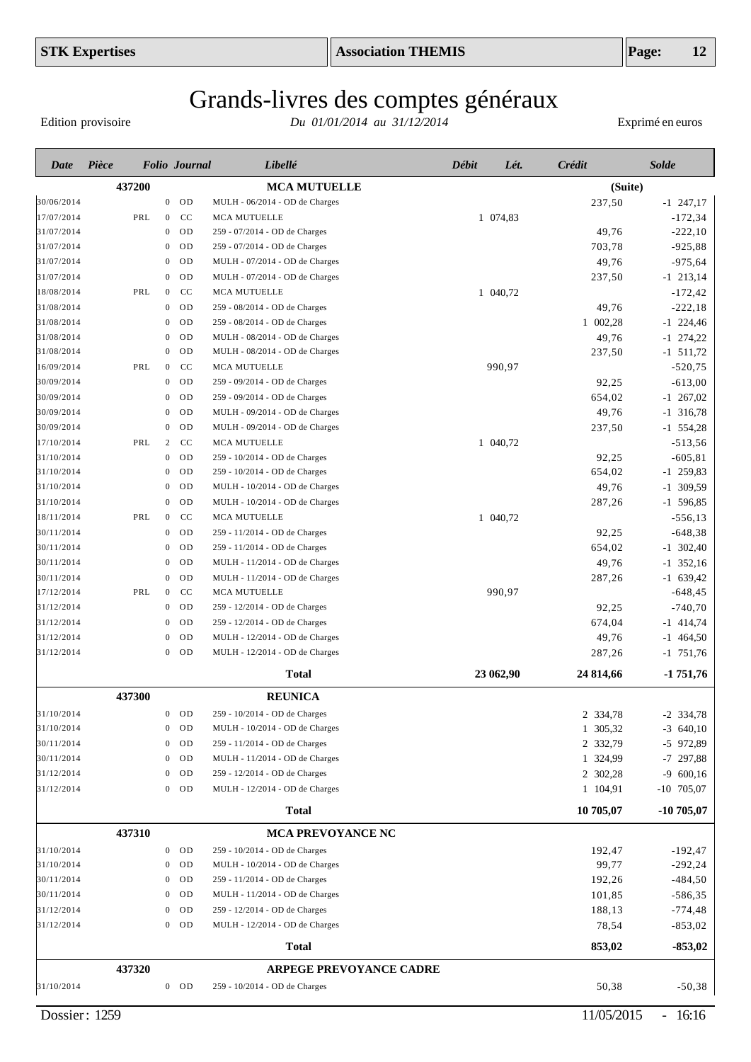# Grands-livres des comptes généraux

Edition provisoire — *Du 01/01/2014 au 31/12/2014* — Exprimé en euros

| Date | Pièce | Folio | Journal | Libellé | Débit | Lét. | Crédit | Solde |
|---|---|---|---|---|---|---|---|---|
| | **437200** | | | **MCA MUTUELLE** | | | **(Suite)** | |
| 30/06/2014 | | 0 | OD | MULH - 06/2014 - OD de Charges | | | 237,50 | -1 247,17 |
| 17/07/2014 | PRL | 0 | CC | MCA MUTUELLE | 1 074,83 | | | -172,34 |
| 31/07/2014 | | 0 | OD | 259 - 07/2014 - OD de Charges | | | 49,76 | -222,10 |
| 31/07/2014 | | 0 | OD | 259 - 07/2014 - OD de Charges | | | 703,78 | -925,88 |
| 31/07/2014 | | 0 | OD | MULH - 07/2014 - OD de Charges | | | 49,76 | -975,64 |
| 31/07/2014 | | 0 | OD | MULH - 07/2014 - OD de Charges | | | 237,50 | -1 213,14 |
| 18/08/2014 | PRL | 0 | CC | MCA MUTUELLE | 1 040,72 | | | -172,42 |
| 31/08/2014 | | 0 | OD | 259 - 08/2014 - OD de Charges | | | 49,76 | -222,18 |
| 31/08/2014 | | 0 | OD | 259 - 08/2014 - OD de Charges | | | 1 002,28 | -1 224,46 |
| 31/08/2014 | | 0 | OD | MULH - 08/2014 - OD de Charges | | | 49,76 | -1 274,22 |
| 31/08/2014 | | 0 | OD | MULH - 08/2014 - OD de Charges | | | 237,50 | -1 511,72 |
| 16/09/2014 | PRL | 0 | CC | MCA MUTUELLE | 990,97 | | | -520,75 |
| 30/09/2014 | | 0 | OD | 259 - 09/2014 - OD de Charges | | | 92,25 | -613,00 |
| 30/09/2014 | | 0 | OD | 259 - 09/2014 - OD de Charges | | | 654,02 | -1 267,02 |
| 30/09/2014 | | 0 | OD | MULH - 09/2014 - OD de Charges | | | 49,76 | -1 316,78 |
| 30/09/2014 | | 0 | OD | MULH - 09/2014 - OD de Charges | | | 237,50 | -1 554,28 |
| 17/10/2014 | PRL | 2 | CC | MCA MUTUELLE | 1 040,72 | | | -513,56 |
| 31/10/2014 | | 0 | OD | 259 - 10/2014 - OD de Charges | | | 92,25 | -605,81 |
| 31/10/2014 | | 0 | OD | 259 - 10/2014 - OD de Charges | | | 654,02 | -1 259,83 |
| 31/10/2014 | | 0 | OD | MULH - 10/2014 - OD de Charges | | | 49,76 | -1 309,59 |
| 31/10/2014 | | 0 | OD | MULH - 10/2014 - OD de Charges | | | 287,26 | -1 596,85 |
| 18/11/2014 | PRL | 0 | CC | MCA MUTUELLE | 1 040,72 | | | -556,13 |
| 30/11/2014 | | 0 | OD | 259 - 11/2014 - OD de Charges | | | 92,25 | -648,38 |
| 30/11/2014 | | 0 | OD | 259 - 11/2014 - OD de Charges | | | 654,02 | -1 302,40 |
| 30/11/2014 | | 0 | OD | MULH - 11/2014 - OD de Charges | | | 49,76 | -1 352,16 |
| 30/11/2014 | | 0 | OD | MULH - 11/2014 - OD de Charges | | | 287,26 | -1 639,42 |
| 17/12/2014 | PRL | 0 | CC | MCA MUTUELLE | 990,97 | | | -648,45 |
| 31/12/2014 | | 0 | OD | 259 - 12/2014 - OD de Charges | | | 92,25 | -740,70 |
| 31/12/2014 | | 0 | OD | 259 - 12/2014 - OD de Charges | | | 674,04 | -1 414,74 |
| 31/12/2014 | | 0 | OD | MULH - 12/2014 - OD de Charges | | | 49,76 | -1 464,50 |
| 31/12/2014 | | 0 | OD | MULH - 12/2014 - OD de Charges | | | 287,26 | -1 751,76 |
| | | | | **Total** | **23 062,90** | | **24 814,66** | **-1 751,76** |
| | **437300** | | | **REUNICA** | | | | |
| 31/10/2014 | | 0 | OD | 259 - 10/2014 - OD de Charges | | | 2 334,78 | -2 334,78 |
| 31/10/2014 | | 0 | OD | MULH - 10/2014 - OD de Charges | | | 1 305,32 | -3 640,10 |
| 30/11/2014 | | 0 | OD | 259 - 11/2014 - OD de Charges | | | 2 332,79 | -5 972,89 |
| 30/11/2014 | | 0 | OD | MULH - 11/2014 - OD de Charges | | | 1 324,99 | -7 297,88 |
| 31/12/2014 | | 0 | OD | 259 - 12/2014 - OD de Charges | | | 2 302,28 | -9 600,16 |
| 31/12/2014 | | 0 | OD | MULH - 12/2014 - OD de Charges | | | 1 104,91 | -10 705,07 |
| | | | | **Total** | | | **10 705,07** | **-10 705,07** |
| | **437310** | | | **MCA PREVOYANCE NC** | | | | |
| 31/10/2014 | | 0 | OD | 259 - 10/2014 - OD de Charges | | | 192,47 | -192,47 |
| 31/10/2014 | | 0 | OD | MULH - 10/2014 - OD de Charges | | | 99,77 | -292,24 |
| 30/11/2014 | | 0 | OD | 259 - 11/2014 - OD de Charges | | | 192,26 | -484,50 |
| 30/11/2014 | | 0 | OD | MULH - 11/2014 - OD de Charges | | | 101,85 | -586,35 |
| 31/12/2014 | | 0 | OD | 259 - 12/2014 - OD de Charges | | | 188,13 | -774,48 |
| 31/12/2014 | | 0 | OD | MULH - 12/2014 - OD de Charges | | | 78,54 | -853,02 |
| | | | | **Total** | | | **853,02** | **-853,02** |
| | **437320** | | | **ARPEGE PREVOYANCE CADRE** | | | | |
| 31/10/2014 | | 0 | OD | 259 - 10/2014 - OD de Charges | | | 50,38 | -50,38 |

Dossier : 1259 — 11/05/2015 - 16:16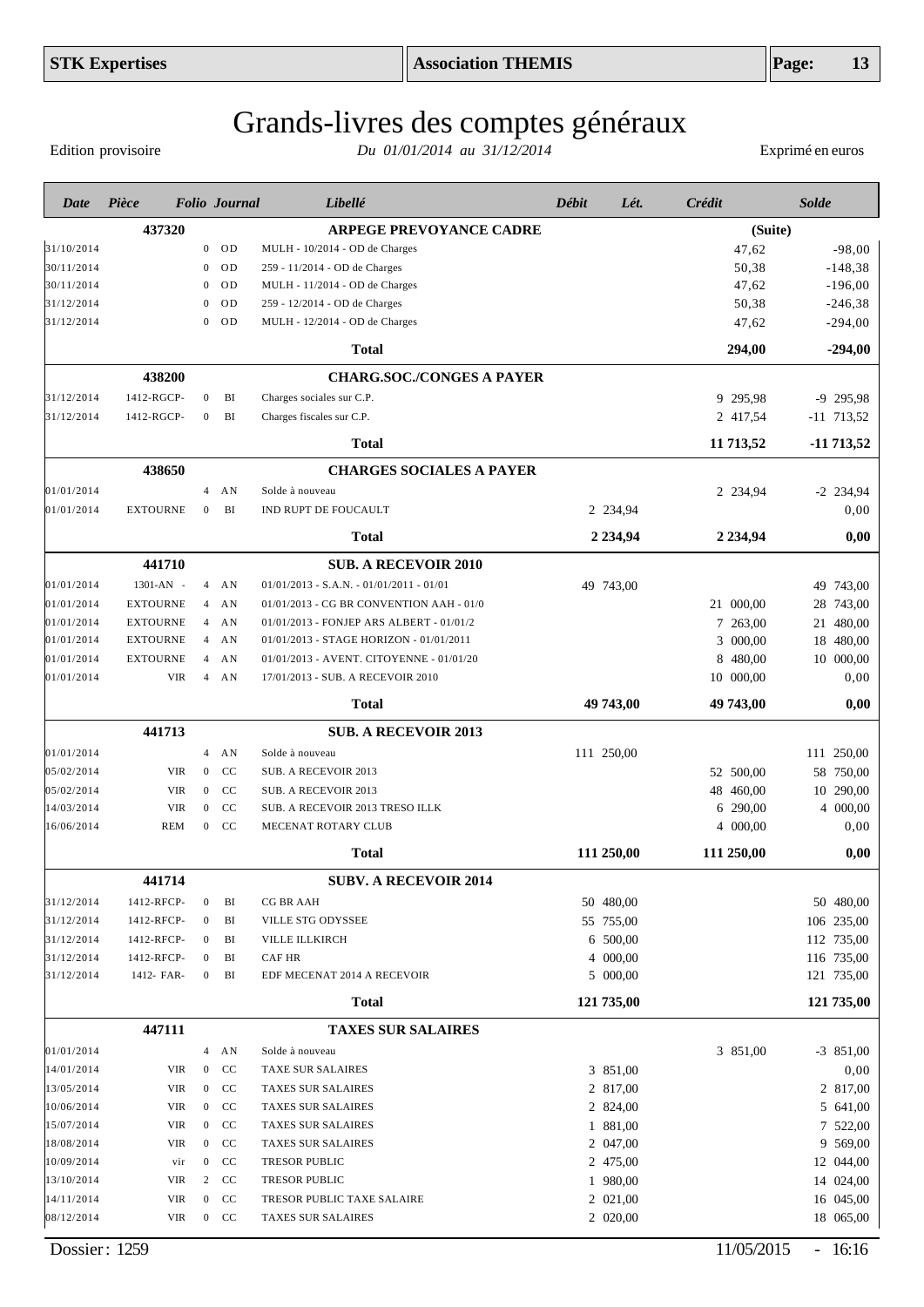# Grands-livres des comptes généraux

Edition provisoire — *Du 01/01/2014 au 31/12/2014* — Exprimé en euros

| Date | Pièce | Folio | Journal | Libellé | Débit | Lét. | Crédit | Solde |
|---|---|---|---|---|---|---|---|---|
| | **437320** | | | **ARPEGE PREVOYANCE CADRE** | | | | **(Suite)** |
| 31/10/2014 | | 0 | OD | MULH - 10/2014 - OD de Charges | | | 47,62 | -98,00 |
| 30/11/2014 | | 0 | OD | 259 - 11/2014 - OD de Charges | | | 50,38 | -148,38 |
| 30/11/2014 | | 0 | OD | MULH - 11/2014 - OD de Charges | | | 47,62 | -196,00 |
| 31/12/2014 | | 0 | OD | 259 - 12/2014 - OD de Charges | | | 50,38 | -246,38 |
| 31/12/2014 | | 0 | OD | MULH - 12/2014 - OD de Charges | | | 47,62 | -294,00 |
| | | | | **Total** | | | **294,00** | **-294,00** |
| | **438200** | | | **CHARG.SOC./CONGES A PAYER** | | | | |
| 31/12/2014 | 1412-RGCP- | 0 | BI | Charges sociales sur C.P. | | | 9 295,98 | -9 295,98 |
| 31/12/2014 | 1412-RGCP- | 0 | BI | Charges fiscales sur C.P. | | | 2 417,54 | -11 713,52 |
| | | | | **Total** | | | **11 713,52** | **-11 713,52** |
| | **438650** | | | **CHARGES SOCIALES A PAYER** | | | | |
| 01/01/2014 | | 4 | AN | Solde à nouveau | | | 2 234,94 | -2 234,94 |
| 01/01/2014 | EXTOURNE | 0 | BI | IND RUPT DE FOUCAULT | 2 234,94 | | | 0,00 |
| | | | | **Total** | **2 234,94** | | **2 234,94** | **0,00** |
| | **441710** | | | **SUB. A RECEVOIR 2010** | | | | |
| 01/01/2014 | 1301-AN - | 4 | AN | 01/01/2013 - S.A.N. - 01/01/2011 - 01/01 | 49 743,00 | | | 49 743,00 |
| 01/01/2014 | EXTOURNE | 4 | AN | 01/01/2013 - CG BR CONVENTION AAH - 01/0 | | | 21 000,00 | 28 743,00 |
| 01/01/2014 | EXTOURNE | 4 | AN | 01/01/2013 - FONJEP ARS ALBERT - 01/01/2 | | | 7 263,00 | 21 480,00 |
| 01/01/2014 | EXTOURNE | 4 | AN | 01/01/2013 - STAGE HORIZON - 01/01/2011 | | | 3 000,00 | 18 480,00 |
| 01/01/2014 | EXTOURNE | 4 | AN | 01/01/2013 - AVENT. CITOYENNE - 01/01/20 | | | 8 480,00 | 10 000,00 |
| 01/01/2014 | VIR | 4 | AN | 17/01/2013 - SUB. A RECEVOIR 2010 | | | 10 000,00 | 0,00 |
| | | | | **Total** | **49 743,00** | | **49 743,00** | **0,00** |
| | **441713** | | | **SUB. A RECEVOIR 2013** | | | | |
| 01/01/2014 | | 4 | AN | Solde à nouveau | 111 250,00 | | | 111 250,00 |
| 05/02/2014 | VIR | 0 | CC | SUB. A RECEVOIR 2013 | | | 52 500,00 | 58 750,00 |
| 05/02/2014 | VIR | 0 | CC | SUB. A RECEVOIR 2013 | | | 48 460,00 | 10 290,00 |
| 14/03/2014 | VIR | 0 | CC | SUB. A RECEVOIR 2013 TRESO ILLK | | | 6 290,00 | 4 000,00 |
| 16/06/2014 | REM | 0 | CC | MECENAT ROTARY CLUB | | | 4 000,00 | 0,00 |
| | | | | **Total** | **111 250,00** | | **111 250,00** | **0,00** |
| | **441714** | | | **SUBV. A RECEVOIR 2014** | | | | |
| 31/12/2014 | 1412-RFCP- | 0 | BI | CG BR AAH | 50 480,00 | | | 50 480,00 |
| 31/12/2014 | 1412-RFCP- | 0 | BI | VILLE STG ODYSSEE | 55 755,00 | | | 106 235,00 |
| 31/12/2014 | 1412-RFCP- | 0 | BI | VILLE ILLKIRCH | 6 500,00 | | | 112 735,00 |
| 31/12/2014 | 1412-RFCP- | 0 | BI | CAF HR | 4 000,00 | | | 116 735,00 |
| 31/12/2014 | 1412- FAR- | 0 | BI | EDF MECENAT 2014 A RECEVOIR | 5 000,00 | | | 121 735,00 |
| | | | | **Total** | **121 735,00** | | | **121 735,00** |
| | **447111** | | | **TAXES SUR SALAIRES** | | | | |
| 01/01/2014 | | 4 | AN | Solde à nouveau | | | 3 851,00 | -3 851,00 |
| 14/01/2014 | VIR | 0 | CC | TAXE SUR SALAIRES | 3 851,00 | | | 0,00 |
| 13/05/2014 | VIR | 0 | CC | TAXES SUR SALAIRES | 2 817,00 | | | 2 817,00 |
| 10/06/2014 | VIR | 0 | CC | TAXES SUR SALAIRES | 2 824,00 | | | 5 641,00 |
| 15/07/2014 | VIR | 0 | CC | TAXES SUR SALAIRES | 1 881,00 | | | 7 522,00 |
| 18/08/2014 | VIR | 0 | CC | TAXES SUR SALAIRES | 2 047,00 | | | 9 569,00 |
| 10/09/2014 | vir | 0 | CC | TRESOR PUBLIC | 2 475,00 | | | 12 044,00 |
| 13/10/2014 | VIR | 2 | CC | TRESOR PUBLIC | 1 980,00 | | | 14 024,00 |
| 14/11/2014 | VIR | 0 | CC | TRESOR PUBLIC TAXE SALAIRE | 2 021,00 | | | 16 045,00 |
| 08/12/2014 | VIR | 0 | CC | TAXES SUR SALAIRES | 2 020,00 | | | 18 065,00 |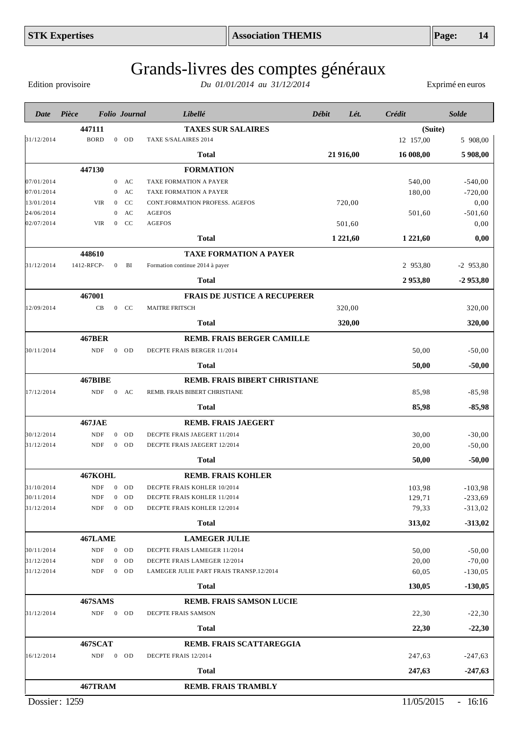# Grands-livres des comptes généraux

Edition provisoire — *Du 01/01/2014 au 31/12/2014* — Exprimé en euros

| Date | Pièce | Folio | Journal | Libellé | Débit | Lét. | Crédit | Solde |
|---|---|---|---|---|---|---|---|---|
| | **447111** | | | **TAXES SUR SALAIRES** | | | **(Suite)** | |
| 31/12/2014 | BORD | 0 | OD | TAXE S/SALAIRES 2014 | | | 12 157,00 | 5 908,00 |
| | | | | **Total** | **21 916,00** | | **16 008,00** | **5 908,00** |
| | **447130** | | | **FORMATION** | | | | |
| 07/01/2014 | | 0 | AC | TAXE FORMATION A PAYER | | | 540,00 | -540,00 |
| 07/01/2014 | | 0 | AC | TAXE FORMATION A PAYER | | | 180,00 | -720,00 |
| 13/01/2014 | VIR | 0 | CC | CONT.FORMATION PROFESS. AGEFOS | 720,00 | | | 0,00 |
| 24/06/2014 | | 0 | AC | AGEFOS | | | 501,60 | -501,60 |
| 02/07/2014 | VIR | 0 | CC | AGEFOS | 501,60 | | | 0,00 |
| | | | | **Total** | **1 221,60** | | **1 221,60** | **0,00** |
| | **448610** | | | **TAXE FORMATION A PAYER** | | | | |
| 31/12/2014 | 1412-RFCP- | 0 | BI | Formation continue 2014 à payer | | | 2 953,80 | -2 953,80 |
| | | | | **Total** | | | **2 953,80** | **-2 953,80** |
| | **467001** | | | **FRAIS DE JUSTICE A RECUPERER** | | | | |
| 12/09/2014 | CB | 0 | CC | MAITRE FRITSCH | 320,00 | | | 320,00 |
| | | | | **Total** | **320,00** | | | **320,00** |
| | **467BER** | | | **REMB. FRAIS BERGER CAMILLE** | | | | |
| 30/11/2014 | NDF | 0 | OD | DECPTE FRAIS BERGER 11/2014 | | | 50,00 | -50,00 |
| | | | | **Total** | | | **50,00** | **-50,00** |
| | **467BIBE** | | | **REMB. FRAIS BIBERT CHRISTIANE** | | | | |
| 17/12/2014 | NDF | 0 | AC | REMB. FRAIS BIBERT CHRISTIANE | | | 85,98 | -85,98 |
| | | | | **Total** | | | **85,98** | **-85,98** |
| | **467JAE** | | | **REMB. FRAIS JAEGERT** | | | | |
| 30/12/2014 | NDF | 0 | OD | DECPTE FRAIS JAEGERT 11/2014 | | | 30,00 | -30,00 |
| 31/12/2014 | NDF | 0 | OD | DECPTE FRAIS JAEGERT 12/2014 | | | 20,00 | -50,00 |
| | | | | **Total** | | | **50,00** | **-50,00** |
| | **467KOHL** | | | **REMB. FRAIS KOHLER** | | | | |
| 31/10/2014 | NDF | 0 | OD | DECPTE FRAIS KOHLER 10/2014 | | | 103,98 | -103,98 |
| 30/11/2014 | NDF | 0 | OD | DECPTE FRAIS KOHLER 11/2014 | | | 129,71 | -233,69 |
| 31/12/2014 | NDF | 0 | OD | DECPTE FRAIS KOHLER 12/2014 | | | 79,33 | -313,02 |
| | | | | **Total** | | | **313,02** | **-313,02** |
| | **467LAME** | | | **LAMEGER JULIE** | | | | |
| 30/11/2014 | NDF | 0 | OD | DECPTE FRAIS LAMEGER 11/2014 | | | 50,00 | -50,00 |
| 31/12/2014 | NDF | 0 | OD | DECPTE FRAIS LAMEGER 12/2014 | | | 20,00 | -70,00 |
| 31/12/2014 | NDF | 0 | OD | LAMEGER JULIE PART FRAIS TRANSP.12/2014 | | | 60,05 | -130,05 |
| | | | | **Total** | | | **130,05** | **-130,05** |
| | **467SAMS** | | | **REMB. FRAIS SAMSON LUCIE** | | | | |
| 31/12/2014 | NDF | 0 | OD | DECPTE FRAIS SAMSON | | | 22,30 | -22,30 |
| | | | | **Total** | | | **22,30** | **-22,30** |
| | **467SCAT** | | | **REMB. FRAIS SCATTAREGGIA** | | | | |
| 16/12/2014 | NDF | 0 | OD | DECPTE FRAIS 12/2014 | | | 247,63 | -247,63 |
| | | | | **Total** | | | **247,63** | **-247,63** |
| | **467TRAM** | | | **REMB. FRAIS TRAMBLY** | | | | |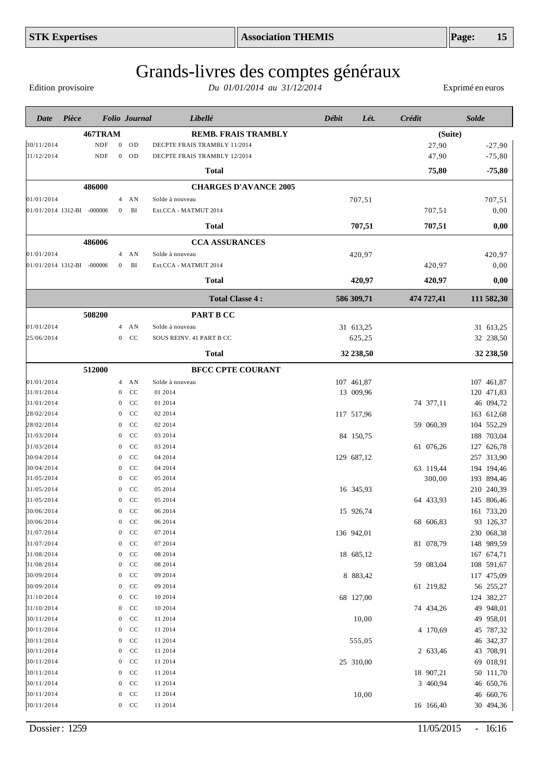# Grands-livres des comptes généraux

Edition provisoire — *Du 01/01/2014 au 31/12/2014* — Exprimé en euros

| Date | Pièce | Folio | Journal | Libellé | Débit | Lét. | Crédit | Solde |
|---|---|---|---|---|---|---|---|---|
| | **467TRAM** | | | **REMB. FRAIS TRAMBLY** | | | **(Suite)** | |
| 30/11/2014 | NDF | 0 | OD | DECPTE FRAIS TRAMBLY 11/2014 | | | 27,90 | -27,90 |
| 31/12/2014 | NDF | 0 | OD | DECPTE FRAIS TRAMBLY 12/2014 | | | 47,90 | -75,80 |
| | | | | **Total** | | | **75,80** | **-75,80** |
| | **486000** | | | **CHARGES D'AVANCE 2005** | | | | |
| 01/01/2014 | | 4 | AN | Solde à nouveau | 707,51 | | | 707,51 |
| 01/01/2014 | 1312-BI -000006 | 0 | BI | Ext.CCA - MATMUT 2014 | | | 707,51 | 0,00 |
| | | | | **Total** | **707,51** | | **707,51** | **0,00** |
| | **486006** | | | **CCA ASSURANCES** | | | | |
| 01/01/2014 | | 4 | AN | Solde à nouveau | 420,97 | | | 420,97 |
| 01/01/2014 | 1312-BI -000006 | 0 | BI | Ext.CCA - MATMUT 2014 | | | 420,97 | 0,00 |
| | | | | **Total** | **420,97** | | **420,97** | **0,00** |
| | | | | **Total Classe 4 :** | **586 309,71** | | **474 727,41** | **111 582,30** |
| | **508200** | | | **PART B CC** | | | | |
| 01/01/2014 | | 4 | AN | Solde à nouveau | 31 613,25 | | | 31 613,25 |
| 25/06/2014 | | 0 | CC | SOUS REINV. 41 PART B CC | 625,25 | | | 32 238,50 |
| | | | | **Total** | **32 238,50** | | | **32 238,50** |
| | **512000** | | | **BFCC CPTE COURANT** | | | | |
| 01/01/2014 | | 4 | AN | Solde à nouveau | 107 461,87 | | | 107 461,87 |
| 31/01/2014 | | 0 | CC | 01 2014 | 13 009,96 | | | 120 471,83 |
| 31/01/2014 | | 0 | CC | 01 2014 | | | 74 377,11 | 46 094,72 |
| 28/02/2014 | | 0 | CC | 02 2014 | 117 517,96 | | | 163 612,68 |
| 28/02/2014 | | 0 | CC | 02 2014 | | | 59 060,39 | 104 552,29 |
| 31/03/2014 | | 0 | CC | 03 2014 | 84 150,75 | | | 188 703,04 |
| 31/03/2014 | | 0 | CC | 03 2014 | | | 61 076,26 | 127 626,78 |
| 30/04/2014 | | 0 | CC | 04 2014 | 129 687,12 | | | 257 313,90 |
| 30/04/2014 | | 0 | CC | 04 2014 | | | 63 119,44 | 194 194,46 |
| 31/05/2014 | | 0 | CC | 05 2014 | | | 300,00 | 193 894,46 |
| 31/05/2014 | | 0 | CC | 05 2014 | 16 345,93 | | | 210 240,39 |
| 31/05/2014 | | 0 | CC | 05 2014 | | | 64 433,93 | 145 806,46 |
| 30/06/2014 | | 0 | CC | 06 2014 | 15 926,74 | | | 161 733,20 |
| 30/06/2014 | | 0 | CC | 06 2014 | | | 68 606,83 | 93 126,37 |
| 31/07/2014 | | 0 | CC | 07 2014 | 136 942,01 | | | 230 068,38 |
| 31/07/2014 | | 0 | CC | 07 2014 | | | 81 078,79 | 148 989,59 |
| 31/08/2014 | | 0 | CC | 08 2014 | 18 685,12 | | | 167 674,71 |
| 31/08/2014 | | 0 | CC | 08 2014 | | | 59 083,04 | 108 591,67 |
| 30/09/2014 | | 0 | CC | 09 2014 | 8 883,42 | | | 117 475,09 |
| 30/09/2014 | | 0 | CC | 09 2014 | | | 61 219,82 | 56 255,27 |
| 31/10/2014 | | 0 | CC | 10 2014 | 68 127,00 | | | 124 382,27 |
| 31/10/2014 | | 0 | CC | 10 2014 | | | 74 434,26 | 49 948,01 |
| 30/11/2014 | | 0 | CC | 11 2014 | 10,00 | | | 49 958,01 |
| 30/11/2014 | | 0 | CC | 11 2014 | | | 4 170,69 | 45 787,32 |
| 30/11/2014 | | 0 | CC | 11 2014 | 555,05 | | | 46 342,37 |
| 30/11/2014 | | 0 | CC | 11 2014 | | | 2 633,46 | 43 708,91 |
| 30/11/2014 | | 0 | CC | 11 2014 | 25 310,00 | | | 69 018,91 |
| 30/11/2014 | | 0 | CC | 11 2014 | | | 18 907,21 | 50 111,70 |
| 30/11/2014 | | 0 | CC | 11 2014 | | | 3 460,94 | 46 650,76 |
| 30/11/2014 | | 0 | CC | 11 2014 | 10,00 | | | 46 660,76 |
| 30/11/2014 | | 0 | CC | 11 2014 | | | 16 166,40 | 30 494,36 |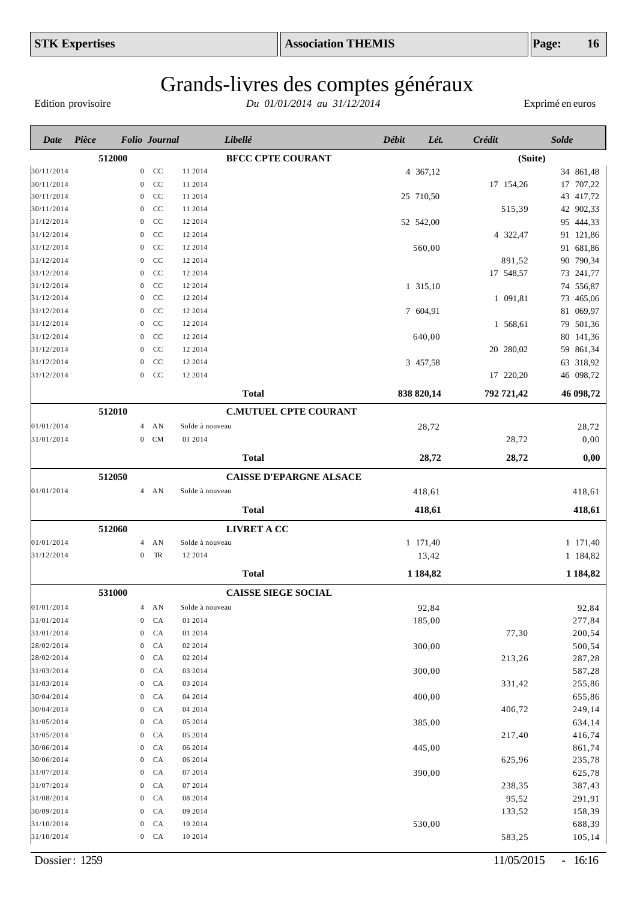# Grands-livres des comptes généraux

Edition provisoire — *Du 01/01/2014 au 31/12/2014* — Exprimé en euros

| Date | Pièce | Folio | Journal | Libellé | Débit | Lét. | Crédit | Solde |
|---|---|---|---|---|---|---|---|---|
| | **512000** | | | **BFCC CPTE COURANT** | | | | **(Suite)** |
| 30/11/2014 | | 0 | CC | 11 2014 | 4 367,12 | | | 34 861,48 |
| 30/11/2014 | | 0 | CC | 11 2014 | | | 17 154,26 | 17 707,22 |
| 30/11/2014 | | 0 | CC | 11 2014 | 25 710,50 | | | 43 417,72 |
| 30/11/2014 | | 0 | CC | 11 2014 | | | 515,39 | 42 902,33 |
| 31/12/2014 | | 0 | CC | 12 2014 | 52 542,00 | | | 95 444,33 |
| 31/12/2014 | | 0 | CC | 12 2014 | | | 4 322,47 | 91 121,86 |
| 31/12/2014 | | 0 | CC | 12 2014 | 560,00 | | | 91 681,86 |
| 31/12/2014 | | 0 | CC | 12 2014 | | | 891,52 | 90 790,34 |
| 31/12/2014 | | 0 | CC | 12 2014 | | | 17 548,57 | 73 241,77 |
| 31/12/2014 | | 0 | CC | 12 2014 | 1 315,10 | | | 74 556,87 |
| 31/12/2014 | | 0 | CC | 12 2014 | | | 1 091,81 | 73 465,06 |
| 31/12/2014 | | 0 | CC | 12 2014 | 7 604,91 | | | 81 069,97 |
| 31/12/2014 | | 0 | CC | 12 2014 | | | 1 568,61 | 79 501,36 |
| 31/12/2014 | | 0 | CC | 12 2014 | 640,00 | | | 80 141,36 |
| 31/12/2014 | | 0 | CC | 12 2014 | | | 20 280,02 | 59 861,34 |
| 31/12/2014 | | 0 | CC | 12 2014 | 3 457,58 | | | 63 318,92 |
| 31/12/2014 | | 0 | CC | 12 2014 | | | 17 220,20 | 46 098,72 |
| | | | | **Total** | **838 820,14** | | **792 721,42** | **46 098,72** |
| | **512010** | | | **C.MUTUEL CPTE COURANT** | | | | |
| 01/01/2014 | | 4 | AN | Solde à nouveau | 28,72 | | | 28,72 |
| 31/01/2014 | | 0 | CM | 01 2014 | | | 28,72 | 0,00 |
| | | | | **Total** | **28,72** | | **28,72** | **0,00** |
| | **512050** | | | **CAISSE D'EPARGNE ALSACE** | | | | |
| 01/01/2014 | | 4 | AN | Solde à nouveau | 418,61 | | | 418,61 |
| | | | | **Total** | **418,61** | | | **418,61** |
| | **512060** | | | **LIVRET A CC** | | | | |
| 01/01/2014 | | 4 | AN | Solde à nouveau | 1 171,40 | | | 1 171,40 |
| 31/12/2014 | | 0 | TR | 12 2014 | 13,42 | | | 1 184,82 |
| | | | | **Total** | **1 184,82** | | | **1 184,82** |
| | **531000** | | | **CAISSE SIEGE SOCIAL** | | | | |
| 01/01/2014 | | 4 | AN | Solde à nouveau | 92,84 | | | 92,84 |
| 31/01/2014 | | 0 | CA | 01 2014 | 185,00 | | | 277,84 |
| 31/01/2014 | | 0 | CA | 01 2014 | | | 77,30 | 200,54 |
| 28/02/2014 | | 0 | CA | 02 2014 | 300,00 | | | 500,54 |
| 28/02/2014 | | 0 | CA | 02 2014 | | | 213,26 | 287,28 |
| 31/03/2014 | | 0 | CA | 03 2014 | 300,00 | | | 587,28 |
| 31/03/2014 | | 0 | CA | 03 2014 | | | 331,42 | 255,86 |
| 30/04/2014 | | 0 | CA | 04 2014 | 400,00 | | | 655,86 |
| 30/04/2014 | | 0 | CA | 04 2014 | | | 406,72 | 249,14 |
| 31/05/2014 | | 0 | CA | 05 2014 | 385,00 | | | 634,14 |
| 31/05/2014 | | 0 | CA | 05 2014 | | | 217,40 | 416,74 |
| 30/06/2014 | | 0 | CA | 06 2014 | 445,00 | | | 861,74 |
| 30/06/2014 | | 0 | CA | 06 2014 | | | 625,96 | 235,78 |
| 31/07/2014 | | 0 | CA | 07 2014 | 390,00 | | | 625,78 |
| 31/07/2014 | | 0 | CA | 07 2014 | | | 238,35 | 387,43 |
| 31/08/2014 | | 0 | CA | 08 2014 | | | 95,52 | 291,91 |
| 30/09/2014 | | 0 | CA | 09 2014 | | | 133,52 | 158,39 |
| 31/10/2014 | | 0 | CA | 10 2014 | 530,00 | | | 688,39 |
| 31/10/2014 | | 0 | CA | 10 2014 | | | 583,25 | 105,14 |

Dossier : 1259 — 11/05/2015 - 16:16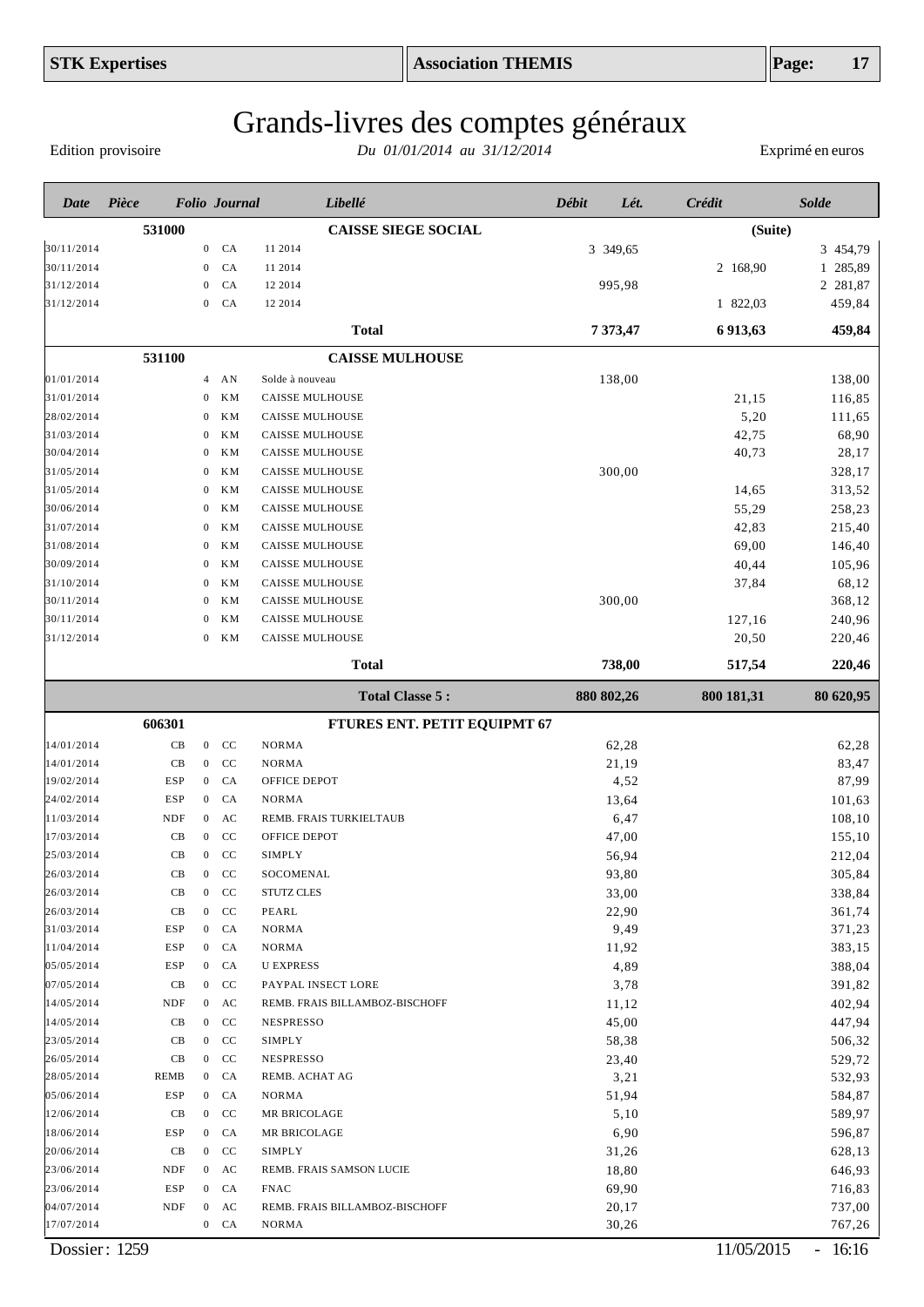# Grands-livres des comptes généraux

Edition provisoire — *Du 01/01/2014 au 31/12/2014* — Exprimé en euros

| Date | Pièce | Folio | Journal | Libellé | Débit | Lét. | Crédit | Solde |
|---|---|---|---|---|---|---|---|---|
| | 531000 | | | **CAISSE SIEGE SOCIAL** | | | **(Suite)** | |
| 30/11/2014 | | 0 | CA | 11 2014 | 3 349,65 | | | 3 454,79 |
| 30/11/2014 | | 0 | CA | 11 2014 | | | 2 168,90 | 1 285,89 |
| 31/12/2014 | | 0 | CA | 12 2014 | 995,98 | | | 2 281,87 |
| 31/12/2014 | | 0 | CA | 12 2014 | | | 1 822,03 | 459,84 |
| | | | | **Total** | **7 373,47** | | **6 913,63** | **459,84** |
| | 531100 | | | **CAISSE MULHOUSE** | | | | |
| 01/01/2014 | | 4 | AN | Solde à nouveau | 138,00 | | | 138,00 |
| 31/01/2014 | | 0 | KM | CAISSE MULHOUSE | | | 21,15 | 116,85 |
| 28/02/2014 | | 0 | KM | CAISSE MULHOUSE | | | 5,20 | 111,65 |
| 31/03/2014 | | 0 | KM | CAISSE MULHOUSE | | | 42,75 | 68,90 |
| 30/04/2014 | | 0 | KM | CAISSE MULHOUSE | | | 40,73 | 28,17 |
| 31/05/2014 | | 0 | KM | CAISSE MULHOUSE | 300,00 | | | 328,17 |
| 31/05/2014 | | 0 | KM | CAISSE MULHOUSE | | | 14,65 | 313,52 |
| 30/06/2014 | | 0 | KM | CAISSE MULHOUSE | | | 55,29 | 258,23 |
| 31/07/2014 | | 0 | KM | CAISSE MULHOUSE | | | 42,83 | 215,40 |
| 31/08/2014 | | 0 | KM | CAISSE MULHOUSE | | | 69,00 | 146,40 |
| 30/09/2014 | | 0 | KM | CAISSE MULHOUSE | | | 40,44 | 105,96 |
| 31/10/2014 | | 0 | KM | CAISSE MULHOUSE | | | 37,84 | 68,12 |
| 30/11/2014 | | 0 | KM | CAISSE MULHOUSE | 300,00 | | | 368,12 |
| 30/11/2014 | | 0 | KM | CAISSE MULHOUSE | | | 127,16 | 240,96 |
| 31/12/2014 | | 0 | KM | CAISSE MULHOUSE | | | 20,50 | 220,46 |
| | | | | **Total** | **738,00** | | **517,54** | **220,46** |
| | | | | **Total Classe 5 :** | **880 802,26** | | **800 181,31** | **80 620,95** |
| | 606301 | | | **FTURES ENT. PETIT EQUIPMT 67** | | | | |
| 14/01/2014 | CB | 0 | CC | NORMA | 62,28 | | | 62,28 |
| 14/01/2014 | CB | 0 | CC | NORMA | 21,19 | | | 83,47 |
| 19/02/2014 | ESP | 0 | CA | OFFICE DEPOT | 4,52 | | | 87,99 |
| 24/02/2014 | ESP | 0 | CA | NORMA | 13,64 | | | 101,63 |
| 11/03/2014 | NDF | 0 | AC | REMB. FRAIS TURKIELTAUB | 6,47 | | | 108,10 |
| 17/03/2014 | CB | 0 | CC | OFFICE DEPOT | 47,00 | | | 155,10 |
| 25/03/2014 | CB | 0 | CC | SIMPLY | 56,94 | | | 212,04 |
| 26/03/2014 | CB | 0 | CC | SOCOMENAL | 93,80 | | | 305,84 |
| 26/03/2014 | CB | 0 | CC | STUTZ CLES | 33,00 | | | 338,84 |
| 26/03/2014 | CB | 0 | CC | PEARL | 22,90 | | | 361,74 |
| 31/03/2014 | ESP | 0 | CA | NORMA | 9,49 | | | 371,23 |
| 11/04/2014 | ESP | 0 | CA | NORMA | 11,92 | | | 383,15 |
| 05/05/2014 | ESP | 0 | CA | U EXPRESS | 4,89 | | | 388,04 |
| 07/05/2014 | CB | 0 | CC | PAYPAL INSECT LORE | 3,78 | | | 391,82 |
| 14/05/2014 | NDF | 0 | AC | REMB. FRAIS BILLAMBOZ-BISCHOFF | 11,12 | | | 402,94 |
| 14/05/2014 | CB | 0 | CC | NESPRESSO | 45,00 | | | 447,94 |
| 23/05/2014 | CB | 0 | CC | SIMPLY | 58,38 | | | 506,32 |
| 26/05/2014 | CB | 0 | CC | NESPRESSO | 23,40 | | | 529,72 |
| 28/05/2014 | REMB | 0 | CA | REMB. ACHAT AG | 3,21 | | | 532,93 |
| 05/06/2014 | ESP | 0 | CA | NORMA | 51,94 | | | 584,87 |
| 12/06/2014 | CB | 0 | CC | MR BRICOLAGE | 5,10 | | | 589,97 |
| 18/06/2014 | ESP | 0 | CA | MR BRICOLAGE | 6,90 | | | 596,87 |
| 20/06/2014 | CB | 0 | CC | SIMPLY | 31,26 | | | 628,13 |
| 23/06/2014 | NDF | 0 | AC | REMB. FRAIS SAMSON LUCIE | 18,80 | | | 646,93 |
| 23/06/2014 | ESP | 0 | CA | FNAC | 69,90 | | | 716,83 |
| 04/07/2014 | NDF | 0 | AC | REMB. FRAIS BILLAMBOZ-BISCHOFF | 20,17 | | | 737,00 |
| 17/07/2014 | | 0 | CA | NORMA | 30,26 | | | 767,26 |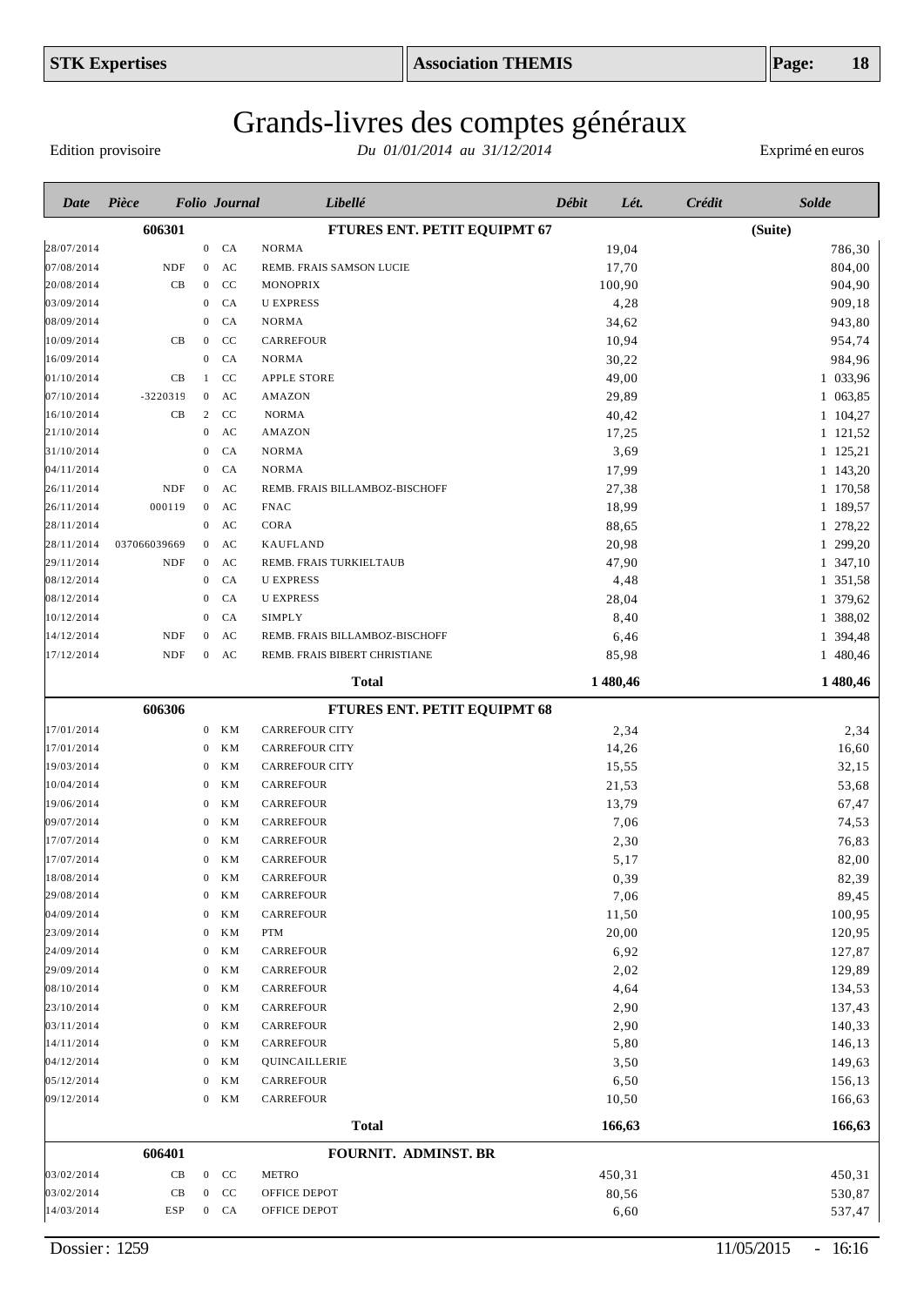# Grands-livres des comptes généraux

Edition provisoire — *Du 01/01/2014 au 31/12/2014* — Exprimé en euros

| Date | Pièce | Folio | Journal | Libellé | Débit | Lét. | Crédit | Solde |
|---|---|---|---|---|---|---|---|---|
| | **606301** | | | **FTURES ENT. PETIT EQUIPMT 67** | | | | **(Suite)** |
| 28/07/2014 | | 0 | CA | NORMA | 19,04 | | | 786,30 |
| 07/08/2014 | NDF | 0 | AC | REMB. FRAIS SAMSON LUCIE | 17,70 | | | 804,00 |
| 20/08/2014 | CB | 0 | CC | MONOPRIX | 100,90 | | | 904,90 |
| 03/09/2014 | | 0 | CA | U EXPRESS | 4,28 | | | 909,18 |
| 08/09/2014 | | 0 | CA | NORMA | 34,62 | | | 943,80 |
| 10/09/2014 | CB | 0 | CC | CARREFOUR | 10,94 | | | 954,74 |
| 16/09/2014 | | 0 | CA | NORMA | 30,22 | | | 984,96 |
| 01/10/2014 | CB | 1 | CC | APPLE STORE | 49,00 | | | 1 033,96 |
| 07/10/2014 | -3220319 | 0 | AC | AMAZON | 29,89 | | | 1 063,85 |
| 16/10/2014 | CB | 2 | CC | NORMA | 40,42 | | | 1 104,27 |
| 21/10/2014 | | 0 | AC | AMAZON | 17,25 | | | 1 121,52 |
| 31/10/2014 | | 0 | CA | NORMA | 3,69 | | | 1 125,21 |
| 04/11/2014 | | 0 | CA | NORMA | 17,99 | | | 1 143,20 |
| 26/11/2014 | NDF | 0 | AC | REMB. FRAIS BILLAMBOZ-BISCHOFF | 27,38 | | | 1 170,58 |
| 26/11/2014 | 000119 | 0 | AC | FNAC | 18,99 | | | 1 189,57 |
| 28/11/2014 | | 0 | AC | CORA | 88,65 | | | 1 278,22 |
| 28/11/2014 | 037066039669 | 0 | AC | KAUFLAND | 20,98 | | | 1 299,20 |
| 29/11/2014 | NDF | 0 | AC | REMB. FRAIS TURKIELTAUB | 47,90 | | | 1 347,10 |
| 08/12/2014 | | 0 | CA | U EXPRESS | 4,48 | | | 1 351,58 |
| 08/12/2014 | | 0 | CA | U EXPRESS | 28,04 | | | 1 379,62 |
| 10/12/2014 | | 0 | CA | SIMPLY | 8,40 | | | 1 388,02 |
| 14/12/2014 | NDF | 0 | AC | REMB. FRAIS BILLAMBOZ-BISCHOFF | 6,46 | | | 1 394,48 |
| 17/12/2014 | NDF | 0 | AC | REMB. FRAIS BIBERT CHRISTIANE | 85,98 | | | 1 480,46 |
| | | | | **Total** | **1 480,46** | | | **1 480,46** |
| | **606306** | | | **FTURES ENT. PETIT EQUIPMT 68** | | | | |
| 17/01/2014 | | 0 | KM | CARREFOUR CITY | 2,34 | | | 2,34 |
| 17/01/2014 | | 0 | KM | CARREFOUR CITY | 14,26 | | | 16,60 |
| 19/03/2014 | | 0 | KM | CARREFOUR CITY | 15,55 | | | 32,15 |
| 10/04/2014 | | 0 | KM | CARREFOUR | 21,53 | | | 53,68 |
| 19/06/2014 | | 0 | KM | CARREFOUR | 13,79 | | | 67,47 |
| 09/07/2014 | | 0 | KM | CARREFOUR | 7,06 | | | 74,53 |
| 17/07/2014 | | 0 | KM | CARREFOUR | 2,30 | | | 76,83 |
| 17/07/2014 | | 0 | KM | CARREFOUR | 5,17 | | | 82,00 |
| 18/08/2014 | | 0 | KM | CARREFOUR | 0,39 | | | 82,39 |
| 29/08/2014 | | 0 | KM | CARREFOUR | 7,06 | | | 89,45 |
| 04/09/2014 | | 0 | KM | CARREFOUR | 11,50 | | | 100,95 |
| 23/09/2014 | | 0 | KM | PTM | 20,00 | | | 120,95 |
| 24/09/2014 | | 0 | KM | CARREFOUR | 6,92 | | | 127,87 |
| 29/09/2014 | | 0 | KM | CARREFOUR | 2,02 | | | 129,89 |
| 08/10/2014 | | 0 | KM | CARREFOUR | 4,64 | | | 134,53 |
| 23/10/2014 | | 0 | KM | CARREFOUR | 2,90 | | | 137,43 |
| 03/11/2014 | | 0 | KM | CARREFOUR | 2,90 | | | 140,33 |
| 14/11/2014 | | 0 | KM | CARREFOUR | 5,80 | | | 146,13 |
| 04/12/2014 | | 0 | KM | QUINCAILLERIE | 3,50 | | | 149,63 |
| 05/12/2014 | | 0 | KM | CARREFOUR | 6,50 | | | 156,13 |
| 09/12/2014 | | 0 | KM | CARREFOUR | 10,50 | | | 166,63 |
| | | | | **Total** | **166,63** | | | **166,63** |
| | **606401** | | | **FOURNIT. ADMINST. BR** | | | | |
| 03/02/2014 | CB | 0 | CC | METRO | 450,31 | | | 450,31 |
| 03/02/2014 | CB | 0 | CC | OFFICE DEPOT | 80,56 | | | 530,87 |
| 14/03/2014 | ESP | 0 | CA | OFFICE DEPOT | 6,60 | | | 537,47 |

Dossier : 1259 — 11/05/2015 - 16:16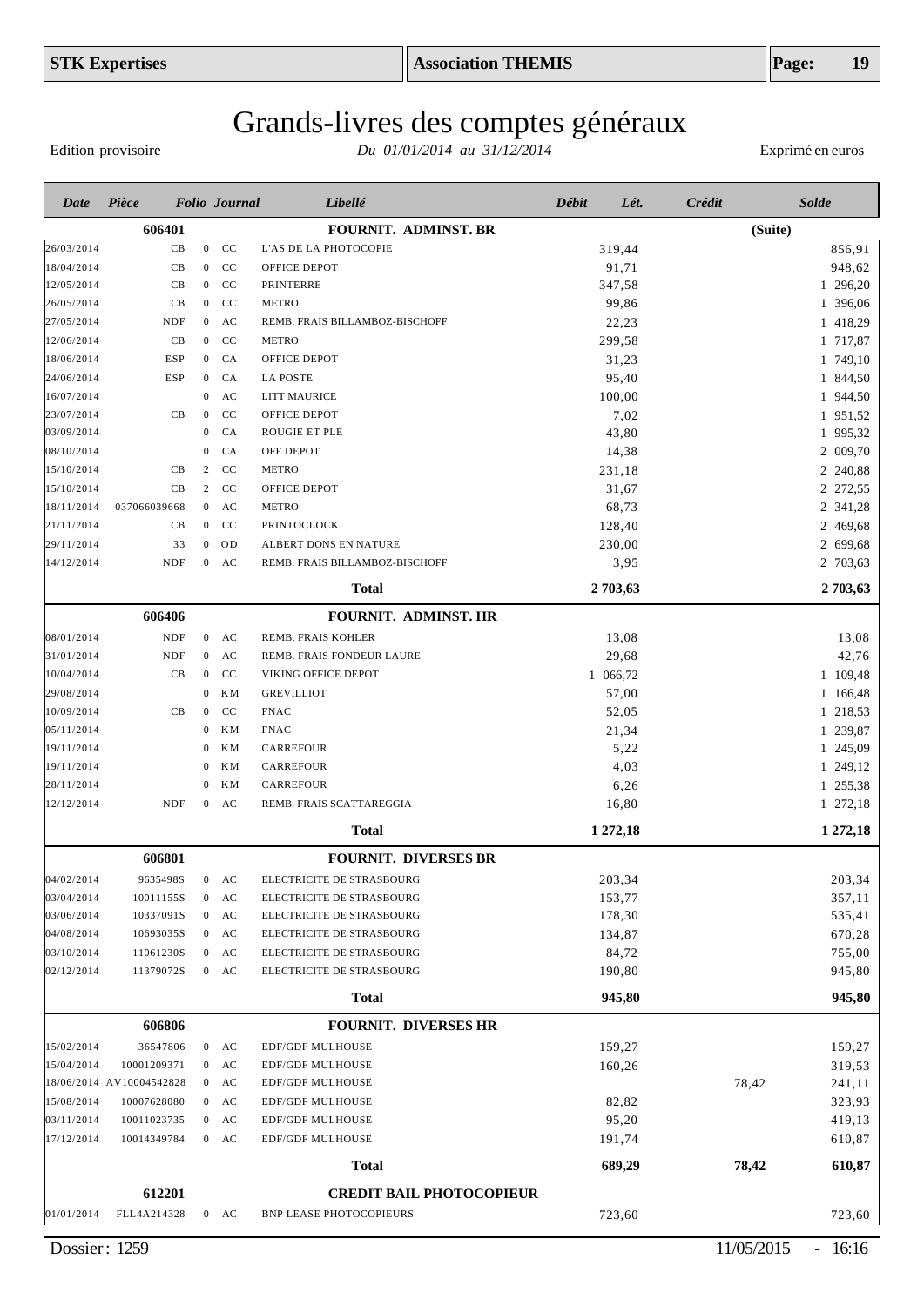# Grands-livres des comptes généraux

Edition provisoire — *Du 01/01/2014 au 31/12/2014* — Exprimé en euros

| Date | Pièce | Folio | Journal | Libellé | Débit | Lét. | Crédit | Solde |
|---|---|---|---|---|---|---|---|---|
| | **606401** | | | **FOURNIT. ADMINST. BR** | | | | **(Suite)** |
| 26/03/2014 | CB | 0 | CC | L'AS DE LA PHOTOCOPIE | 319,44 | | | 856,91 |
| 18/04/2014 | CB | 0 | CC | OFFICE DEPOT | 91,71 | | | 948,62 |
| 12/05/2014 | CB | 0 | CC | PRINTERRE | 347,58 | | | 1 296,20 |
| 26/05/2014 | CB | 0 | CC | METRO | 99,86 | | | 1 396,06 |
| 27/05/2014 | NDF | 0 | AC | REMB. FRAIS BILLAMBOZ-BISCHOFF | 22,23 | | | 1 418,29 |
| 12/06/2014 | CB | 0 | CC | METRO | 299,58 | | | 1 717,87 |
| 18/06/2014 | ESP | 0 | CA | OFFICE DEPOT | 31,23 | | | 1 749,10 |
| 24/06/2014 | ESP | 0 | CA | LA POSTE | 95,40 | | | 1 844,50 |
| 16/07/2014 | | 0 | AC | LITT MAURICE | 100,00 | | | 1 944,50 |
| 23/07/2014 | CB | 0 | CC | OFFICE DEPOT | 7,02 | | | 1 951,52 |
| 03/09/2014 | | 0 | CA | ROUGIE ET PLE | 43,80 | | | 1 995,32 |
| 08/10/2014 | | 0 | CA | OFF DEPOT | 14,38 | | | 2 009,70 |
| 15/10/2014 | CB | 2 | CC | METRO | 231,18 | | | 2 240,88 |
| 15/10/2014 | CB | 2 | CC | OFFICE DEPOT | 31,67 | | | 2 272,55 |
| 18/11/2014 | 037066039668 | 0 | AC | METRO | 68,73 | | | 2 341,28 |
| 21/11/2014 | CB | 0 | CC | PRINTOCLOCK | 128,40 | | | 2 469,68 |
| 29/11/2014 | 33 | 0 | OD | ALBERT DONS EN NATURE | 230,00 | | | 2 699,68 |
| 14/12/2014 | NDF | 0 | AC | REMB. FRAIS BILLAMBOZ-BISCHOFF | 3,95 | | | 2 703,63 |
| | | | | **Total** | **2 703,63** | | | **2 703,63** |
| | **606406** | | | **FOURNIT. ADMINST. HR** | | | | |
| 08/01/2014 | NDF | 0 | AC | REMB. FRAIS KOHLER | 13,08 | | | 13,08 |
| 31/01/2014 | NDF | 0 | AC | REMB. FRAIS FONDEUR LAURE | 29,68 | | | 42,76 |
| 10/04/2014 | CB | 0 | CC | VIKING OFFICE DEPOT | 1 066,72 | | | 1 109,48 |
| 29/08/2014 | | 0 | KM | GREVILLIOT | 57,00 | | | 1 166,48 |
| 10/09/2014 | CB | 0 | CC | FNAC | 52,05 | | | 1 218,53 |
| 05/11/2014 | | 0 | KM | FNAC | 21,34 | | | 1 239,87 |
| 19/11/2014 | | 0 | KM | CARREFOUR | 5,22 | | | 1 245,09 |
| 19/11/2014 | | 0 | KM | CARREFOUR | 4,03 | | | 1 249,12 |
| 28/11/2014 | | 0 | KM | CARREFOUR | 6,26 | | | 1 255,38 |
| 12/12/2014 | NDF | 0 | AC | REMB. FRAIS SCATTAREGGIA | 16,80 | | | 1 272,18 |
| | | | | **Total** | **1 272,18** | | | **1 272,18** |
| | **606801** | | | **FOURNIT. DIVERSES BR** | | | | |
| 04/02/2014 | 9635498S | 0 | AC | ELECTRICITE DE STRASBOURG | 203,34 | | | 203,34 |
| 03/04/2014 | 10011155S | 0 | AC | ELECTRICITE DE STRASBOURG | 153,77 | | | 357,11 |
| 03/06/2014 | 10337091S | 0 | AC | ELECTRICITE DE STRASBOURG | 178,30 | | | 535,41 |
| 04/08/2014 | 10693035S | 0 | AC | ELECTRICITE DE STRASBOURG | 134,87 | | | 670,28 |
| 03/10/2014 | 11061230S | 0 | AC | ELECTRICITE DE STRASBOURG | 84,72 | | | 755,00 |
| 02/12/2014 | 11379072S | 0 | AC | ELECTRICITE DE STRASBOURG | 190,80 | | | 945,80 |
| | | | | **Total** | **945,80** | | | **945,80** |
| | **606806** | | | **FOURNIT. DIVERSES HR** | | | | |
| 15/02/2014 | 36547806 | 0 | AC | EDF/GDF MULHOUSE | 159,27 | | | 159,27 |
| 15/04/2014 | 10001209371 | 0 | AC | EDF/GDF MULHOUSE | 160,26 | | | 319,53 |
| 18/06/2014 | AV10004542828 | 0 | AC | EDF/GDF MULHOUSE | | | 78,42 | 241,11 |
| 15/08/2014 | 10007628080 | 0 | AC | EDF/GDF MULHOUSE | 82,82 | | | 323,93 |
| 03/11/2014 | 10011023735 | 0 | AC | EDF/GDF MULHOUSE | 95,20 | | | 419,13 |
| 17/12/2014 | 10014349784 | 0 | AC | EDF/GDF MULHOUSE | 191,74 | | | 610,87 |
| | | | | **Total** | **689,29** | | **78,42** | **610,87** |
| | **612201** | | | **CREDIT BAIL PHOTOCOPIEUR** | | | | |
| 01/01/2014 | FLL4A214328 | 0 | AC | BNP LEASE PHOTOCOPIEURS | 723,60 | | | 723,60 |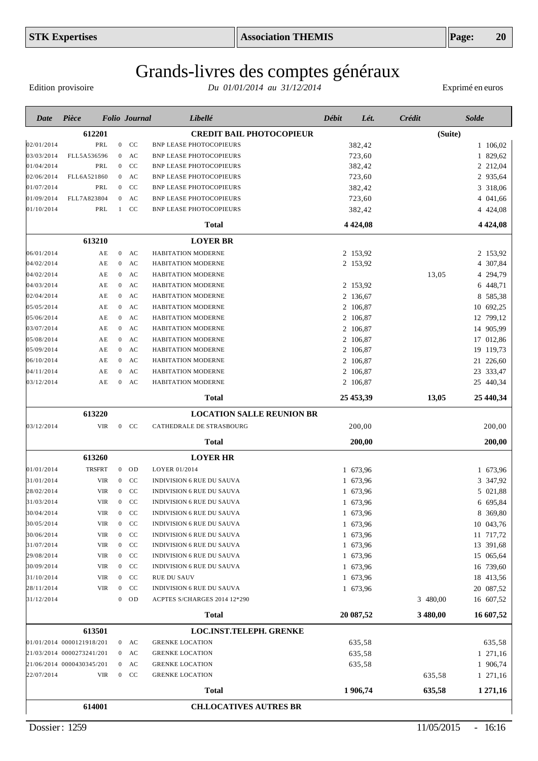# Grands-livres des comptes généraux

Edition provisoire — *Du 01/01/2014 au 31/12/2014* — Exprimé en euros

| Date | Pièce | Folio | Journal | Libellé | Débit | Lét. | Crédit | Solde |
|---|---|---|---|---|---|---|---|---|
| | **612201** | | | **CREDIT BAIL PHOTOCOPIEUR** | | | **(Suite)** | |
| 02/01/2014 | PRL | 0 | CC | BNP LEASE PHOTOCOPIEURS | 382,42 | | | 1 106,02 |
| 03/03/2014 | FLL5A536596 | 0 | AC | BNP LEASE PHOTOCOPIEURS | 723,60 | | | 1 829,62 |
| 01/04/2014 | PRL | 0 | CC | BNP LEASE PHOTOCOPIEURS | 382,42 | | | 2 212,04 |
| 02/06/2014 | FLL6A521860 | 0 | AC | BNP LEASE PHOTOCOPIEURS | 723,60 | | | 2 935,64 |
| 01/07/2014 | PRL | 0 | CC | BNP LEASE PHOTOCOPIEURS | 382,42 | | | 3 318,06 |
| 01/09/2014 | FLL7A823804 | 0 | AC | BNP LEASE PHOTOCOPIEURS | 723,60 | | | 4 041,66 |
| 01/10/2014 | PRL | 1 | CC | BNP LEASE PHOTOCOPIEURS | 382,42 | | | 4 424,08 |
| | | | | **Total** | **4 424,08** | | | **4 424,08** |
| | **613210** | | | **LOYER BR** | | | | |
| 06/01/2014 | AE | 0 | AC | HABITATION MODERNE | 2 153,92 | | | 2 153,92 |
| 04/02/2014 | AE | 0 | AC | HABITATION MODERNE | 2 153,92 | | | 4 307,84 |
| 04/02/2014 | AE | 0 | AC | HABITATION MODERNE | | | 13,05 | 4 294,79 |
| 04/03/2014 | AE | 0 | AC | HABITATION MODERNE | 2 153,92 | | | 6 448,71 |
| 02/04/2014 | AE | 0 | AC | HABITATION MODERNE | 2 136,67 | | | 8 585,38 |
| 05/05/2014 | AE | 0 | AC | HABITATION MODERNE | 2 106,87 | | | 10 692,25 |
| 05/06/2014 | AE | 0 | AC | HABITATION MODERNE | 2 106,87 | | | 12 799,12 |
| 03/07/2014 | AE | 0 | AC | HABITATION MODERNE | 2 106,87 | | | 14 905,99 |
| 05/08/2014 | AE | 0 | AC | HABITATION MODERNE | 2 106,87 | | | 17 012,86 |
| 05/09/2014 | AE | 0 | AC | HABITATION MODERNE | 2 106,87 | | | 19 119,73 |
| 06/10/2014 | AE | 0 | AC | HABITATION MODERNE | 2 106,87 | | | 21 226,60 |
| 04/11/2014 | AE | 0 | AC | HABITATION MODERNE | 2 106,87 | | | 23 333,47 |
| 03/12/2014 | AE | 0 | AC | HABITATION MODERNE | 2 106,87 | | | 25 440,34 |
| | | | | **Total** | **25 453,39** | | **13,05** | **25 440,34** |
| | **613220** | | | **LOCATION SALLE REUNION BR** | | | | |
| 03/12/2014 | VIR | 0 | CC | CATHEDRALE DE STRASBOURG | 200,00 | | | 200,00 |
| | | | | **Total** | **200,00** | | | **200,00** |
| | **613260** | | | **LOYER HR** | | | | |
| 01/01/2014 | TRSFRT | 0 | OD | LOYER 01/2014 | 1 673,96 | | | 1 673,96 |
| 31/01/2014 | VIR | 0 | CC | INDIVISION 6 RUE DU SAUVA | 1 673,96 | | | 3 347,92 |
| 28/02/2014 | VIR | 0 | CC | INDIVISION 6 RUE DU SAUVA | 1 673,96 | | | 5 021,88 |
| 31/03/2014 | VIR | 0 | CC | INDIVISION 6 RUE DU SAUVA | 1 673,96 | | | 6 695,84 |
| 30/04/2014 | VIR | 0 | CC | INDIVISION 6 RUE DU SAUVA | 1 673,96 | | | 8 369,80 |
| 30/05/2014 | VIR | 0 | CC | INDIVISION 6 RUE DU SAUVA | 1 673,96 | | | 10 043,76 |
| 30/06/2014 | VIR | 0 | CC | INDIVISION 6 RUE DU SAUVA | 1 673,96 | | | 11 717,72 |
| 31/07/2014 | VIR | 0 | CC | INDIVISION 6 RUE DU SAUVA | 1 673,96 | | | 13 391,68 |
| 29/08/2014 | VIR | 0 | CC | INDIVISION 6 RUE DU SAUVA | 1 673,96 | | | 15 065,64 |
| 30/09/2014 | VIR | 0 | CC | INDIVISION 6 RUE DU SAUVA | 1 673,96 | | | 16 739,60 |
| 31/10/2014 | VIR | 0 | CC | RUE DU SAUV | 1 673,96 | | | 18 413,56 |
| 28/11/2014 | VIR | 0 | CC | INDIVISION 6 RUE DU SAUVA | 1 673,96 | | | 20 087,52 |
| 31/12/2014 | | 0 | OD | ACPTES S/CHARGES 2014 12*290 | | | 3 480,00 | 16 607,52 |
| | | | | **Total** | **20 087,52** | | **3 480,00** | **16 607,52** |
| | **613501** | | | **LOC.INST.TELEPH. GRENKE** | | | | |
| 01/01/2014 | 0000121918/201 | 0 | AC | GRENKE LOCATION | 635,58 | | | 635,58 |
| 21/03/2014 | 0000273241/201 | 0 | AC | GRENKE LOCATION | 635,58 | | | 1 271,16 |
| 21/06/2014 | 0000430345/201 | 0 | AC | GRENKE LOCATION | 635,58 | | | 1 906,74 |
| 22/07/2014 | VIR | 0 | CC | GRENKE LOCATION | | | 635,58 | 1 271,16 |
| | | | | **Total** | **1 906,74** | | **635,58** | **1 271,16** |
| | **614001** | | | **CH.LOCATIVES AUTRES BR** | | | | |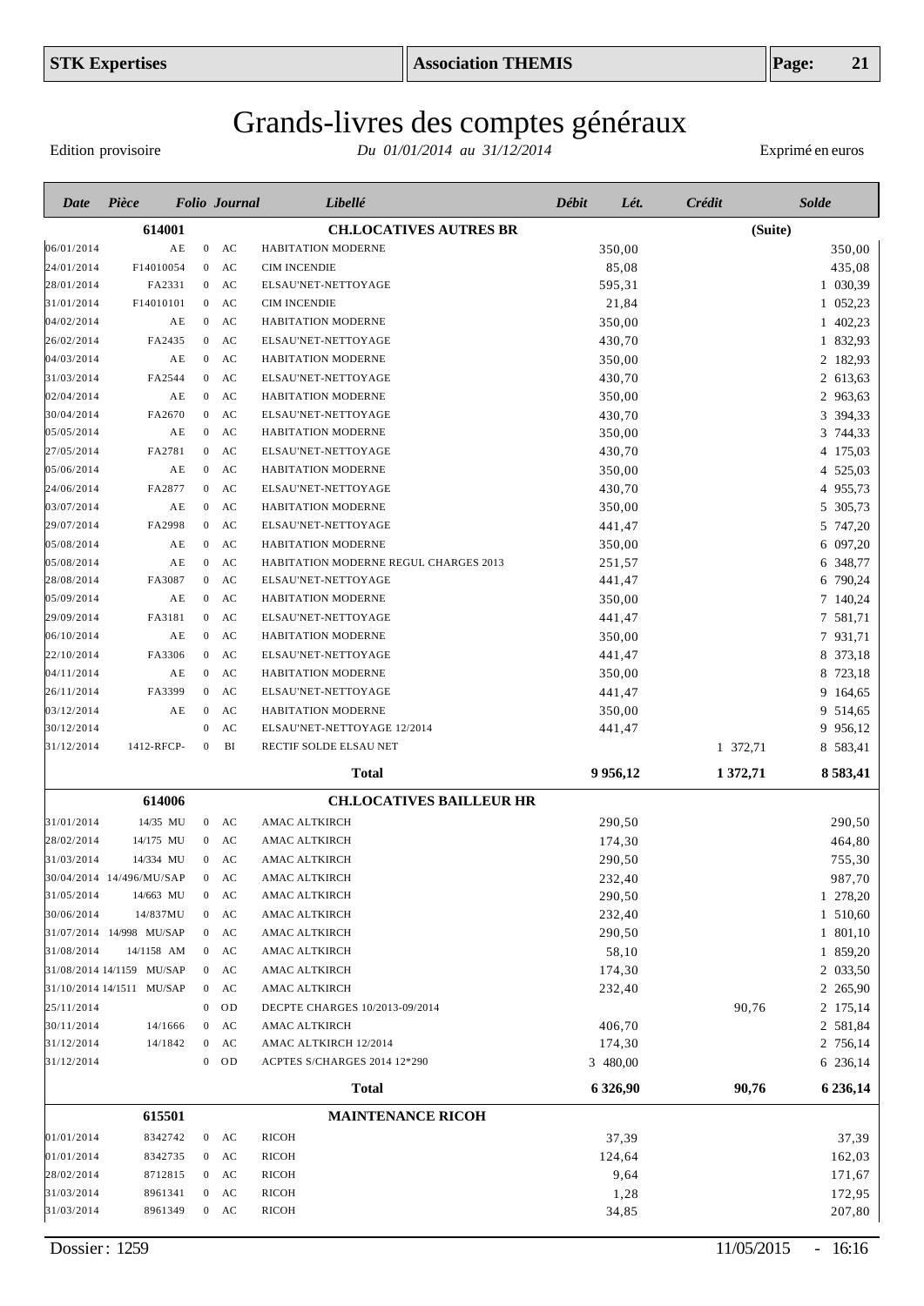# Grands-livres des comptes généraux

Edition provisoire — *Du 01/01/2014 au 31/12/2014* — Exprimé en euros

| Date | Pièce | Folio | Journal | Libellé | Débit | Lét. | Crédit | Solde |
|---|---|---|---|---|---|---|---|---|
| | **614001** | | | **CH.LOCATIVES AUTRES BR** | | | | **(Suite)** |
| 06/01/2014 | AE | 0 | AC | HABITATION MODERNE | 350,00 | | | 350,00 |
| 24/01/2014 | F14010054 | 0 | AC | CIM INCENDIE | 85,08 | | | 435,08 |
| 28/01/2014 | FA2331 | 0 | AC | ELSAU'NET-NETTOYAGE | 595,31 | | | 1 030,39 |
| 31/01/2014 | F14010101 | 0 | AC | CIM INCENDIE | 21,84 | | | 1 052,23 |
| 04/02/2014 | AE | 0 | AC | HABITATION MODERNE | 350,00 | | | 1 402,23 |
| 26/02/2014 | FA2435 | 0 | AC | ELSAU'NET-NETTOYAGE | 430,70 | | | 1 832,93 |
| 04/03/2014 | AE | 0 | AC | HABITATION MODERNE | 350,00 | | | 2 182,93 |
| 31/03/2014 | FA2544 | 0 | AC | ELSAU'NET-NETTOYAGE | 430,70 | | | 2 613,63 |
| 02/04/2014 | AE | 0 | AC | HABITATION MODERNE | 350,00 | | | 2 963,63 |
| 30/04/2014 | FA2670 | 0 | AC | ELSAU'NET-NETTOYAGE | 430,70 | | | 3 394,33 |
| 05/05/2014 | AE | 0 | AC | HABITATION MODERNE | 350,00 | | | 3 744,33 |
| 27/05/2014 | FA2781 | 0 | AC | ELSAU'NET-NETTOYAGE | 430,70 | | | 4 175,03 |
| 05/06/2014 | AE | 0 | AC | HABITATION MODERNE | 350,00 | | | 4 525,03 |
| 24/06/2014 | FA2877 | 0 | AC | ELSAU'NET-NETTOYAGE | 430,70 | | | 4 955,73 |
| 03/07/2014 | AE | 0 | AC | HABITATION MODERNE | 350,00 | | | 5 305,73 |
| 29/07/2014 | FA2998 | 0 | AC | ELSAU'NET-NETTOYAGE | 441,47 | | | 5 747,20 |
| 05/08/2014 | AE | 0 | AC | HABITATION MODERNE | 350,00 | | | 6 097,20 |
| 05/08/2014 | AE | 0 | AC | HABITATION MODERNE REGUL CHARGES 2013 | 251,57 | | | 6 348,77 |
| 28/08/2014 | FA3087 | 0 | AC | ELSAU'NET-NETTOYAGE | 441,47 | | | 6 790,24 |
| 05/09/2014 | AE | 0 | AC | HABITATION MODERNE | 350,00 | | | 7 140,24 |
| 29/09/2014 | FA3181 | 0 | AC | ELSAU'NET-NETTOYAGE | 441,47 | | | 7 581,71 |
| 06/10/2014 | AE | 0 | AC | HABITATION MODERNE | 350,00 | | | 7 931,71 |
| 22/10/2014 | FA3306 | 0 | AC | ELSAU'NET-NETTOYAGE | 441,47 | | | 8 373,18 |
| 04/11/2014 | AE | 0 | AC | HABITATION MODERNE | 350,00 | | | 8 723,18 |
| 26/11/2014 | FA3399 | 0 | AC | ELSAU'NET-NETTOYAGE | 441,47 | | | 9 164,65 |
| 03/12/2014 | AE | 0 | AC | HABITATION MODERNE | 350,00 | | | 9 514,65 |
| 30/12/2014 | | 0 | AC | ELSAU'NET-NETTOYAGE 12/2014 | 441,47 | | | 9 956,12 |
| 31/12/2014 | 1412-RFCP- | 0 | BI | RECTIF SOLDE ELSAU NET | | | 1 372,71 | 8 583,41 |
| | | | | **Total** | **9 956,12** | | **1 372,71** | **8 583,41** |
| | **614006** | | | **CH.LOCATIVES BAILLEUR HR** | | | | |
| 31/01/2014 | 14/35 MU | 0 | AC | AMAC ALTKIRCH | 290,50 | | | 290,50 |
| 28/02/2014 | 14/175 MU | 0 | AC | AMAC ALTKIRCH | 174,30 | | | 464,80 |
| 31/03/2014 | 14/334 MU | 0 | AC | AMAC ALTKIRCH | 290,50 | | | 755,30 |
| 30/04/2014 | 14/496/MU/SAP | 0 | AC | AMAC ALTKIRCH | 232,40 | | | 987,70 |
| 31/05/2014 | 14/663 MU | 0 | AC | AMAC ALTKIRCH | 290,50 | | | 1 278,20 |
| 30/06/2014 | 14/837MU | 0 | AC | AMAC ALTKIRCH | 232,40 | | | 1 510,60 |
| 31/07/2014 | 14/998 MU/SAP | 0 | AC | AMAC ALTKIRCH | 290,50 | | | 1 801,10 |
| 31/08/2014 | 14/1158 AM | 0 | AC | AMAC ALTKIRCH | 58,10 | | | 1 859,20 |
| 31/08/2014 | 14/1159 MU/SAP | 0 | AC | AMAC ALTKIRCH | 174,30 | | | 2 033,50 |
| 31/10/2014 | 14/1511 MU/SAP | 0 | AC | AMAC ALTKIRCH | 232,40 | | | 2 265,90 |
| 25/11/2014 | | 0 | OD | DECPTE CHARGES 10/2013-09/2014 | | | 90,76 | 2 175,14 |
| 30/11/2014 | 14/1666 | 0 | AC | AMAC ALTKIRCH | 406,70 | | | 2 581,84 |
| 31/12/2014 | 14/1842 | 0 | AC | AMAC ALTKIRCH 12/2014 | 174,30 | | | 2 756,14 |
| 31/12/2014 | | 0 | OD | ACPTES S/CHARGES 2014 12*290 | 3 480,00 | | | 6 236,14 |
| | | | | **Total** | **6 326,90** | | **90,76** | **6 236,14** |
| | **615501** | | | **MAINTENANCE RICOH** | | | | |
| 01/01/2014 | 8342742 | 0 | AC | RICOH | 37,39 | | | 37,39 |
| 01/01/2014 | 8342735 | 0 | AC | RICOH | 124,64 | | | 162,03 |
| 28/02/2014 | 8712815 | 0 | AC | RICOH | 9,64 | | | 171,67 |
| 31/03/2014 | 8961341 | 0 | AC | RICOH | 1,28 | | | 172,95 |
| 31/03/2014 | 8961349 | 0 | AC | RICOH | 34,85 | | | 207,80 |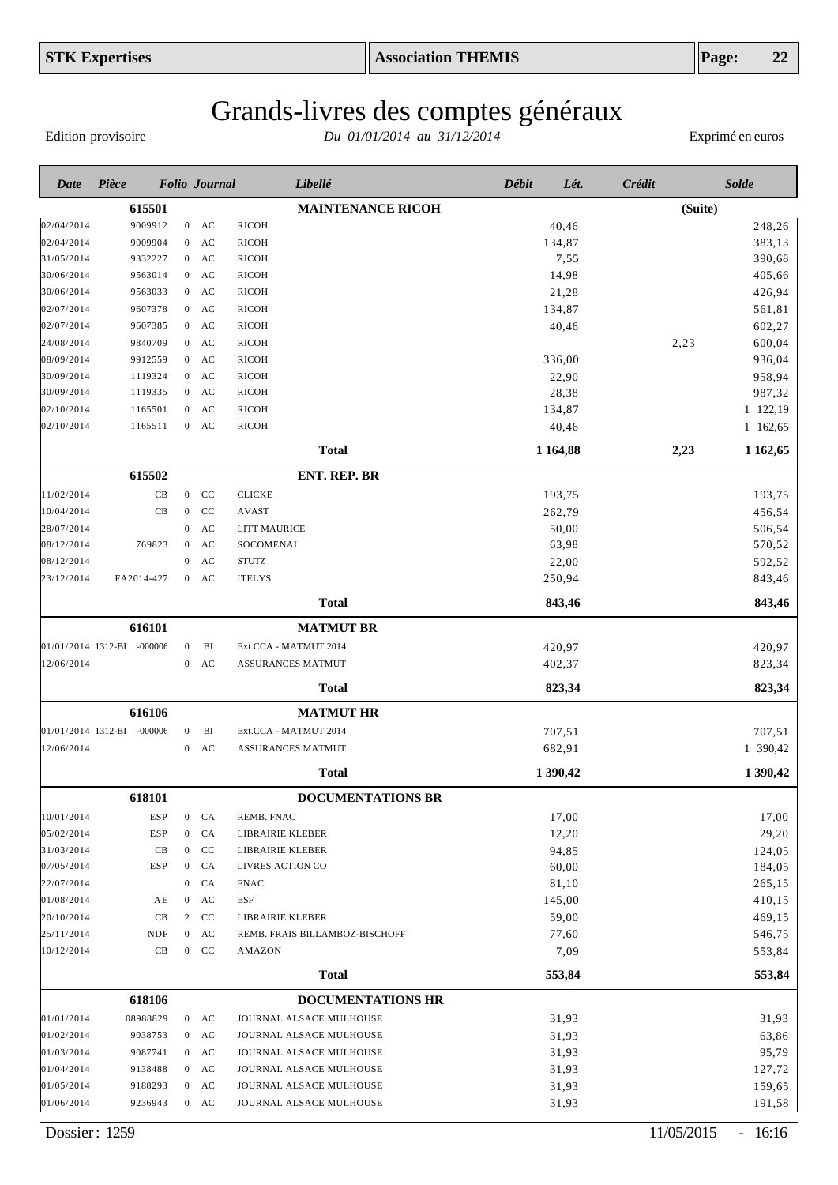# Grands-livres des comptes généraux

Edition provisoire — *Du 01/01/2014 au 31/12/2014* — Exprimé en euros

| Date | Pièce | Folio | Journal | Libellé | Débit | Lét. | Crédit | Solde |
|---|---|---|---|---|---|---|---|---|
| | **615501** | | | **MAINTENANCE RICOH** | | | | **(Suite)** |
| 02/04/2014 | 9009912 | 0 | AC | RICOH | 40,46 | | | 248,26 |
| 02/04/2014 | 9009904 | 0 | AC | RICOH | 134,87 | | | 383,13 |
| 31/05/2014 | 9332227 | 0 | AC | RICOH | 7,55 | | | 390,68 |
| 30/06/2014 | 9563014 | 0 | AC | RICOH | 14,98 | | | 405,66 |
| 30/06/2014 | 9563033 | 0 | AC | RICOH | 21,28 | | | 426,94 |
| 02/07/2014 | 9607378 | 0 | AC | RICOH | 134,87 | | | 561,81 |
| 02/07/2014 | 9607385 | 0 | AC | RICOH | 40,46 | | | 602,27 |
| 24/08/2014 | 9840709 | 0 | AC | RICOH | | | 2,23 | 600,04 |
| 08/09/2014 | 9912559 | 0 | AC | RICOH | 336,00 | | | 936,04 |
| 30/09/2014 | 1119324 | 0 | AC | RICOH | 22,90 | | | 958,94 |
| 30/09/2014 | 1119335 | 0 | AC | RICOH | 28,38 | | | 987,32 |
| 02/10/2014 | 1165501 | 0 | AC | RICOH | 134,87 | | | 1 122,19 |
| 02/10/2014 | 1165511 | 0 | AC | RICOH | 40,46 | | | 1 162,65 |
| | | | | **Total** | **1 164,88** | | **2,23** | **1 162,65** |
| | **615502** | | | **ENT. REP. BR** | | | | |
| 11/02/2014 | CB | 0 | CC | CLICKE | 193,75 | | | 193,75 |
| 10/04/2014 | CB | 0 | CC | AVAST | 262,79 | | | 456,54 |
| 28/07/2014 | | 0 | AC | LITT MAURICE | 50,00 | | | 506,54 |
| 08/12/2014 | 769823 | 0 | AC | SOCOMENAL | 63,98 | | | 570,52 |
| 08/12/2014 | | 0 | AC | STUTZ | 22,00 | | | 592,52 |
| 23/12/2014 | FA2014-427 | 0 | AC | ITELYS | 250,94 | | | 843,46 |
| | | | | **Total** | **843,46** | | | **843,46** |
| | **616101** | | | **MATMUT BR** | | | | |
| 01/01/2014 | 1312-BI -000006 | 0 | BI | Ext.CCA - MATMUT 2014 | 420,97 | | | 420,97 |
| 12/06/2014 | | 0 | AC | ASSURANCES MATMUT | 402,37 | | | 823,34 |
| | | | | **Total** | **823,34** | | | **823,34** |
| | **616106** | | | **MATMUT HR** | | | | |
| 01/01/2014 | 1312-BI -000006 | 0 | BI | Ext.CCA - MATMUT 2014 | 707,51 | | | 707,51 |
| 12/06/2014 | | 0 | AC | ASSURANCES MATMUT | 682,91 | | | 1 390,42 |
| | | | | **Total** | **1 390,42** | | | **1 390,42** |
| | **618101** | | | **DOCUMENTATIONS BR** | | | | |
| 10/01/2014 | ESP | 0 | CA | REMB. FNAC | 17,00 | | | 17,00 |
| 05/02/2014 | ESP | 0 | CA | LIBRAIRIE KLEBER | 12,20 | | | 29,20 |
| 31/03/2014 | CB | 0 | CC | LIBRAIRIE KLEBER | 94,85 | | | 124,05 |
| 07/05/2014 | ESP | 0 | CA | LIVRES ACTION CO | 60,00 | | | 184,05 |
| 22/07/2014 | | 0 | CA | FNAC | 81,10 | | | 265,15 |
| 01/08/2014 | AE | 0 | AC | ESF | 145,00 | | | 410,15 |
| 20/10/2014 | CB | 2 | CC | LIBRAIRIE KLEBER | 59,00 | | | 469,15 |
| 25/11/2014 | NDF | 0 | AC | REMB. FRAIS BILLAMBOZ-BISCHOFF | 77,60 | | | 546,75 |
| 10/12/2014 | CB | 0 | CC | AMAZON | 7,09 | | | 553,84 |
| | | | | **Total** | **553,84** | | | **553,84** |
| | **618106** | | | **DOCUMENTATIONS HR** | | | | |
| 01/01/2014 | 08988829 | 0 | AC | JOURNAL ALSACE MULHOUSE | 31,93 | | | 31,93 |
| 01/02/2014 | 9038753 | 0 | AC | JOURNAL ALSACE MULHOUSE | 31,93 | | | 63,86 |
| 01/03/2014 | 9087741 | 0 | AC | JOURNAL ALSACE MULHOUSE | 31,93 | | | 95,79 |
| 01/04/2014 | 9138488 | 0 | AC | JOURNAL ALSACE MULHOUSE | 31,93 | | | 127,72 |
| 01/05/2014 | 9188293 | 0 | AC | JOURNAL ALSACE MULHOUSE | 31,93 | | | 159,65 |
| 01/06/2014 | 9236943 | 0 | AC | JOURNAL ALSACE MULHOUSE | 31,93 | | | 191,58 |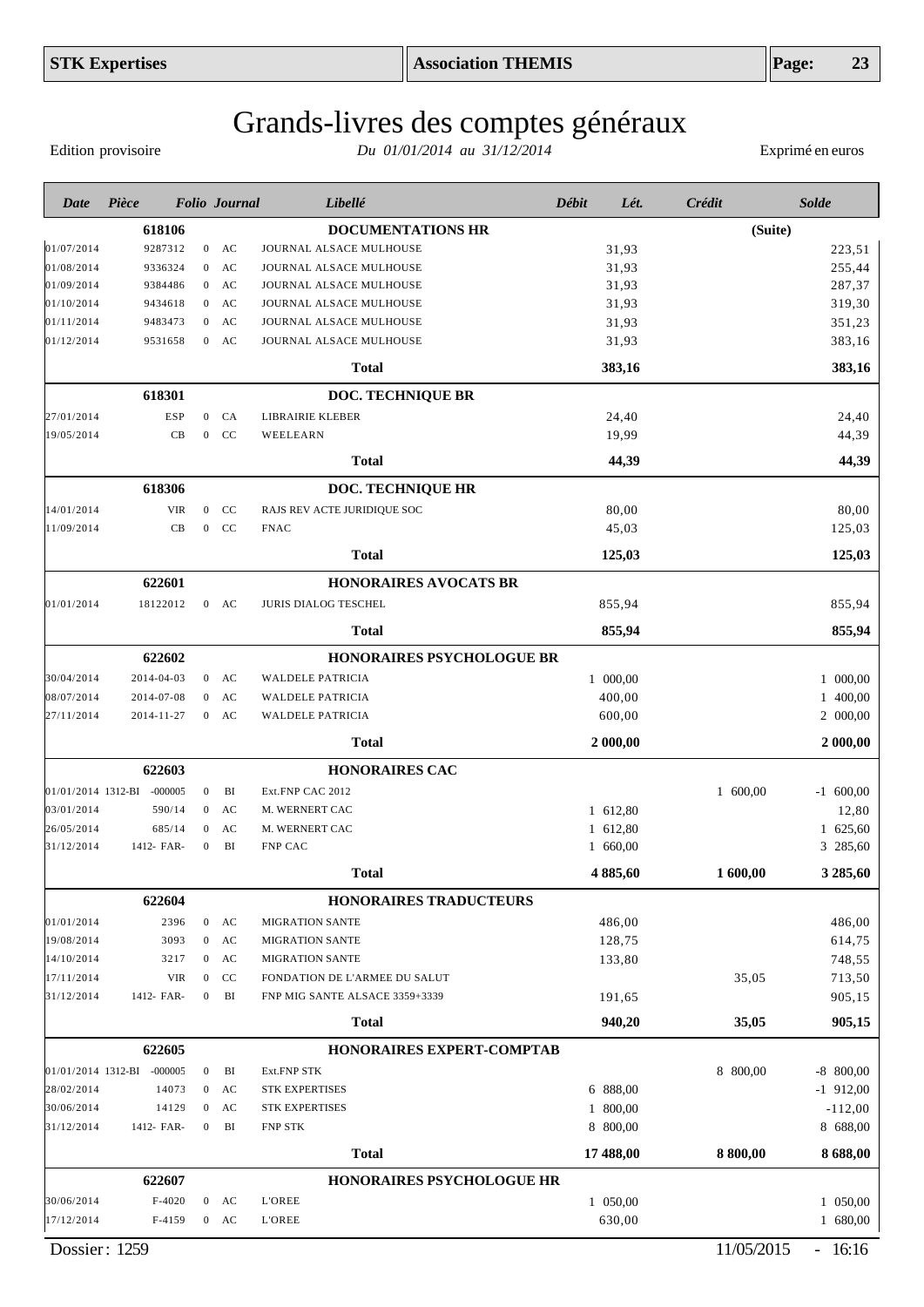# Grands-livres des comptes généraux

Edition provisoire — *Du 01/01/2014 au 31/12/2014* — Exprimé en euros

| Date | Pièce | Folio | Journal | Libellé | Débit | Lét. | Crédit | Solde |
|---|---|---|---|---|---|---|---|---|
| | **618106** | | | **DOCUMENTATIONS HR** | | | | **(Suite)** |
| 01/07/2014 | 9287312 | 0 | AC | JOURNAL ALSACE MULHOUSE | 31,93 | | | 223,51 |
| 01/08/2014 | 9336324 | 0 | AC | JOURNAL ALSACE MULHOUSE | 31,93 | | | 255,44 |
| 01/09/2014 | 9384486 | 0 | AC | JOURNAL ALSACE MULHOUSE | 31,93 | | | 287,37 |
| 01/10/2014 | 9434618 | 0 | AC | JOURNAL ALSACE MULHOUSE | 31,93 | | | 319,30 |
| 01/11/2014 | 9483473 | 0 | AC | JOURNAL ALSACE MULHOUSE | 31,93 | | | 351,23 |
| 01/12/2014 | 9531658 | 0 | AC | JOURNAL ALSACE MULHOUSE | 31,93 | | | 383,16 |
| | | | | **Total** | **383,16** | | | **383,16** |
| | **618301** | | | **DOC. TECHNIQUE BR** | | | | |
| 27/01/2014 | ESP | 0 | CA | LIBRAIRIE KLEBER | 24,40 | | | 24,40 |
| 19/05/2014 | CB | 0 | CC | WEELEARN | 19,99 | | | 44,39 |
| | | | | **Total** | **44,39** | | | **44,39** |
| | **618306** | | | **DOC. TECHNIQUE HR** | | | | |
| 14/01/2014 | VIR | 0 | CC | RAJS REV ACTE JURIDIQUE SOC | 80,00 | | | 80,00 |
| 11/09/2014 | CB | 0 | CC | FNAC | 45,03 | | | 125,03 |
| | | | | **Total** | **125,03** | | | **125,03** |
| | **622601** | | | **HONORAIRES AVOCATS BR** | | | | |
| 01/01/2014 | 18122012 | 0 | AC | JURIS DIALOG TESCHEL | 855,94 | | | 855,94 |
| | | | | **Total** | **855,94** | | | **855,94** |
| | **622602** | | | **HONORAIRES PSYCHOLOGUE BR** | | | | |
| 30/04/2014 | 2014-04-03 | 0 | AC | WALDELE PATRICIA | 1 000,00 | | | 1 000,00 |
| 08/07/2014 | 2014-07-08 | 0 | AC | WALDELE PATRICIA | 400,00 | | | 1 400,00 |
| 27/11/2014 | 2014-11-27 | 0 | AC | WALDELE PATRICIA | 600,00 | | | 2 000,00 |
| | | | | **Total** | **2 000,00** | | | **2 000,00** |
| | **622603** | | | **HONORAIRES CAC** | | | | |
| 01/01/2014 | 1312-BI -000005 | 0 | BI | Ext.FNP CAC 2012 | | | 1 600,00 | -1 600,00 |
| 03/01/2014 | 590/14 | 0 | AC | M. WERNERT CAC | 1 612,80 | | | 12,80 |
| 26/05/2014 | 685/14 | 0 | AC | M. WERNERT CAC | 1 612,80 | | | 1 625,60 |
| 31/12/2014 | 1412- FAR- | 0 | BI | FNP CAC | 1 660,00 | | | 3 285,60 |
| | | | | **Total** | **4 885,60** | | **1 600,00** | **3 285,60** |
| | **622604** | | | **HONORAIRES TRADUCTEURS** | | | | |
| 01/01/2014 | 2396 | 0 | AC | MIGRATION SANTE | 486,00 | | | 486,00 |
| 19/08/2014 | 3093 | 0 | AC | MIGRATION SANTE | 128,75 | | | 614,75 |
| 14/10/2014 | 3217 | 0 | AC | MIGRATION SANTE | 133,80 | | | 748,55 |
| 17/11/2014 | VIR | 0 | CC | FONDATION DE L'ARMEE DU SALUT | | | 35,05 | 713,50 |
| 31/12/2014 | 1412- FAR- | 0 | BI | FNP MIG SANTE ALSACE 3359+3339 | 191,65 | | | 905,15 |
| | | | | **Total** | **940,20** | | **35,05** | **905,15** |
| | **622605** | | | **HONORAIRES EXPERT-COMPTAB** | | | | |
| 01/01/2014 | 1312-BI -000005 | 0 | BI | Ext.FNP STK | | | 8 800,00 | -8 800,00 |
| 28/02/2014 | 14073 | 0 | AC | STK EXPERTISES | 6 888,00 | | | -1 912,00 |
| 30/06/2014 | 14129 | 0 | AC | STK EXPERTISES | 1 800,00 | | | -112,00 |
| 31/12/2014 | 1412- FAR- | 0 | BI | FNP STK | 8 800,00 | | | 8 688,00 |
| | | | | **Total** | **17 488,00** | | **8 800,00** | **8 688,00** |
| | **622607** | | | **HONORAIRES PSYCHOLOGUE HR** | | | | |
| 30/06/2014 | F-4020 | 0 | AC | L'OREE | 1 050,00 | | | 1 050,00 |
| 17/12/2014 | F-4159 | 0 | AC | L'OREE | 630,00 | | | 1 680,00 |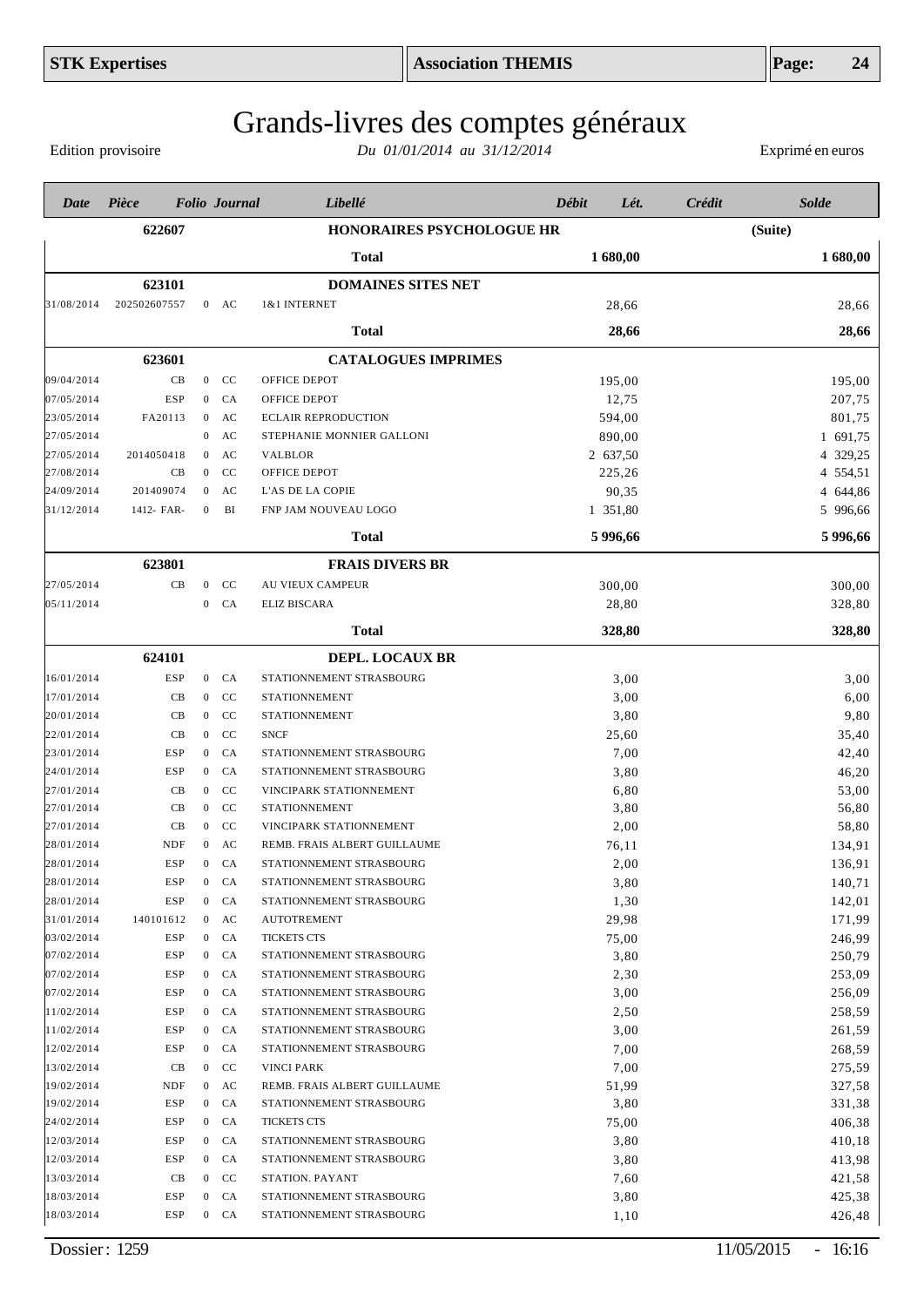# Grands-livres des comptes généraux

Edition provisoire — *Du 01/01/2014 au 31/12/2014* — Exprimé en euros

| Date | Pièce | Folio | Journal | Libellé | Débit | Lét. | Crédit | Solde |
|---|---|---|---|---|---|---|---|---|
| | **622607** | | | **HONORAIRES PSYCHOLOGUE HR** | | | | **(Suite)** |
| | | | | **Total** | **1 680,00** | | | **1 680,00** |
| | **623101** | | | **DOMAINES SITES NET** | | | | |
| 31/08/2014 | 202502607557 | 0 | AC | 1&1 INTERNET | 28,66 | | | 28,66 |
| | | | | **Total** | **28,66** | | | **28,66** |
| | **623601** | | | **CATALOGUES IMPRIMES** | | | | |
| 09/04/2014 | CB | 0 | CC | OFFICE DEPOT | 195,00 | | | 195,00 |
| 07/05/2014 | ESP | 0 | CA | OFFICE DEPOT | 12,75 | | | 207,75 |
| 23/05/2014 | FA20113 | 0 | AC | ECLAIR REPRODUCTION | 594,00 | | | 801,75 |
| 27/05/2014 | | 0 | AC | STEPHANIE MONNIER GALLONI | 890,00 | | | 1 691,75 |
| 27/05/2014 | 2014050418 | 0 | AC | VALBLOR | 2 637,50 | | | 4 329,25 |
| 27/08/2014 | CB | 0 | CC | OFFICE DEPOT | 225,26 | | | 4 554,51 |
| 24/09/2014 | 201409074 | 0 | AC | L'AS DE LA COPIE | 90,35 | | | 4 644,86 |
| 31/12/2014 | 1412- FAR- | 0 | BI | FNP JAM NOUVEAU LOGO | 1 351,80 | | | 5 996,66 |
| | | | | **Total** | **5 996,66** | | | **5 996,66** |
| | **623801** | | | **FRAIS DIVERS BR** | | | | |
| 27/05/2014 | CB | 0 | CC | AU VIEUX CAMPEUR | 300,00 | | | 300,00 |
| 05/11/2014 | | 0 | CA | ELIZ BISCARA | 28,80 | | | 328,80 |
| | | | | **Total** | **328,80** | | | **328,80** |
| | **624101** | | | **DEPL. LOCAUX BR** | | | | |
| 16/01/2014 | ESP | 0 | CA | STATIONNEMENT STRASBOURG | 3,00 | | | 3,00 |
| 17/01/2014 | CB | 0 | CC | STATIONNEMENT | 3,00 | | | 6,00 |
| 20/01/2014 | CB | 0 | CC | STATIONNEMENT | 3,80 | | | 9,80 |
| 22/01/2014 | CB | 0 | CC | SNCF | 25,60 | | | 35,40 |
| 23/01/2014 | ESP | 0 | CA | STATIONNEMENT STRASBOURG | 7,00 | | | 42,40 |
| 24/01/2014 | ESP | 0 | CA | STATIONNEMENT STRASBOURG | 3,80 | | | 46,20 |
| 27/01/2014 | CB | 0 | CC | VINCIPARK STATIONNEMENT | 6,80 | | | 53,00 |
| 27/01/2014 | CB | 0 | CC | STATIONNEMENT | 3,80 | | | 56,80 |
| 27/01/2014 | CB | 0 | CC | VINCIPARK STATIONNEMENT | 2,00 | | | 58,80 |
| 28/01/2014 | NDF | 0 | AC | REMB. FRAIS ALBERT GUILLAUME | 76,11 | | | 134,91 |
| 28/01/2014 | ESP | 0 | CA | STATIONNEMENT STRASBOURG | 2,00 | | | 136,91 |
| 28/01/2014 | ESP | 0 | CA | STATIONNEMENT STRASBOURG | 3,80 | | | 140,71 |
| 28/01/2014 | ESP | 0 | CA | STATIONNEMENT STRASBOURG | 1,30 | | | 142,01 |
| 31/01/2014 | 140101612 | 0 | AC | AUTOTREMENT | 29,98 | | | 171,99 |
| 03/02/2014 | ESP | 0 | CA | TICKETS CTS | 75,00 | | | 246,99 |
| 07/02/2014 | ESP | 0 | CA | STATIONNEMENT STRASBOURG | 3,80 | | | 250,79 |
| 07/02/2014 | ESP | 0 | CA | STATIONNEMENT STRASBOURG | 2,30 | | | 253,09 |
| 07/02/2014 | ESP | 0 | CA | STATIONNEMENT STRASBOURG | 3,00 | | | 256,09 |
| 11/02/2014 | ESP | 0 | CA | STATIONNEMENT STRASBOURG | 2,50 | | | 258,59 |
| 11/02/2014 | ESP | 0 | CA | STATIONNEMENT STRASBOURG | 3,00 | | | 261,59 |
| 12/02/2014 | ESP | 0 | CA | STATIONNEMENT STRASBOURG | 7,00 | | | 268,59 |
| 13/02/2014 | CB | 0 | CC | VINCI PARK | 7,00 | | | 275,59 |
| 19/02/2014 | NDF | 0 | AC | REMB. FRAIS ALBERT GUILLAUME | 51,99 | | | 327,58 |
| 19/02/2014 | ESP | 0 | CA | STATIONNEMENT STRASBOURG | 3,80 | | | 331,38 |
| 24/02/2014 | ESP | 0 | CA | TICKETS CTS | 75,00 | | | 406,38 |
| 12/03/2014 | ESP | 0 | CA | STATIONNEMENT STRASBOURG | 3,80 | | | 410,18 |
| 12/03/2014 | ESP | 0 | CA | STATIONNEMENT STRASBOURG | 3,80 | | | 413,98 |
| 13/03/2014 | CB | 0 | CC | STATION. PAYANT | 7,60 | | | 421,58 |
| 18/03/2014 | ESP | 0 | CA | STATIONNEMENT STRASBOURG | 3,80 | | | 425,38 |
| 18/03/2014 | ESP | 0 | CA | STATIONNEMENT STRASBOURG | 1,10 | | | 426,48 |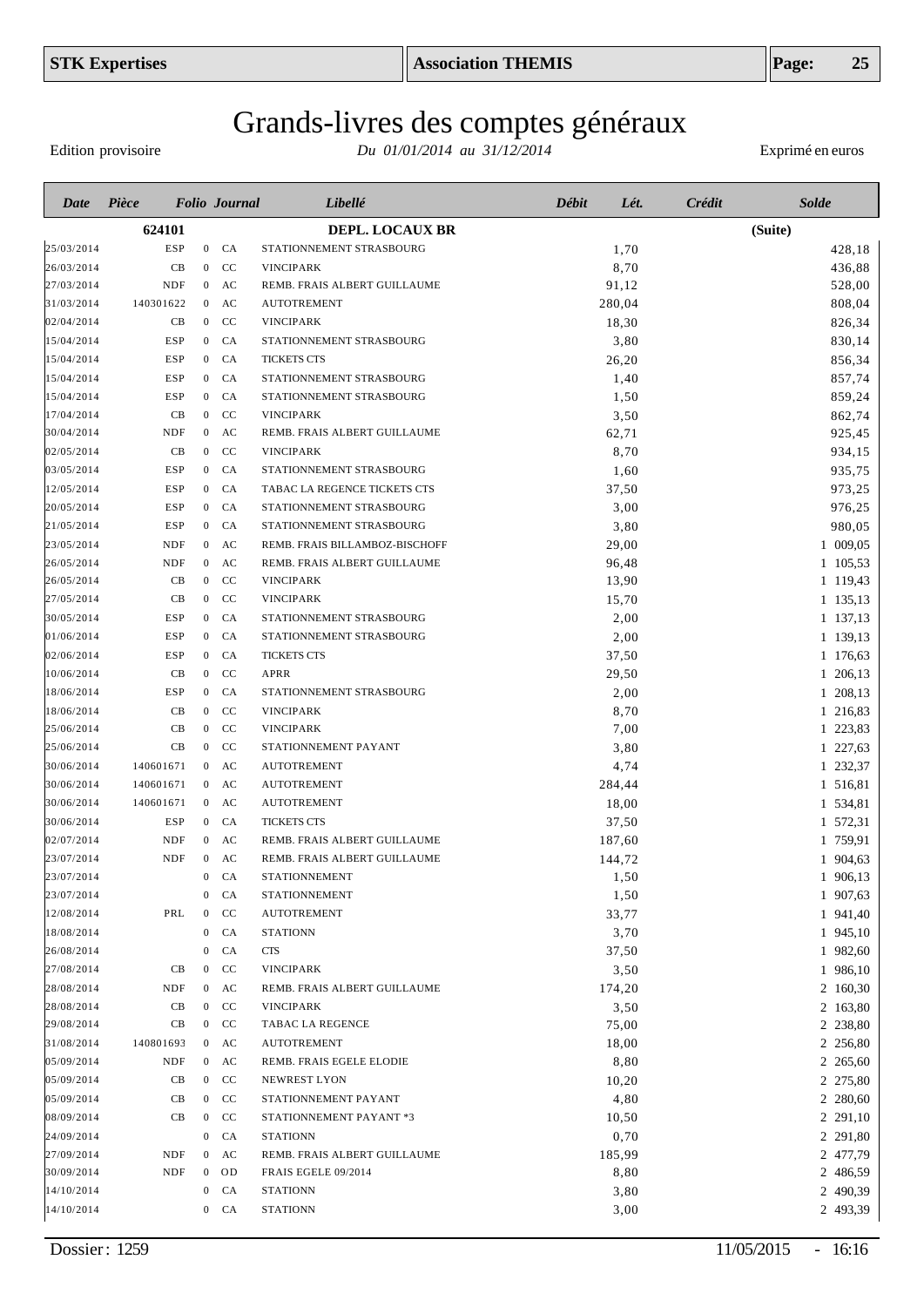# Grands-livres des comptes généraux

Edition provisoire — *Du 01/01/2014 au 31/12/2014* — Exprimé en euros

| Date | Pièce | Folio | Journal | Libellé | Débit | Lét. | Crédit | Solde |
|---|---|---|---|---|---|---|---|---|
| | **624101** | | | **DEPL. LOCAUX BR** | | | | **(Suite)** |
| 25/03/2014 | ESP | 0 | CA | STATIONNEMENT STRASBOURG | 1,70 | | | 428,18 |
| 26/03/2014 | CB | 0 | CC | VINCIPARK | 8,70 | | | 436,88 |
| 27/03/2014 | NDF | 0 | AC | REMB. FRAIS ALBERT GUILLAUME | 91,12 | | | 528,00 |
| 31/03/2014 | 140301622 | 0 | AC | AUTOTREMENT | 280,04 | | | 808,04 |
| 02/04/2014 | CB | 0 | CC | VINCIPARK | 18,30 | | | 826,34 |
| 15/04/2014 | ESP | 0 | CA | STATIONNEMENT STRASBOURG | 3,80 | | | 830,14 |
| 15/04/2014 | ESP | 0 | CA | TICKETS CTS | 26,20 | | | 856,34 |
| 15/04/2014 | ESP | 0 | CA | STATIONNEMENT STRASBOURG | 1,40 | | | 857,74 |
| 15/04/2014 | ESP | 0 | CA | STATIONNEMENT STRASBOURG | 1,50 | | | 859,24 |
| 17/04/2014 | CB | 0 | CC | VINCIPARK | 3,50 | | | 862,74 |
| 30/04/2014 | NDF | 0 | AC | REMB. FRAIS ALBERT GUILLAUME | 62,71 | | | 925,45 |
| 02/05/2014 | CB | 0 | CC | VINCIPARK | 8,70 | | | 934,15 |
| 03/05/2014 | ESP | 0 | CA | STATIONNEMENT STRASBOURG | 1,60 | | | 935,75 |
| 12/05/2014 | ESP | 0 | CA | TABAC LA REGENCE TICKETS CTS | 37,50 | | | 973,25 |
| 20/05/2014 | ESP | 0 | CA | STATIONNEMENT STRASBOURG | 3,00 | | | 976,25 |
| 21/05/2014 | ESP | 0 | CA | STATIONNEMENT STRASBOURG | 3,80 | | | 980,05 |
| 23/05/2014 | NDF | 0 | AC | REMB. FRAIS BILLAMBOZ-BISCHOFF | 29,00 | | | 1 009,05 |
| 26/05/2014 | NDF | 0 | AC | REMB. FRAIS ALBERT GUILLAUME | 96,48 | | | 1 105,53 |
| 26/05/2014 | CB | 0 | CC | VINCIPARK | 13,90 | | | 1 119,43 |
| 27/05/2014 | CB | 0 | CC | VINCIPARK | 15,70 | | | 1 135,13 |
| 30/05/2014 | ESP | 0 | CA | STATIONNEMENT STRASBOURG | 2,00 | | | 1 137,13 |
| 01/06/2014 | ESP | 0 | CA | STATIONNEMENT STRASBOURG | 2,00 | | | 1 139,13 |
| 02/06/2014 | ESP | 0 | CA | TICKETS CTS | 37,50 | | | 1 176,63 |
| 10/06/2014 | CB | 0 | CC | APRR | 29,50 | | | 1 206,13 |
| 18/06/2014 | ESP | 0 | CA | STATIONNEMENT STRASBOURG | 2,00 | | | 1 208,13 |
| 18/06/2014 | CB | 0 | CC | VINCIPARK | 8,70 | | | 1 216,83 |
| 25/06/2014 | CB | 0 | CC | VINCIPARK | 7,00 | | | 1 223,83 |
| 25/06/2014 | CB | 0 | CC | STATIONNEMENT PAYANT | 3,80 | | | 1 227,63 |
| 30/06/2014 | 140601671 | 0 | AC | AUTOTREMENT | 4,74 | | | 1 232,37 |
| 30/06/2014 | 140601671 | 0 | AC | AUTOTREMENT | 284,44 | | | 1 516,81 |
| 30/06/2014 | 140601671 | 0 | AC | AUTOTREMENT | 18,00 | | | 1 534,81 |
| 30/06/2014 | ESP | 0 | CA | TICKETS CTS | 37,50 | | | 1 572,31 |
| 02/07/2014 | NDF | 0 | AC | REMB. FRAIS ALBERT GUILLAUME | 187,60 | | | 1 759,91 |
| 23/07/2014 | NDF | 0 | AC | REMB. FRAIS ALBERT GUILLAUME | 144,72 | | | 1 904,63 |
| 23/07/2014 | | 0 | CA | STATIONNEMENT | 1,50 | | | 1 906,13 |
| 23/07/2014 | | 0 | CA | STATIONNEMENT | 1,50 | | | 1 907,63 |
| 12/08/2014 | PRL | 0 | CC | AUTOTREMENT | 33,77 | | | 1 941,40 |
| 18/08/2014 | | 0 | CA | STATIONN | 3,70 | | | 1 945,10 |
| 26/08/2014 | | 0 | CA | CTS | 37,50 | | | 1 982,60 |
| 27/08/2014 | CB | 0 | CC | VINCIPARK | 3,50 | | | 1 986,10 |
| 28/08/2014 | NDF | 0 | AC | REMB. FRAIS ALBERT GUILLAUME | 174,20 | | | 2 160,30 |
| 28/08/2014 | CB | 0 | CC | VINCIPARK | 3,50 | | | 2 163,80 |
| 29/08/2014 | CB | 0 | CC | TABAC LA REGENCE | 75,00 | | | 2 238,80 |
| 31/08/2014 | 140801693 | 0 | AC | AUTOTREMENT | 18,00 | | | 2 256,80 |
| 05/09/2014 | NDF | 0 | AC | REMB. FRAIS EGELE ELODIE | 8,80 | | | 2 265,60 |
| 05/09/2014 | CB | 0 | CC | NEWREST LYON | 10,20 | | | 2 275,80 |
| 05/09/2014 | CB | 0 | CC | STATIONNEMENT PAYANT | 4,80 | | | 2 280,60 |
| 08/09/2014 | CB | 0 | CC | STATIONNEMENT PAYANT *3 | 10,50 | | | 2 291,10 |
| 24/09/2014 | | 0 | CA | STATIONN | 0,70 | | | 2 291,80 |
| 27/09/2014 | NDF | 0 | AC | REMB. FRAIS ALBERT GUILLAUME | 185,99 | | | 2 477,79 |
| 30/09/2014 | NDF | 0 | OD | FRAIS EGELE 09/2014 | 8,80 | | | 2 486,59 |
| 14/10/2014 | | 0 | CA | STATIONN | 3,80 | | | 2 490,39 |
| 14/10/2014 | | 0 | CA | STATIONN | 3,00 | | | 2 493,39 |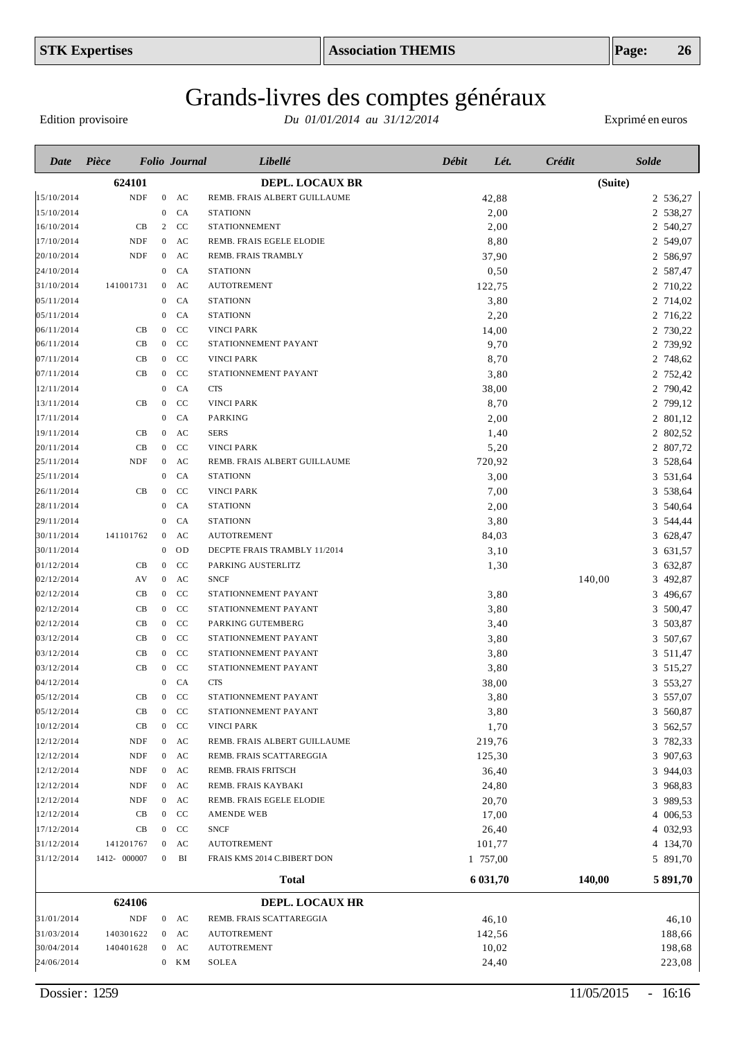# Grands-livres des comptes généraux

Edition provisoire — *Du 01/01/2014 au 31/12/2014* — Exprimé en euros

| Date | Pièce | Folio | Journal | Libellé | Débit | Lét. | Crédit | Solde |
|---|---|---|---|---|---|---|---|---|
| | **624101** | | | **DEPL. LOCAUX BR** | | | | **(Suite)** |
| 15/10/2014 | NDF | 0 | AC | REMB. FRAIS ALBERT GUILLAUME | 42,88 | | | 2 536,27 |
| 15/10/2014 | | 0 | CA | STATIONN | 2,00 | | | 2 538,27 |
| 16/10/2014 | CB | 2 | CC | STATIONNEMENT | 2,00 | | | 2 540,27 |
| 17/10/2014 | NDF | 0 | AC | REMB. FRAIS EGELE ELODIE | 8,80 | | | 2 549,07 |
| 20/10/2014 | NDF | 0 | AC | REMB. FRAIS TRAMBLY | 37,90 | | | 2 586,97 |
| 24/10/2014 | | 0 | CA | STATIONN | 0,50 | | | 2 587,47 |
| 31/10/2014 | 141001731 | 0 | AC | AUTOTREMENT | 122,75 | | | 2 710,22 |
| 05/11/2014 | | 0 | CA | STATIONN | 3,80 | | | 2 714,02 |
| 05/11/2014 | | 0 | CA | STATIONN | 2,20 | | | 2 716,22 |
| 06/11/2014 | CB | 0 | CC | VINCI PARK | 14,00 | | | 2 730,22 |
| 06/11/2014 | CB | 0 | CC | STATIONNEMENT PAYANT | 9,70 | | | 2 739,92 |
| 07/11/2014 | CB | 0 | CC | VINCI PARK | 8,70 | | | 2 748,62 |
| 07/11/2014 | CB | 0 | CC | STATIONNEMENT PAYANT | 3,80 | | | 2 752,42 |
| 12/11/2014 | | 0 | CA | CTS | 38,00 | | | 2 790,42 |
| 13/11/2014 | CB | 0 | CC | VINCI PARK | 8,70 | | | 2 799,12 |
| 17/11/2014 | | 0 | CA | PARKING | 2,00 | | | 2 801,12 |
| 19/11/2014 | CB | 0 | AC | SERS | 1,40 | | | 2 802,52 |
| 20/11/2014 | CB | 0 | CC | VINCI PARK | 5,20 | | | 2 807,72 |
| 25/11/2014 | NDF | 0 | AC | REMB. FRAIS ALBERT GUILLAUME | 720,92 | | | 3 528,64 |
| 25/11/2014 | | 0 | CA | STATIONN | 3,00 | | | 3 531,64 |
| 26/11/2014 | CB | 0 | CC | VINCI PARK | 7,00 | | | 3 538,64 |
| 28/11/2014 | | 0 | CA | STATIONN | 2,00 | | | 3 540,64 |
| 29/11/2014 | | 0 | CA | STATIONN | 3,80 | | | 3 544,44 |
| 30/11/2014 | 141101762 | 0 | AC | AUTOTREMENT | 84,03 | | | 3 628,47 |
| 30/11/2014 | | 0 | OD | DECPTE FRAIS TRAMBLY 11/2014 | 3,10 | | | 3 631,57 |
| 01/12/2014 | CB | 0 | CC | PARKING AUSTERLITZ | 1,30 | | | 3 632,87 |
| 02/12/2014 | AV | 0 | AC | SNCF | | | 140,00 | 3 492,87 |
| 02/12/2014 | CB | 0 | CC | STATIONNEMENT PAYANT | 3,80 | | | 3 496,67 |
| 02/12/2014 | CB | 0 | CC | STATIONNEMENT PAYANT | 3,80 | | | 3 500,47 |
| 02/12/2014 | CB | 0 | CC | PARKING GUTEMBERG | 3,40 | | | 3 503,87 |
| 03/12/2014 | CB | 0 | CC | STATIONNEMENT PAYANT | 3,80 | | | 3 507,67 |
| 03/12/2014 | CB | 0 | CC | STATIONNEMENT PAYANT | 3,80 | | | 3 511,47 |
| 03/12/2014 | CB | 0 | CC | STATIONNEMENT PAYANT | 3,80 | | | 3 515,27 |
| 04/12/2014 | | 0 | CA | CTS | 38,00 | | | 3 553,27 |
| 05/12/2014 | CB | 0 | CC | STATIONNEMENT PAYANT | 3,80 | | | 3 557,07 |
| 05/12/2014 | CB | 0 | CC | STATIONNEMENT PAYANT | 3,80 | | | 3 560,87 |
| 10/12/2014 | CB | 0 | CC | VINCI PARK | 1,70 | | | 3 562,57 |
| 12/12/2014 | NDF | 0 | AC | REMB. FRAIS ALBERT GUILLAUME | 219,76 | | | 3 782,33 |
| 12/12/2014 | NDF | 0 | AC | REMB. FRAIS SCATTAREGGIA | 125,30 | | | 3 907,63 |
| 12/12/2014 | NDF | 0 | AC | REMB. FRAIS FRITSCH | 36,40 | | | 3 944,03 |
| 12/12/2014 | NDF | 0 | AC | REMB. FRAIS KAYBAKI | 24,80 | | | 3 968,83 |
| 12/12/2014 | NDF | 0 | AC | REMB. FRAIS EGELE ELODIE | 20,70 | | | 3 989,53 |
| 12/12/2014 | CB | 0 | CC | AMENDE WEB | 17,00 | | | 4 006,53 |
| 17/12/2014 | CB | 0 | CC | SNCF | 26,40 | | | 4 032,93 |
| 31/12/2014 | 141201767 | 0 | AC | AUTOTREMENT | 101,77 | | | 4 134,70 |
| 31/12/2014 | 1412- 000007 | 0 | BI | FRAIS KMS 2014 C.BIBERT DON | 1 757,00 | | | 5 891,70 |
| | | | | **Total** | **6 031,70** | | **140,00** | **5 891,70** |
| | **624106** | | | **DEPL. LOCAUX HR** | | | | |
| 31/01/2014 | NDF | 0 | AC | REMB. FRAIS SCATTAREGGIA | 46,10 | | | 46,10 |
| 31/03/2014 | 140301622 | 0 | AC | AUTOTREMENT | 142,56 | | | 188,66 |
| 30/04/2014 | 140401628 | 0 | AC | AUTOTREMENT | 10,02 | | | 198,68 |
| 24/06/2014 | | 0 | KM | SOLEA | 24,40 | | | 223,08 |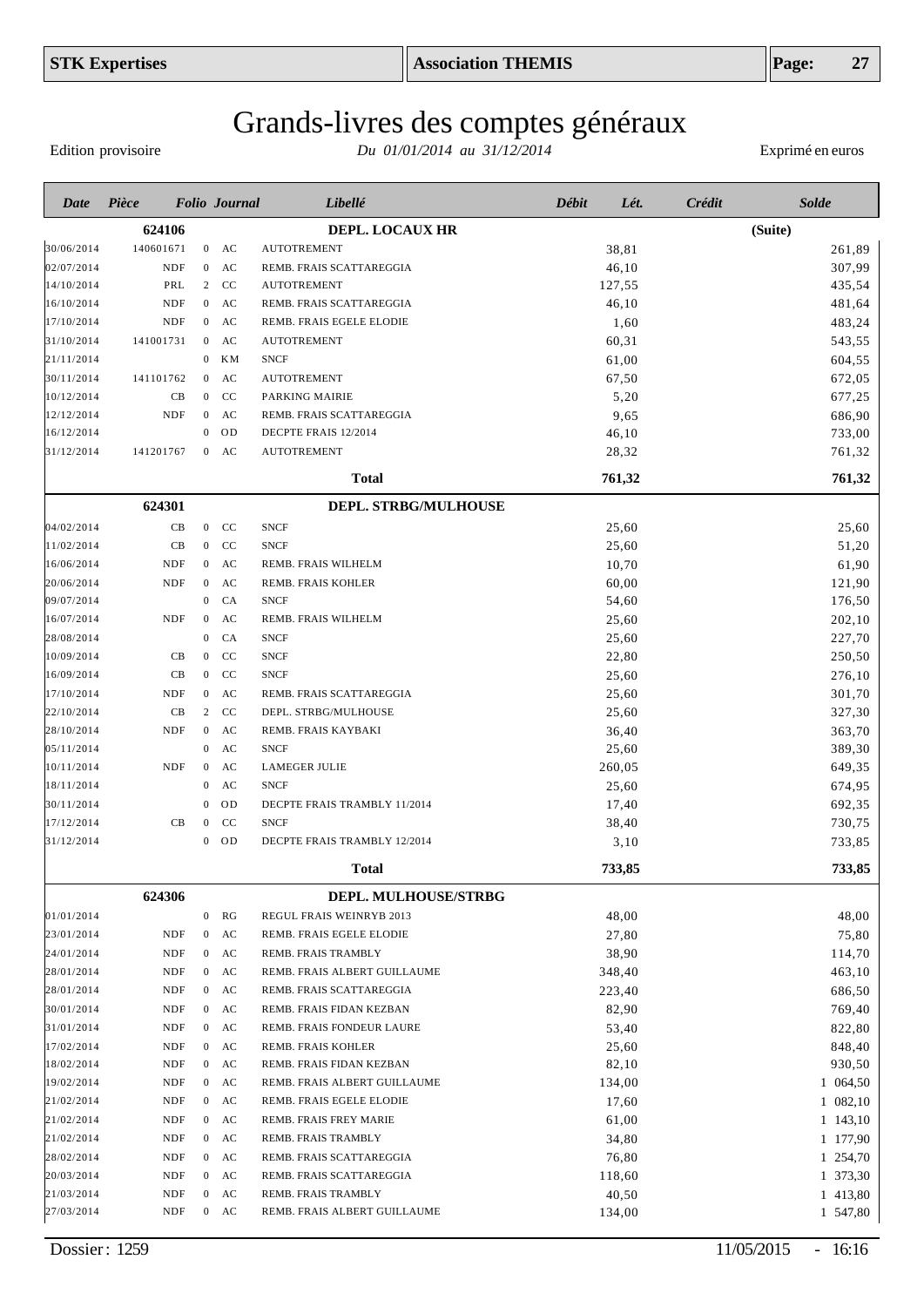| STK Expertises | Association THEMIS |
|---|---|

# Grands-livres des comptes généraux

Edition provisoire — *Du 01/01/2014 au 31/12/2014* — Exprimé en euros

| Date | Pièce | Folio | Journal | Libellé | Débit | Lét. | Crédit | Solde |
|---|---|---|---|---|---|---|---|---|
| | **624106** | | | **DEPL. LOCAUX HR** | | | | **(Suite)** |
| 30/06/2014 | 140601671 | 0 | AC | AUTOTREMENT | 38,81 | | | 261,89 |
| 02/07/2014 | NDF | 0 | AC | REMB. FRAIS SCATTAREGGIA | 46,10 | | | 307,99 |
| 14/10/2014 | PRL | 2 | CC | AUTOTREMENT | 127,55 | | | 435,54 |
| 16/10/2014 | NDF | 0 | AC | REMB. FRAIS SCATTAREGGIA | 46,10 | | | 481,64 |
| 17/10/2014 | NDF | 0 | AC | REMB. FRAIS EGELE ELODIE | 1,60 | | | 483,24 |
| 31/10/2014 | 141001731 | 0 | AC | AUTOTREMENT | 60,31 | | | 543,55 |
| 21/11/2014 | | 0 | KM | SNCF | 61,00 | | | 604,55 |
| 30/11/2014 | 141101762 | 0 | AC | AUTOTREMENT | 67,50 | | | 672,05 |
| 10/12/2014 | CB | 0 | CC | PARKING MAIRIE | 5,20 | | | 677,25 |
| 12/12/2014 | NDF | 0 | AC | REMB. FRAIS SCATTAREGGIA | 9,65 | | | 686,90 |
| 16/12/2014 | | 0 | OD | DECPTE FRAIS 12/2014 | 46,10 | | | 733,00 |
| 31/12/2014 | 141201767 | 0 | AC | AUTOTREMENT | 28,32 | | | 761,32 |
| | | | | **Total** | **761,32** | | | **761,32** |
| | **624301** | | | **DEPL. STRBG/MULHOUSE** | | | | |
| 04/02/2014 | CB | 0 | CC | SNCF | 25,60 | | | 25,60 |
| 11/02/2014 | CB | 0 | CC | SNCF | 25,60 | | | 51,20 |
| 16/06/2014 | NDF | 0 | AC | REMB. FRAIS WILHELM | 10,70 | | | 61,90 |
| 20/06/2014 | NDF | 0 | AC | REMB. FRAIS KOHLER | 60,00 | | | 121,90 |
| 09/07/2014 | | 0 | CA | SNCF | 54,60 | | | 176,50 |
| 16/07/2014 | NDF | 0 | AC | REMB. FRAIS WILHELM | 25,60 | | | 202,10 |
| 28/08/2014 | | 0 | CA | SNCF | 25,60 | | | 227,70 |
| 10/09/2014 | CB | 0 | CC | SNCF | 22,80 | | | 250,50 |
| 16/09/2014 | CB | 0 | CC | SNCF | 25,60 | | | 276,10 |
| 17/10/2014 | NDF | 0 | AC | REMB. FRAIS SCATTAREGGIA | 25,60 | | | 301,70 |
| 22/10/2014 | CB | 2 | CC | DEPL. STRBG/MULHOUSE | 25,60 | | | 327,30 |
| 28/10/2014 | NDF | 0 | AC | REMB. FRAIS KAYBAKI | 36,40 | | | 363,70 |
| 05/11/2014 | | 0 | AC | SNCF | 25,60 | | | 389,30 |
| 10/11/2014 | NDF | 0 | AC | LAMEGER JULIE | 260,05 | | | 649,35 |
| 18/11/2014 | | 0 | AC | SNCF | 25,60 | | | 674,95 |
| 30/11/2014 | | 0 | OD | DECPTE FRAIS TRAMBLY 11/2014 | 17,40 | | | 692,35 |
| 17/12/2014 | CB | 0 | CC | SNCF | 38,40 | | | 730,75 |
| 31/12/2014 | | 0 | OD | DECPTE FRAIS TRAMBLY 12/2014 | 3,10 | | | 733,85 |
| | | | | **Total** | **733,85** | | | **733,85** |
| | **624306** | | | **DEPL. MULHOUSE/STRBG** | | | | |
| 01/01/2014 | | 0 | RG | REGUL FRAIS WEINRYB 2013 | 48,00 | | | 48,00 |
| 23/01/2014 | NDF | 0 | AC | REMB. FRAIS EGELE ELODIE | 27,80 | | | 75,80 |
| 24/01/2014 | NDF | 0 | AC | REMB. FRAIS TRAMBLY | 38,90 | | | 114,70 |
| 28/01/2014 | NDF | 0 | AC | REMB. FRAIS ALBERT GUILLAUME | 348,40 | | | 463,10 |
| 28/01/2014 | NDF | 0 | AC | REMB. FRAIS SCATTAREGGIA | 223,40 | | | 686,50 |
| 30/01/2014 | NDF | 0 | AC | REMB. FRAIS FIDAN KEZBAN | 82,90 | | | 769,40 |
| 31/01/2014 | NDF | 0 | AC | REMB. FRAIS FONDEUR LAURE | 53,40 | | | 822,80 |
| 17/02/2014 | NDF | 0 | AC | REMB. FRAIS KOHLER | 25,60 | | | 848,40 |
| 18/02/2014 | NDF | 0 | AC | REMB. FRAIS FIDAN KEZBAN | 82,10 | | | 930,50 |
| 19/02/2014 | NDF | 0 | AC | REMB. FRAIS ALBERT GUILLAUME | 134,00 | | | 1 064,50 |
| 21/02/2014 | NDF | 0 | AC | REMB. FRAIS EGELE ELODIE | 17,60 | | | 1 082,10 |
| 21/02/2014 | NDF | 0 | AC | REMB. FRAIS FREY MARIE | 61,00 | | | 1 143,10 |
| 21/02/2014 | NDF | 0 | AC | REMB. FRAIS TRAMBLY | 34,80 | | | 1 177,90 |
| 28/02/2014 | NDF | 0 | AC | REMB. FRAIS SCATTAREGGIA | 76,80 | | | 1 254,70 |
| 20/03/2014 | NDF | 0 | AC | REMB. FRAIS SCATTAREGGIA | 118,60 | | | 1 373,30 |
| 21/03/2014 | NDF | 0 | AC | REMB. FRAIS TRAMBLY | 40,50 | | | 1 413,80 |
| 27/03/2014 | NDF | 0 | AC | REMB. FRAIS ALBERT GUILLAUME | 134,00 | | | 1 547,80 |

Dossier : 1259 — 11/05/2015 - 16:16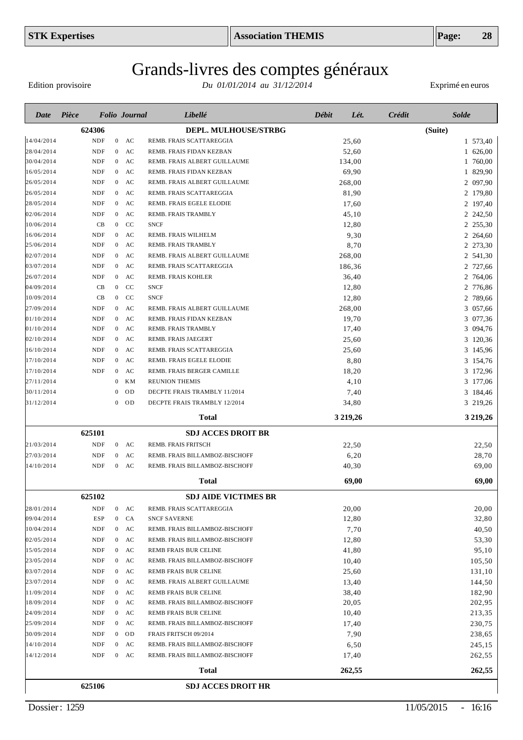# Grands-livres des comptes généraux

Edition provisoire — *Du 01/01/2014 au 31/12/2014* — Exprimé en euros

| Date | Pièce | Folio | Journal | Libellé | Débit | Lét. | Crédit | Solde |
|---|---|---|---|---|---|---|---|---|
| | **624306** | | | **DEPL. MULHOUSE/STRBG** | | | | **(Suite)** |
| 14/04/2014 | NDF | 0 | AC | REMB. FRAIS SCATTAREGGIA | 25,60 | | | 1 573,40 |
| 28/04/2014 | NDF | 0 | AC | REMB. FRAIS FIDAN KEZBAN | 52,60 | | | 1 626,00 |
| 30/04/2014 | NDF | 0 | AC | REMB. FRAIS ALBERT GUILLAUME | 134,00 | | | 1 760,00 |
| 16/05/2014 | NDF | 0 | AC | REMB. FRAIS FIDAN KEZBAN | 69,90 | | | 1 829,90 |
| 26/05/2014 | NDF | 0 | AC | REMB. FRAIS ALBERT GUILLAUME | 268,00 | | | 2 097,90 |
| 26/05/2014 | NDF | 0 | AC | REMB. FRAIS SCATTAREGGIA | 81,90 | | | 2 179,80 |
| 28/05/2014 | NDF | 0 | AC | REMB. FRAIS EGELE ELODIE | 17,60 | | | 2 197,40 |
| 02/06/2014 | NDF | 0 | AC | REMB. FRAIS TRAMBLY | 45,10 | | | 2 242,50 |
| 10/06/2014 | CB | 0 | CC | SNCF | 12,80 | | | 2 255,30 |
| 16/06/2014 | NDF | 0 | AC | REMB. FRAIS WILHELM | 9,30 | | | 2 264,60 |
| 25/06/2014 | NDF | 0 | AC | REMB. FRAIS TRAMBLY | 8,70 | | | 2 273,30 |
| 02/07/2014 | NDF | 0 | AC | REMB. FRAIS ALBERT GUILLAUME | 268,00 | | | 2 541,30 |
| 03/07/2014 | NDF | 0 | AC | REMB. FRAIS SCATTAREGGIA | 186,36 | | | 2 727,66 |
| 26/07/2014 | NDF | 0 | AC | REMB. FRAIS KOHLER | 36,40 | | | 2 764,06 |
| 04/09/2014 | CB | 0 | CC | SNCF | 12,80 | | | 2 776,86 |
| 10/09/2014 | CB | 0 | CC | SNCF | 12,80 | | | 2 789,66 |
| 27/09/2014 | NDF | 0 | AC | REMB. FRAIS ALBERT GUILLAUME | 268,00 | | | 3 057,66 |
| 01/10/2014 | NDF | 0 | AC | REMB. FRAIS FIDAN KEZBAN | 19,70 | | | 3 077,36 |
| 01/10/2014 | NDF | 0 | AC | REMB. FRAIS TRAMBLY | 17,40 | | | 3 094,76 |
| 02/10/2014 | NDF | 0 | AC | REMB. FRAIS JAEGERT | 25,60 | | | 3 120,36 |
| 16/10/2014 | NDF | 0 | AC | REMB. FRAIS SCATTAREGGIA | 25,60 | | | 3 145,96 |
| 17/10/2014 | NDF | 0 | AC | REMB. FRAIS EGELE ELODIE | 8,80 | | | 3 154,76 |
| 17/10/2014 | NDF | 0 | AC | REMB. FRAIS BERGER CAMILLE | 18,20 | | | 3 172,96 |
| 27/11/2014 | | 0 | KM | REUNION THEMIS | 4,10 | | | 3 177,06 |
| 30/11/2014 | | 0 | OD | DECPTE FRAIS TRAMBLY 11/2014 | 7,40 | | | 3 184,46 |
| 31/12/2014 | | 0 | OD | DECPTE FRAIS TRAMBLY 12/2014 | 34,80 | | | 3 219,26 |
| | | | | **Total** | **3 219,26** | | | **3 219,26** |
| | **625101** | | | **SDJ ACCES DROIT BR** | | | | |
| 21/03/2014 | NDF | 0 | AC | REMB. FRAIS FRITSCH | 22,50 | | | 22,50 |
| 27/03/2014 | NDF | 0 | AC | REMB. FRAIS BILLAMBOZ-BISCHOFF | 6,20 | | | 28,70 |
| 14/10/2014 | NDF | 0 | AC | REMB. FRAIS BILLAMBOZ-BISCHOFF | 40,30 | | | 69,00 |
| | | | | **Total** | **69,00** | | | **69,00** |
| | **625102** | | | **SDJ AIDE VICTIMES BR** | | | | |
| 28/01/2014 | NDF | 0 | AC | REMB. FRAIS SCATTAREGGIA | 20,00 | | | 20,00 |
| 09/04/2014 | ESP | 0 | CA | SNCF SAVERNE | 12,80 | | | 32,80 |
| 10/04/2014 | NDF | 0 | AC | REMB. FRAIS BILLAMBOZ-BISCHOFF | 7,70 | | | 40,50 |
| 02/05/2014 | NDF | 0 | AC | REMB. FRAIS BILLAMBOZ-BISCHOFF | 12,80 | | | 53,30 |
| 15/05/2014 | NDF | 0 | AC | REMB FRAIS BUR CELINE | 41,80 | | | 95,10 |
| 23/05/2014 | NDF | 0 | AC | REMB. FRAIS BILLAMBOZ-BISCHOFF | 10,40 | | | 105,50 |
| 03/07/2014 | NDF | 0 | AC | REMB FRAIS BUR CELINE | 25,60 | | | 131,10 |
| 23/07/2014 | NDF | 0 | AC | REMB. FRAIS ALBERT GUILLAUME | 13,40 | | | 144,50 |
| 11/09/2014 | NDF | 0 | AC | REMB FRAIS BUR CELINE | 38,40 | | | 182,90 |
| 18/09/2014 | NDF | 0 | AC | REMB. FRAIS BILLAMBOZ-BISCHOFF | 20,05 | | | 202,95 |
| 24/09/2014 | NDF | 0 | AC | REMB FRAIS BUR CELINE | 10,40 | | | 213,35 |
| 25/09/2014 | NDF | 0 | AC | REMB. FRAIS BILLAMBOZ-BISCHOFF | 17,40 | | | 230,75 |
| 30/09/2014 | NDF | 0 | OD | FRAIS FRITSCH 09/2014 | 7,90 | | | 238,65 |
| 14/10/2014 | NDF | 0 | AC | REMB. FRAIS BILLAMBOZ-BISCHOFF | 6,50 | | | 245,15 |
| 14/12/2014 | NDF | 0 | AC | REMB. FRAIS BILLAMBOZ-BISCHOFF | 17,40 | | | 262,55 |
| | | | | **Total** | **262,55** | | | **262,55** |
| | **625106** | | | **SDJ ACCES DROIT HR** | | | | |

Dossier : 1259 — 11/05/2015 - 16:16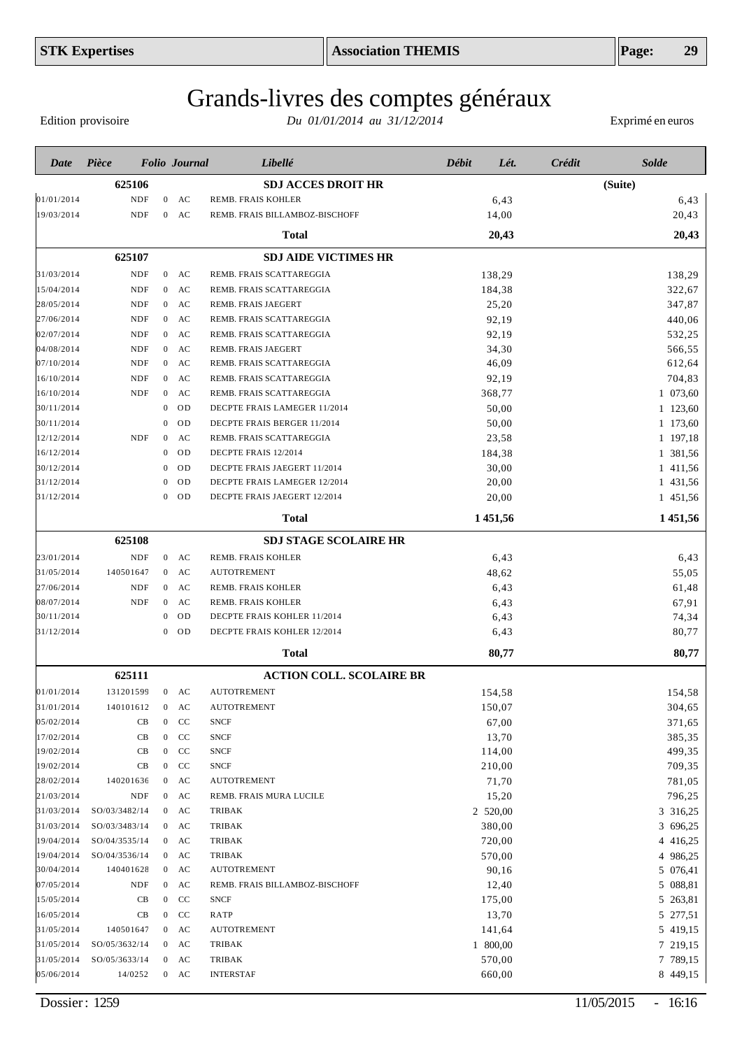# Grands-livres des comptes généraux

Edition provisoire — *Du 01/01/2014 au 31/12/2014* — Exprimé en euros

| Date | Pièce | Folio | Journal | Libellé | Débit | Lét. | Crédit | Solde |
|---|---|---|---|---|---|---|---|---|
| | **625106** | | | **SDJ ACCES DROIT HR** | | | | **(Suite)** |
| 01/01/2014 | NDF | 0 | AC | REMB. FRAIS KOHLER | 6,43 | | | 6,43 |
| 19/03/2014 | NDF | 0 | AC | REMB. FRAIS BILLAMBOZ-BISCHOFF | 14,00 | | | 20,43 |
| | | | | **Total** | **20,43** | | | **20,43** |
| | **625107** | | | **SDJ AIDE VICTIMES HR** | | | | |
| 31/03/2014 | NDF | 0 | AC | REMB. FRAIS SCATTAREGGIA | 138,29 | | | 138,29 |
| 15/04/2014 | NDF | 0 | AC | REMB. FRAIS SCATTAREGGIA | 184,38 | | | 322,67 |
| 28/05/2014 | NDF | 0 | AC | REMB. FRAIS JAEGERT | 25,20 | | | 347,87 |
| 27/06/2014 | NDF | 0 | AC | REMB. FRAIS SCATTAREGGIA | 92,19 | | | 440,06 |
| 02/07/2014 | NDF | 0 | AC | REMB. FRAIS SCATTAREGGIA | 92,19 | | | 532,25 |
| 04/08/2014 | NDF | 0 | AC | REMB. FRAIS JAEGERT | 34,30 | | | 566,55 |
| 07/10/2014 | NDF | 0 | AC | REMB. FRAIS SCATTAREGGIA | 46,09 | | | 612,64 |
| 16/10/2014 | NDF | 0 | AC | REMB. FRAIS SCATTAREGGIA | 92,19 | | | 704,83 |
| 16/10/2014 | NDF | 0 | AC | REMB. FRAIS SCATTAREGGIA | 368,77 | | | 1 073,60 |
| 30/11/2014 | | 0 | OD | DECPTE FRAIS LAMEGER 11/2014 | 50,00 | | | 1 123,60 |
| 30/11/2014 | | 0 | OD | DECPTE FRAIS BERGER 11/2014 | 50,00 | | | 1 173,60 |
| 12/12/2014 | NDF | 0 | AC | REMB. FRAIS SCATTAREGGIA | 23,58 | | | 1 197,18 |
| 16/12/2014 | | 0 | OD | DECPTE FRAIS 12/2014 | 184,38 | | | 1 381,56 |
| 30/12/2014 | | 0 | OD | DECPTE FRAIS JAEGERT 11/2014 | 30,00 | | | 1 411,56 |
| 31/12/2014 | | 0 | OD | DECPTE FRAIS LAMEGER 12/2014 | 20,00 | | | 1 431,56 |
| 31/12/2014 | | 0 | OD | DECPTE FRAIS JAEGERT 12/2014 | 20,00 | | | 1 451,56 |
| | | | | **Total** | **1 451,56** | | | **1 451,56** |
| | **625108** | | | **SDJ STAGE SCOLAIRE HR** | | | | |
| 23/01/2014 | NDF | 0 | AC | REMB. FRAIS KOHLER | 6,43 | | | 6,43 |
| 31/05/2014 | 140501647 | 0 | AC | AUTOTREMENT | 48,62 | | | 55,05 |
| 27/06/2014 | NDF | 0 | AC | REMB. FRAIS KOHLER | 6,43 | | | 61,48 |
| 08/07/2014 | NDF | 0 | AC | REMB. FRAIS KOHLER | 6,43 | | | 67,91 |
| 30/11/2014 | | 0 | OD | DECPTE FRAIS KOHLER 11/2014 | 6,43 | | | 74,34 |
| 31/12/2014 | | 0 | OD | DECPTE FRAIS KOHLER 12/2014 | 6,43 | | | 80,77 |
| | | | | **Total** | **80,77** | | | **80,77** |
| | **625111** | | | **ACTION COLL. SCOLAIRE BR** | | | | |
| 01/01/2014 | 131201599 | 0 | AC | AUTOTREMENT | 154,58 | | | 154,58 |
| 31/01/2014 | 140101612 | 0 | AC | AUTOTREMENT | 150,07 | | | 304,65 |
| 05/02/2014 | CB | 0 | CC | SNCF | 67,00 | | | 371,65 |
| 17/02/2014 | CB | 0 | CC | SNCF | 13,70 | | | 385,35 |
| 19/02/2014 | CB | 0 | CC | SNCF | 114,00 | | | 499,35 |
| 19/02/2014 | CB | 0 | CC | SNCF | 210,00 | | | 709,35 |
| 28/02/2014 | 140201636 | 0 | AC | AUTOTREMENT | 71,70 | | | 781,05 |
| 21/03/2014 | NDF | 0 | AC | REMB. FRAIS MURA LUCILE | 15,20 | | | 796,25 |
| 31/03/2014 | SO/03/3482/14 | 0 | AC | TRIBAK | 2 520,00 | | | 3 316,25 |
| 31/03/2014 | SO/03/3483/14 | 0 | AC | TRIBAK | 380,00 | | | 3 696,25 |
| 19/04/2014 | SO/04/3535/14 | 0 | AC | TRIBAK | 720,00 | | | 4 416,25 |
| 19/04/2014 | SO/04/3536/14 | 0 | AC | TRIBAK | 570,00 | | | 4 986,25 |
| 30/04/2014 | 140401628 | 0 | AC | AUTOTREMENT | 90,16 | | | 5 076,41 |
| 07/05/2014 | NDF | 0 | AC | REMB. FRAIS BILLAMBOZ-BISCHOFF | 12,40 | | | 5 088,81 |
| 15/05/2014 | CB | 0 | CC | SNCF | 175,00 | | | 5 263,81 |
| 16/05/2014 | CB | 0 | CC | RATP | 13,70 | | | 5 277,51 |
| 31/05/2014 | 140501647 | 0 | AC | AUTOTREMENT | 141,64 | | | 5 419,15 |
| 31/05/2014 | SO/05/3632/14 | 0 | AC | TRIBAK | 1 800,00 | | | 7 219,15 |
| 31/05/2014 | SO/05/3633/14 | 0 | AC | TRIBAK | 570,00 | | | 7 789,15 |
| 05/06/2014 | 14/0252 | 0 | AC | INTERSTAF | 660,00 | | | 8 449,15 |

Dossier : 1259 — 11/05/2015 - 16:16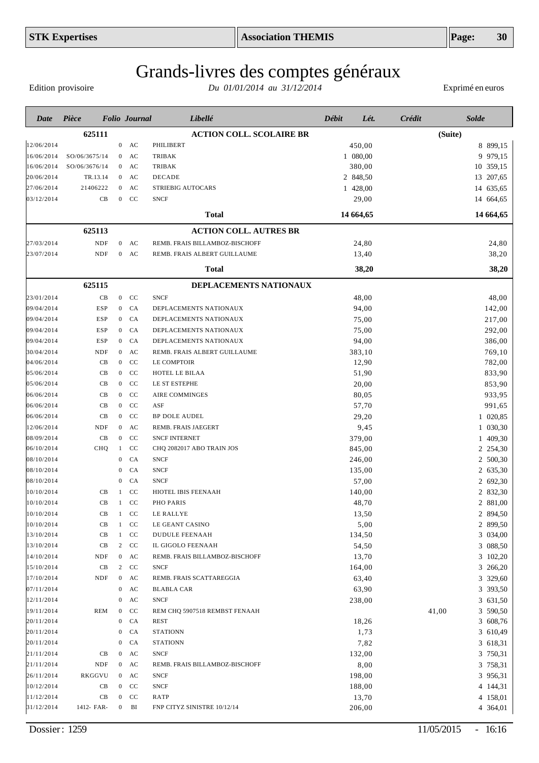# Grands-livres des comptes généraux

Edition provisoire — *Du 01/01/2014 au 31/12/2014* — Exprimé en euros

| Date | Pièce | Folio | Journal | Libellé | Débit | Lét. | Crédit | Solde |
|---|---|---|---|---|---|---|---|---|
| | **625111** | | | **ACTION COLL. SCOLAIRE BR** | | | | **(Suite)** |
| 12/06/2014 | | 0 | AC | PHILIBERT | 450,00 | | | 8 899,15 |
| 16/06/2014 | SO/06/3675/14 | 0 | AC | TRIBAK | 1 080,00 | | | 9 979,15 |
| 16/06/2014 | SO/06/3676/14 | 0 | AC | TRIBAK | 380,00 | | | 10 359,15 |
| 20/06/2014 | TR.13.14 | 0 | AC | DECADE | 2 848,50 | | | 13 207,65 |
| 27/06/2014 | 21406222 | 0 | AC | STRIEBIG AUTOCARS | 1 428,00 | | | 14 635,65 |
| 03/12/2014 | CB | 0 | CC | SNCF | 29,00 | | | 14 664,65 |
| | | | | **Total** | **14 664,65** | | | **14 664,65** |
| | **625113** | | | **ACTION COLL. AUTRES BR** | | | | |
| 27/03/2014 | NDF | 0 | AC | REMB. FRAIS BILLAMBOZ-BISCHOFF | 24,80 | | | 24,80 |
| 23/07/2014 | NDF | 0 | AC | REMB. FRAIS ALBERT GUILLAUME | 13,40 | | | 38,20 |
| | | | | **Total** | **38,20** | | | **38,20** |
| | **625115** | | | **DEPLACEMENTS NATIONAUX** | | | | |
| 23/01/2014 | CB | 0 | CC | SNCF | 48,00 | | | 48,00 |
| 09/04/2014 | ESP | 0 | CA | DEPLACEMENTS NATIONAUX | 94,00 | | | 142,00 |
| 09/04/2014 | ESP | 0 | CA | DEPLACEMENTS NATIONAUX | 75,00 | | | 217,00 |
| 09/04/2014 | ESP | 0 | CA | DEPLACEMENTS NATIONAUX | 75,00 | | | 292,00 |
| 09/04/2014 | ESP | 0 | CA | DEPLACEMENTS NATIONAUX | 94,00 | | | 386,00 |
| 30/04/2014 | NDF | 0 | AC | REMB. FRAIS ALBERT GUILLAUME | 383,10 | | | 769,10 |
| 04/06/2014 | CB | 0 | CC | LE COMPTOIR | 12,90 | | | 782,00 |
| 05/06/2014 | CB | 0 | CC | HOTEL LE BILAA | 51,90 | | | 833,90 |
| 05/06/2014 | CB | 0 | CC | LE ST ESTEPHE | 20,00 | | | 853,90 |
| 06/06/2014 | CB | 0 | CC | AIRE COMMINGES | 80,05 | | | 933,95 |
| 06/06/2014 | CB | 0 | CC | ASF | 57,70 | | | 991,65 |
| 06/06/2014 | CB | 0 | CC | BP DOLE AUDEL | 29,20 | | | 1 020,85 |
| 12/06/2014 | NDF | 0 | AC | REMB. FRAIS JAEGERT | 9,45 | | | 1 030,30 |
| 08/09/2014 | CB | 0 | CC | SNCF INTERNET | 379,00 | | | 1 409,30 |
| 06/10/2014 | CHQ | 1 | CC | CHQ 2082017 ABO TRAIN JOS | 845,00 | | | 2 254,30 |
| 08/10/2014 | | 0 | CA | SNCF | 246,00 | | | 2 500,30 |
| 08/10/2014 | | 0 | CA | SNCF | 135,00 | | | 2 635,30 |
| 08/10/2014 | | 0 | CA | SNCF | 57,00 | | | 2 692,30 |
| 10/10/2014 | CB | 1 | CC | HIOTEL IBIS FEENAAH | 140,00 | | | 2 832,30 |
| 10/10/2014 | CB | 1 | CC | PHO PARIS | 48,70 | | | 2 881,00 |
| 10/10/2014 | CB | 1 | CC | LE RALLYE | 13,50 | | | 2 894,50 |
| 10/10/2014 | CB | 1 | CC | LE GEANT CASINO | 5,00 | | | 2 899,50 |
| 13/10/2014 | CB | 1 | CC | DUDULE FEENAAH | 134,50 | | | 3 034,00 |
| 13/10/2014 | CB | 2 | CC | IL GIGOLO FEENAAH | 54,50 | | | 3 088,50 |
| 14/10/2014 | NDF | 0 | AC | REMB. FRAIS BILLAMBOZ-BISCHOFF | 13,70 | | | 3 102,20 |
| 15/10/2014 | CB | 2 | CC | SNCF | 164,00 | | | 3 266,20 |
| 17/10/2014 | NDF | 0 | AC | REMB. FRAIS SCATTAREGGIA | 63,40 | | | 3 329,60 |
| 07/11/2014 | | 0 | AC | BLABLA CAR | 63,90 | | | 3 393,50 |
| 12/11/2014 | | 0 | AC | SNCF | 238,00 | | | 3 631,50 |
| 19/11/2014 | REM | 0 | CC | REM CHQ 5907518 REMBST FENAAH | | | 41,00 | 3 590,50 |
| 20/11/2014 | | 0 | CA | REST | 18,26 | | | 3 608,76 |
| 20/11/2014 | | 0 | CA | STATIONN | 1,73 | | | 3 610,49 |
| 20/11/2014 | | 0 | CA | STATIONN | 7,82 | | | 3 618,31 |
| 21/11/2014 | CB | 0 | AC | SNCF | 132,00 | | | 3 750,31 |
| 21/11/2014 | NDF | 0 | AC | REMB. FRAIS BILLAMBOZ-BISCHOFF | 8,00 | | | 3 758,31 |
| 26/11/2014 | RKGGVU | 0 | AC | SNCF | 198,00 | | | 3 956,31 |
| 10/12/2014 | CB | 0 | CC | SNCF | 188,00 | | | 4 144,31 |
| 11/12/2014 | CB | 0 | CC | RATP | 13,70 | | | 4 158,01 |
| 31/12/2014 | 1412- FAR- | 0 | BI | FNP CITYZ SINISTRE 10/12/14 | 206,00 | | | 4 364,01 |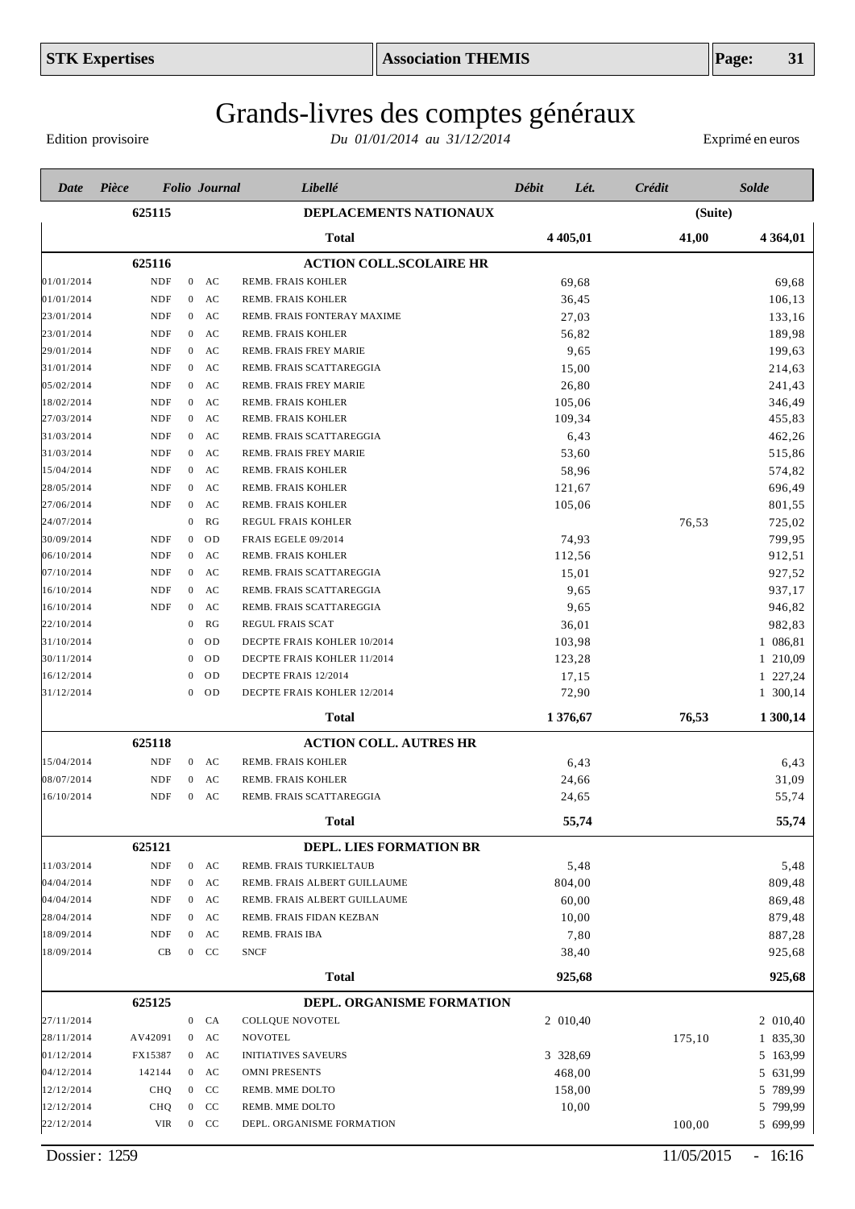# Grands-livres des comptes généraux

Edition provisoire — *Du 01/01/2014 au 31/12/2014* — Exprimé en euros

| Date | Pièce | Folio | Journal | Libellé | Débit | Lét. | Crédit | Solde |
|---|---|---|---|---|---|---|---|---|
| | **625115** | | | **DEPLACEMENTS NATIONAUX** | | | | **(Suite)** |
| | | | | **Total** | **4 405,01** | | **41,00** | **4 364,01** |
| | **625116** | | | **ACTION COLL.SCOLAIRE HR** | | | | |
| 01/01/2014 | NDF | 0 | AC | REMB. FRAIS KOHLER | 69,68 | | | 69,68 |
| 01/01/2014 | NDF | 0 | AC | REMB. FRAIS KOHLER | 36,45 | | | 106,13 |
| 23/01/2014 | NDF | 0 | AC | REMB. FRAIS FONTERAY MAXIME | 27,03 | | | 133,16 |
| 23/01/2014 | NDF | 0 | AC | REMB. FRAIS KOHLER | 56,82 | | | 189,98 |
| 29/01/2014 | NDF | 0 | AC | REMB. FRAIS FREY MARIE | 9,65 | | | 199,63 |
| 31/01/2014 | NDF | 0 | AC | REMB. FRAIS SCATTAREGGIA | 15,00 | | | 214,63 |
| 05/02/2014 | NDF | 0 | AC | REMB. FRAIS FREY MARIE | 26,80 | | | 241,43 |
| 18/02/2014 | NDF | 0 | AC | REMB. FRAIS KOHLER | 105,06 | | | 346,49 |
| 27/03/2014 | NDF | 0 | AC | REMB. FRAIS KOHLER | 109,34 | | | 455,83 |
| 31/03/2014 | NDF | 0 | AC | REMB. FRAIS SCATTAREGGIA | 6,43 | | | 462,26 |
| 31/03/2014 | NDF | 0 | AC | REMB. FRAIS FREY MARIE | 53,60 | | | 515,86 |
| 15/04/2014 | NDF | 0 | AC | REMB. FRAIS KOHLER | 58,96 | | | 574,82 |
| 28/05/2014 | NDF | 0 | AC | REMB. FRAIS KOHLER | 121,67 | | | 696,49 |
| 27/06/2014 | NDF | 0 | AC | REMB. FRAIS KOHLER | 105,06 | | | 801,55 |
| 24/07/2014 | | 0 | RG | REGUL FRAIS KOHLER | | | 76,53 | 725,02 |
| 30/09/2014 | NDF | 0 | OD | FRAIS EGELE 09/2014 | 74,93 | | | 799,95 |
| 06/10/2014 | NDF | 0 | AC | REMB. FRAIS KOHLER | 112,56 | | | 912,51 |
| 07/10/2014 | NDF | 0 | AC | REMB. FRAIS SCATTAREGGIA | 15,01 | | | 927,52 |
| 16/10/2014 | NDF | 0 | AC | REMB. FRAIS SCATTAREGGIA | 9,65 | | | 937,17 |
| 16/10/2014 | NDF | 0 | AC | REMB. FRAIS SCATTAREGGIA | 9,65 | | | 946,82 |
| 22/10/2014 | | 0 | RG | REGUL FRAIS SCAT | 36,01 | | | 982,83 |
| 31/10/2014 | | 0 | OD | DECPTE FRAIS KOHLER 10/2014 | 103,98 | | | 1 086,81 |
| 30/11/2014 | | 0 | OD | DECPTE FRAIS KOHLER 11/2014 | 123,28 | | | 1 210,09 |
| 16/12/2014 | | 0 | OD | DECPTE FRAIS 12/2014 | 17,15 | | | 1 227,24 |
| 31/12/2014 | | 0 | OD | DECPTE FRAIS KOHLER 12/2014 | 72,90 | | | 1 300,14 |
| | | | | **Total** | **1 376,67** | | **76,53** | **1 300,14** |
| | **625118** | | | **ACTION COLL. AUTRES HR** | | | | |
| 15/04/2014 | NDF | 0 | AC | REMB. FRAIS KOHLER | 6,43 | | | 6,43 |
| 08/07/2014 | NDF | 0 | AC | REMB. FRAIS KOHLER | 24,66 | | | 31,09 |
| 16/10/2014 | NDF | 0 | AC | REMB. FRAIS SCATTAREGGIA | 24,65 | | | 55,74 |
| | | | | **Total** | **55,74** | | | **55,74** |
| | **625121** | | | **DEPL. LIES FORMATION BR** | | | | |
| 11/03/2014 | NDF | 0 | AC | REMB. FRAIS TURKIELTAUB | 5,48 | | | 5,48 |
| 04/04/2014 | NDF | 0 | AC | REMB. FRAIS ALBERT GUILLAUME | 804,00 | | | 809,48 |
| 04/04/2014 | NDF | 0 | AC | REMB. FRAIS ALBERT GUILLAUME | 60,00 | | | 869,48 |
| 28/04/2014 | NDF | 0 | AC | REMB. FRAIS FIDAN KEZBAN | 10,00 | | | 879,48 |
| 18/09/2014 | NDF | 0 | AC | REMB. FRAIS IBA | 7,80 | | | 887,28 |
| 18/09/2014 | CB | 0 | CC | SNCF | 38,40 | | | 925,68 |
| | | | | **Total** | **925,68** | | | **925,68** |
| | **625125** | | | **DEPL. ORGANISME FORMATION** | | | | |
| 27/11/2014 | | 0 | CA | COLLQUE NOVOTEL | 2 010,40 | | | 2 010,40 |
| 28/11/2014 | AV42091 | 0 | AC | NOVOTEL | | | 175,10 | 1 835,30 |
| 01/12/2014 | FX15387 | 0 | AC | INITIATIVES SAVEURS | 3 328,69 | | | 5 163,99 |
| 04/12/2014 | 142144 | 0 | AC | OMNI PRESENTS | 468,00 | | | 5 631,99 |
| 12/12/2014 | CHQ | 0 | CC | REMB. MME DOLTO | 158,00 | | | 5 789,99 |
| 12/12/2014 | CHQ | 0 | CC | REMB. MME DOLTO | 10,00 | | | 5 799,99 |
| 22/12/2014 | VIR | 0 | CC | DEPL. ORGANISME FORMATION | | | 100,00 | 5 699,99 |

Dossier : 1259 — 11/05/2015 - 16:16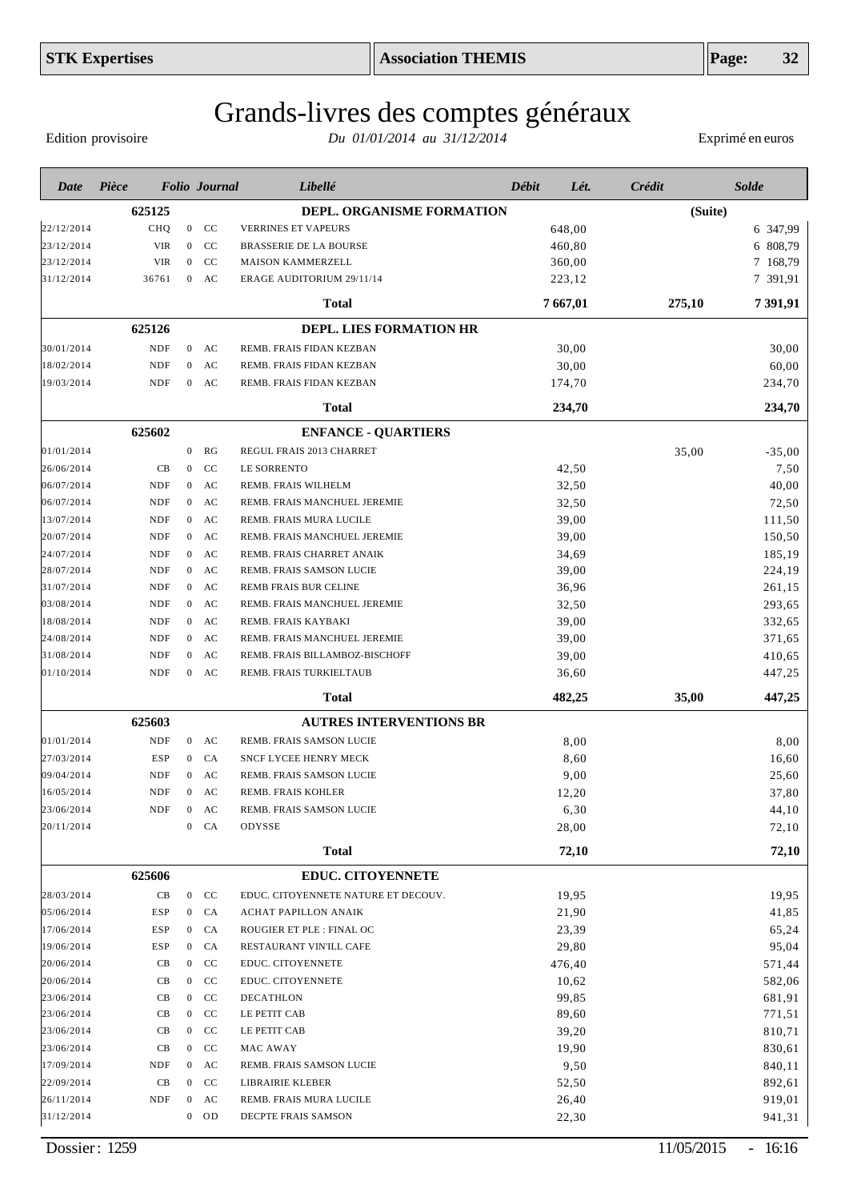# Grands-livres des comptes généraux

Edition provisoire — *Du 01/01/2014 au 31/12/2014* — Exprimé en euros

| Date | Pièce | Folio | Journal | Libellé | Débit | Lét. | Crédit | Solde |
|---|---|---|---|---|---|---|---|---|
| | 625125 | | | **DEPL. ORGANISME FORMATION** | | | (Suite) | |
| 22/12/2014 | CHQ | 0 | CC | VERRINES ET VAPEURS | 648,00 | | | 6 347,99 |
| 23/12/2014 | VIR | 0 | CC | BRASSERIE DE LA BOURSE | 460,80 | | | 6 808,79 |
| 23/12/2014 | VIR | 0 | CC | MAISON KAMMERZELL | 360,00 | | | 7 168,79 |
| 31/12/2014 | 36761 | 0 | AC | ERAGE AUDITORIUM 29/11/14 | 223,12 | | | 7 391,91 |
| | | | | **Total** | **7 667,01** | | **275,10** | **7 391,91** |
| | 625126 | | | **DEPL. LIES FORMATION HR** | | | | |
| 30/01/2014 | NDF | 0 | AC | REMB. FRAIS FIDAN KEZBAN | 30,00 | | | 30,00 |
| 18/02/2014 | NDF | 0 | AC | REMB. FRAIS FIDAN KEZBAN | 30,00 | | | 60,00 |
| 19/03/2014 | NDF | 0 | AC | REMB. FRAIS FIDAN KEZBAN | 174,70 | | | 234,70 |
| | | | | **Total** | **234,70** | | | **234,70** |
| | 625602 | | | **ENFANCE - QUARTIERS** | | | | |
| 01/01/2014 | | 0 | RG | REGUL FRAIS 2013 CHARRET | | | 35,00 | -35,00 |
| 26/06/2014 | CB | 0 | CC | LE SORRENTO | 42,50 | | | 7,50 |
| 06/07/2014 | NDF | 0 | AC | REMB. FRAIS WILHELM | 32,50 | | | 40,00 |
| 06/07/2014 | NDF | 0 | AC | REMB. FRAIS MANCHUEL JEREMIE | 32,50 | | | 72,50 |
| 13/07/2014 | NDF | 0 | AC | REMB. FRAIS MURA LUCILE | 39,00 | | | 111,50 |
| 20/07/2014 | NDF | 0 | AC | REMB. FRAIS MANCHUEL JEREMIE | 39,00 | | | 150,50 |
| 24/07/2014 | NDF | 0 | AC | REMB. FRAIS CHARRET ANAIK | 34,69 | | | 185,19 |
| 28/07/2014 | NDF | 0 | AC | REMB. FRAIS SAMSON LUCIE | 39,00 | | | 224,19 |
| 31/07/2014 | NDF | 0 | AC | REMB FRAIS BUR CELINE | 36,96 | | | 261,15 |
| 03/08/2014 | NDF | 0 | AC | REMB. FRAIS MANCHUEL JEREMIE | 32,50 | | | 293,65 |
| 18/08/2014 | NDF | 0 | AC | REMB. FRAIS KAYBAKI | 39,00 | | | 332,65 |
| 24/08/2014 | NDF | 0 | AC | REMB. FRAIS MANCHUEL JEREMIE | 39,00 | | | 371,65 |
| 31/08/2014 | NDF | 0 | AC | REMB. FRAIS BILLAMBOZ-BISCHOFF | 39,00 | | | 410,65 |
| 01/10/2014 | NDF | 0 | AC | REMB. FRAIS TURKIELTAUB | 36,60 | | | 447,25 |
| | | | | **Total** | **482,25** | | **35,00** | **447,25** |
| | 625603 | | | **AUTRES INTERVENTIONS BR** | | | | |
| 01/01/2014 | NDF | 0 | AC | REMB. FRAIS SAMSON LUCIE | 8,00 | | | 8,00 |
| 27/03/2014 | ESP | 0 | CA | SNCF LYCEE HENRY MECK | 8,60 | | | 16,60 |
| 09/04/2014 | NDF | 0 | AC | REMB. FRAIS SAMSON LUCIE | 9,00 | | | 25,60 |
| 16/05/2014 | NDF | 0 | AC | REMB. FRAIS KOHLER | 12,20 | | | 37,80 |
| 23/06/2014 | NDF | 0 | AC | REMB. FRAIS SAMSON LUCIE | 6,30 | | | 44,10 |
| 20/11/2014 | | 0 | CA | ODYSSE | 28,00 | | | 72,10 |
| | | | | **Total** | **72,10** | | | **72,10** |
| | 625606 | | | **EDUC. CITOYENNETE** | | | | |
| 28/03/2014 | CB | 0 | CC | EDUC. CITOYENNETE NATURE ET DECOUV. | 19,95 | | | 19,95 |
| 05/06/2014 | ESP | 0 | CA | ACHAT PAPILLON ANAIK | 21,90 | | | 41,85 |
| 17/06/2014 | ESP | 0 | CA | ROUGIER ET PLE : FINAL OC | 23,39 | | | 65,24 |
| 19/06/2014 | ESP | 0 | CA | RESTAURANT VIN'ILL CAFE | 29,80 | | | 95,04 |
| 20/06/2014 | CB | 0 | CC | EDUC. CITOYENNETE | 476,40 | | | 571,44 |
| 20/06/2014 | CB | 0 | CC | EDUC. CITOYENNETE | 10,62 | | | 582,06 |
| 23/06/2014 | CB | 0 | CC | DECATHLON | 99,85 | | | 681,91 |
| 23/06/2014 | CB | 0 | CC | LE PETIT CAB | 89,60 | | | 771,51 |
| 23/06/2014 | CB | 0 | CC | LE PETIT CAB | 39,20 | | | 810,71 |
| 23/06/2014 | CB | 0 | CC | MAC AWAY | 19,90 | | | 830,61 |
| 17/09/2014 | NDF | 0 | AC | REMB. FRAIS SAMSON LUCIE | 9,50 | | | 840,11 |
| 22/09/2014 | CB | 0 | CC | LIBRAIRIE KLEBER | 52,50 | | | 892,61 |
| 26/11/2014 | NDF | 0 | AC | REMB. FRAIS MURA LUCILE | 26,40 | | | 919,01 |
| 31/12/2014 | | 0 | OD | DECPTE FRAIS SAMSON | 22,30 | | | 941,31 |

Dossier : 1259 — 11/05/2015 - 16:16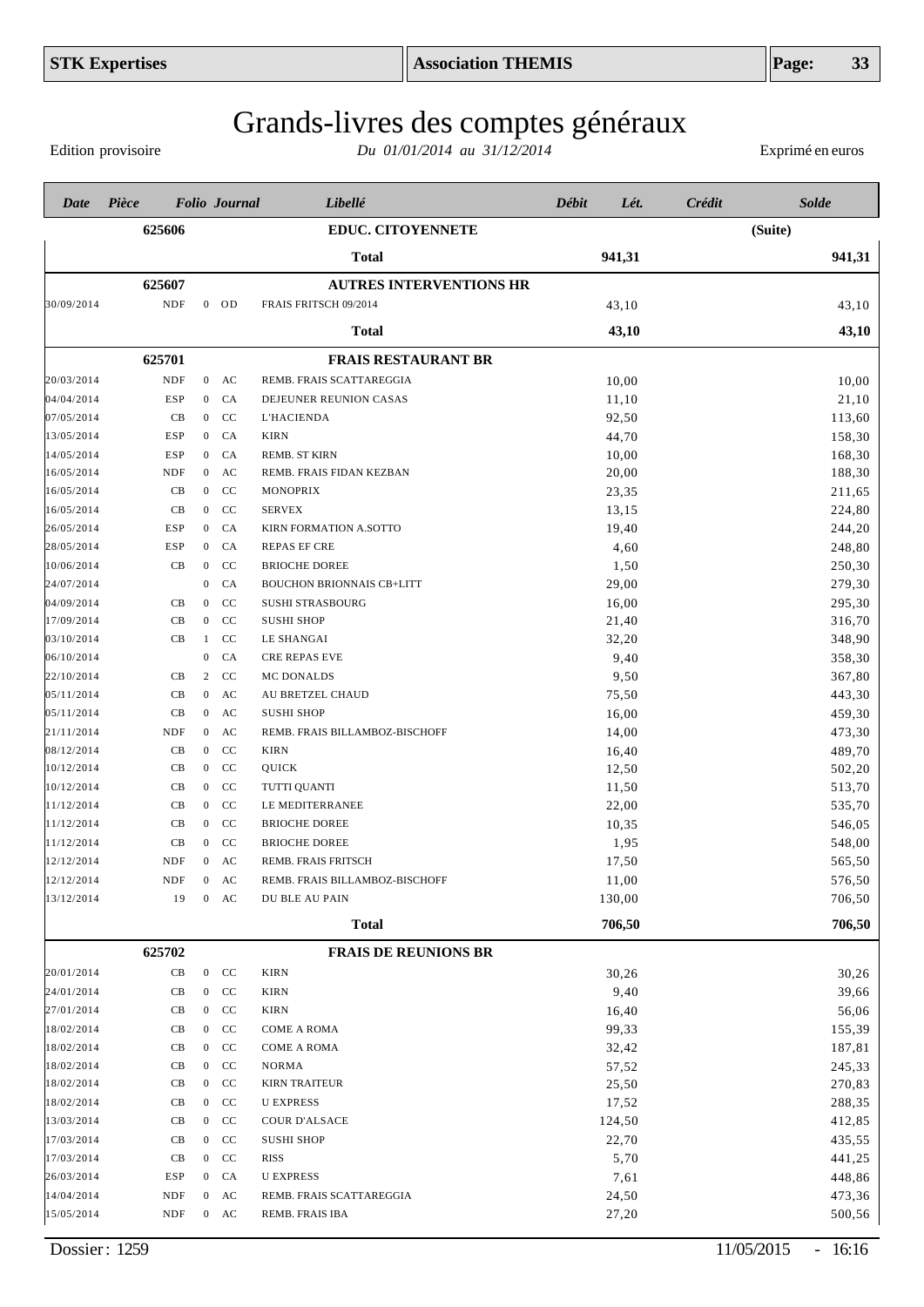# Grands-livres des comptes généraux

Edition provisoire — *Du 01/01/2014 au 31/12/2014* — Exprimé en euros

| Date | Pièce | Folio | Journal | Libellé | Débit | Lét. | Crédit | Solde |
|---|---|---|---|---|---|---|---|---|
| | **625606** | | | **EDUC. CITOYENNETE** | | | | **(Suite)** |
| | | | | **Total** | **941,31** | | | **941,31** |
| | **625607** | | | **AUTRES INTERVENTIONS HR** | | | | |
| 30/09/2014 | NDF | 0 | OD | FRAIS FRITSCH 09/2014 | 43,10 | | | 43,10 |
| | | | | **Total** | **43,10** | | | **43,10** |
| | **625701** | | | **FRAIS RESTAURANT BR** | | | | |
| 20/03/2014 | NDF | 0 | AC | REMB. FRAIS SCATTAREGGIA | 10,00 | | | 10,00 |
| 04/04/2014 | ESP | 0 | CA | DEJEUNER REUNION CASAS | 11,10 | | | 21,10 |
| 07/05/2014 | CB | 0 | CC | L'HACIENDA | 92,50 | | | 113,60 |
| 13/05/2014 | ESP | 0 | CA | KIRN | 44,70 | | | 158,30 |
| 14/05/2014 | ESP | 0 | CA | REMB. ST KIRN | 10,00 | | | 168,30 |
| 16/05/2014 | NDF | 0 | AC | REMB. FRAIS FIDAN KEZBAN | 20,00 | | | 188,30 |
| 16/05/2014 | CB | 0 | CC | MONOPRIX | 23,35 | | | 211,65 |
| 16/05/2014 | CB | 0 | CC | SERVEX | 13,15 | | | 224,80 |
| 26/05/2014 | ESP | 0 | CA | KIRN FORMATION A.SOTTO | 19,40 | | | 244,20 |
| 28/05/2014 | ESP | 0 | CA | REPAS EF CRE | 4,60 | | | 248,80 |
| 10/06/2014 | CB | 0 | CC | BRIOCHE DOREE | 1,50 | | | 250,30 |
| 24/07/2014 | | 0 | CA | BOUCHON BRIONNAIS CB+LITT | 29,00 | | | 279,30 |
| 04/09/2014 | CB | 0 | CC | SUSHI STRASBOURG | 16,00 | | | 295,30 |
| 17/09/2014 | CB | 0 | CC | SUSHI SHOP | 21,40 | | | 316,70 |
| 03/10/2014 | CB | 1 | CC | LE SHANGAI | 32,20 | | | 348,90 |
| 06/10/2014 | | 0 | CA | CRE REPAS EVE | 9,40 | | | 358,30 |
| 22/10/2014 | CB | 2 | CC | MC DONALDS | 9,50 | | | 367,80 |
| 05/11/2014 | CB | 0 | AC | AU BRETZEL CHAUD | 75,50 | | | 443,30 |
| 05/11/2014 | CB | 0 | AC | SUSHI SHOP | 16,00 | | | 459,30 |
| 21/11/2014 | NDF | 0 | AC | REMB. FRAIS BILLAMBOZ-BISCHOFF | 14,00 | | | 473,30 |
| 08/12/2014 | CB | 0 | CC | KIRN | 16,40 | | | 489,70 |
| 10/12/2014 | CB | 0 | CC | QUICK | 12,50 | | | 502,20 |
| 10/12/2014 | CB | 0 | CC | TUTTI QUANTI | 11,50 | | | 513,70 |
| 11/12/2014 | CB | 0 | CC | LE MEDITERRANEE | 22,00 | | | 535,70 |
| 11/12/2014 | CB | 0 | CC | BRIOCHE DOREE | 10,35 | | | 546,05 |
| 11/12/2014 | CB | 0 | CC | BRIOCHE DOREE | 1,95 | | | 548,00 |
| 12/12/2014 | NDF | 0 | AC | REMB. FRAIS FRITSCH | 17,50 | | | 565,50 |
| 12/12/2014 | NDF | 0 | AC | REMB. FRAIS BILLAMBOZ-BISCHOFF | 11,00 | | | 576,50 |
| 13/12/2014 | 19 | 0 | AC | DU BLE AU PAIN | 130,00 | | | 706,50 |
| | | | | **Total** | **706,50** | | | **706,50** |
| | **625702** | | | **FRAIS DE REUNIONS BR** | | | | |
| 20/01/2014 | CB | 0 | CC | KIRN | 30,26 | | | 30,26 |
| 24/01/2014 | CB | 0 | CC | KIRN | 9,40 | | | 39,66 |
| 27/01/2014 | CB | 0 | CC | KIRN | 16,40 | | | 56,06 |
| 18/02/2014 | CB | 0 | CC | COME A ROMA | 99,33 | | | 155,39 |
| 18/02/2014 | CB | 0 | CC | COME A ROMA | 32,42 | | | 187,81 |
| 18/02/2014 | CB | 0 | CC | NORMA | 57,52 | | | 245,33 |
| 18/02/2014 | CB | 0 | CC | KIRN TRAITEUR | 25,50 | | | 270,83 |
| 18/02/2014 | CB | 0 | CC | U EXPRESS | 17,52 | | | 288,35 |
| 13/03/2014 | CB | 0 | CC | COUR D'ALSACE | 124,50 | | | 412,85 |
| 17/03/2014 | CB | 0 | CC | SUSHI SHOP | 22,70 | | | 435,55 |
| 17/03/2014 | CB | 0 | CC | RISS | 5,70 | | | 441,25 |
| 26/03/2014 | ESP | 0 | CA | U EXPRESS | 7,61 | | | 448,86 |
| 14/04/2014 | NDF | 0 | AC | REMB. FRAIS SCATTAREGGIA | 24,50 | | | 473,36 |
| 15/05/2014 | NDF | 0 | AC | REMB. FRAIS IBA | 27,20 | | | 500,56 |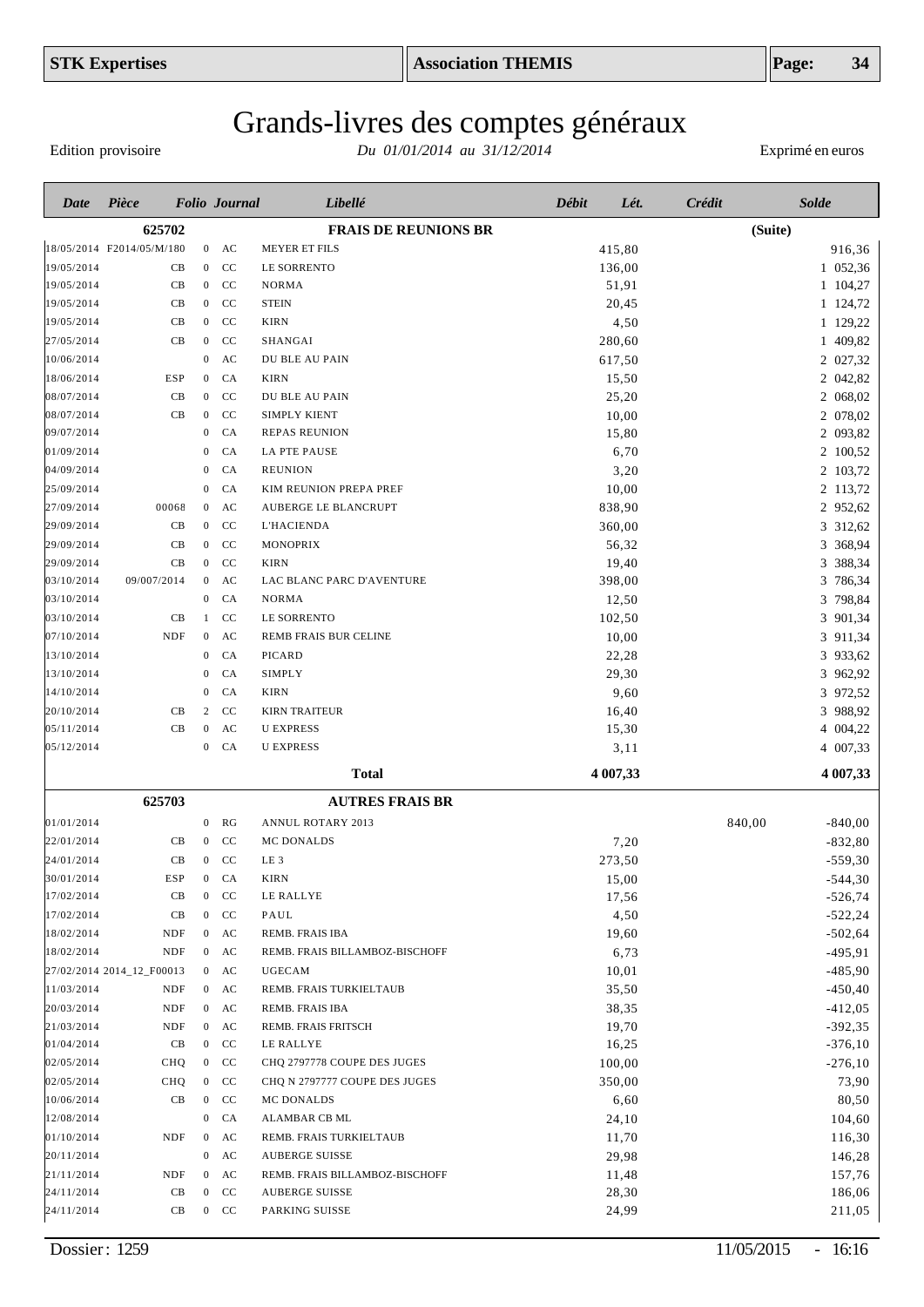# Grands-livres des comptes généraux

Edition provisoire — *Du 01/01/2014 au 31/12/2014* — Exprimé en euros

| Date | Pièce | Folio | Journal | Libellé | Débit | Lét. | Crédit | Solde |
|---|---|---|---|---|---|---|---|---|
| | **625702** | | | **FRAIS DE REUNIONS BR** | | | | **(Suite)** |
| 18/05/2014 | F2014/05/M/180 | 0 | AC | MEYER ET FILS | 415,80 | | | 916,36 |
| 19/05/2014 | CB | 0 | CC | LE SORRENTO | 136,00 | | | 1 052,36 |
| 19/05/2014 | CB | 0 | CC | NORMA | 51,91 | | | 1 104,27 |
| 19/05/2014 | CB | 0 | CC | STEIN | 20,45 | | | 1 124,72 |
| 19/05/2014 | CB | 0 | CC | KIRN | 4,50 | | | 1 129,22 |
| 27/05/2014 | CB | 0 | CC | SHANGAI | 280,60 | | | 1 409,82 |
| 10/06/2014 | | 0 | AC | DU BLE AU PAIN | 617,50 | | | 2 027,32 |
| 18/06/2014 | ESP | 0 | CA | KIRN | 15,50 | | | 2 042,82 |
| 08/07/2014 | CB | 0 | CC | DU BLE AU PAIN | 25,20 | | | 2 068,02 |
| 08/07/2014 | CB | 0 | CC | SIMPLY KIENT | 10,00 | | | 2 078,02 |
| 09/07/2014 | | 0 | CA | REPAS REUNION | 15,80 | | | 2 093,82 |
| 01/09/2014 | | 0 | CA | LA PTE PAUSE | 6,70 | | | 2 100,52 |
| 04/09/2014 | | 0 | CA | REUNION | 3,20 | | | 2 103,72 |
| 25/09/2014 | | 0 | CA | KIM REUNION PREPA PREF | 10,00 | | | 2 113,72 |
| 27/09/2014 | 00068 | 0 | AC | AUBERGE LE BLANCRUPT | 838,90 | | | 2 952,62 |
| 29/09/2014 | CB | 0 | CC | L'HACIENDA | 360,00 | | | 3 312,62 |
| 29/09/2014 | CB | 0 | CC | MONOPRIX | 56,32 | | | 3 368,94 |
| 29/09/2014 | CB | 0 | CC | KIRN | 19,40 | | | 3 388,34 |
| 03/10/2014 | 09/007/2014 | 0 | AC | LAC BLANC PARC D'AVENTURE | 398,00 | | | 3 786,34 |
| 03/10/2014 | | 0 | CA | NORMA | 12,50 | | | 3 798,84 |
| 03/10/2014 | CB | 1 | CC | LE SORRENTO | 102,50 | | | 3 901,34 |
| 07/10/2014 | NDF | 0 | AC | REMB FRAIS BUR CELINE | 10,00 | | | 3 911,34 |
| 13/10/2014 | | 0 | CA | PICARD | 22,28 | | | 3 933,62 |
| 13/10/2014 | | 0 | CA | SIMPLY | 29,30 | | | 3 962,92 |
| 14/10/2014 | | 0 | CA | KIRN | 9,60 | | | 3 972,52 |
| 20/10/2014 | CB | 2 | CC | KIRN TRAITEUR | 16,40 | | | 3 988,92 |
| 05/11/2014 | CB | 0 | AC | U EXPRESS | 15,30 | | | 4 004,22 |
| 05/12/2014 | | 0 | CA | U EXPRESS | 3,11 | | | 4 007,33 |
| | | | | **Total** | **4 007,33** | | | **4 007,33** |
| | **625703** | | | **AUTRES FRAIS BR** | | | | |
| 01/01/2014 | | 0 | RG | ANNUL ROTARY 2013 | | | 840,00 | -840,00 |
| 22/01/2014 | CB | 0 | CC | MC DONALDS | 7,20 | | | -832,80 |
| 24/01/2014 | CB | 0 | CC | LE 3 | 273,50 | | | -559,30 |
| 30/01/2014 | ESP | 0 | CA | KIRN | 15,00 | | | -544,30 |
| 17/02/2014 | CB | 0 | CC | LE RALLYE | 17,56 | | | -526,74 |
| 17/02/2014 | CB | 0 | CC | PAUL | 4,50 | | | -522,24 |
| 18/02/2014 | NDF | 0 | AC | REMB. FRAIS IBA | 19,60 | | | -502,64 |
| 18/02/2014 | NDF | 0 | AC | REMB. FRAIS BILLAMBOZ-BISCHOFF | 6,73 | | | -495,91 |
| 27/02/2014 | 2014_12_F00013 | 0 | AC | UGECAM | 10,01 | | | -485,90 |
| 11/03/2014 | NDF | 0 | AC | REMB. FRAIS TURKIELTAUB | 35,50 | | | -450,40 |
| 20/03/2014 | NDF | 0 | AC | REMB. FRAIS IBA | 38,35 | | | -412,05 |
| 21/03/2014 | NDF | 0 | AC | REMB. FRAIS FRITSCH | 19,70 | | | -392,35 |
| 01/04/2014 | CB | 0 | CC | LE RALLYE | 16,25 | | | -376,10 |
| 02/05/2014 | CHQ | 0 | CC | CHQ 2797778 COUPE DES JUGES | 100,00 | | | -276,10 |
| 02/05/2014 | CHQ | 0 | CC | CHQ N 2797777 COUPE DES JUGES | 350,00 | | | 73,90 |
| 10/06/2014 | CB | 0 | CC | MC DONALDS | 6,60 | | | 80,50 |
| 12/08/2014 | | 0 | CA | ALAMBAR CB ML | 24,10 | | | 104,60 |
| 01/10/2014 | NDF | 0 | AC | REMB. FRAIS TURKIELTAUB | 11,70 | | | 116,30 |
| 20/11/2014 | | 0 | AC | AUBERGE SUISSE | 29,98 | | | 146,28 |
| 21/11/2014 | NDF | 0 | AC | REMB. FRAIS BILLAMBOZ-BISCHOFF | 11,48 | | | 157,76 |
| 24/11/2014 | CB | 0 | CC | AUBERGE SUISSE | 28,30 | | | 186,06 |
| 24/11/2014 | CB | 0 | CC | PARKING SUISSE | 24,99 | | | 211,05 |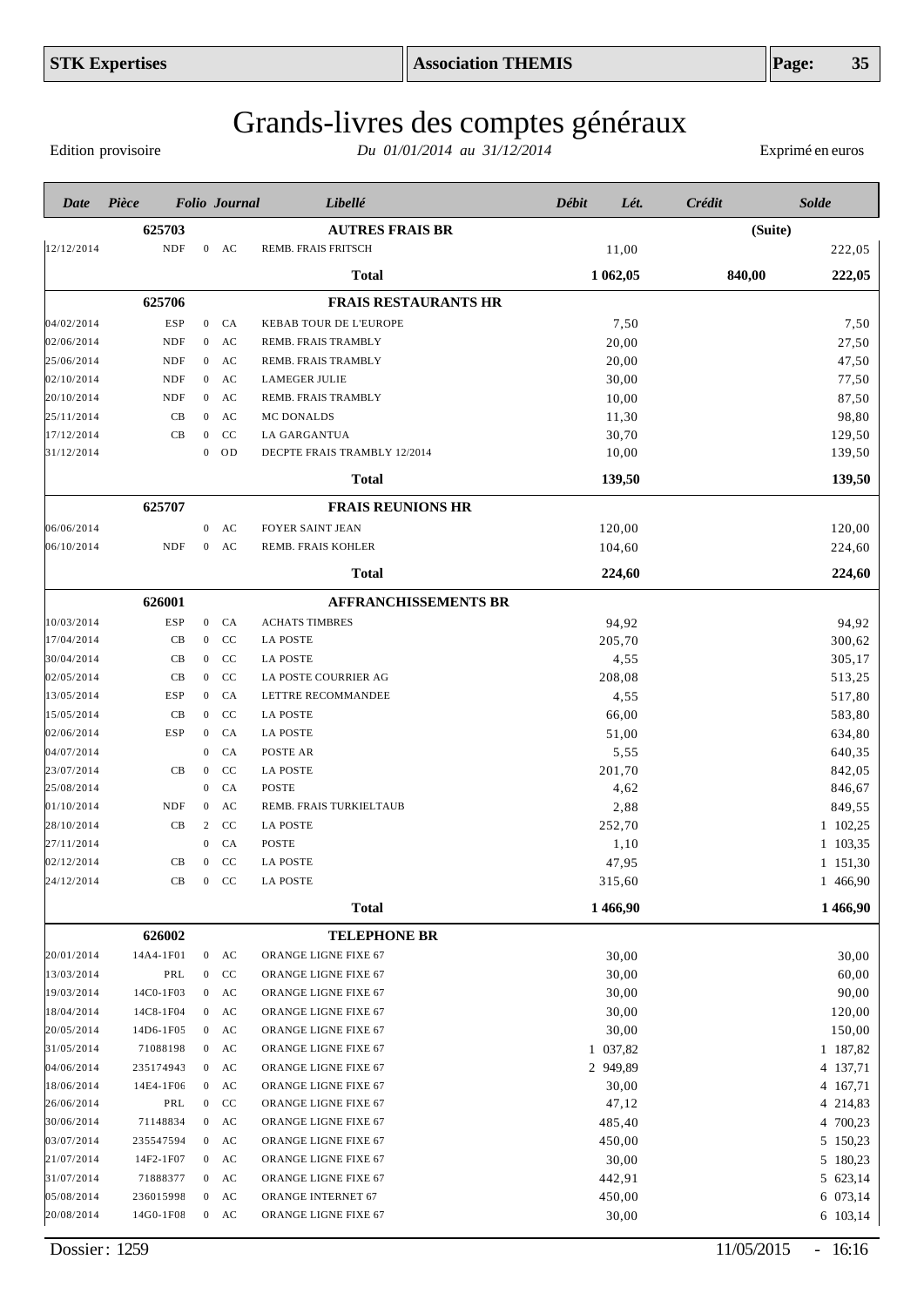# Grands-livres des comptes généraux

Edition provisoire — *Du 01/01/2014 au 31/12/2014* — Exprimé en euros

| Date | Pièce | Folio | Journal | Libellé | Débit | Lét. | Crédit | Solde |
|---|---|---|---|---|---|---|---|---|
| | **625703** | | | **AUTRES FRAIS BR** | | | | **(Suite)** |
| 12/12/2014 | NDF | 0 | AC | REMB. FRAIS FRITSCH | 11,00 | | | 222,05 |
| | | | | **Total** | **1 062,05** | | **840,00** | **222,05** |
| | **625706** | | | **FRAIS RESTAURANTS HR** | | | | |
| 04/02/2014 | ESP | 0 | CA | KEBAB TOUR DE L'EUROPE | 7,50 | | | 7,50 |
| 02/06/2014 | NDF | 0 | AC | REMB. FRAIS TRAMBLY | 20,00 | | | 27,50 |
| 25/06/2014 | NDF | 0 | AC | REMB. FRAIS TRAMBLY | 20,00 | | | 47,50 |
| 02/10/2014 | NDF | 0 | AC | LAMEGER JULIE | 30,00 | | | 77,50 |
| 20/10/2014 | NDF | 0 | AC | REMB. FRAIS TRAMBLY | 10,00 | | | 87,50 |
| 25/11/2014 | CB | 0 | AC | MC DONALDS | 11,30 | | | 98,80 |
| 17/12/2014 | CB | 0 | CC | LA GARGANTUA | 30,70 | | | 129,50 |
| 31/12/2014 | | 0 | OD | DECPTE FRAIS TRAMBLY 12/2014 | 10,00 | | | 139,50 |
| | | | | **Total** | **139,50** | | | **139,50** |
| | **625707** | | | **FRAIS REUNIONS HR** | | | | |
| 06/06/2014 | | 0 | AC | FOYER SAINT JEAN | 120,00 | | | 120,00 |
| 06/10/2014 | NDF | 0 | AC | REMB. FRAIS KOHLER | 104,60 | | | 224,60 |
| | | | | **Total** | **224,60** | | | **224,60** |
| | **626001** | | | **AFFRANCHISSEMENTS BR** | | | | |
| 10/03/2014 | ESP | 0 | CA | ACHATS TIMBRES | 94,92 | | | 94,92 |
| 17/04/2014 | CB | 0 | CC | LA POSTE | 205,70 | | | 300,62 |
| 30/04/2014 | CB | 0 | CC | LA POSTE | 4,55 | | | 305,17 |
| 02/05/2014 | CB | 0 | CC | LA POSTE COURRIER AG | 208,08 | | | 513,25 |
| 13/05/2014 | ESP | 0 | CA | LETTRE RECOMMANDEE | 4,55 | | | 517,80 |
| 15/05/2014 | CB | 0 | CC | LA POSTE | 66,00 | | | 583,80 |
| 02/06/2014 | ESP | 0 | CA | LA POSTE | 51,00 | | | 634,80 |
| 04/07/2014 | | 0 | CA | POSTE AR | 5,55 | | | 640,35 |
| 23/07/2014 | CB | 0 | CC | LA POSTE | 201,70 | | | 842,05 |
| 25/08/2014 | | 0 | CA | POSTE | 4,62 | | | 846,67 |
| 01/10/2014 | NDF | 0 | AC | REMB. FRAIS TURKIELTAUB | 2,88 | | | 849,55 |
| 28/10/2014 | CB | 2 | CC | LA POSTE | 252,70 | | | 1 102,25 |
| 27/11/2014 | | 0 | CA | POSTE | 1,10 | | | 1 103,35 |
| 02/12/2014 | CB | 0 | CC | LA POSTE | 47,95 | | | 1 151,30 |
| 24/12/2014 | CB | 0 | CC | LA POSTE | 315,60 | | | 1 466,90 |
| | | | | **Total** | **1 466,90** | | | **1 466,90** |
| | **626002** | | | **TELEPHONE BR** | | | | |
| 20/01/2014 | 14A4-1F01 | 0 | AC | ORANGE LIGNE FIXE 67 | 30,00 | | | 30,00 |
| 13/03/2014 | PRL | 0 | CC | ORANGE LIGNE FIXE 67 | 30,00 | | | 60,00 |
| 19/03/2014 | 14C0-1F03 | 0 | AC | ORANGE LIGNE FIXE 67 | 30,00 | | | 90,00 |
| 18/04/2014 | 14C8-1F04 | 0 | AC | ORANGE LIGNE FIXE 67 | 30,00 | | | 120,00 |
| 20/05/2014 | 14D6-1F05 | 0 | AC | ORANGE LIGNE FIXE 67 | 30,00 | | | 150,00 |
| 31/05/2014 | 71088198 | 0 | AC | ORANGE LIGNE FIXE 67 | 1 037,82 | | | 1 187,82 |
| 04/06/2014 | 235174943 | 0 | AC | ORANGE LIGNE FIXE 67 | 2 949,89 | | | 4 137,71 |
| 18/06/2014 | 14E4-1F06 | 0 | AC | ORANGE LIGNE FIXE 67 | 30,00 | | | 4 167,71 |
| 26/06/2014 | PRL | 0 | CC | ORANGE LIGNE FIXE 67 | 47,12 | | | 4 214,83 |
| 30/06/2014 | 71148834 | 0 | AC | ORANGE LIGNE FIXE 67 | 485,40 | | | 4 700,23 |
| 03/07/2014 | 235547594 | 0 | AC | ORANGE LIGNE FIXE 67 | 450,00 | | | 5 150,23 |
| 21/07/2014 | 14F2-1F07 | 0 | AC | ORANGE LIGNE FIXE 67 | 30,00 | | | 5 180,23 |
| 31/07/2014 | 71888377 | 0 | AC | ORANGE LIGNE FIXE 67 | 442,91 | | | 5 623,14 |
| 05/08/2014 | 236015998 | 0 | AC | ORANGE INTERNET 67 | 450,00 | | | 6 073,14 |
| 20/08/2014 | 14G0-1F08 | 0 | AC | ORANGE LIGNE FIXE 67 | 30,00 | | | 6 103,14 |

Dossier : 1259 — 11/05/2015 - 16:16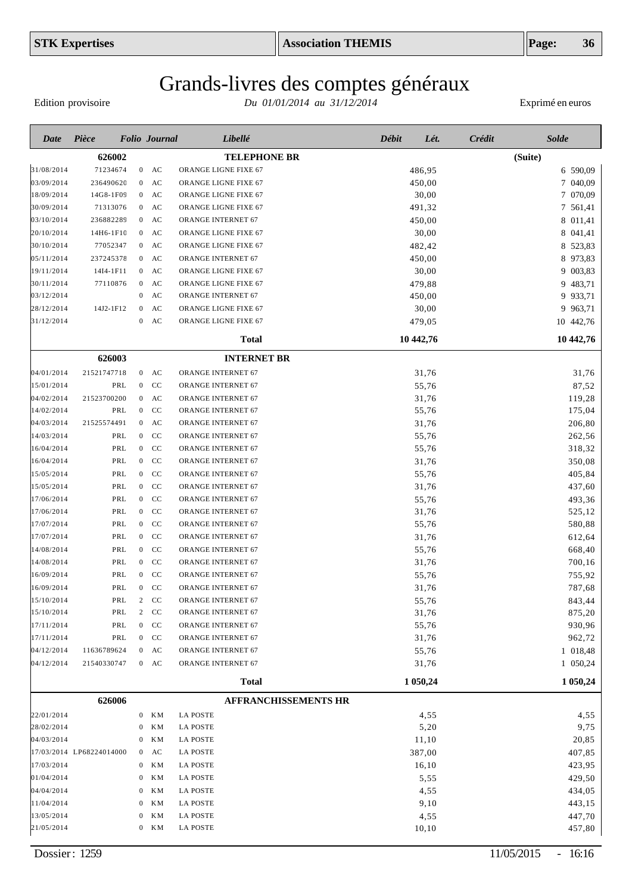# Grands-livres des comptes généraux

Edition provisoire — *Du 01/01/2014 au 31/12/2014* — Exprimé en euros

| Date | Pièce | Folio | Journal | Libellé | Débit | Lét. | Crédit | Solde |
|---|---|---|---|---|---|---|---|---|
| | **626002** | | | **TELEPHONE BR** | | | | **(Suite)** |
| 31/08/2014 | 71234674 | 0 | AC | ORANGE LIGNE FIXE 67 | 486,95 | | | 6 590,09 |
| 03/09/2014 | 236490620 | 0 | AC | ORANGE LIGNE FIXE 67 | 450,00 | | | 7 040,09 |
| 18/09/2014 | 14G8-1F09 | 0 | AC | ORANGE LIGNE FIXE 67 | 30,00 | | | 7 070,09 |
| 30/09/2014 | 71313076 | 0 | AC | ORANGE LIGNE FIXE 67 | 491,32 | | | 7 561,41 |
| 03/10/2014 | 236882289 | 0 | AC | ORANGE INTERNET 67 | 450,00 | | | 8 011,41 |
| 20/10/2014 | 14H6-1F10 | 0 | AC | ORANGE LIGNE FIXE 67 | 30,00 | | | 8 041,41 |
| 30/10/2014 | 77052347 | 0 | AC | ORANGE LIGNE FIXE 67 | 482,42 | | | 8 523,83 |
| 05/11/2014 | 237245378 | 0 | AC | ORANGE INTERNET 67 | 450,00 | | | 8 973,83 |
| 19/11/2014 | 14I4-1F11 | 0 | AC | ORANGE LIGNE FIXE 67 | 30,00 | | | 9 003,83 |
| 30/11/2014 | 77110876 | 0 | AC | ORANGE LIGNE FIXE 67 | 479,88 | | | 9 483,71 |
| 03/12/2014 | | 0 | AC | ORANGE INTERNET 67 | 450,00 | | | 9 933,71 |
| 28/12/2014 | 14J2-1F12 | 0 | AC | ORANGE LIGNE FIXE 67 | 30,00 | | | 9 963,71 |
| 31/12/2014 | | 0 | AC | ORANGE LIGNE FIXE 67 | 479,05 | | | 10 442,76 |
| | | | | **Total** | **10 442,76** | | | **10 442,76** |
| | **626003** | | | **INTERNET BR** | | | | |
| 04/01/2014 | 21521747718 | 0 | AC | ORANGE INTERNET 67 | 31,76 | | | 31,76 |
| 15/01/2014 | PRL | 0 | CC | ORANGE INTERNET 67 | 55,76 | | | 87,52 |
| 04/02/2014 | 21523700200 | 0 | AC | ORANGE INTERNET 67 | 31,76 | | | 119,28 |
| 14/02/2014 | PRL | 0 | CC | ORANGE INTERNET 67 | 55,76 | | | 175,04 |
| 04/03/2014 | 21525574491 | 0 | AC | ORANGE INTERNET 67 | 31,76 | | | 206,80 |
| 14/03/2014 | PRL | 0 | CC | ORANGE INTERNET 67 | 55,76 | | | 262,56 |
| 16/04/2014 | PRL | 0 | CC | ORANGE INTERNET 67 | 55,76 | | | 318,32 |
| 16/04/2014 | PRL | 0 | CC | ORANGE INTERNET 67 | 31,76 | | | 350,08 |
| 15/05/2014 | PRL | 0 | CC | ORANGE INTERNET 67 | 55,76 | | | 405,84 |
| 15/05/2014 | PRL | 0 | CC | ORANGE INTERNET 67 | 31,76 | | | 437,60 |
| 17/06/2014 | PRL | 0 | CC | ORANGE INTERNET 67 | 55,76 | | | 493,36 |
| 17/06/2014 | PRL | 0 | CC | ORANGE INTERNET 67 | 31,76 | | | 525,12 |
| 17/07/2014 | PRL | 0 | CC | ORANGE INTERNET 67 | 55,76 | | | 580,88 |
| 17/07/2014 | PRL | 0 | CC | ORANGE INTERNET 67 | 31,76 | | | 612,64 |
| 14/08/2014 | PRL | 0 | CC | ORANGE INTERNET 67 | 55,76 | | | 668,40 |
| 14/08/2014 | PRL | 0 | CC | ORANGE INTERNET 67 | 31,76 | | | 700,16 |
| 16/09/2014 | PRL | 0 | CC | ORANGE INTERNET 67 | 55,76 | | | 755,92 |
| 16/09/2014 | PRL | 0 | CC | ORANGE INTERNET 67 | 31,76 | | | 787,68 |
| 15/10/2014 | PRL | 2 | CC | ORANGE INTERNET 67 | 55,76 | | | 843,44 |
| 15/10/2014 | PRL | 2 | CC | ORANGE INTERNET 67 | 31,76 | | | 875,20 |
| 17/11/2014 | PRL | 0 | CC | ORANGE INTERNET 67 | 55,76 | | | 930,96 |
| 17/11/2014 | PRL | 0 | CC | ORANGE INTERNET 67 | 31,76 | | | 962,72 |
| 04/12/2014 | 11636789624 | 0 | AC | ORANGE INTERNET 67 | 55,76 | | | 1 018,48 |
| 04/12/2014 | 21540330747 | 0 | AC | ORANGE INTERNET 67 | 31,76 | | | 1 050,24 |
| | | | | **Total** | **1 050,24** | | | **1 050,24** |
| | **626006** | | | **AFFRANCHISSEMENTS HR** | | | | |
| 22/01/2014 | | 0 | KM | LA POSTE | 4,55 | | | 4,55 |
| 28/02/2014 | | 0 | KM | LA POSTE | 5,20 | | | 9,75 |
| 04/03/2014 | | 0 | KM | LA POSTE | 11,10 | | | 20,85 |
| 17/03/2014 | LP68224014000 | 0 | AC | LA POSTE | 387,00 | | | 407,85 |
| 17/03/2014 | | 0 | KM | LA POSTE | 16,10 | | | 423,95 |
| 01/04/2014 | | 0 | KM | LA POSTE | 5,55 | | | 429,50 |
| 04/04/2014 | | 0 | KM | LA POSTE | 4,55 | | | 434,05 |
| 11/04/2014 | | 0 | KM | LA POSTE | 9,10 | | | 443,15 |
| 13/05/2014 | | 0 | KM | LA POSTE | 4,55 | | | 447,70 |
| 21/05/2014 | | 0 | KM | LA POSTE | 10,10 | | | 457,80 |

Dossier : 1259 — 11/05/2015 - 16:16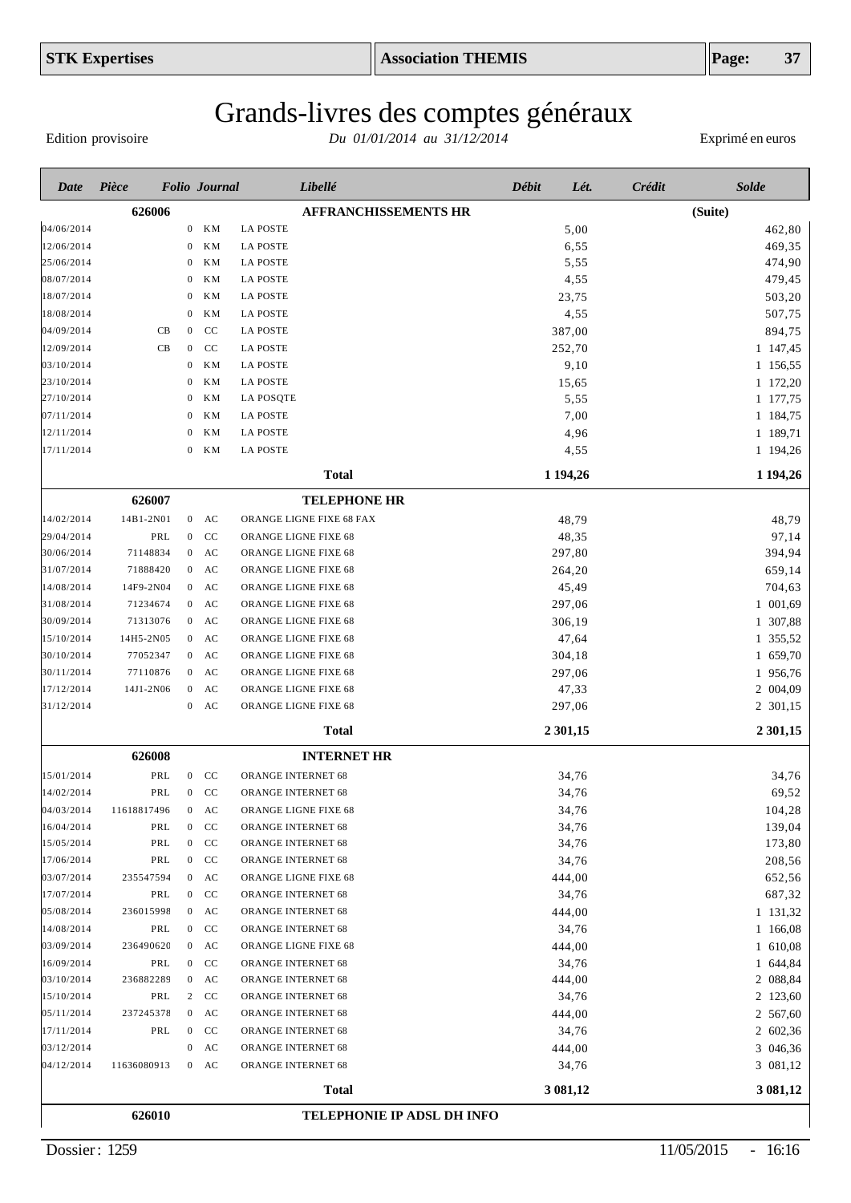# Grands-livres des comptes généraux

Edition provisoire — *Du 01/01/2014 au 31/12/2014* — Exprimé en euros

| Date | Pièce | Folio | Journal | Libellé | Débit | Lét. | Crédit | Solde |
|---|---|---|---|---|---|---|---|---|
| | **626006** | | | **AFFRANCHISSEMENTS HR** | | | | **(Suite)** |
| 04/06/2014 | | 0 | KM | LA POSTE | 5,00 | | | 462,80 |
| 12/06/2014 | | 0 | KM | LA POSTE | 6,55 | | | 469,35 |
| 25/06/2014 | | 0 | KM | LA POSTE | 5,55 | | | 474,90 |
| 08/07/2014 | | 0 | KM | LA POSTE | 4,55 | | | 479,45 |
| 18/07/2014 | | 0 | KM | LA POSTE | 23,75 | | | 503,20 |
| 18/08/2014 | | 0 | KM | LA POSTE | 4,55 | | | 507,75 |
| 04/09/2014 | CB | 0 | CC | LA POSTE | 387,00 | | | 894,75 |
| 12/09/2014 | CB | 0 | CC | LA POSTE | 252,70 | | | 1 147,45 |
| 03/10/2014 | | 0 | KM | LA POSTE | 9,10 | | | 1 156,55 |
| 23/10/2014 | | 0 | KM | LA POSTE | 15,65 | | | 1 172,20 |
| 27/10/2014 | | 0 | KM | LA POSQTE | 5,55 | | | 1 177,75 |
| 07/11/2014 | | 0 | KM | LA POSTE | 7,00 | | | 1 184,75 |
| 12/11/2014 | | 0 | KM | LA POSTE | 4,96 | | | 1 189,71 |
| 17/11/2014 | | 0 | KM | LA POSTE | 4,55 | | | 1 194,26 |
| | | | | **Total** | **1 194,26** | | | **1 194,26** |
| | **626007** | | | **TELEPHONE HR** | | | | |
| 14/02/2014 | 14B1-2N01 | 0 | AC | ORANGE LIGNE FIXE 68 FAX | 48,79 | | | 48,79 |
| 29/04/2014 | PRL | 0 | CC | ORANGE LIGNE FIXE 68 | 48,35 | | | 97,14 |
| 30/06/2014 | 71148834 | 0 | AC | ORANGE LIGNE FIXE 68 | 297,80 | | | 394,94 |
| 31/07/2014 | 71888420 | 0 | AC | ORANGE LIGNE FIXE 68 | 264,20 | | | 659,14 |
| 14/08/2014 | 14F9-2N04 | 0 | AC | ORANGE LIGNE FIXE 68 | 45,49 | | | 704,63 |
| 31/08/2014 | 71234674 | 0 | AC | ORANGE LIGNE FIXE 68 | 297,06 | | | 1 001,69 |
| 30/09/2014 | 71313076 | 0 | AC | ORANGE LIGNE FIXE 68 | 306,19 | | | 1 307,88 |
| 15/10/2014 | 14H5-2N05 | 0 | AC | ORANGE LIGNE FIXE 68 | 47,64 | | | 1 355,52 |
| 30/10/2014 | 77052347 | 0 | AC | ORANGE LIGNE FIXE 68 | 304,18 | | | 1 659,70 |
| 30/11/2014 | 77110876 | 0 | AC | ORANGE LIGNE FIXE 68 | 297,06 | | | 1 956,76 |
| 17/12/2014 | 14J1-2N06 | 0 | AC | ORANGE LIGNE FIXE 68 | 47,33 | | | 2 004,09 |
| 31/12/2014 | | 0 | AC | ORANGE LIGNE FIXE 68 | 297,06 | | | 2 301,15 |
| | | | | **Total** | **2 301,15** | | | **2 301,15** |
| | **626008** | | | **INTERNET HR** | | | | |
| 15/01/2014 | PRL | 0 | CC | ORANGE INTERNET 68 | 34,76 | | | 34,76 |
| 14/02/2014 | PRL | 0 | CC | ORANGE INTERNET 68 | 34,76 | | | 69,52 |
| 04/03/2014 | 11618817496 | 0 | AC | ORANGE LIGNE FIXE 68 | 34,76 | | | 104,28 |
| 16/04/2014 | PRL | 0 | CC | ORANGE INTERNET 68 | 34,76 | | | 139,04 |
| 15/05/2014 | PRL | 0 | CC | ORANGE INTERNET 68 | 34,76 | | | 173,80 |
| 17/06/2014 | PRL | 0 | CC | ORANGE INTERNET 68 | 34,76 | | | 208,56 |
| 03/07/2014 | 235547594 | 0 | AC | ORANGE LIGNE FIXE 68 | 444,00 | | | 652,56 |
| 17/07/2014 | PRL | 0 | CC | ORANGE INTERNET 68 | 34,76 | | | 687,32 |
| 05/08/2014 | 236015998 | 0 | AC | ORANGE INTERNET 68 | 444,00 | | | 1 131,32 |
| 14/08/2014 | PRL | 0 | CC | ORANGE INTERNET 68 | 34,76 | | | 1 166,08 |
| 03/09/2014 | 236490620 | 0 | AC | ORANGE LIGNE FIXE 68 | 444,00 | | | 1 610,08 |
| 16/09/2014 | PRL | 0 | CC | ORANGE INTERNET 68 | 34,76 | | | 1 644,84 |
| 03/10/2014 | 236882289 | 0 | AC | ORANGE INTERNET 68 | 444,00 | | | 2 088,84 |
| 15/10/2014 | PRL | 2 | CC | ORANGE INTERNET 68 | 34,76 | | | 2 123,60 |
| 05/11/2014 | 237245378 | 0 | AC | ORANGE INTERNET 68 | 444,00 | | | 2 567,60 |
| 17/11/2014 | PRL | 0 | CC | ORANGE INTERNET 68 | 34,76 | | | 2 602,36 |
| 03/12/2014 | | 0 | AC | ORANGE INTERNET 68 | 444,00 | | | 3 046,36 |
| 04/12/2014 | 11636080913 | 0 | AC | ORANGE INTERNET 68 | 34,76 | | | 3 081,12 |
| | | | | **Total** | **3 081,12** | | | **3 081,12** |
| | **626010** | | | **TELEPHONIE IP ADSL DH INFO** | | | | |

Dossier : 1259 — 11/05/2015 - 16:16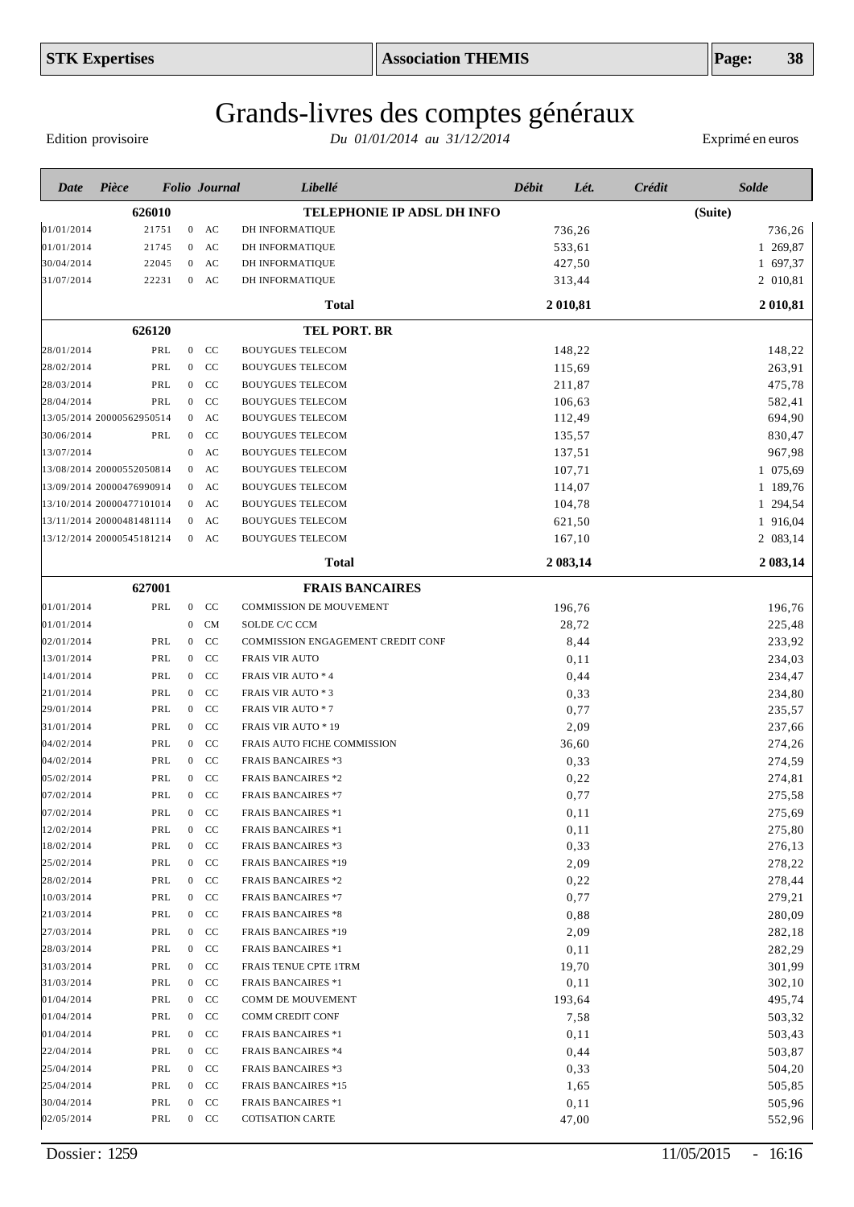# Grands-livres des comptes généraux

Edition provisoire — *Du 01/01/2014 au 31/12/2014* — Exprimé en euros

| Date | Pièce | Folio | Journal | Libellé | Débit | Lét. | Crédit | Solde |
|---|---|---|---|---|---|---|---|---|
| | **626010** | | | **TELEPHONIE IP ADSL DH INFO** | | | | **(Suite)** |
| 01/01/2014 | 21751 | 0 | AC | DH INFORMATIQUE | 736,26 | | | 736,26 |
| 01/01/2014 | 21745 | 0 | AC | DH INFORMATIQUE | 533,61 | | | 1 269,87 |
| 30/04/2014 | 22045 | 0 | AC | DH INFORMATIQUE | 427,50 | | | 1 697,37 |
| 31/07/2014 | 22231 | 0 | AC | DH INFORMATIQUE | 313,44 | | | 2 010,81 |
| | | | | **Total** | **2 010,81** | | | **2 010,81** |
| | **626120** | | | **TEL PORT. BR** | | | | |
| 28/01/2014 | PRL | 0 | CC | BOUYGUES TELECOM | 148,22 | | | 148,22 |
| 28/02/2014 | PRL | 0 | CC | BOUYGUES TELECOM | 115,69 | | | 263,91 |
| 28/03/2014 | PRL | 0 | CC | BOUYGUES TELECOM | 211,87 | | | 475,78 |
| 28/04/2014 | PRL | 0 | CC | BOUYGUES TELECOM | 106,63 | | | 582,41 |
| 13/05/2014 | 20000562950514 | 0 | AC | BOUYGUES TELECOM | 112,49 | | | 694,90 |
| 30/06/2014 | PRL | 0 | CC | BOUYGUES TELECOM | 135,57 | | | 830,47 |
| 13/07/2014 | | 0 | AC | BOUYGUES TELECOM | 137,51 | | | 967,98 |
| 13/08/2014 | 20000552050814 | 0 | AC | BOUYGUES TELECOM | 107,71 | | | 1 075,69 |
| 13/09/2014 | 20000476990914 | 0 | AC | BOUYGUES TELECOM | 114,07 | | | 1 189,76 |
| 13/10/2014 | 20000477101014 | 0 | AC | BOUYGUES TELECOM | 104,78 | | | 1 294,54 |
| 13/11/2014 | 20000481481114 | 0 | AC | BOUYGUES TELECOM | 621,50 | | | 1 916,04 |
| 13/12/2014 | 20000545181214 | 0 | AC | BOUYGUES TELECOM | 167,10 | | | 2 083,14 |
| | | | | **Total** | **2 083,14** | | | **2 083,14** |
| | **627001** | | | **FRAIS BANCAIRES** | | | | |
| 01/01/2014 | PRL | 0 | CC | COMMISSION DE MOUVEMENT | 196,76 | | | 196,76 |
| 01/01/2014 | | 0 | CM | SOLDE C/C CCM | 28,72 | | | 225,48 |
| 02/01/2014 | PRL | 0 | CC | COMMISSION ENGAGEMENT CREDIT CONF | 8,44 | | | 233,92 |
| 13/01/2014 | PRL | 0 | CC | FRAIS VIR AUTO | 0,11 | | | 234,03 |
| 14/01/2014 | PRL | 0 | CC | FRAIS VIR AUTO * 4 | 0,44 | | | 234,47 |
| 21/01/2014 | PRL | 0 | CC | FRAIS VIR AUTO * 3 | 0,33 | | | 234,80 |
| 29/01/2014 | PRL | 0 | CC | FRAIS VIR AUTO * 7 | 0,77 | | | 235,57 |
| 31/01/2014 | PRL | 0 | CC | FRAIS VIR AUTO * 19 | 2,09 | | | 237,66 |
| 04/02/2014 | PRL | 0 | CC | FRAIS AUTO FICHE COMMISSION | 36,60 | | | 274,26 |
| 04/02/2014 | PRL | 0 | CC | FRAIS BANCAIRES *3 | 0,33 | | | 274,59 |
| 05/02/2014 | PRL | 0 | CC | FRAIS BANCAIRES *2 | 0,22 | | | 274,81 |
| 07/02/2014 | PRL | 0 | CC | FRAIS BANCAIRES *7 | 0,77 | | | 275,58 |
| 07/02/2014 | PRL | 0 | CC | FRAIS BANCAIRES *1 | 0,11 | | | 275,69 |
| 12/02/2014 | PRL | 0 | CC | FRAIS BANCAIRES *1 | 0,11 | | | 275,80 |
| 18/02/2014 | PRL | 0 | CC | FRAIS BANCAIRES *3 | 0,33 | | | 276,13 |
| 25/02/2014 | PRL | 0 | CC | FRAIS BANCAIRES *19 | 2,09 | | | 278,22 |
| 28/02/2014 | PRL | 0 | CC | FRAIS BANCAIRES *2 | 0,22 | | | 278,44 |
| 10/03/2014 | PRL | 0 | CC | FRAIS BANCAIRES *7 | 0,77 | | | 279,21 |
| 21/03/2014 | PRL | 0 | CC | FRAIS BANCAIRES *8 | 0,88 | | | 280,09 |
| 27/03/2014 | PRL | 0 | CC | FRAIS BANCAIRES *19 | 2,09 | | | 282,18 |
| 28/03/2014 | PRL | 0 | CC | FRAIS BANCAIRES *1 | 0,11 | | | 282,29 |
| 31/03/2014 | PRL | 0 | CC | FRAIS TENUE CPTE 1TRM | 19,70 | | | 301,99 |
| 31/03/2014 | PRL | 0 | CC | FRAIS BANCAIRES *1 | 0,11 | | | 302,10 |
| 01/04/2014 | PRL | 0 | CC | COMM DE MOUVEMENT | 193,64 | | | 495,74 |
| 01/04/2014 | PRL | 0 | CC | COMM CREDIT CONF | 7,58 | | | 503,32 |
| 01/04/2014 | PRL | 0 | CC | FRAIS BANCAIRES *1 | 0,11 | | | 503,43 |
| 22/04/2014 | PRL | 0 | CC | FRAIS BANCAIRES *4 | 0,44 | | | 503,87 |
| 25/04/2014 | PRL | 0 | CC | FRAIS BANCAIRES *3 | 0,33 | | | 504,20 |
| 25/04/2014 | PRL | 0 | CC | FRAIS BANCAIRES *15 | 1,65 | | | 505,85 |
| 30/04/2014 | PRL | 0 | CC | FRAIS BANCAIRES *1 | 0,11 | | | 505,96 |
| 02/05/2014 | PRL | 0 | CC | COTISATION CARTE | 47,00 | | | 552,96 |

Dossier : 1259 — 11/05/2015 - 16:16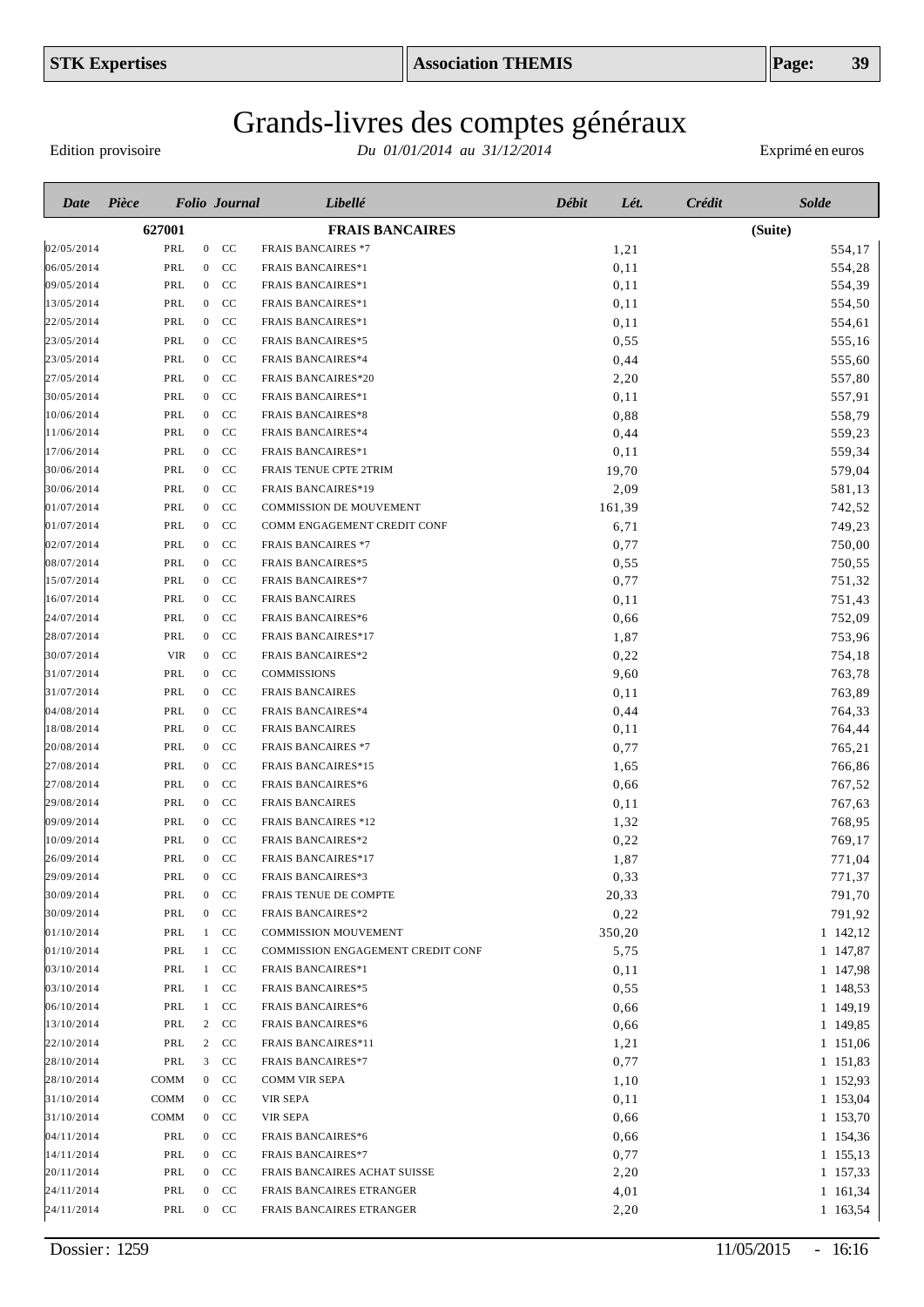# Grands-livres des comptes généraux

Edition provisoire — *Du 01/01/2014 au 31/12/2014* — Exprimé en euros

| Date | Pièce | Folio | Journal | Libellé | Débit | Lét. | Crédit | Solde |
|---|---|---|---|---|---|---|---|---|
| | 627001 | | | **FRAIS BANCAIRES** | | | | (Suite) |
| 02/05/2014 | PRL | 0 | CC | FRAIS BANCAIRES *7 | 1,21 | | | 554,17 |
| 06/05/2014 | PRL | 0 | CC | FRAIS BANCAIRES*1 | 0,11 | | | 554,28 |
| 09/05/2014 | PRL | 0 | CC | FRAIS BANCAIRES*1 | 0,11 | | | 554,39 |
| 13/05/2014 | PRL | 0 | CC | FRAIS BANCAIRES*1 | 0,11 | | | 554,50 |
| 22/05/2014 | PRL | 0 | CC | FRAIS BANCAIRES*1 | 0,11 | | | 554,61 |
| 23/05/2014 | PRL | 0 | CC | FRAIS BANCAIRES*5 | 0,55 | | | 555,16 |
| 23/05/2014 | PRL | 0 | CC | FRAIS BANCAIRES*4 | 0,44 | | | 555,60 |
| 27/05/2014 | PRL | 0 | CC | FRAIS BANCAIRES*20 | 2,20 | | | 557,80 |
| 30/05/2014 | PRL | 0 | CC | FRAIS BANCAIRES*1 | 0,11 | | | 557,91 |
| 10/06/2014 | PRL | 0 | CC | FRAIS BANCAIRES*8 | 0,88 | | | 558,79 |
| 11/06/2014 | PRL | 0 | CC | FRAIS BANCAIRES*4 | 0,44 | | | 559,23 |
| 17/06/2014 | PRL | 0 | CC | FRAIS BANCAIRES*1 | 0,11 | | | 559,34 |
| 30/06/2014 | PRL | 0 | CC | FRAIS TENUE CPTE 2TRIM | 19,70 | | | 579,04 |
| 30/06/2014 | PRL | 0 | CC | FRAIS BANCAIRES*19 | 2,09 | | | 581,13 |
| 01/07/2014 | PRL | 0 | CC | COMMISSION DE MOUVEMENT | 161,39 | | | 742,52 |
| 01/07/2014 | PRL | 0 | CC | COMM ENGAGEMENT CREDIT CONF | 6,71 | | | 749,23 |
| 02/07/2014 | PRL | 0 | CC | FRAIS BANCAIRES *7 | 0,77 | | | 750,00 |
| 08/07/2014 | PRL | 0 | CC | FRAIS BANCAIRES*5 | 0,55 | | | 750,55 |
| 15/07/2014 | PRL | 0 | CC | FRAIS BANCAIRES*7 | 0,77 | | | 751,32 |
| 16/07/2014 | PRL | 0 | CC | FRAIS BANCAIRES | 0,11 | | | 751,43 |
| 24/07/2014 | PRL | 0 | CC | FRAIS BANCAIRES*6 | 0,66 | | | 752,09 |
| 28/07/2014 | PRL | 0 | CC | FRAIS BANCAIRES*17 | 1,87 | | | 753,96 |
| 30/07/2014 | VIR | 0 | CC | FRAIS BANCAIRES*2 | 0,22 | | | 754,18 |
| 31/07/2014 | PRL | 0 | CC | COMMISSIONS | 9,60 | | | 763,78 |
| 31/07/2014 | PRL | 0 | CC | FRAIS BANCAIRES | 0,11 | | | 763,89 |
| 04/08/2014 | PRL | 0 | CC | FRAIS BANCAIRES*4 | 0,44 | | | 764,33 |
| 18/08/2014 | PRL | 0 | CC | FRAIS BANCAIRES | 0,11 | | | 764,44 |
| 20/08/2014 | PRL | 0 | CC | FRAIS BANCAIRES *7 | 0,77 | | | 765,21 |
| 27/08/2014 | PRL | 0 | CC | FRAIS BANCAIRES*15 | 1,65 | | | 766,86 |
| 27/08/2014 | PRL | 0 | CC | FRAIS BANCAIRES*6 | 0,66 | | | 767,52 |
| 29/08/2014 | PRL | 0 | CC | FRAIS BANCAIRES | 0,11 | | | 767,63 |
| 09/09/2014 | PRL | 0 | CC | FRAIS BANCAIRES *12 | 1,32 | | | 768,95 |
| 10/09/2014 | PRL | 0 | CC | FRAIS BANCAIRES*2 | 0,22 | | | 769,17 |
| 26/09/2014 | PRL | 0 | CC | FRAIS BANCAIRES*17 | 1,87 | | | 771,04 |
| 29/09/2014 | PRL | 0 | CC | FRAIS BANCAIRES*3 | 0,33 | | | 771,37 |
| 30/09/2014 | PRL | 0 | CC | FRAIS TENUE DE COMPTE | 20,33 | | | 791,70 |
| 30/09/2014 | PRL | 0 | CC | FRAIS BANCAIRES*2 | 0,22 | | | 791,92 |
| 01/10/2014 | PRL | 1 | CC | COMMISSION MOUVEMENT | 350,20 | | | 1 142,12 |
| 01/10/2014 | PRL | 1 | CC | COMMISSION ENGAGEMENT CREDIT CONF | 5,75 | | | 1 147,87 |
| 03/10/2014 | PRL | 1 | CC | FRAIS BANCAIRES*1 | 0,11 | | | 1 147,98 |
| 03/10/2014 | PRL | 1 | CC | FRAIS BANCAIRES*5 | 0,55 | | | 1 148,53 |
| 06/10/2014 | PRL | 1 | CC | FRAIS BANCAIRES*6 | 0,66 | | | 1 149,19 |
| 13/10/2014 | PRL | 2 | CC | FRAIS BANCAIRES*6 | 0,66 | | | 1 149,85 |
| 22/10/2014 | PRL | 2 | CC | FRAIS BANCAIRES*11 | 1,21 | | | 1 151,06 |
| 28/10/2014 | PRL | 3 | CC | FRAIS BANCAIRES*7 | 0,77 | | | 1 151,83 |
| 28/10/2014 | COMM | 0 | CC | COMM VIR SEPA | 1,10 | | | 1 152,93 |
| 31/10/2014 | COMM | 0 | CC | VIR SEPA | 0,11 | | | 1 153,04 |
| 31/10/2014 | COMM | 0 | CC | VIR SEPA | 0,66 | | | 1 153,70 |
| 04/11/2014 | PRL | 0 | CC | FRAIS BANCAIRES*6 | 0,66 | | | 1 154,36 |
| 14/11/2014 | PRL | 0 | CC | FRAIS BANCAIRES*7 | 0,77 | | | 1 155,13 |
| 20/11/2014 | PRL | 0 | CC | FRAIS BANCAIRES ACHAT SUISSE | 2,20 | | | 1 157,33 |
| 24/11/2014 | PRL | 0 | CC | FRAIS BANCAIRES ETRANGER | 4,01 | | | 1 161,34 |
| 24/11/2014 | PRL | 0 | CC | FRAIS BANCAIRES ETRANGER | 2,20 | | | 1 163,54 |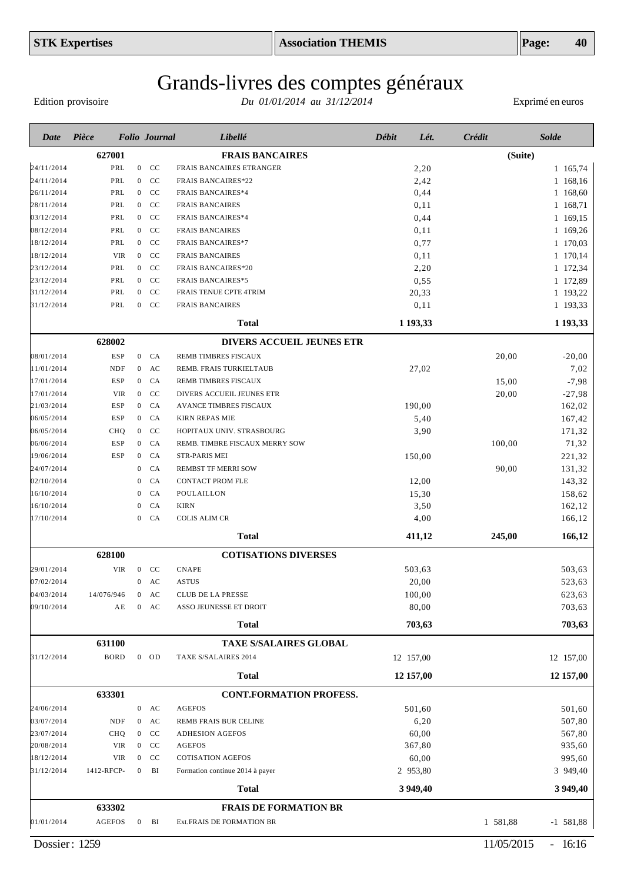# Grands-livres des comptes généraux

Edition provisoire — *Du 01/01/2014 au 31/12/2014* — Exprimé en euros

| Date | Pièce | Folio | Journal | Libellé | Débit | Lét. | Crédit | Solde |
|---|---|---|---|---|---|---|---|---|
| | **627001** | | | **FRAIS BANCAIRES** | | | **(Suite)** | |
| 24/11/2014 | PRL | 0 | CC | FRAIS BANCAIRES ETRANGER | 2,20 | | | 1 165,74 |
| 24/11/2014 | PRL | 0 | CC | FRAIS BANCAIRES*22 | 2,42 | | | 1 168,16 |
| 26/11/2014 | PRL | 0 | CC | FRAIS BANCAIRES*4 | 0,44 | | | 1 168,60 |
| 28/11/2014 | PRL | 0 | CC | FRAIS BANCAIRES | 0,11 | | | 1 168,71 |
| 03/12/2014 | PRL | 0 | CC | FRAIS BANCAIRES*4 | 0,44 | | | 1 169,15 |
| 08/12/2014 | PRL | 0 | CC | FRAIS BANCAIRES | 0,11 | | | 1 169,26 |
| 18/12/2014 | PRL | 0 | CC | FRAIS BANCAIRES*7 | 0,77 | | | 1 170,03 |
| 18/12/2014 | VIR | 0 | CC | FRAIS BANCAIRES | 0,11 | | | 1 170,14 |
| 23/12/2014 | PRL | 0 | CC | FRAIS BANCAIRES*20 | 2,20 | | | 1 172,34 |
| 23/12/2014 | PRL | 0 | CC | FRAIS BANCAIRES*5 | 0,55 | | | 1 172,89 |
| 31/12/2014 | PRL | 0 | CC | FRAIS TENUE CPTE 4TRIM | 20,33 | | | 1 193,22 |
| 31/12/2014 | PRL | 0 | CC | FRAIS BANCAIRES | 0,11 | | | 1 193,33 |
| | | | | **Total** | **1 193,33** | | | **1 193,33** |
| | **628002** | | | **DIVERS ACCUEIL JEUNES ETR** | | | | |
| 08/01/2014 | ESP | 0 | CA | REMB TIMBRES FISCAUX | | | 20,00 | -20,00 |
| 11/01/2014 | NDF | 0 | AC | REMB. FRAIS TURKIELTAUB | 27,02 | | | 7,02 |
| 17/01/2014 | ESP | 0 | CA | REMB TIMBRES FISCAUX | | | 15,00 | -7,98 |
| 17/01/2014 | VIR | 0 | CC | DIVERS ACCUEIL JEUNES ETR | | | 20,00 | -27,98 |
| 21/03/2014 | ESP | 0 | CA | AVANCE TIMBRES FISCAUX | 190,00 | | | 162,02 |
| 06/05/2014 | ESP | 0 | CA | KIRN REPAS MIE | 5,40 | | | 167,42 |
| 06/05/2014 | CHQ | 0 | CC | HOPITAUX UNIV. STRASBOURG | 3,90 | | | 171,32 |
| 06/06/2014 | ESP | 0 | CA | REMB. TIMBRE FISCAUX MERRY SOW | | | 100,00 | 71,32 |
| 19/06/2014 | ESP | 0 | CA | STR-PARIS MEI | 150,00 | | | 221,32 |
| 24/07/2014 | | 0 | CA | REMBST TF MERRI SOW | | | 90,00 | 131,32 |
| 02/10/2014 | | 0 | CA | CONTACT PROM FLE | 12,00 | | | 143,32 |
| 16/10/2014 | | 0 | CA | POULAILLON | 15,30 | | | 158,62 |
| 16/10/2014 | | 0 | CA | KIRN | 3,50 | | | 162,12 |
| 17/10/2014 | | 0 | CA | COLIS ALIM CR | 4,00 | | | 166,12 |
| | | | | **Total** | **411,12** | | **245,00** | **166,12** |
| | **628100** | | | **COTISATIONS DIVERSES** | | | | |
| 29/01/2014 | VIR | 0 | CC | CNAPE | 503,63 | | | 503,63 |
| 07/02/2014 | | 0 | AC | ASTUS | 20,00 | | | 523,63 |
| 04/03/2014 | 14/076/946 | 0 | AC | CLUB DE LA PRESSE | 100,00 | | | 623,63 |
| 09/10/2014 | AE | 0 | AC | ASSO JEUNESSE ET DROIT | 80,00 | | | 703,63 |
| | | | | **Total** | **703,63** | | | **703,63** |
| | **631100** | | | **TAXE S/SALAIRES GLOBAL** | | | | |
| 31/12/2014 | BORD | 0 | OD | TAXE S/SALAIRES 2014 | 12 157,00 | | | 12 157,00 |
| | | | | **Total** | **12 157,00** | | | **12 157,00** |
| | **633301** | | | **CONT.FORMATION PROFESS.** | | | | |
| 24/06/2014 | | 0 | AC | AGEFOS | 501,60 | | | 501,60 |
| 03/07/2014 | NDF | 0 | AC | REMB FRAIS BUR CELINE | 6,20 | | | 507,80 |
| 23/07/2014 | CHQ | 0 | CC | ADHESION AGEFOS | 60,00 | | | 567,80 |
| 20/08/2014 | VIR | 0 | CC | AGEFOS | 367,80 | | | 935,60 |
| 18/12/2014 | VIR | 0 | CC | COTISATION AGEFOS | 60,00 | | | 995,60 |
| 31/12/2014 | 1412-RFCP- | 0 | BI | Formation continue 2014 à payer | 2 953,80 | | | 3 949,40 |
| | | | | **Total** | **3 949,40** | | | **3 949,40** |
| | **633302** | | | **FRAIS DE FORMATION BR** | | | | |
| 01/01/2014 | AGEFOS | 0 | BI | Ext.FRAIS DE FORMATION BR | | | 1 581,88 | -1 581,88 |

Dossier : 1259 — 11/05/2015 - 16:16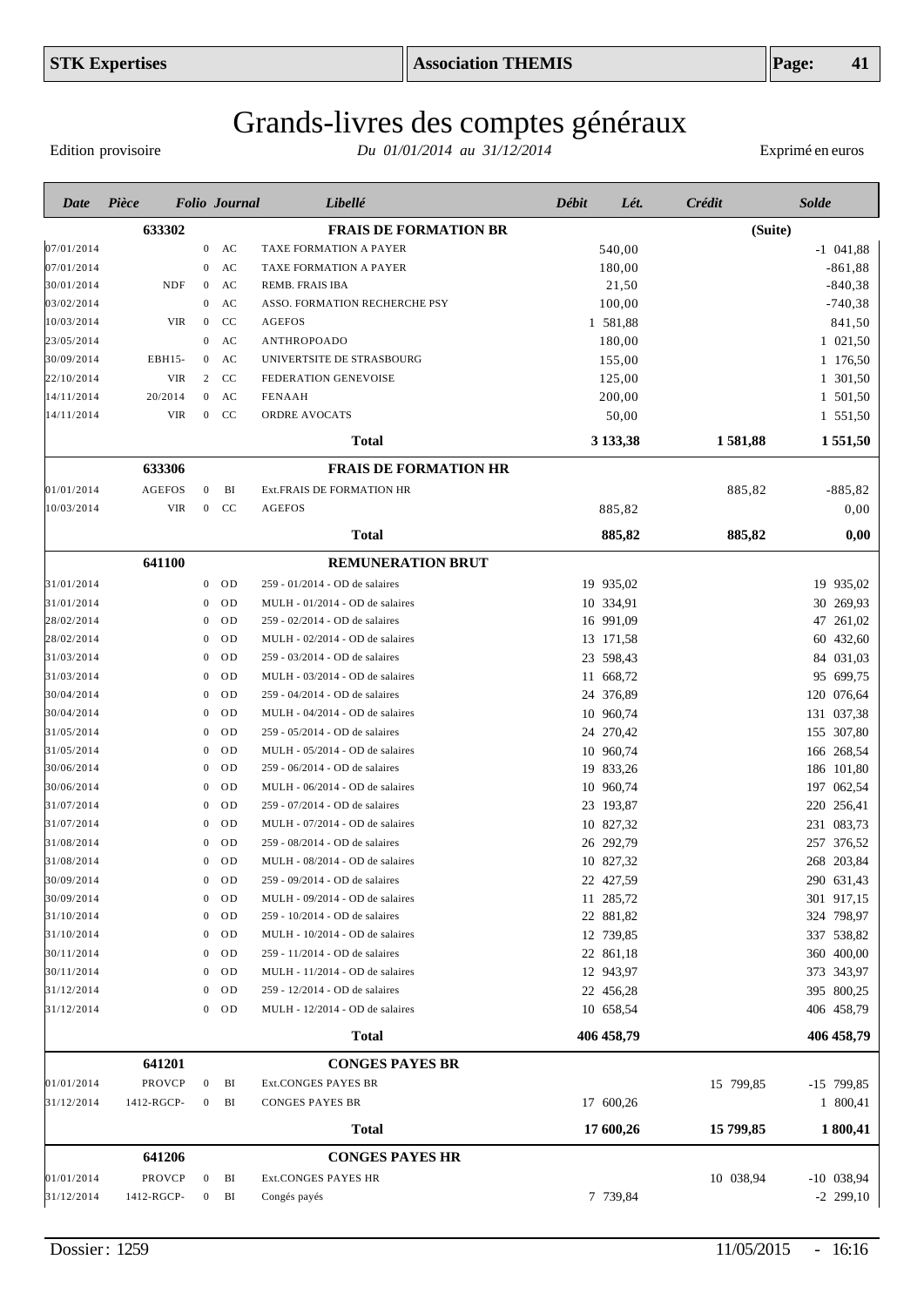# Grands-livres des comptes généraux

Edition provisoire — *Du 01/01/2014 au 31/12/2014* — Exprimé en euros

| Date | Pièce | Folio | Journal | Libellé | Débit | Lét. | Crédit | Solde |
|---|---|---|---|---|---|---|---|---|
| | **633302** | | | **FRAIS DE FORMATION BR** | | | | **(Suite)** |
| 07/01/2014 | | 0 | AC | TAXE FORMATION A PAYER | 540,00 | | | -1 041,88 |
| 07/01/2014 | | 0 | AC | TAXE FORMATION A PAYER | 180,00 | | | -861,88 |
| 30/01/2014 | NDF | 0 | AC | REMB. FRAIS IBA | 21,50 | | | -840,38 |
| 03/02/2014 | | 0 | AC | ASSO. FORMATION RECHERCHE PSY | 100,00 | | | -740,38 |
| 10/03/2014 | VIR | 0 | CC | AGEFOS | 1 581,88 | | | 841,50 |
| 23/05/2014 | | 0 | AC | ANTHROPOADO | 180,00 | | | 1 021,50 |
| 30/09/2014 | EBH15- | 0 | AC | UNIVERTSITE DE STRASBOURG | 155,00 | | | 1 176,50 |
| 22/10/2014 | VIR | 2 | CC | FEDERATION GENEVOISE | 125,00 | | | 1 301,50 |
| 14/11/2014 | 20/2014 | 0 | AC | FENAAH | 200,00 | | | 1 501,50 |
| 14/11/2014 | VIR | 0 | CC | ORDRE AVOCATS | 50,00 | | | 1 551,50 |
| | | | | **Total** | **3 133,38** | | **1 581,88** | **1 551,50** |
| | **633306** | | | **FRAIS DE FORMATION HR** | | | | |
| 01/01/2014 | AGEFOS | 0 | BI | Ext.FRAIS DE FORMATION HR | | | 885,82 | -885,82 |
| 10/03/2014 | VIR | 0 | CC | AGEFOS | 885,82 | | | 0,00 |
| | | | | **Total** | **885,82** | | **885,82** | **0,00** |
| | **641100** | | | **REMUNERATION BRUT** | | | | |
| 31/01/2014 | | 0 | OD | 259 - 01/2014 - OD de salaires | 19 935,02 | | | 19 935,02 |
| 31/01/2014 | | 0 | OD | MULH - 01/2014 - OD de salaires | 10 334,91 | | | 30 269,93 |
| 28/02/2014 | | 0 | OD | 259 - 02/2014 - OD de salaires | 16 991,09 | | | 47 261,02 |
| 28/02/2014 | | 0 | OD | MULH - 02/2014 - OD de salaires | 13 171,58 | | | 60 432,60 |
| 31/03/2014 | | 0 | OD | 259 - 03/2014 - OD de salaires | 23 598,43 | | | 84 031,03 |
| 31/03/2014 | | 0 | OD | MULH - 03/2014 - OD de salaires | 11 668,72 | | | 95 699,75 |
| 30/04/2014 | | 0 | OD | 259 - 04/2014 - OD de salaires | 24 376,89 | | | 120 076,64 |
| 30/04/2014 | | 0 | OD | MULH - 04/2014 - OD de salaires | 10 960,74 | | | 131 037,38 |
| 31/05/2014 | | 0 | OD | 259 - 05/2014 - OD de salaires | 24 270,42 | | | 155 307,80 |
| 31/05/2014 | | 0 | OD | MULH - 05/2014 - OD de salaires | 10 960,74 | | | 166 268,54 |
| 30/06/2014 | | 0 | OD | 259 - 06/2014 - OD de salaires | 19 833,26 | | | 186 101,80 |
| 30/06/2014 | | 0 | OD | MULH - 06/2014 - OD de salaires | 10 960,74 | | | 197 062,54 |
| 31/07/2014 | | 0 | OD | 259 - 07/2014 - OD de salaires | 23 193,87 | | | 220 256,41 |
| 31/07/2014 | | 0 | OD | MULH - 07/2014 - OD de salaires | 10 827,32 | | | 231 083,73 |
| 31/08/2014 | | 0 | OD | 259 - 08/2014 - OD de salaires | 26 292,79 | | | 257 376,52 |
| 31/08/2014 | | 0 | OD | MULH - 08/2014 - OD de salaires | 10 827,32 | | | 268 203,84 |
| 30/09/2014 | | 0 | OD | 259 - 09/2014 - OD de salaires | 22 427,59 | | | 290 631,43 |
| 30/09/2014 | | 0 | OD | MULH - 09/2014 - OD de salaires | 11 285,72 | | | 301 917,15 |
| 31/10/2014 | | 0 | OD | 259 - 10/2014 - OD de salaires | 22 881,82 | | | 324 798,97 |
| 31/10/2014 | | 0 | OD | MULH - 10/2014 - OD de salaires | 12 739,85 | | | 337 538,82 |
| 30/11/2014 | | 0 | OD | 259 - 11/2014 - OD de salaires | 22 861,18 | | | 360 400,00 |
| 30/11/2014 | | 0 | OD | MULH - 11/2014 - OD de salaires | 12 943,97 | | | 373 343,97 |
| 31/12/2014 | | 0 | OD | 259 - 12/2014 - OD de salaires | 22 456,28 | | | 395 800,25 |
| 31/12/2014 | | 0 | OD | MULH - 12/2014 - OD de salaires | 10 658,54 | | | 406 458,79 |
| | | | | **Total** | **406 458,79** | | | **406 458,79** |
| | **641201** | | | **CONGES PAYES BR** | | | | |
| 01/01/2014 | PROVCP | 0 | BI | Ext.CONGES PAYES BR | | | 15 799,85 | -15 799,85 |
| 31/12/2014 | 1412-RGCP- | 0 | BI | CONGES PAYES BR | 17 600,26 | | | 1 800,41 |
| | | | | **Total** | **17 600,26** | | **15 799,85** | **1 800,41** |
| | **641206** | | | **CONGES PAYES HR** | | | | |
| 01/01/2014 | PROVCP | 0 | BI | Ext.CONGES PAYES HR | | | 10 038,94 | -10 038,94 |
| 31/12/2014 | 1412-RGCP- | 0 | BI | Congés payés | 7 739,84 | | | -2 299,10 |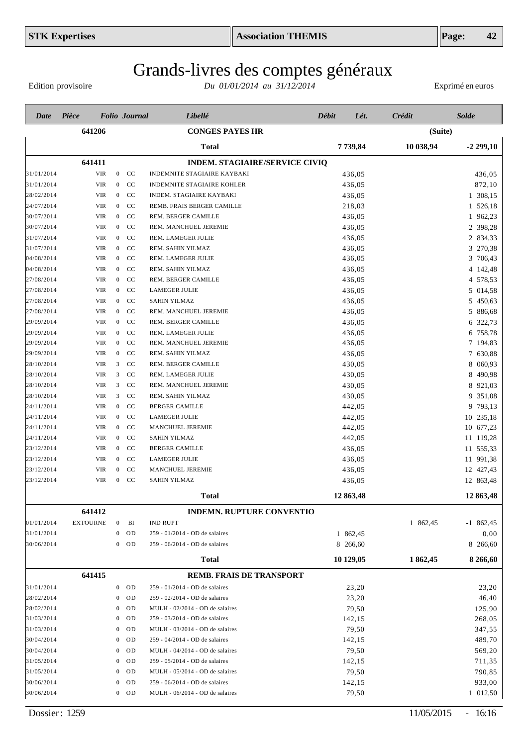# Grands-livres des comptes généraux

Edition provisoire — *Du 01/01/2014 au 31/12/2014* — Exprimé en euros

| Date | Pièce | Folio | Journal | Libellé | Débit | Lét. | Crédit | Solde |
|---|---|---|---|---|---|---|---|---|
| | **641206** | | | **CONGES PAYES HR** | | | | **(Suite)** |
| | | | | **Total** | **7 739,84** | | **10 038,94** | **-2 299,10** |
| | **641411** | | | **INDEM. STAGIAIRE/SERVICE CIVIQ** | | | | |
| 31/01/2014 | VIR | 0 | CC | INDEMNITE STAGIAIRE KAYBAKI | 436,05 | | | 436,05 |
| 31/01/2014 | VIR | 0 | CC | INDEMNITE STAGIAIRE KOHLER | 436,05 | | | 872,10 |
| 28/02/2014 | VIR | 0 | CC | INDEM. STAGIAIRE KAYBAKI | 436,05 | | | 1 308,15 |
| 24/07/2014 | VIR | 0 | CC | REMB. FRAIS BERGER CAMILLE | 218,03 | | | 1 526,18 |
| 30/07/2014 | VIR | 0 | CC | REM. BERGER CAMILLE | 436,05 | | | 1 962,23 |
| 30/07/2014 | VIR | 0 | CC | REM. MANCHUEL JEREMIE | 436,05 | | | 2 398,28 |
| 31/07/2014 | VIR | 0 | CC | REM. LAMEGER JULIE | 436,05 | | | 2 834,33 |
| 31/07/2014 | VIR | 0 | CC | REM. SAHIN YILMAZ | 436,05 | | | 3 270,38 |
| 04/08/2014 | VIR | 0 | CC | REM. LAMEGER JULIE | 436,05 | | | 3 706,43 |
| 04/08/2014 | VIR | 0 | CC | REM. SAHIN YILMAZ | 436,05 | | | 4 142,48 |
| 27/08/2014 | VIR | 0 | CC | REM. BERGER CAMILLE | 436,05 | | | 4 578,53 |
| 27/08/2014 | VIR | 0 | CC | LAMEGER JULIE | 436,05 | | | 5 014,58 |
| 27/08/2014 | VIR | 0 | CC | SAHIN YILMAZ | 436,05 | | | 5 450,63 |
| 27/08/2014 | VIR | 0 | CC | REM. MANCHUEL JEREMIE | 436,05 | | | 5 886,68 |
| 29/09/2014 | VIR | 0 | CC | REM. BERGER CAMILLE | 436,05 | | | 6 322,73 |
| 29/09/2014 | VIR | 0 | CC | REM. LAMEGER JULIE | 436,05 | | | 6 758,78 |
| 29/09/2014 | VIR | 0 | CC | REM. MANCHUEL JEREMIE | 436,05 | | | 7 194,83 |
| 29/09/2014 | VIR | 0 | CC | REM. SAHIN YILMAZ | 436,05 | | | 7 630,88 |
| 28/10/2014 | VIR | 3 | CC | REM. BERGER CAMILLE | 430,05 | | | 8 060,93 |
| 28/10/2014 | VIR | 3 | CC | REM. LAMEGER JULIE | 430,05 | | | 8 490,98 |
| 28/10/2014 | VIR | 3 | CC | REM. MANCHUEL JEREMIE | 430,05 | | | 8 921,03 |
| 28/10/2014 | VIR | 3 | CC | REM. SAHIN YILMAZ | 430,05 | | | 9 351,08 |
| 24/11/2014 | VIR | 0 | CC | BERGER CAMILLE | 442,05 | | | 9 793,13 |
| 24/11/2014 | VIR | 0 | CC | LAMEGER JULIE | 442,05 | | | 10 235,18 |
| 24/11/2014 | VIR | 0 | CC | MANCHUEL JEREMIE | 442,05 | | | 10 677,23 |
| 24/11/2014 | VIR | 0 | CC | SAHIN YILMAZ | 442,05 | | | 11 119,28 |
| 23/12/2014 | VIR | 0 | CC | BERGER CAMILLE | 436,05 | | | 11 555,33 |
| 23/12/2014 | VIR | 0 | CC | LAMEGER JULIE | 436,05 | | | 11 991,38 |
| 23/12/2014 | VIR | 0 | CC | MANCHUEL JEREMIE | 436,05 | | | 12 427,43 |
| 23/12/2014 | VIR | 0 | CC | SAHIN YILMAZ | 436,05 | | | 12 863,48 |
| | | | | **Total** | **12 863,48** | | | **12 863,48** |
| | **641412** | | | **INDEMN. RUPTURE CONVENTIO** | | | | |
| 01/01/2014 | EXTOURNE | 0 | BI | IND RUPT | | | 1 862,45 | -1 862,45 |
| 31/01/2014 | | 0 | OD | 259 - 01/2014 - OD de salaires | 1 862,45 | | | 0,00 |
| 30/06/2014 | | 0 | OD | 259 - 06/2014 - OD de salaires | 8 266,60 | | | 8 266,60 |
| | | | | **Total** | **10 129,05** | | **1 862,45** | **8 266,60** |
| | **641415** | | | **REMB. FRAIS DE TRANSPORT** | | | | |
| 31/01/2014 | | 0 | OD | 259 - 01/2014 - OD de salaires | 23,20 | | | 23,20 |
| 28/02/2014 | | 0 | OD | 259 - 02/2014 - OD de salaires | 23,20 | | | 46,40 |
| 28/02/2014 | | 0 | OD | MULH - 02/2014 - OD de salaires | 79,50 | | | 125,90 |
| 31/03/2014 | | 0 | OD | 259 - 03/2014 - OD de salaires | 142,15 | | | 268,05 |
| 31/03/2014 | | 0 | OD | MULH - 03/2014 - OD de salaires | 79,50 | | | 347,55 |
| 30/04/2014 | | 0 | OD | 259 - 04/2014 - OD de salaires | 142,15 | | | 489,70 |
| 30/04/2014 | | 0 | OD | MULH - 04/2014 - OD de salaires | 79,50 | | | 569,20 |
| 31/05/2014 | | 0 | OD | 259 - 05/2014 - OD de salaires | 142,15 | | | 711,35 |
| 31/05/2014 | | 0 | OD | MULH - 05/2014 - OD de salaires | 79,50 | | | 790,85 |
| 30/06/2014 | | 0 | OD | 259 - 06/2014 - OD de salaires | 142,15 | | | 933,00 |
| 30/06/2014 | | 0 | OD | MULH - 06/2014 - OD de salaires | 79,50 | | | 1 012,50 |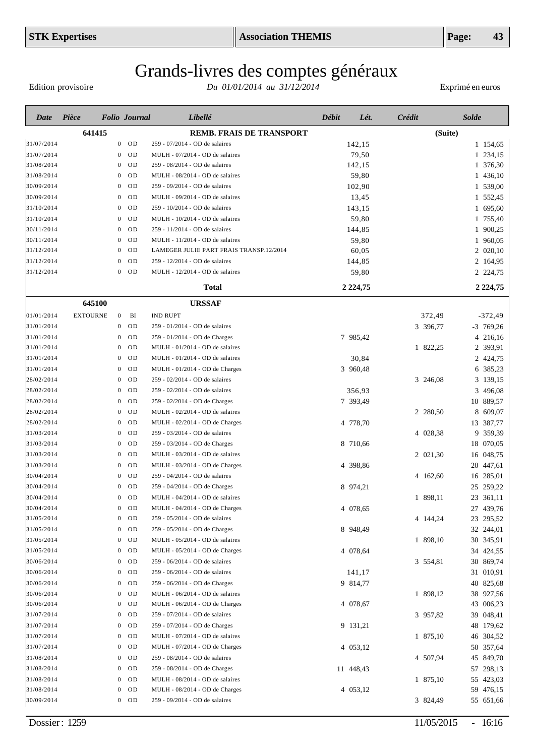# Grands-livres des comptes généraux

Edition provisoire — *Du 01/01/2014 au 31/12/2014* — Exprimé en euros

| Date | Pièce | Folio | Journal | Libellé | Débit | Lét. | Crédit | Solde |
|---|---|---|---|---|---|---|---|---|
| | **641415** | | | **REMB. FRAIS DE TRANSPORT** | | | **(Suite)** | |
| 31/07/2014 | | 0 | OD | 259 - 07/2014 - OD de salaires | 142,15 | | | 1 154,65 |
| 31/07/2014 | | 0 | OD | MULH - 07/2014 - OD de salaires | 79,50 | | | 1 234,15 |
| 31/08/2014 | | 0 | OD | 259 - 08/2014 - OD de salaires | 142,15 | | | 1 376,30 |
| 31/08/2014 | | 0 | OD | MULH - 08/2014 - OD de salaires | 59,80 | | | 1 436,10 |
| 30/09/2014 | | 0 | OD | 259 - 09/2014 - OD de salaires | 102,90 | | | 1 539,00 |
| 30/09/2014 | | 0 | OD | MULH - 09/2014 - OD de salaires | 13,45 | | | 1 552,45 |
| 31/10/2014 | | 0 | OD | 259 - 10/2014 - OD de salaires | 143,15 | | | 1 695,60 |
| 31/10/2014 | | 0 | OD | MULH - 10/2014 - OD de salaires | 59,80 | | | 1 755,40 |
| 30/11/2014 | | 0 | OD | 259 - 11/2014 - OD de salaires | 144,85 | | | 1 900,25 |
| 30/11/2014 | | 0 | OD | MULH - 11/2014 - OD de salaires | 59,80 | | | 1 960,05 |
| 31/12/2014 | | 0 | OD | LAMEGER JULIE PART FRAIS TRANSP.12/2014 | 60,05 | | | 2 020,10 |
| 31/12/2014 | | 0 | OD | 259 - 12/2014 - OD de salaires | 144,85 | | | 2 164,95 |
| 31/12/2014 | | 0 | OD | MULH - 12/2014 - OD de salaires | 59,80 | | | 2 224,75 |
| | | | | **Total** | **2 224,75** | | | **2 224,75** |
| | **645100** | | | **URSSAF** | | | | |
| 01/01/2014 | EXTOURNE | 0 | BI | IND RUPT | | | 372,49 | -372,49 |
| 31/01/2014 | | 0 | OD | 259 - 01/2014 - OD de salaires | | | 3 396,77 | -3 769,26 |
| 31/01/2014 | | 0 | OD | 259 - 01/2014 - OD de Charges | 7 985,42 | | | 4 216,16 |
| 31/01/2014 | | 0 | OD | MULH - 01/2014 - OD de salaires | | | 1 822,25 | 2 393,91 |
| 31/01/2014 | | 0 | OD | MULH - 01/2014 - OD de salaires | 30,84 | | | 2 424,75 |
| 31/01/2014 | | 0 | OD | MULH - 01/2014 - OD de Charges | 3 960,48 | | | 6 385,23 |
| 28/02/2014 | | 0 | OD | 259 - 02/2014 - OD de salaires | | | 3 246,08 | 3 139,15 |
| 28/02/2014 | | 0 | OD | 259 - 02/2014 - OD de salaires | 356,93 | | | 3 496,08 |
| 28/02/2014 | | 0 | OD | 259 - 02/2014 - OD de Charges | 7 393,49 | | | 10 889,57 |
| 28/02/2014 | | 0 | OD | MULH - 02/2014 - OD de salaires | | | 2 280,50 | 8 609,07 |
| 28/02/2014 | | 0 | OD | MULH - 02/2014 - OD de Charges | 4 778,70 | | | 13 387,77 |
| 31/03/2014 | | 0 | OD | 259 - 03/2014 - OD de salaires | | | 4 028,38 | 9 359,39 |
| 31/03/2014 | | 0 | OD | 259 - 03/2014 - OD de Charges | 8 710,66 | | | 18 070,05 |
| 31/03/2014 | | 0 | OD | MULH - 03/2014 - OD de salaires | | | 2 021,30 | 16 048,75 |
| 31/03/2014 | | 0 | OD | MULH - 03/2014 - OD de Charges | 4 398,86 | | | 20 447,61 |
| 30/04/2014 | | 0 | OD | 259 - 04/2014 - OD de salaires | | | 4 162,60 | 16 285,01 |
| 30/04/2014 | | 0 | OD | 259 - 04/2014 - OD de Charges | 8 974,21 | | | 25 259,22 |
| 30/04/2014 | | 0 | OD | MULH - 04/2014 - OD de salaires | | | 1 898,11 | 23 361,11 |
| 30/04/2014 | | 0 | OD | MULH - 04/2014 - OD de Charges | 4 078,65 | | | 27 439,76 |
| 31/05/2014 | | 0 | OD | 259 - 05/2014 - OD de salaires | | | 4 144,24 | 23 295,52 |
| 31/05/2014 | | 0 | OD | 259 - 05/2014 - OD de Charges | 8 948,49 | | | 32 244,01 |
| 31/05/2014 | | 0 | OD | MULH - 05/2014 - OD de salaires | | | 1 898,10 | 30 345,91 |
| 31/05/2014 | | 0 | OD | MULH - 05/2014 - OD de Charges | 4 078,64 | | | 34 424,55 |
| 30/06/2014 | | 0 | OD | 259 - 06/2014 - OD de salaires | | | 3 554,81 | 30 869,74 |
| 30/06/2014 | | 0 | OD | 259 - 06/2014 - OD de salaires | 141,17 | | | 31 010,91 |
| 30/06/2014 | | 0 | OD | 259 - 06/2014 - OD de Charges | 9 814,77 | | | 40 825,68 |
| 30/06/2014 | | 0 | OD | MULH - 06/2014 - OD de salaires | | | 1 898,12 | 38 927,56 |
| 30/06/2014 | | 0 | OD | MULH - 06/2014 - OD de Charges | 4 078,67 | | | 43 006,23 |
| 31/07/2014 | | 0 | OD | 259 - 07/2014 - OD de salaires | | | 3 957,82 | 39 048,41 |
| 31/07/2014 | | 0 | OD | 259 - 07/2014 - OD de Charges | 9 131,21 | | | 48 179,62 |
| 31/07/2014 | | 0 | OD | MULH - 07/2014 - OD de salaires | | | 1 875,10 | 46 304,52 |
| 31/07/2014 | | 0 | OD | MULH - 07/2014 - OD de Charges | 4 053,12 | | | 50 357,64 |
| 31/08/2014 | | 0 | OD | 259 - 08/2014 - OD de salaires | | | 4 507,94 | 45 849,70 |
| 31/08/2014 | | 0 | OD | 259 - 08/2014 - OD de Charges | 11 448,43 | | | 57 298,13 |
| 31/08/2014 | | 0 | OD | MULH - 08/2014 - OD de salaires | | | 1 875,10 | 55 423,03 |
| 31/08/2014 | | 0 | OD | MULH - 08/2014 - OD de Charges | 4 053,12 | | | 59 476,15 |
| 30/09/2014 | | 0 | OD | 259 - 09/2014 - OD de salaires | | | 3 824,49 | 55 651,66 |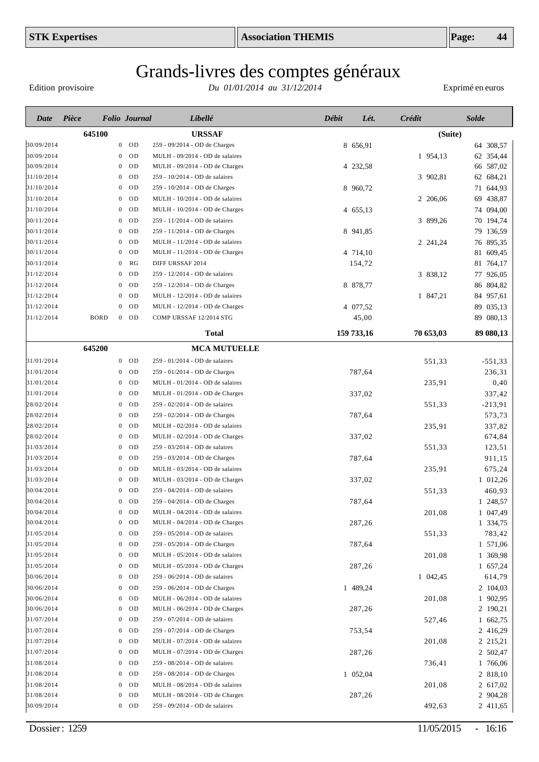# Grands-livres des comptes généraux

Edition provisoire — *Du 01/01/2014 au 31/12/2014* — Exprimé en euros

| Date | Pièce | Folio | Journal | Libellé | Débit | Lét. | Crédit | Solde |
|---|---|---|---|---|---|---|---|---|
| | **645100** | | | **URSSAF** | | | | **(Suite)** |
| 30/09/2014 | | 0 | OD | 259 - 09/2014 - OD de Charges | 8 656,91 | | | 64 308,57 |
| 30/09/2014 | | 0 | OD | MULH - 09/2014 - OD de salaires | | | 1 954,13 | 62 354,44 |
| 30/09/2014 | | 0 | OD | MULH - 09/2014 - OD de Charges | 4 232,58 | | | 66 587,02 |
| 31/10/2014 | | 0 | OD | 259 - 10/2014 - OD de salaires | | | 3 902,81 | 62 684,21 |
| 31/10/2014 | | 0 | OD | 259 - 10/2014 - OD de Charges | 8 960,72 | | | 71 644,93 |
| 31/10/2014 | | 0 | OD | MULH - 10/2014 - OD de salaires | | | 2 206,06 | 69 438,87 |
| 31/10/2014 | | 0 | OD | MULH - 10/2014 - OD de Charges | 4 655,13 | | | 74 094,00 |
| 30/11/2014 | | 0 | OD | 259 - 11/2014 - OD de salaires | | | 3 899,26 | 70 194,74 |
| 30/11/2014 | | 0 | OD | 259 - 11/2014 - OD de Charges | 8 941,85 | | | 79 136,59 |
| 30/11/2014 | | 0 | OD | MULH - 11/2014 - OD de salaires | | | 2 241,24 | 76 895,35 |
| 30/11/2014 | | 0 | OD | MULH - 11/2014 - OD de Charges | 4 714,10 | | | 81 609,45 |
| 30/11/2014 | | 0 | RG | DIFF URSSAF 2014 | 154,72 | | | 81 764,17 |
| 31/12/2014 | | 0 | OD | 259 - 12/2014 - OD de salaires | | | 3 838,12 | 77 926,05 |
| 31/12/2014 | | 0 | OD | 259 - 12/2014 - OD de Charges | 8 878,77 | | | 86 804,82 |
| 31/12/2014 | | 0 | OD | MULH - 12/2014 - OD de salaires | | | 1 847,21 | 84 957,61 |
| 31/12/2014 | | 0 | OD | MULH - 12/2014 - OD de Charges | 4 077,52 | | | 89 035,13 |
| 31/12/2014 | BORD | 0 | OD | COMP URSSAF 12/2014 STG | 45,00 | | | 89 080,13 |
| | | | | **Total** | **159 733,16** | | **70 653,03** | **89 080,13** |
| | **645200** | | | **MCA MUTUELLE** | | | | |
| 31/01/2014 | | 0 | OD | 259 - 01/2014 - OD de salaires | | | 551,33 | -551,33 |
| 31/01/2014 | | 0 | OD | 259 - 01/2014 - OD de Charges | 787,64 | | | 236,31 |
| 31/01/2014 | | 0 | OD | MULH - 01/2014 - OD de salaires | | | 235,91 | 0,40 |
| 31/01/2014 | | 0 | OD | MULH - 01/2014 - OD de Charges | 337,02 | | | 337,42 |
| 28/02/2014 | | 0 | OD | 259 - 02/2014 - OD de salaires | | | 551,33 | -213,91 |
| 28/02/2014 | | 0 | OD | 259 - 02/2014 - OD de Charges | 787,64 | | | 573,73 |
| 28/02/2014 | | 0 | OD | MULH - 02/2014 - OD de salaires | | | 235,91 | 337,82 |
| 28/02/2014 | | 0 | OD | MULH - 02/2014 - OD de Charges | 337,02 | | | 674,84 |
| 31/03/2014 | | 0 | OD | 259 - 03/2014 - OD de salaires | | | 551,33 | 123,51 |
| 31/03/2014 | | 0 | OD | 259 - 03/2014 - OD de Charges | 787,64 | | | 911,15 |
| 31/03/2014 | | 0 | OD | MULH - 03/2014 - OD de salaires | | | 235,91 | 675,24 |
| 31/03/2014 | | 0 | OD | MULH - 03/2014 - OD de Charges | 337,02 | | | 1 012,26 |
| 30/04/2014 | | 0 | OD | 259 - 04/2014 - OD de salaires | | | 551,33 | 460,93 |
| 30/04/2014 | | 0 | OD | 259 - 04/2014 - OD de Charges | 787,64 | | | 1 248,57 |
| 30/04/2014 | | 0 | OD | MULH - 04/2014 - OD de salaires | | | 201,08 | 1 047,49 |
| 30/04/2014 | | 0 | OD | MULH - 04/2014 - OD de Charges | 287,26 | | | 1 334,75 |
| 31/05/2014 | | 0 | OD | 259 - 05/2014 - OD de salaires | | | 551,33 | 783,42 |
| 31/05/2014 | | 0 | OD | 259 - 05/2014 - OD de Charges | 787,64 | | | 1 571,06 |
| 31/05/2014 | | 0 | OD | MULH - 05/2014 - OD de salaires | | | 201,08 | 1 369,98 |
| 31/05/2014 | | 0 | OD | MULH - 05/2014 - OD de Charges | 287,26 | | | 1 657,24 |
| 30/06/2014 | | 0 | OD | 259 - 06/2014 - OD de salaires | | | 1 042,45 | 614,79 |
| 30/06/2014 | | 0 | OD | 259 - 06/2014 - OD de Charges | 1 489,24 | | | 2 104,03 |
| 30/06/2014 | | 0 | OD | MULH - 06/2014 - OD de salaires | | | 201,08 | 1 902,95 |
| 30/06/2014 | | 0 | OD | MULH - 06/2014 - OD de Charges | 287,26 | | | 2 190,21 |
| 31/07/2014 | | 0 | OD | 259 - 07/2014 - OD de salaires | | | 527,46 | 1 662,75 |
| 31/07/2014 | | 0 | OD | 259 - 07/2014 - OD de Charges | 753,54 | | | 2 416,29 |
| 31/07/2014 | | 0 | OD | MULH - 07/2014 - OD de salaires | | | 201,08 | 2 215,21 |
| 31/07/2014 | | 0 | OD | MULH - 07/2014 - OD de Charges | 287,26 | | | 2 502,47 |
| 31/08/2014 | | 0 | OD | 259 - 08/2014 - OD de salaires | | | 736,41 | 1 766,06 |
| 31/08/2014 | | 0 | OD | 259 - 08/2014 - OD de Charges | 1 052,04 | | | 2 818,10 |
| 31/08/2014 | | 0 | OD | MULH - 08/2014 - OD de salaires | | | 201,08 | 2 617,02 |
| 31/08/2014 | | 0 | OD | MULH - 08/2014 - OD de Charges | 287,26 | | | 2 904,28 |
| 30/09/2014 | | 0 | OD | 259 - 09/2014 - OD de salaires | | | 492,63 | 2 411,65 |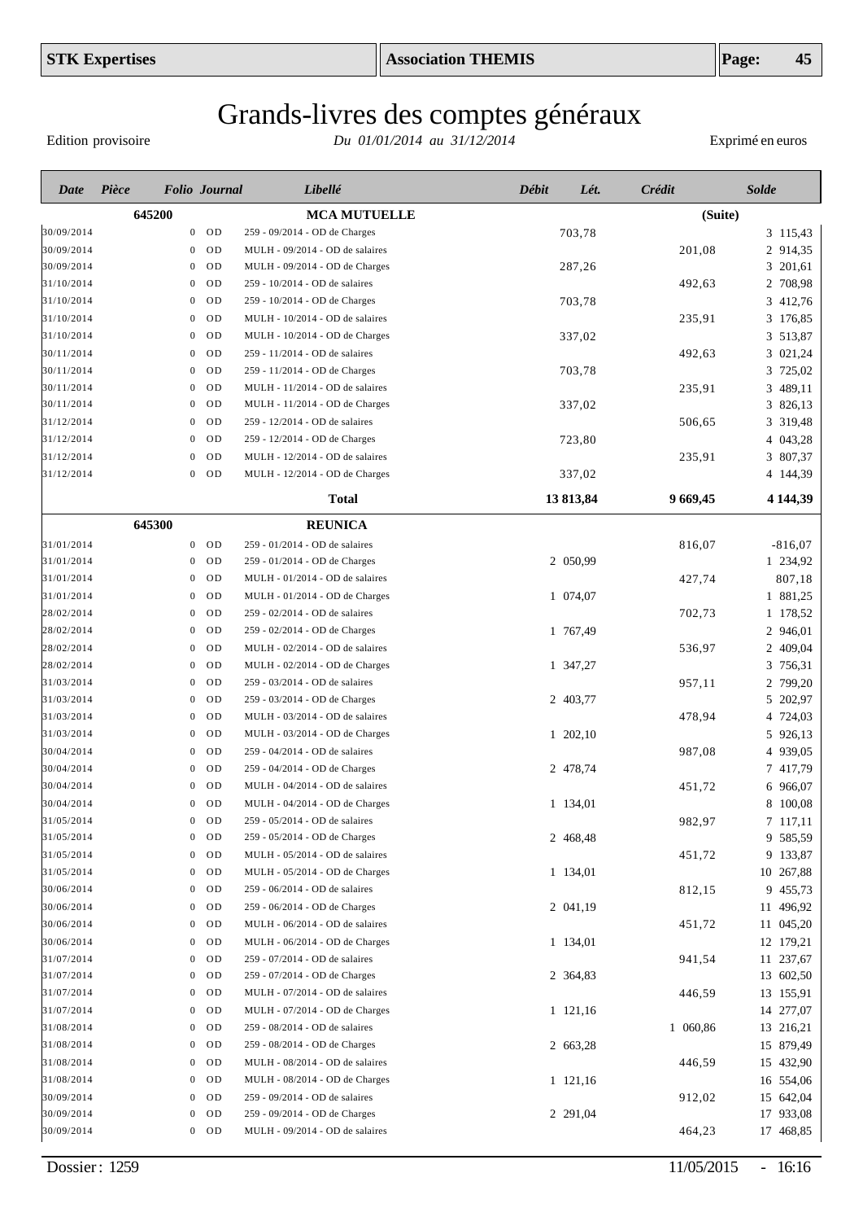# Grands-livres des comptes généraux

Edition provisoire — *Du 01/01/2014 au 31/12/2014* — Exprimé en euros

| Date | Pièce | Folio | Journal | Libellé | Débit | Lét. | Crédit | Solde |
|---|---|---|---|---|---|---|---|---|
| | **645200** | | | **MCA MUTUELLE** | | | | **(Suite)** |
| 30/09/2014 | | 0 | OD | 259 - 09/2014 - OD de Charges | 703,78 | | | 3 115,43 |
| 30/09/2014 | | 0 | OD | MULH - 09/2014 - OD de salaires | | | 201,08 | 2 914,35 |
| 30/09/2014 | | 0 | OD | MULH - 09/2014 - OD de Charges | 287,26 | | | 3 201,61 |
| 31/10/2014 | | 0 | OD | 259 - 10/2014 - OD de salaires | | | 492,63 | 2 708,98 |
| 31/10/2014 | | 0 | OD | 259 - 10/2014 - OD de Charges | 703,78 | | | 3 412,76 |
| 31/10/2014 | | 0 | OD | MULH - 10/2014 - OD de salaires | | | 235,91 | 3 176,85 |
| 31/10/2014 | | 0 | OD | MULH - 10/2014 - OD de Charges | 337,02 | | | 3 513,87 |
| 30/11/2014 | | 0 | OD | 259 - 11/2014 - OD de salaires | | | 492,63 | 3 021,24 |
| 30/11/2014 | | 0 | OD | 259 - 11/2014 - OD de Charges | 703,78 | | | 3 725,02 |
| 30/11/2014 | | 0 | OD | MULH - 11/2014 - OD de salaires | | | 235,91 | 3 489,11 |
| 30/11/2014 | | 0 | OD | MULH - 11/2014 - OD de Charges | 337,02 | | | 3 826,13 |
| 31/12/2014 | | 0 | OD | 259 - 12/2014 - OD de salaires | | | 506,65 | 3 319,48 |
| 31/12/2014 | | 0 | OD | 259 - 12/2014 - OD de Charges | 723,80 | | | 4 043,28 |
| 31/12/2014 | | 0 | OD | MULH - 12/2014 - OD de salaires | | | 235,91 | 3 807,37 |
| 31/12/2014 | | 0 | OD | MULH - 12/2014 - OD de Charges | 337,02 | | | 4 144,39 |
| | | | | **Total** | **13 813,84** | | **9 669,45** | **4 144,39** |
| | **645300** | | | **REUNICA** | | | | |
| 31/01/2014 | | 0 | OD | 259 - 01/2014 - OD de salaires | | | 816,07 | -816,07 |
| 31/01/2014 | | 0 | OD | 259 - 01/2014 - OD de Charges | 2 050,99 | | | 1 234,92 |
| 31/01/2014 | | 0 | OD | MULH - 01/2014 - OD de salaires | | | 427,74 | 807,18 |
| 31/01/2014 | | 0 | OD | MULH - 01/2014 - OD de Charges | 1 074,07 | | | 1 881,25 |
| 28/02/2014 | | 0 | OD | 259 - 02/2014 - OD de salaires | | | 702,73 | 1 178,52 |
| 28/02/2014 | | 0 | OD | 259 - 02/2014 - OD de Charges | 1 767,49 | | | 2 946,01 |
| 28/02/2014 | | 0 | OD | MULH - 02/2014 - OD de salaires | | | 536,97 | 2 409,04 |
| 28/02/2014 | | 0 | OD | MULH - 02/2014 - OD de Charges | 1 347,27 | | | 3 756,31 |
| 31/03/2014 | | 0 | OD | 259 - 03/2014 - OD de salaires | | | 957,11 | 2 799,20 |
| 31/03/2014 | | 0 | OD | 259 - 03/2014 - OD de Charges | 2 403,77 | | | 5 202,97 |
| 31/03/2014 | | 0 | OD | MULH - 03/2014 - OD de salaires | | | 478,94 | 4 724,03 |
| 31/03/2014 | | 0 | OD | MULH - 03/2014 - OD de Charges | 1 202,10 | | | 5 926,13 |
| 30/04/2014 | | 0 | OD | 259 - 04/2014 - OD de salaires | | | 987,08 | 4 939,05 |
| 30/04/2014 | | 0 | OD | 259 - 04/2014 - OD de Charges | 2 478,74 | | | 7 417,79 |
| 30/04/2014 | | 0 | OD | MULH - 04/2014 - OD de salaires | | | 451,72 | 6 966,07 |
| 30/04/2014 | | 0 | OD | MULH - 04/2014 - OD de Charges | 1 134,01 | | | 8 100,08 |
| 31/05/2014 | | 0 | OD | 259 - 05/2014 - OD de salaires | | | 982,97 | 7 117,11 |
| 31/05/2014 | | 0 | OD | 259 - 05/2014 - OD de Charges | 2 468,48 | | | 9 585,59 |
| 31/05/2014 | | 0 | OD | MULH - 05/2014 - OD de salaires | | | 451,72 | 9 133,87 |
| 31/05/2014 | | 0 | OD | MULH - 05/2014 - OD de Charges | 1 134,01 | | | 10 267,88 |
| 30/06/2014 | | 0 | OD | 259 - 06/2014 - OD de salaires | | | 812,15 | 9 455,73 |
| 30/06/2014 | | 0 | OD | 259 - 06/2014 - OD de Charges | 2 041,19 | | | 11 496,92 |
| 30/06/2014 | | 0 | OD | MULH - 06/2014 - OD de salaires | | | 451,72 | 11 045,20 |
| 30/06/2014 | | 0 | OD | MULH - 06/2014 - OD de Charges | 1 134,01 | | | 12 179,21 |
| 31/07/2014 | | 0 | OD | 259 - 07/2014 - OD de salaires | | | 941,54 | 11 237,67 |
| 31/07/2014 | | 0 | OD | 259 - 07/2014 - OD de Charges | 2 364,83 | | | 13 602,50 |
| 31/07/2014 | | 0 | OD | MULH - 07/2014 - OD de salaires | | | 446,59 | 13 155,91 |
| 31/07/2014 | | 0 | OD | MULH - 07/2014 - OD de Charges | 1 121,16 | | | 14 277,07 |
| 31/08/2014 | | 0 | OD | 259 - 08/2014 - OD de salaires | | | 1 060,86 | 13 216,21 |
| 31/08/2014 | | 0 | OD | 259 - 08/2014 - OD de Charges | 2 663,28 | | | 15 879,49 |
| 31/08/2014 | | 0 | OD | MULH - 08/2014 - OD de salaires | | | 446,59 | 15 432,90 |
| 31/08/2014 | | 0 | OD | MULH - 08/2014 - OD de Charges | 1 121,16 | | | 16 554,06 |
| 30/09/2014 | | 0 | OD | 259 - 09/2014 - OD de salaires | | | 912,02 | 15 642,04 |
| 30/09/2014 | | 0 | OD | 259 - 09/2014 - OD de Charges | 2 291,04 | | | 17 933,08 |
| 30/09/2014 | | 0 | OD | MULH - 09/2014 - OD de salaires | | | 464,23 | 17 468,85 |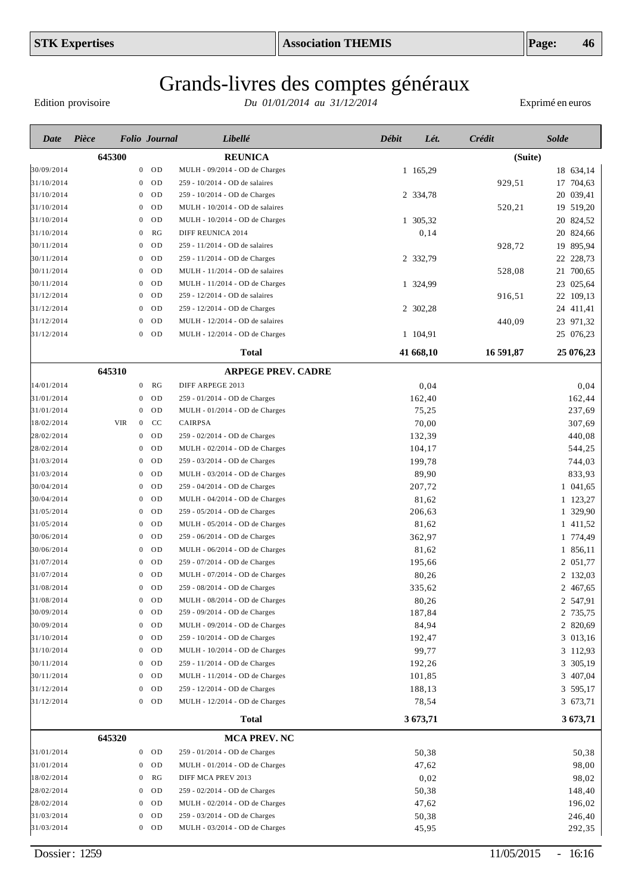# Grands-livres des comptes généraux

Edition provisoire — *Du 01/01/2014 au 31/12/2014* — Exprimé en euros

| Date | Pièce | Folio | Journal | Libellé | Débit | Lét. | Crédit | Solde |
|---|---|---|---|---|---|---|---|---|
| | **645300** | | | **REUNICA** | | | **(Suite)** | |
| 30/09/2014 | | 0 | OD | MULH - 09/2014 - OD de Charges | 1 165,29 | | | 18 634,14 |
| 31/10/2014 | | 0 | OD | 259 - 10/2014 - OD de salaires | | | 929,51 | 17 704,63 |
| 31/10/2014 | | 0 | OD | 259 - 10/2014 - OD de Charges | 2 334,78 | | | 20 039,41 |
| 31/10/2014 | | 0 | OD | MULH - 10/2014 - OD de salaires | | | 520,21 | 19 519,20 |
| 31/10/2014 | | 0 | OD | MULH - 10/2014 - OD de Charges | 1 305,32 | | | 20 824,52 |
| 31/10/2014 | | 0 | RG | DIFF REUNICA 2014 | 0,14 | | | 20 824,66 |
| 30/11/2014 | | 0 | OD | 259 - 11/2014 - OD de salaires | | | 928,72 | 19 895,94 |
| 30/11/2014 | | 0 | OD | 259 - 11/2014 - OD de Charges | 2 332,79 | | | 22 228,73 |
| 30/11/2014 | | 0 | OD | MULH - 11/2014 - OD de salaires | | | 528,08 | 21 700,65 |
| 30/11/2014 | | 0 | OD | MULH - 11/2014 - OD de Charges | 1 324,99 | | | 23 025,64 |
| 31/12/2014 | | 0 | OD | 259 - 12/2014 - OD de salaires | | | 916,51 | 22 109,13 |
| 31/12/2014 | | 0 | OD | 259 - 12/2014 - OD de Charges | 2 302,28 | | | 24 411,41 |
| 31/12/2014 | | 0 | OD | MULH - 12/2014 - OD de salaires | | | 440,09 | 23 971,32 |
| 31/12/2014 | | 0 | OD | MULH - 12/2014 - OD de Charges | 1 104,91 | | | 25 076,23 |
| | | | | **Total** | **41 668,10** | | **16 591,87** | **25 076,23** |
| | **645310** | | | **ARPEGE PREV. CADRE** | | | | |
| 14/01/2014 | | 0 | RG | DIFF ARPEGE 2013 | 0,04 | | | 0,04 |
| 31/01/2014 | | 0 | OD | 259 - 01/2014 - OD de Charges | 162,40 | | | 162,44 |
| 31/01/2014 | | 0 | OD | MULH - 01/2014 - OD de Charges | 75,25 | | | 237,69 |
| 18/02/2014 | VIR | 0 | CC | CAIRPSA | 70,00 | | | 307,69 |
| 28/02/2014 | | 0 | OD | 259 - 02/2014 - OD de Charges | 132,39 | | | 440,08 |
| 28/02/2014 | | 0 | OD | MULH - 02/2014 - OD de Charges | 104,17 | | | 544,25 |
| 31/03/2014 | | 0 | OD | 259 - 03/2014 - OD de Charges | 199,78 | | | 744,03 |
| 31/03/2014 | | 0 | OD | MULH - 03/2014 - OD de Charges | 89,90 | | | 833,93 |
| 30/04/2014 | | 0 | OD | 259 - 04/2014 - OD de Charges | 207,72 | | | 1 041,65 |
| 30/04/2014 | | 0 | OD | MULH - 04/2014 - OD de Charges | 81,62 | | | 1 123,27 |
| 31/05/2014 | | 0 | OD | 259 - 05/2014 - OD de Charges | 206,63 | | | 1 329,90 |
| 31/05/2014 | | 0 | OD | MULH - 05/2014 - OD de Charges | 81,62 | | | 1 411,52 |
| 30/06/2014 | | 0 | OD | 259 - 06/2014 - OD de Charges | 362,97 | | | 1 774,49 |
| 30/06/2014 | | 0 | OD | MULH - 06/2014 - OD de Charges | 81,62 | | | 1 856,11 |
| 31/07/2014 | | 0 | OD | 259 - 07/2014 - OD de Charges | 195,66 | | | 2 051,77 |
| 31/07/2014 | | 0 | OD | MULH - 07/2014 - OD de Charges | 80,26 | | | 2 132,03 |
| 31/08/2014 | | 0 | OD | 259 - 08/2014 - OD de Charges | 335,62 | | | 2 467,65 |
| 31/08/2014 | | 0 | OD | MULH - 08/2014 - OD de Charges | 80,26 | | | 2 547,91 |
| 30/09/2014 | | 0 | OD | 259 - 09/2014 - OD de Charges | 187,84 | | | 2 735,75 |
| 30/09/2014 | | 0 | OD | MULH - 09/2014 - OD de Charges | 84,94 | | | 2 820,69 |
| 31/10/2014 | | 0 | OD | 259 - 10/2014 - OD de Charges | 192,47 | | | 3 013,16 |
| 31/10/2014 | | 0 | OD | MULH - 10/2014 - OD de Charges | 99,77 | | | 3 112,93 |
| 30/11/2014 | | 0 | OD | 259 - 11/2014 - OD de Charges | 192,26 | | | 3 305,19 |
| 30/11/2014 | | 0 | OD | MULH - 11/2014 - OD de Charges | 101,85 | | | 3 407,04 |
| 31/12/2014 | | 0 | OD | 259 - 12/2014 - OD de Charges | 188,13 | | | 3 595,17 |
| 31/12/2014 | | 0 | OD | MULH - 12/2014 - OD de Charges | 78,54 | | | 3 673,71 |
| | | | | **Total** | **3 673,71** | | | **3 673,71** |
| | **645320** | | | **MCA PREV. NC** | | | | |
| 31/01/2014 | | 0 | OD | 259 - 01/2014 - OD de Charges | 50,38 | | | 50,38 |
| 31/01/2014 | | 0 | OD | MULH - 01/2014 - OD de Charges | 47,62 | | | 98,00 |
| 18/02/2014 | | 0 | RG | DIFF MCA PREV 2013 | 0,02 | | | 98,02 |
| 28/02/2014 | | 0 | OD | 259 - 02/2014 - OD de Charges | 50,38 | | | 148,40 |
| 28/02/2014 | | 0 | OD | MULH - 02/2014 - OD de Charges | 47,62 | | | 196,02 |
| 31/03/2014 | | 0 | OD | 259 - 03/2014 - OD de Charges | 50,38 | | | 246,40 |
| 31/03/2014 | | 0 | OD | MULH - 03/2014 - OD de Charges | 45,95 | | | 292,35 |

Dossier : 1259 — 11/05/2015 - 16:16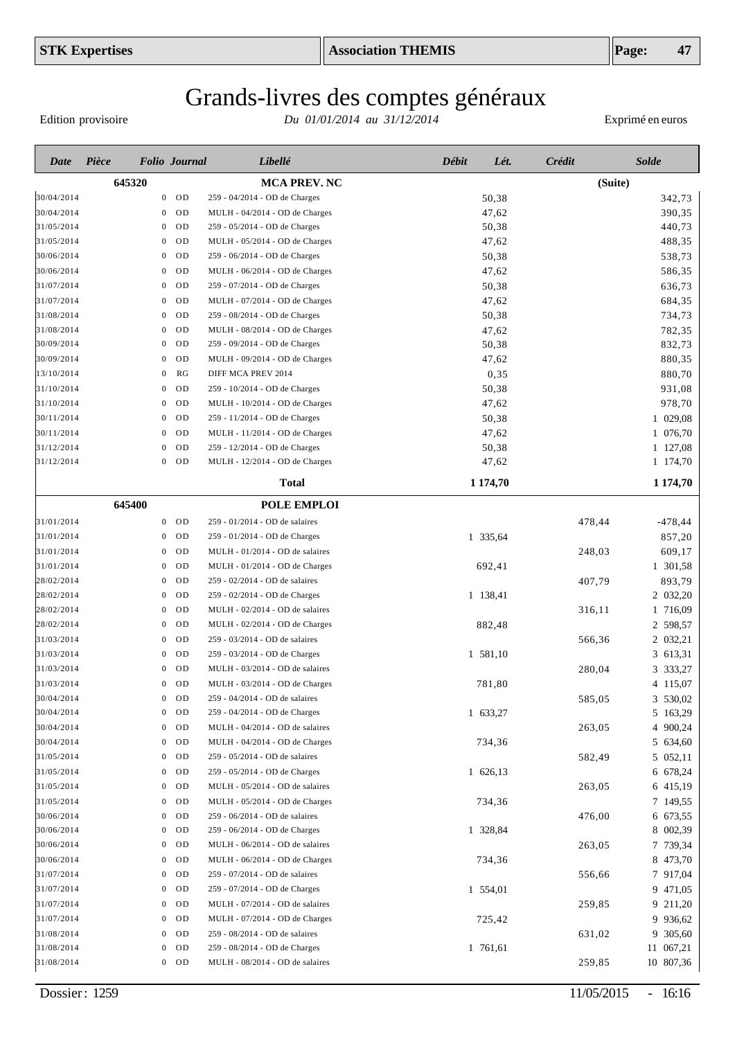# Grands-livres des comptes généraux

Edition provisoire — *Du 01/01/2014 au 31/12/2014* — Exprimé en euros

| Date | Pièce | Folio | Journal | Libellé | Débit | Lét. | Crédit | Solde |
|---|---|---|---|---|---|---|---|---|
| | **645320** | | | **MCA PREV. NC** | | | | **(Suite)** |
| 30/04/2014 | | 0 | OD | 259 - 04/2014 - OD de Charges | 50,38 | | | 342,73 |
| 30/04/2014 | | 0 | OD | MULH - 04/2014 - OD de Charges | 47,62 | | | 390,35 |
| 31/05/2014 | | 0 | OD | 259 - 05/2014 - OD de Charges | 50,38 | | | 440,73 |
| 31/05/2014 | | 0 | OD | MULH - 05/2014 - OD de Charges | 47,62 | | | 488,35 |
| 30/06/2014 | | 0 | OD | 259 - 06/2014 - OD de Charges | 50,38 | | | 538,73 |
| 30/06/2014 | | 0 | OD | MULH - 06/2014 - OD de Charges | 47,62 | | | 586,35 |
| 31/07/2014 | | 0 | OD | 259 - 07/2014 - OD de Charges | 50,38 | | | 636,73 |
| 31/07/2014 | | 0 | OD | MULH - 07/2014 - OD de Charges | 47,62 | | | 684,35 |
| 31/08/2014 | | 0 | OD | 259 - 08/2014 - OD de Charges | 50,38 | | | 734,73 |
| 31/08/2014 | | 0 | OD | MULH - 08/2014 - OD de Charges | 47,62 | | | 782,35 |
| 30/09/2014 | | 0 | OD | 259 - 09/2014 - OD de Charges | 50,38 | | | 832,73 |
| 30/09/2014 | | 0 | OD | MULH - 09/2014 - OD de Charges | 47,62 | | | 880,35 |
| 13/10/2014 | | 0 | RG | DIFF MCA PREV 2014 | 0,35 | | | 880,70 |
| 31/10/2014 | | 0 | OD | 259 - 10/2014 - OD de Charges | 50,38 | | | 931,08 |
| 31/10/2014 | | 0 | OD | MULH - 10/2014 - OD de Charges | 47,62 | | | 978,70 |
| 30/11/2014 | | 0 | OD | 259 - 11/2014 - OD de Charges | 50,38 | | | 1 029,08 |
| 30/11/2014 | | 0 | OD | MULH - 11/2014 - OD de Charges | 47,62 | | | 1 076,70 |
| 31/12/2014 | | 0 | OD | 259 - 12/2014 - OD de Charges | 50,38 | | | 1 127,08 |
| 31/12/2014 | | 0 | OD | MULH - 12/2014 - OD de Charges | 47,62 | | | 1 174,70 |
| | | | | **Total** | **1 174,70** | | | **1 174,70** |
| | **645400** | | | **POLE EMPLOI** | | | | |
| 31/01/2014 | | 0 | OD | 259 - 01/2014 - OD de salaires | | | 478,44 | -478,44 |
| 31/01/2014 | | 0 | OD | 259 - 01/2014 - OD de Charges | 1 335,64 | | | 857,20 |
| 31/01/2014 | | 0 | OD | MULH - 01/2014 - OD de salaires | | | 248,03 | 609,17 |
| 31/01/2014 | | 0 | OD | MULH - 01/2014 - OD de Charges | 692,41 | | | 1 301,58 |
| 28/02/2014 | | 0 | OD | 259 - 02/2014 - OD de salaires | | | 407,79 | 893,79 |
| 28/02/2014 | | 0 | OD | 259 - 02/2014 - OD de Charges | 1 138,41 | | | 2 032,20 |
| 28/02/2014 | | 0 | OD | MULH - 02/2014 - OD de salaires | | | 316,11 | 1 716,09 |
| 28/02/2014 | | 0 | OD | MULH - 02/2014 - OD de Charges | 882,48 | | | 2 598,57 |
| 31/03/2014 | | 0 | OD | 259 - 03/2014 - OD de salaires | | | 566,36 | 2 032,21 |
| 31/03/2014 | | 0 | OD | 259 - 03/2014 - OD de Charges | 1 581,10 | | | 3 613,31 |
| 31/03/2014 | | 0 | OD | MULH - 03/2014 - OD de salaires | | | 280,04 | 3 333,27 |
| 31/03/2014 | | 0 | OD | MULH - 03/2014 - OD de Charges | 781,80 | | | 4 115,07 |
| 30/04/2014 | | 0 | OD | 259 - 04/2014 - OD de salaires | | | 585,05 | 3 530,02 |
| 30/04/2014 | | 0 | OD | 259 - 04/2014 - OD de Charges | 1 633,27 | | | 5 163,29 |
| 30/04/2014 | | 0 | OD | MULH - 04/2014 - OD de salaires | | | 263,05 | 4 900,24 |
| 30/04/2014 | | 0 | OD | MULH - 04/2014 - OD de Charges | 734,36 | | | 5 634,60 |
| 31/05/2014 | | 0 | OD | 259 - 05/2014 - OD de salaires | | | 582,49 | 5 052,11 |
| 31/05/2014 | | 0 | OD | 259 - 05/2014 - OD de Charges | 1 626,13 | | | 6 678,24 |
| 31/05/2014 | | 0 | OD | MULH - 05/2014 - OD de salaires | | | 263,05 | 6 415,19 |
| 31/05/2014 | | 0 | OD | MULH - 05/2014 - OD de Charges | 734,36 | | | 7 149,55 |
| 30/06/2014 | | 0 | OD | 259 - 06/2014 - OD de salaires | | | 476,00 | 6 673,55 |
| 30/06/2014 | | 0 | OD | 259 - 06/2014 - OD de Charges | 1 328,84 | | | 8 002,39 |
| 30/06/2014 | | 0 | OD | MULH - 06/2014 - OD de salaires | | | 263,05 | 7 739,34 |
| 30/06/2014 | | 0 | OD | MULH - 06/2014 - OD de Charges | 734,36 | | | 8 473,70 |
| 31/07/2014 | | 0 | OD | 259 - 07/2014 - OD de salaires | | | 556,66 | 7 917,04 |
| 31/07/2014 | | 0 | OD | 259 - 07/2014 - OD de Charges | 1 554,01 | | | 9 471,05 |
| 31/07/2014 | | 0 | OD | MULH - 07/2014 - OD de salaires | | | 259,85 | 9 211,20 |
| 31/07/2014 | | 0 | OD | MULH - 07/2014 - OD de Charges | 725,42 | | | 9 936,62 |
| 31/08/2014 | | 0 | OD | 259 - 08/2014 - OD de salaires | | | 631,02 | 9 305,60 |
| 31/08/2014 | | 0 | OD | 259 - 08/2014 - OD de Charges | 1 761,61 | | | 11 067,21 |
| 31/08/2014 | | 0 | OD | MULH - 08/2014 - OD de salaires | | | 259,85 | 10 807,36 |

Dossier : 1259 — 11/05/2015 - 16:16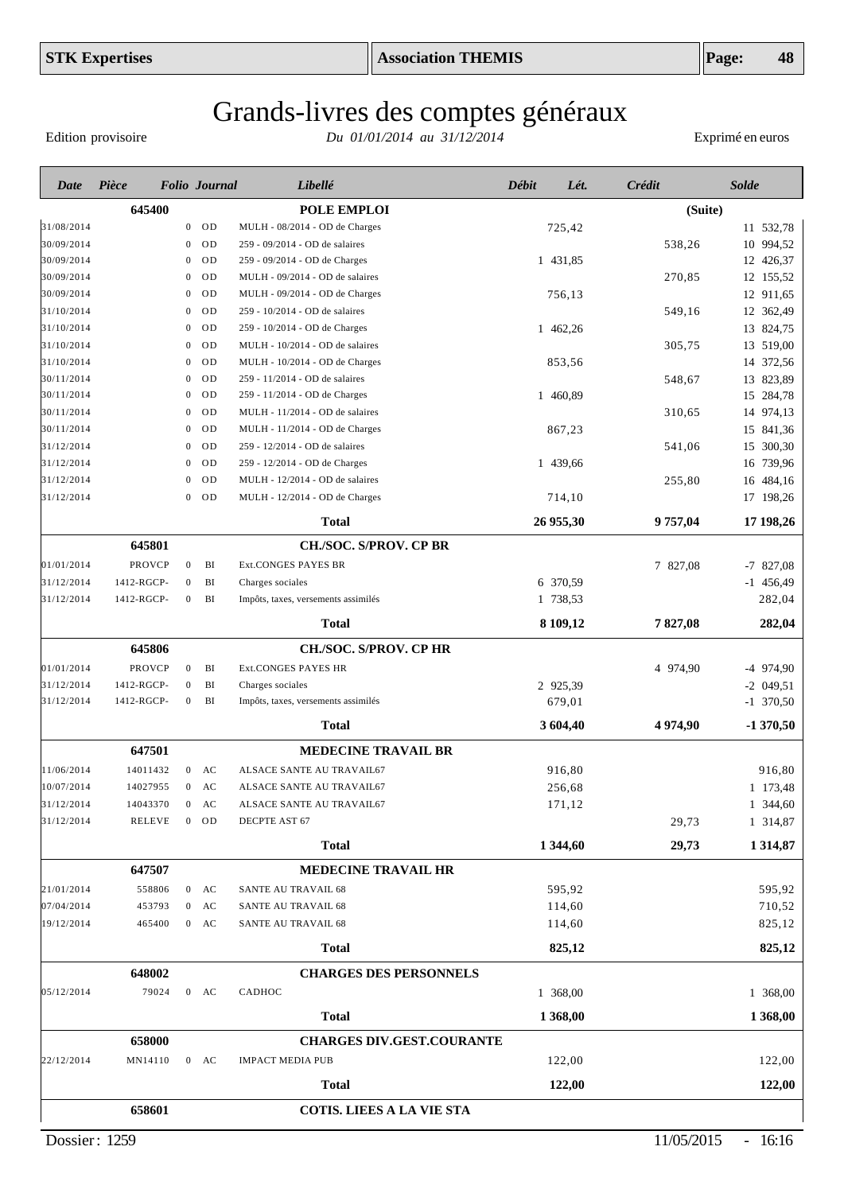# Grands-livres des comptes généraux

Edition provisoire — *Du 01/01/2014 au 31/12/2014* — Exprimé en euros

| Date | Pièce | Folio | Journal | Libellé | Débit | Lét. | Crédit | Solde |
|---|---|---|---|---|---|---|---|---|
| | **645400** | | | **POLE EMPLOI** | | | **(Suite)** | |
| 31/08/2014 | | 0 | OD | MULH - 08/2014 - OD de Charges | 725,42 | | | 11 532,78 |
| 30/09/2014 | | 0 | OD | 259 - 09/2014 - OD de salaires | | | 538,26 | 10 994,52 |
| 30/09/2014 | | 0 | OD | 259 - 09/2014 - OD de Charges | 1 431,85 | | | 12 426,37 |
| 30/09/2014 | | 0 | OD | MULH - 09/2014 - OD de salaires | | | 270,85 | 12 155,52 |
| 30/09/2014 | | 0 | OD | MULH - 09/2014 - OD de Charges | 756,13 | | | 12 911,65 |
| 31/10/2014 | | 0 | OD | 259 - 10/2014 - OD de salaires | | | 549,16 | 12 362,49 |
| 31/10/2014 | | 0 | OD | 259 - 10/2014 - OD de Charges | 1 462,26 | | | 13 824,75 |
| 31/10/2014 | | 0 | OD | MULH - 10/2014 - OD de salaires | | | 305,75 | 13 519,00 |
| 31/10/2014 | | 0 | OD | MULH - 10/2014 - OD de Charges | 853,56 | | | 14 372,56 |
| 30/11/2014 | | 0 | OD | 259 - 11/2014 - OD de salaires | | | 548,67 | 13 823,89 |
| 30/11/2014 | | 0 | OD | 259 - 11/2014 - OD de Charges | 1 460,89 | | | 15 284,78 |
| 30/11/2014 | | 0 | OD | MULH - 11/2014 - OD de salaires | | | 310,65 | 14 974,13 |
| 30/11/2014 | | 0 | OD | MULH - 11/2014 - OD de Charges | 867,23 | | | 15 841,36 |
| 31/12/2014 | | 0 | OD | 259 - 12/2014 - OD de salaires | | | 541,06 | 15 300,30 |
| 31/12/2014 | | 0 | OD | 259 - 12/2014 - OD de Charges | 1 439,66 | | | 16 739,96 |
| 31/12/2014 | | 0 | OD | MULH - 12/2014 - OD de salaires | | | 255,80 | 16 484,16 |
| 31/12/2014 | | 0 | OD | MULH - 12/2014 - OD de Charges | 714,10 | | | 17 198,26 |
| | | | | **Total** | **26 955,30** | | **9 757,04** | **17 198,26** |
| | **645801** | | | **CH./SOC. S/PROV. CP BR** | | | | |
| 01/01/2014 | PROVCP | 0 | BI | Ext.CONGES PAYES BR | | | 7 827,08 | -7 827,08 |
| 31/12/2014 | 1412-RGCP- | 0 | BI | Charges sociales | 6 370,59 | | | -1 456,49 |
| 31/12/2014 | 1412-RGCP- | 0 | BI | Impôts, taxes, versements assimilés | 1 738,53 | | | 282,04 |
| | | | | **Total** | **8 109,12** | | **7 827,08** | **282,04** |
| | **645806** | | | **CH./SOC. S/PROV. CP HR** | | | | |
| 01/01/2014 | PROVCP | 0 | BI | Ext.CONGES PAYES HR | | | 4 974,90 | -4 974,90 |
| 31/12/2014 | 1412-RGCP- | 0 | BI | Charges sociales | 2 925,39 | | | -2 049,51 |
| 31/12/2014 | 1412-RGCP- | 0 | BI | Impôts, taxes, versements assimilés | 679,01 | | | -1 370,50 |
| | | | | **Total** | **3 604,40** | | **4 974,90** | **-1 370,50** |
| | **647501** | | | **MEDECINE TRAVAIL BR** | | | | |
| 11/06/2014 | 14011432 | 0 | AC | ALSACE SANTE AU TRAVAIL67 | 916,80 | | | 916,80 |
| 10/07/2014 | 14027955 | 0 | AC | ALSACE SANTE AU TRAVAIL67 | 256,68 | | | 1 173,48 |
| 31/12/2014 | 14043370 | 0 | AC | ALSACE SANTE AU TRAVAIL67 | 171,12 | | | 1 344,60 |
| 31/12/2014 | RELEVE | 0 | OD | DECPTE AST 67 | | | 29,73 | 1 314,87 |
| | | | | **Total** | **1 344,60** | | **29,73** | **1 314,87** |
| | **647507** | | | **MEDECINE TRAVAIL HR** | | | | |
| 21/01/2014 | 558806 | 0 | AC | SANTE AU TRAVAIL 68 | 595,92 | | | 595,92 |
| 07/04/2014 | 453793 | 0 | AC | SANTE AU TRAVAIL 68 | 114,60 | | | 710,52 |
| 19/12/2014 | 465400 | 0 | AC | SANTE AU TRAVAIL 68 | 114,60 | | | 825,12 |
| | | | | **Total** | **825,12** | | | **825,12** |
| | **648002** | | | **CHARGES DES PERSONNELS** | | | | |
| 05/12/2014 | 79024 | 0 | AC | CADHOC | 1 368,00 | | | 1 368,00 |
| | | | | **Total** | **1 368,00** | | | **1 368,00** |
| | **658000** | | | **CHARGES DIV.GEST.COURANTE** | | | | |
| 22/12/2014 | MN14110 | 0 | AC | IMPACT MEDIA PUB | 122,00 | | | 122,00 |
| | | | | **Total** | **122,00** | | | **122,00** |
| | **658601** | | | **COTIS. LIEES A LA VIE STA** | | | | |

Dossier : 1259 — 11/05/2015 - 16:16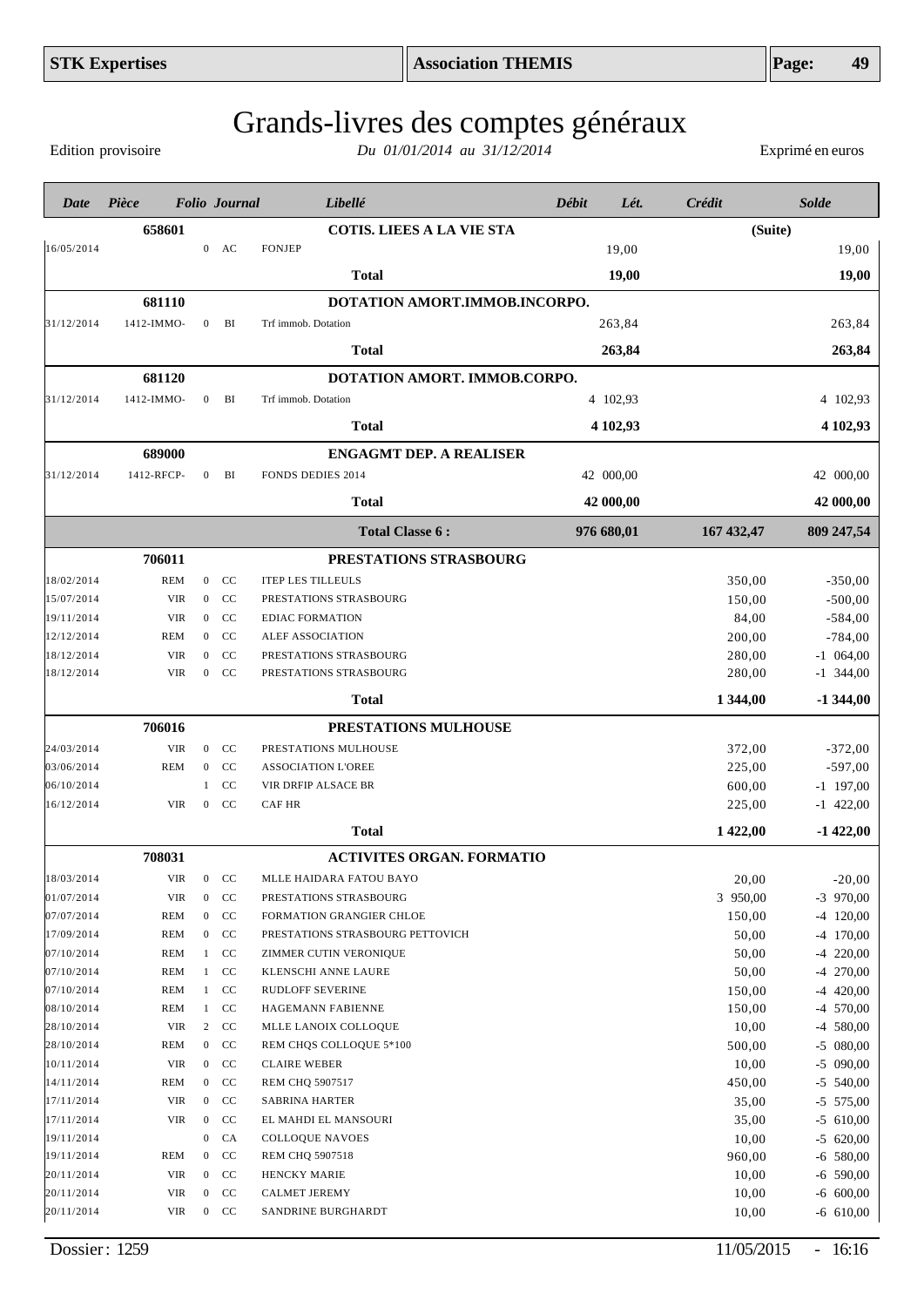# Grands-livres des comptes généraux

Edition provisoire — *Du 01/01/2014 au 31/12/2014* — Exprimé en euros

| Date | Pièce | Folio | Journal | Libellé | Débit | Lét. | Crédit | Solde |
|---|---|---|---|---|---|---|---|---|
| | **658601** | | | **COTIS. LIEES A LA VIE STA** | | | **(Suite)** | |
| 16/05/2014 | | 0 | AC | FONJEP | 19,00 | | | 19,00 |
| | | | | **Total** | **19,00** | | | **19,00** |
| | **681110** | | | **DOTATION AMORT.IMMOB.INCORPO.** | | | | |
| 31/12/2014 | 1412-IMMO- | 0 | BI | Trf immob. Dotation | 263,84 | | | 263,84 |
| | | | | **Total** | **263,84** | | | **263,84** |
| | **681120** | | | **DOTATION AMORT. IMMOB.CORPO.** | | | | |
| 31/12/2014 | 1412-IMMO- | 0 | BI | Trf immob. Dotation | 4 102,93 | | | 4 102,93 |
| | | | | **Total** | **4 102,93** | | | **4 102,93** |
| | **689000** | | | **ENGAGMT DEP. A REALISER** | | | | |
| 31/12/2014 | 1412-RFCP- | 0 | BI | FONDS DEDIES 2014 | 42 000,00 | | | 42 000,00 |
| | | | | **Total** | **42 000,00** | | | **42 000,00** |
| | | | | **Total Classe 6 :** | **976 680,01** | | **167 432,47** | **809 247,54** |
| | **706011** | | | **PRESTATIONS STRASBOURG** | | | | |
| 18/02/2014 | REM | 0 | CC | ITEP LES TILLEULS | | | 350,00 | -350,00 |
| 15/07/2014 | VIR | 0 | CC | PRESTATIONS STRASBOURG | | | 150,00 | -500,00 |
| 19/11/2014 | VIR | 0 | CC | EDIAC FORMATION | | | 84,00 | -584,00 |
| 12/12/2014 | REM | 0 | CC | ALEF ASSOCIATION | | | 200,00 | -784,00 |
| 18/12/2014 | VIR | 0 | CC | PRESTATIONS STRASBOURG | | | 280,00 | -1 064,00 |
| 18/12/2014 | VIR | 0 | CC | PRESTATIONS STRASBOURG | | | 280,00 | -1 344,00 |
| | | | | **Total** | | | **1 344,00** | **-1 344,00** |
| | **706016** | | | **PRESTATIONS MULHOUSE** | | | | |
| 24/03/2014 | VIR | 0 | CC | PRESTATIONS MULHOUSE | | | 372,00 | -372,00 |
| 03/06/2014 | REM | 0 | CC | ASSOCIATION L'OREE | | | 225,00 | -597,00 |
| 06/10/2014 | | 1 | CC | VIR DRFIP ALSACE BR | | | 600,00 | -1 197,00 |
| 16/12/2014 | VIR | 0 | CC | CAF HR | | | 225,00 | -1 422,00 |
| | | | | **Total** | | | **1 422,00** | **-1 422,00** |
| | **708031** | | | **ACTIVITES ORGAN. FORMATIO** | | | | |
| 18/03/2014 | VIR | 0 | CC | MLLE HAIDARA FATOU BAYO | | | 20,00 | -20,00 |
| 01/07/2014 | VIR | 0 | CC | PRESTATIONS STRASBOURG | | | 3 950,00 | -3 970,00 |
| 07/07/2014 | REM | 0 | CC | FORMATION GRANGIER CHLOE | | | 150,00 | -4 120,00 |
| 17/09/2014 | REM | 0 | CC | PRESTATIONS STRASBOURG PETTOVICH | | | 50,00 | -4 170,00 |
| 07/10/2014 | REM | 1 | CC | ZIMMER CUTIN VERONIQUE | | | 50,00 | -4 220,00 |
| 07/10/2014 | REM | 1 | CC | KLENSCHI ANNE LAURE | | | 50,00 | -4 270,00 |
| 07/10/2014 | REM | 1 | CC | RUDLOFF SEVERINE | | | 150,00 | -4 420,00 |
| 08/10/2014 | REM | 1 | CC | HAGEMANN FABIENNE | | | 150,00 | -4 570,00 |
| 28/10/2014 | VIR | 2 | CC | MLLE LANOIX COLLOQUE | | | 10,00 | -4 580,00 |
| 28/10/2014 | REM | 0 | CC | REM CHQS COLLOQUE 5*100 | | | 500,00 | -5 080,00 |
| 10/11/2014 | VIR | 0 | CC | CLAIRE WEBER | | | 10,00 | -5 090,00 |
| 14/11/2014 | REM | 0 | CC | REM CHQ 5907517 | | | 450,00 | -5 540,00 |
| 17/11/2014 | VIR | 0 | CC | SABRINA HARTER | | | 35,00 | -5 575,00 |
| 17/11/2014 | VIR | 0 | CC | EL MAHDI EL MANSOURI | | | 35,00 | -5 610,00 |
| 19/11/2014 | | 0 | CA | COLLOQUE NAVOES | | | 10,00 | -5 620,00 |
| 19/11/2014 | REM | 0 | CC | REM CHQ 5907518 | | | 960,00 | -6 580,00 |
| 20/11/2014 | VIR | 0 | CC | HENCKY MARIE | | | 10,00 | -6 590,00 |
| 20/11/2014 | VIR | 0 | CC | CALMET JEREMY | | | 10,00 | -6 600,00 |
| 20/11/2014 | VIR | 0 | CC | SANDRINE BURGHARDT | | | 10,00 | -6 610,00 |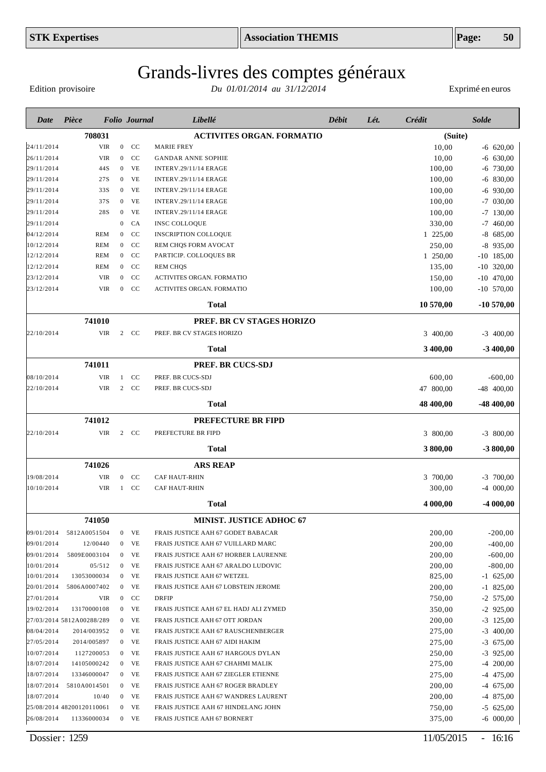# Grands-livres des comptes généraux

Edition provisoire — *Du 01/01/2014 au 31/12/2014* — Exprimé en euros

| Date | Pièce | Folio | Journal | Libellé | Débit | Lét. | Crédit | Solde |
|---|---|---|---|---|---|---|---|---|
| | **708031** | | | **ACTIVITES ORGAN. FORMATIO** | | | **(Suite)** | |
| 24/11/2014 | VIR | 0 | CC | MARIE FREY | | | 10,00 | -6 620,00 |
| 26/11/2014 | VIR | 0 | CC | GANDAR ANNE SOPHIE | | | 10,00 | -6 630,00 |
| 29/11/2014 | 44S | 0 | VE | INTERV.29/11/14 ERAGE | | | 100,00 | -6 730,00 |
| 29/11/2014 | 27S | 0 | VE | INTERV.29/11/14 ERAGE | | | 100,00 | -6 830,00 |
| 29/11/2014 | 33S | 0 | VE | INTERV.29/11/14 ERAGE | | | 100,00 | -6 930,00 |
| 29/11/2014 | 37S | 0 | VE | INTERV.29/11/14 ERAGE | | | 100,00 | -7 030,00 |
| 29/11/2014 | 28S | 0 | VE | INTERV.29/11/14 ERAGE | | | 100,00 | -7 130,00 |
| 29/11/2014 | | 0 | CA | INSC COLLOQUE | | | 330,00 | -7 460,00 |
| 04/12/2014 | REM | 0 | CC | INSCRIPTION COLLOQUE | | | 1 225,00 | -8 685,00 |
| 10/12/2014 | REM | 0 | CC | REM CHQS FORM AVOCAT | | | 250,00 | -8 935,00 |
| 12/12/2014 | REM | 0 | CC | PARTICIP. COLLOQUES BR | | | 1 250,00 | -10 185,00 |
| 12/12/2014 | REM | 0 | CC | REM CHQS | | | 135,00 | -10 320,00 |
| 23/12/2014 | VIR | 0 | CC | ACTIVITES ORGAN. FORMATIO | | | 150,00 | -10 470,00 |
| 23/12/2014 | VIR | 0 | CC | ACTIVITES ORGAN. FORMATIO | | | 100,00 | -10 570,00 |
| | | | | **Total** | | | **10 570,00** | **-10 570,00** |
| | **741010** | | | **PREF. BR CV STAGES HORIZO** | | | | |
| 22/10/2014 | VIR | 2 | CC | PREF. BR CV STAGES HORIZO | | | 3 400,00 | -3 400,00 |
| | | | | **Total** | | | **3 400,00** | **-3 400,00** |
| | **741011** | | | **PREF. BR CUCS-SDJ** | | | | |
| 08/10/2014 | VIR | 1 | CC | PREF. BR CUCS-SDJ | | | 600,00 | -600,00 |
| 22/10/2014 | VIR | 2 | CC | PREF. BR CUCS-SDJ | | | 47 800,00 | -48 400,00 |
| | | | | **Total** | | | **48 400,00** | **-48 400,00** |
| | **741012** | | | **PREFECTURE BR FIPD** | | | | |
| 22/10/2014 | VIR | 2 | CC | PREFECTURE BR FIPD | | | 3 800,00 | -3 800,00 |
| | | | | **Total** | | | **3 800,00** | **-3 800,00** |
| | **741026** | | | **ARS REAP** | | | | |
| 19/08/2014 | VIR | 0 | CC | CAF HAUT-RHIN | | | 3 700,00 | -3 700,00 |
| 10/10/2014 | VIR | 1 | CC | CAF HAUT-RHIN | | | 300,00 | -4 000,00 |
| | | | | **Total** | | | **4 000,00** | **-4 000,00** |
| | **741050** | | | **MINIST. JUSTICE ADHOC 67** | | | | |
| 09/01/2014 | 5812A0051504 | 0 | VE | FRAIS JUSTICE AAH 67 GODET BABACAR | | | 200,00 | -200,00 |
| 09/01/2014 | 12/00440 | 0 | VE | FRAIS JUSTICE AAH 67 VUILLARD MARC | | | 200,00 | -400,00 |
| 09/01/2014 | 5809E0003104 | 0 | VE | FRAIS JUSTICE AAH 67 HORBER LAURENNE | | | 200,00 | -600,00 |
| 10/01/2014 | 05/512 | 0 | VE | FRAIS JUSTICE AAH 67 ARALDO LUDOVIC | | | 200,00 | -800,00 |
| 10/01/2014 | 13053000034 | 0 | VE | FRAIS JUSTICE AAH 67 WETZEL | | | 825,00 | -1 625,00 |
| 20/01/2014 | 5806A0007402 | 0 | VE | FRAIS JUSTICE AAH 67 LOBSTEIN JEROME | | | 200,00 | -1 825,00 |
| 27/01/2014 | VIR | 0 | CC | DRFIP | | | 750,00 | -2 575,00 |
| 19/02/2014 | 13170000108 | 0 | VE | FRAIS JUSTICE AAH 67 EL HADJ ALI ZYMED | | | 350,00 | -2 925,00 |
| 27/03/2014 | 5812A00288/289 | 0 | VE | FRAIS JUSTICE AAH 67 OTT JORDAN | | | 200,00 | -3 125,00 |
| 08/04/2014 | 2014/003952 | 0 | VE | FRAIS JUSTICE AAH 67 RAUSCHENBERGER | | | 275,00 | -3 400,00 |
| 27/05/2014 | 2014/005897 | 0 | VE | FRAIS JUSTICE AAH 67 AIDI HAKIM | | | 275,00 | -3 675,00 |
| 10/07/2014 | 1127200053 | 0 | VE | FRAIS JUSTICE AAH 67 HARGOUS DYLAN | | | 250,00 | -3 925,00 |
| 18/07/2014 | 14105000242 | 0 | VE | FRAIS JUSTICE AAH 67 CHAHMI MALIK | | | 275,00 | -4 200,00 |
| 18/07/2014 | 13346000047 | 0 | VE | FRAIS JUSTICE AAH 67 ZIEGLER ETIENNE | | | 275,00 | -4 475,00 |
| 18/07/2014 | 5810A0014501 | 0 | VE | FRAIS JUSTICE AAH 67 ROGER BRADLEY | | | 200,00 | -4 675,00 |
| 18/07/2014 | 10/40 | 0 | VE | FRAIS JUSTICE AAH 67 WANDRES LAURENT | | | 200,00 | -4 875,00 |
| 25/08/2014 | 48200120110061 | 0 | VE | FRAIS JUSTICE AAH 67 HINDELANG JOHN | | | 750,00 | -5 625,00 |
| 26/08/2014 | 11336000034 | 0 | VE | FRAIS JUSTICE AAH 67 BORNERT | | | 375,00 | -6 000,00 |

Dossier : 1259 — 11/05/2015 - 16:16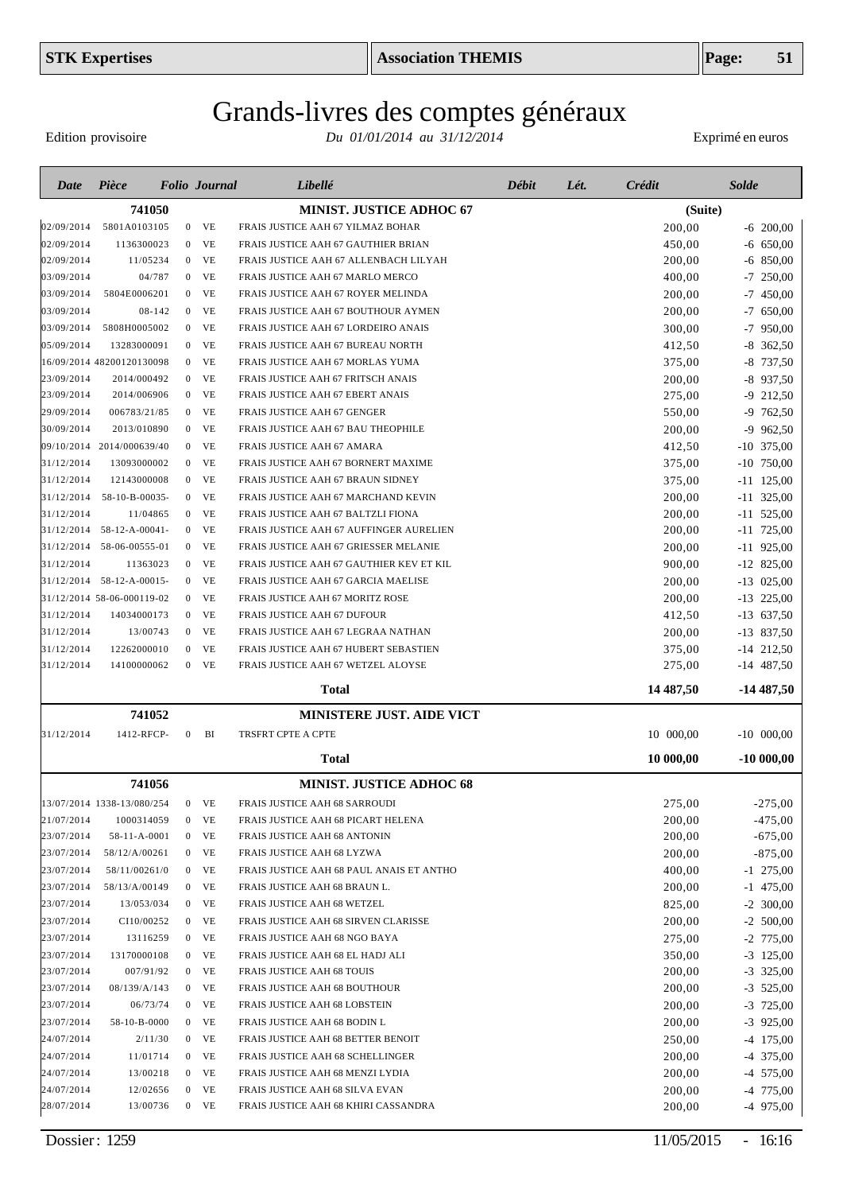# Grands-livres des comptes généraux

Edition provisoire — *Du 01/01/2014 au 31/12/2014* — Exprimé en euros

| Date | Pièce | Folio | Journal | Libellé | Débit | Lét. | Crédit | Solde |
|---|---|---|---|---|---|---|---|---|
| | **741050** | | | **MINIST. JUSTICE ADHOC 67** | | | **(Suite)** | |
| 02/09/2014 | 5801A0103105 | 0 | VE | FRAIS JUSTICE AAH 67 YILMAZ BOHAR | | | 200,00 | -6 200,00 |
| 02/09/2014 | 1136300023 | 0 | VE | FRAIS JUSTICE AAH 67 GAUTHIER BRIAN | | | 450,00 | -6 650,00 |
| 02/09/2014 | 11/05234 | 0 | VE | FRAIS JUSTICE AAH 67 ALLENBACH LILYAH | | | 200,00 | -6 850,00 |
| 03/09/2014 | 04/787 | 0 | VE | FRAIS JUSTICE AAH 67 MARLO MERCO | | | 400,00 | -7 250,00 |
| 03/09/2014 | 5804E0006201 | 0 | VE | FRAIS JUSTICE AAH 67 ROYER MELINDA | | | 200,00 | -7 450,00 |
| 03/09/2014 | 08-142 | 0 | VE | FRAIS JUSTICE AAH 67 BOUTHOUR AYMEN | | | 200,00 | -7 650,00 |
| 03/09/2014 | 5808H0005002 | 0 | VE | FRAIS JUSTICE AAH 67 LORDEIRO ANAIS | | | 300,00 | -7 950,00 |
| 05/09/2014 | 13283000091 | 0 | VE | FRAIS JUSTICE AAH 67 BUREAU NORTH | | | 412,50 | -8 362,50 |
| 16/09/2014 | 48200120130098 | 0 | VE | FRAIS JUSTICE AAH 67 MORLAS YUMA | | | 375,00 | -8 737,50 |
| 23/09/2014 | 2014/000492 | 0 | VE | FRAIS JUSTICE AAH 67 FRITSCH ANAIS | | | 200,00 | -8 937,50 |
| 23/09/2014 | 2014/006906 | 0 | VE | FRAIS JUSTICE AAH 67 EBERT ANAIS | | | 275,00 | -9 212,50 |
| 29/09/2014 | 006783/21/85 | 0 | VE | FRAIS JUSTICE AAH 67 GENGER | | | 550,00 | -9 762,50 |
| 30/09/2014 | 2013/010890 | 0 | VE | FRAIS JUSTICE AAH 67 BAU THEOPHILE | | | 200,00 | -9 962,50 |
| 09/10/2014 | 2014/000639/40 | 0 | VE | FRAIS JUSTICE AAH 67 AMARA | | | 412,50 | -10 375,00 |
| 31/12/2014 | 13093000002 | 0 | VE | FRAIS JUSTICE AAH 67 BORNERT MAXIME | | | 375,00 | -10 750,00 |
| 31/12/2014 | 12143000008 | 0 | VE | FRAIS JUSTICE AAH 67 BRAUN SIDNEY | | | 375,00 | -11 125,00 |
| 31/12/2014 | 58-10-B-00035- | 0 | VE | FRAIS JUSTICE AAH 67 MARCHAND KEVIN | | | 200,00 | -11 325,00 |
| 31/12/2014 | 11/04865 | 0 | VE | FRAIS JUSTICE AAH 67 BALTZLI FIONA | | | 200,00 | -11 525,00 |
| 31/12/2014 | 58-12-A-00041- | 0 | VE | FRAIS JUSTICE AAH 67 AUFFINGER AURELIEN | | | 200,00 | -11 725,00 |
| 31/12/2014 | 58-06-00555-01 | 0 | VE | FRAIS JUSTICE AAH 67 GRIESSER MELANIE | | | 200,00 | -11 925,00 |
| 31/12/2014 | 11363023 | 0 | VE | FRAIS JUSTICE AAH 67 GAUTHIER KEV ET KIL | | | 900,00 | -12 825,00 |
| 31/12/2014 | 58-12-A-00015- | 0 | VE | FRAIS JUSTICE AAH 67 GARCIA MAELISE | | | 200,00 | -13 025,00 |
| 31/12/2014 | 58-06-000119-02 | 0 | VE | FRAIS JUSTICE AAH 67 MORITZ ROSE | | | 200,00 | -13 225,00 |
| 31/12/2014 | 14034000173 | 0 | VE | FRAIS JUSTICE AAH 67 DUFOUR | | | 412,50 | -13 637,50 |
| 31/12/2014 | 13/00743 | 0 | VE | FRAIS JUSTICE AAH 67 LEGRAA NATHAN | | | 200,00 | -13 837,50 |
| 31/12/2014 | 12262000010 | 0 | VE | FRAIS JUSTICE AAH 67 HUBERT SEBASTIEN | | | 375,00 | -14 212,50 |
| 31/12/2014 | 14100000062 | 0 | VE | FRAIS JUSTICE AAH 67 WETZEL ALOYSE | | | 275,00 | -14 487,50 |
| | | | | **Total** | | | **14 487,50** | **-14 487,50** |
| | **741052** | | | **MINISTERE JUST. AIDE VICT** | | | | |
| 31/12/2014 | 1412-RFCP- | 0 | BI | TRSFRT CPTE A CPTE | | | 10 000,00 | -10 000,00 |
| | | | | **Total** | | | **10 000,00** | **-10 000,00** |
| | **741056** | | | **MINIST. JUSTICE ADHOC 68** | | | | |
| 13/07/2014 | 1338-13/080/254 | 0 | VE | FRAIS JUSTICE AAH 68 SARROUDI | | | 275,00 | -275,00 |
| 21/07/2014 | 1000314059 | 0 | VE | FRAIS JUSTICE AAH 68 PICART HELENA | | | 200,00 | -475,00 |
| 23/07/2014 | 58-11-A-0001 | 0 | VE | FRAIS JUSTICE AAH 68 ANTONIN | | | 200,00 | -675,00 |
| 23/07/2014 | 58/12/A/00261 | 0 | VE | FRAIS JUSTICE AAH 68 LYZWA | | | 200,00 | -875,00 |
| 23/07/2014 | 58/11/00261/0 | 0 | VE | FRAIS JUSTICE AAH 68 PAUL ANAIS ET ANTHO | | | 400,00 | -1 275,00 |
| 23/07/2014 | 58/13/A/00149 | 0 | VE | FRAIS JUSTICE AAH 68 BRAUN L. | | | 200,00 | -1 475,00 |
| 23/07/2014 | 13/053/034 | 0 | VE | FRAIS JUSTICE AAH 68 WETZEL | | | 825,00 | -2 300,00 |
| 23/07/2014 | CI10/00252 | 0 | VE | FRAIS JUSTICE AAH 68 SIRVEN CLARISSE | | | 200,00 | -2 500,00 |
| 23/07/2014 | 13116259 | 0 | VE | FRAIS JUSTICE AAH 68 NGO BAYA | | | 275,00 | -2 775,00 |
| 23/07/2014 | 13170000108 | 0 | VE | FRAIS JUSTICE AAH 68 EL HADJ ALI | | | 350,00 | -3 125,00 |
| 23/07/2014 | 007/91/92 | 0 | VE | FRAIS JUSTICE AAH 68 TOUIS | | | 200,00 | -3 325,00 |
| 23/07/2014 | 08/139/A/143 | 0 | VE | FRAIS JUSTICE AAH 68 BOUTHOUR | | | 200,00 | -3 525,00 |
| 23/07/2014 | 06/73/74 | 0 | VE | FRAIS JUSTICE AAH 68 LOBSTEIN | | | 200,00 | -3 725,00 |
| 23/07/2014 | 58-10-B-0000 | 0 | VE | FRAIS JUSTICE AAH 68 BODIN L | | | 200,00 | -3 925,00 |
| 24/07/2014 | 2/11/30 | 0 | VE | FRAIS JUSTICE AAH 68 BETTER BENOIT | | | 250,00 | -4 175,00 |
| 24/07/2014 | 11/01714 | 0 | VE | FRAIS JUSTICE AAH 68 SCHELLINGER | | | 200,00 | -4 375,00 |
| 24/07/2014 | 13/00218 | 0 | VE | FRAIS JUSTICE AAH 68 MENZI LYDIA | | | 200,00 | -4 575,00 |
| 24/07/2014 | 12/02656 | 0 | VE | FRAIS JUSTICE AAH 68 SILVA EVAN | | | 200,00 | -4 775,00 |
| 28/07/2014 | 13/00736 | 0 | VE | FRAIS JUSTICE AAH 68 KHIRI CASSANDRA | | | 200,00 | -4 975,00 |

Dossier : 1259 — 11/05/2015 - 16:16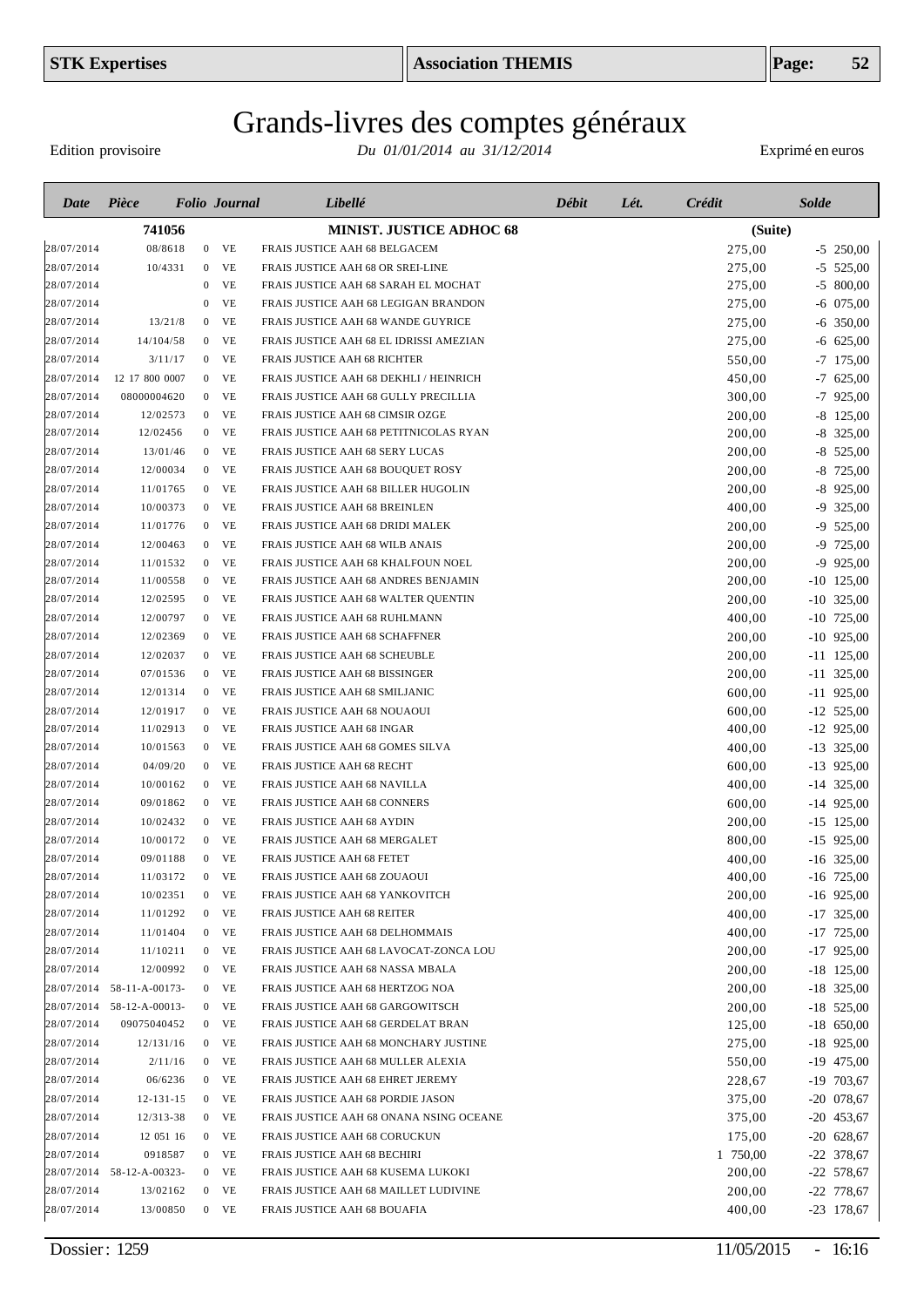# Grands-livres des comptes généraux

Edition provisoire — *Du 01/01/2014 au 31/12/2014* — Exprimé en euros

| Date | Pièce | Folio | Journal | Libellé | Débit | Lét. | Crédit | Solde |
|---|---|---|---|---|---|---|---|---|
| | **741056** | | | **MINIST. JUSTICE ADHOC 68** | | | | **(Suite)** |
| 28/07/2014 | 08/8618 | 0 | VE | FRAIS JUSTICE AAH 68 BELGACEM | | | 275,00 | -5 250,00 |
| 28/07/2014 | 10/4331 | 0 | VE | FRAIS JUSTICE AAH 68 OR SREI-LINE | | | 275,00 | -5 525,00 |
| 28/07/2014 | | 0 | VE | FRAIS JUSTICE AAH 68 SARAH EL MOCHAT | | | 275,00 | -5 800,00 |
| 28/07/2014 | | 0 | VE | FRAIS JUSTICE AAH 68 LEGIGAN BRANDON | | | 275,00 | -6 075,00 |
| 28/07/2014 | 13/21/8 | 0 | VE | FRAIS JUSTICE AAH 68 WANDE GUYRICE | | | 275,00 | -6 350,00 |
| 28/07/2014 | 14/104/58 | 0 | VE | FRAIS JUSTICE AAH 68 EL IDRISSI AMEZIAN | | | 275,00 | -6 625,00 |
| 28/07/2014 | 3/11/17 | 0 | VE | FRAIS JUSTICE AAH 68 RICHTER | | | 550,00 | -7 175,00 |
| 28/07/2014 | 12 17 800 0007 | 0 | VE | FRAIS JUSTICE AAH 68 DEKHLI / HEINRICH | | | 450,00 | -7 625,00 |
| 28/07/2014 | 08000004620 | 0 | VE | FRAIS JUSTICE AAH 68 GULLY PRECILLIA | | | 300,00 | -7 925,00 |
| 28/07/2014 | 12/02573 | 0 | VE | FRAIS JUSTICE AAH 68 CIMSIR OZGE | | | 200,00 | -8 125,00 |
| 28/07/2014 | 12/02456 | 0 | VE | FRAIS JUSTICE AAH 68 PETITNICOLAS RYAN | | | 200,00 | -8 325,00 |
| 28/07/2014 | 13/01/46 | 0 | VE | FRAIS JUSTICE AAH 68 SERY LUCAS | | | 200,00 | -8 525,00 |
| 28/07/2014 | 12/00034 | 0 | VE | FRAIS JUSTICE AAH 68 BOUQUET ROSY | | | 200,00 | -8 725,00 |
| 28/07/2014 | 11/01765 | 0 | VE | FRAIS JUSTICE AAH 68 BILLER HUGOLIN | | | 200,00 | -8 925,00 |
| 28/07/2014 | 10/00373 | 0 | VE | FRAIS JUSTICE AAH 68 BREINLEN | | | 400,00 | -9 325,00 |
| 28/07/2014 | 11/01776 | 0 | VE | FRAIS JUSTICE AAH 68 DRIDI MALEK | | | 200,00 | -9 525,00 |
| 28/07/2014 | 12/00463 | 0 | VE | FRAIS JUSTICE AAH 68 WILB ANAIS | | | 200,00 | -9 725,00 |
| 28/07/2014 | 11/01532 | 0 | VE | FRAIS JUSTICE AAH 68 KHALFOUN NOEL | | | 200,00 | -9 925,00 |
| 28/07/2014 | 11/00558 | 0 | VE | FRAIS JUSTICE AAH 68 ANDRES BENJAMIN | | | 200,00 | -10 125,00 |
| 28/07/2014 | 12/02595 | 0 | VE | FRAIS JUSTICE AAH 68 WALTER QUENTIN | | | 200,00 | -10 325,00 |
| 28/07/2014 | 12/00797 | 0 | VE | FRAIS JUSTICE AAH 68 RUHLMANN | | | 400,00 | -10 725,00 |
| 28/07/2014 | 12/02369 | 0 | VE | FRAIS JUSTICE AAH 68 SCHAFFNER | | | 200,00 | -10 925,00 |
| 28/07/2014 | 12/02037 | 0 | VE | FRAIS JUSTICE AAH 68 SCHEUBLE | | | 200,00 | -11 125,00 |
| 28/07/2014 | 07/01536 | 0 | VE | FRAIS JUSTICE AAH 68 BISSINGER | | | 200,00 | -11 325,00 |
| 28/07/2014 | 12/01314 | 0 | VE | FRAIS JUSTICE AAH 68 SMILJANIC | | | 600,00 | -11 925,00 |
| 28/07/2014 | 12/01917 | 0 | VE | FRAIS JUSTICE AAH 68 NOUAOUI | | | 600,00 | -12 525,00 |
| 28/07/2014 | 11/02913 | 0 | VE | FRAIS JUSTICE AAH 68 INGAR | | | 400,00 | -12 925,00 |
| 28/07/2014 | 10/01563 | 0 | VE | FRAIS JUSTICE AAH 68 GOMES SILVA | | | 400,00 | -13 325,00 |
| 28/07/2014 | 04/09/20 | 0 | VE | FRAIS JUSTICE AAH 68 RECHT | | | 600,00 | -13 925,00 |
| 28/07/2014 | 10/00162 | 0 | VE | FRAIS JUSTICE AAH 68 NAVILLA | | | 400,00 | -14 325,00 |
| 28/07/2014 | 09/01862 | 0 | VE | FRAIS JUSTICE AAH 68 CONNERS | | | 600,00 | -14 925,00 |
| 28/07/2014 | 10/02432 | 0 | VE | FRAIS JUSTICE AAH 68 AYDIN | | | 200,00 | -15 125,00 |
| 28/07/2014 | 10/00172 | 0 | VE | FRAIS JUSTICE AAH 68 MERGALET | | | 800,00 | -15 925,00 |
| 28/07/2014 | 09/01188 | 0 | VE | FRAIS JUSTICE AAH 68 FETET | | | 400,00 | -16 325,00 |
| 28/07/2014 | 11/03172 | 0 | VE | FRAIS JUSTICE AAH 68 ZOUAOUI | | | 400,00 | -16 725,00 |
| 28/07/2014 | 10/02351 | 0 | VE | FRAIS JUSTICE AAH 68 YANKOVITCH | | | 200,00 | -16 925,00 |
| 28/07/2014 | 11/01292 | 0 | VE | FRAIS JUSTICE AAH 68 REITER | | | 400,00 | -17 325,00 |
| 28/07/2014 | 11/01404 | 0 | VE | FRAIS JUSTICE AAH 68 DELHOMMAIS | | | 400,00 | -17 725,00 |
| 28/07/2014 | 11/10211 | 0 | VE | FRAIS JUSTICE AAH 68 LAVOCAT-ZONCA LOU | | | 200,00 | -17 925,00 |
| 28/07/2014 | 12/00992 | 0 | VE | FRAIS JUSTICE AAH 68 NASSA MBALA | | | 200,00 | -18 125,00 |
| 28/07/2014 | 58-11-A-00173- | 0 | VE | FRAIS JUSTICE AAH 68 HERTZOG NOA | | | 200,00 | -18 325,00 |
| 28/07/2014 | 58-12-A-00013- | 0 | VE | FRAIS JUSTICE AAH 68 GARGOWITSCH | | | 200,00 | -18 525,00 |
| 28/07/2014 | 09075040452 | 0 | VE | FRAIS JUSTICE AAH 68 GERDELAT BRAN | | | 125,00 | -18 650,00 |
| 28/07/2014 | 12/131/16 | 0 | VE | FRAIS JUSTICE AAH 68 MONCHARY JUSTINE | | | 275,00 | -18 925,00 |
| 28/07/2014 | 2/11/16 | 0 | VE | FRAIS JUSTICE AAH 68 MULLER ALEXIA | | | 550,00 | -19 475,00 |
| 28/07/2014 | 06/6236 | 0 | VE | FRAIS JUSTICE AAH 68 EHRET JEREMY | | | 228,67 | -19 703,67 |
| 28/07/2014 | 12-131-15 | 0 | VE | FRAIS JUSTICE AAH 68 PORDIE JASON | | | 375,00 | -20 078,67 |
| 28/07/2014 | 12/313-38 | 0 | VE | FRAIS JUSTICE AAH 68 ONANA NSING OCEANE | | | 375,00 | -20 453,67 |
| 28/07/2014 | 12 051 16 | 0 | VE | FRAIS JUSTICE AAH 68 CORUCKUN | | | 175,00 | -20 628,67 |
| 28/07/2014 | 0918587 | 0 | VE | FRAIS JUSTICE AAH 68 BECHIRI | | | 1 750,00 | -22 378,67 |
| 28/07/2014 | 58-12-A-00323- | 0 | VE | FRAIS JUSTICE AAH 68 KUSEMA LUKOKI | | | 200,00 | -22 578,67 |
| 28/07/2014 | 13/02162 | 0 | VE | FRAIS JUSTICE AAH 68 MAILLET LUDIVINE | | | 200,00 | -22 778,67 |
| 28/07/2014 | 13/00850 | 0 | VE | FRAIS JUSTICE AAH 68 BOUAFIA | | | 400,00 | -23 178,67 |

Dossier : 1259 — 11/05/2015 - 16:16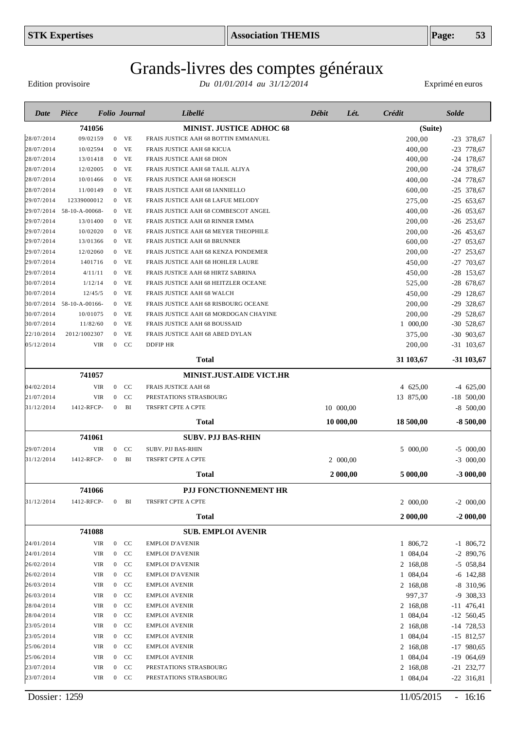# Grands-livres des comptes généraux

Edition provisoire — *Du 01/01/2014 au 31/12/2014* — Exprimé en euros

| Date | Pièce | Folio | Journal | Libellé | Débit | Lét. | Crédit | Solde |
|---|---|---|---|---|---|---|---|---|
| | **741056** | | | **MINIST. JUSTICE ADHOC 68** | | | **(Suite)** | |
| 28/07/2014 | 09/02159 | 0 | VE | FRAIS JUSTICE AAH 68 BOTTIN EMMANUEL | | | 200,00 | -23 378,67 |
| 28/07/2014 | 10/02594 | 0 | VE | FRAIS JUSTICE AAH 68 KICUA | | | 400,00 | -23 778,67 |
| 28/07/2014 | 13/01418 | 0 | VE | FRAIS JUSTICE AAH 68 DION | | | 400,00 | -24 178,67 |
| 28/07/2014 | 12/02005 | 0 | VE | FRAIS JUSTICE AAH 68 TALIL ALIYA | | | 200,00 | -24 378,67 |
| 28/07/2014 | 10/01466 | 0 | VE | FRAIS JUSTICE AAH 68 HOESCH | | | 400,00 | -24 778,67 |
| 28/07/2014 | 11/00149 | 0 | VE | FRAIS JUSTICE AAH 68 IANNIELLO | | | 600,00 | -25 378,67 |
| 29/07/2014 | 12339000012 | 0 | VE | FRAIS JUSTICE AAH 68 LAFUE MELODY | | | 275,00 | -25 653,67 |
| 29/07/2014 | 58-10-A-00068- | 0 | VE | FRAIS JUSTICE AAH 68 COMBESCOT ANGEL | | | 400,00 | -26 053,67 |
| 29/07/2014 | 13/01400 | 0 | VE | FRAIS JUSTICE AAH 68 RINNER EMMA | | | 200,00 | -26 253,67 |
| 29/07/2014 | 10/02020 | 0 | VE | FRAIS JUSTICE AAH 68 MEYER THEOPHILE | | | 200,00 | -26 453,67 |
| 29/07/2014 | 13/01366 | 0 | VE | FRAIS JUSTICE AAH 68 BRUNNER | | | 600,00 | -27 053,67 |
| 29/07/2014 | 12/02060 | 0 | VE | FRAIS JUSTICE AAH 68 KENZA PONDEMER | | | 200,00 | -27 253,67 |
| 29/07/2014 | 1401716 | 0 | VE | FRAIS JUSTICE AAH 68 HOHLER LAURE | | | 450,00 | -27 703,67 |
| 29/07/2014 | 4/11/11 | 0 | VE | FRAIS JUSTICE AAH 68 HIRTZ SABRINA | | | 450,00 | -28 153,67 |
| 30/07/2014 | 1/12/14 | 0 | VE | FRAIS JUSTICE AAH 68 HEITZLER OCEANE | | | 525,00 | -28 678,67 |
| 30/07/2014 | 12/45/5 | 0 | VE | FRAIS JUSTICE AAH 68 WALCH | | | 450,00 | -29 128,67 |
| 30/07/2014 | 58-10-A-00166- | 0 | VE | FRAIS JUSTICE AAH 68 RISBOURG OCEANE | | | 200,00 | -29 328,67 |
| 30/07/2014 | 10/01075 | 0 | VE | FRAIS JUSTICE AAH 68 MORDOGAN CHAYINE | | | 200,00 | -29 528,67 |
| 30/07/2014 | 11/82/60 | 0 | VE | FRAIS JUSTICE AAH 68 BOUSSAID | | | 1 000,00 | -30 528,67 |
| 22/10/2014 | 2012/1002307 | 0 | VE | FRAIS JUSTICE AAH 68 ABED DYLAN | | | 375,00 | -30 903,67 |
| 05/12/2014 | VIR | 0 | CC | DDFIP HR | | | 200,00 | -31 103,67 |
| | | | | **Total** | | | **31 103,67** | **-31 103,67** |
| | **741057** | | | **MINIST.JUST.AIDE VICT.HR** | | | | |
| 04/02/2014 | VIR | 0 | CC | FRAIS JUSTICE AAH 68 | | | 4 625,00 | -4 625,00 |
| 21/07/2014 | VIR | 0 | CC | PRESTATIONS STRASBOURG | | | 13 875,00 | -18 500,00 |
| 31/12/2014 | 1412-RFCP- | 0 | BI | TRSFRT CPTE A CPTE | 10 000,00 | | | -8 500,00 |
| | | | | **Total** | **10 000,00** | | **18 500,00** | **-8 500,00** |
| | **741061** | | | **SUBV. PJJ BAS-RHIN** | | | | |
| 29/07/2014 | VIR | 0 | CC | SUBV. PJJ BAS-RHIN | | | 5 000,00 | -5 000,00 |
| 31/12/2014 | 1412-RFCP- | 0 | BI | TRSFRT CPTE A CPTE | 2 000,00 | | | -3 000,00 |
| | | | | **Total** | **2 000,00** | | **5 000,00** | **-3 000,00** |
| | **741066** | | | **PJJ FONCTIONNEMENT HR** | | | | |
| 31/12/2014 | 1412-RFCP- | 0 | BI | TRSFRT CPTE A CPTE | | | 2 000,00 | -2 000,00 |
| | | | | **Total** | | | **2 000,00** | **-2 000,00** |
| | **741088** | | | **SUB. EMPLOI AVENIR** | | | | |
| 24/01/2014 | VIR | 0 | CC | EMPLOI D'AVENIR | | | 1 806,72 | -1 806,72 |
| 24/01/2014 | VIR | 0 | CC | EMPLOI D'AVENIR | | | 1 084,04 | -2 890,76 |
| 26/02/2014 | VIR | 0 | CC | EMPLOI D'AVENIR | | | 2 168,08 | -5 058,84 |
| 26/02/2014 | VIR | 0 | CC | EMPLOI D'AVENIR | | | 1 084,04 | -6 142,88 |
| 26/03/2014 | VIR | 0 | CC | EMPLOI AVENIR | | | 2 168,08 | -8 310,96 |
| 26/03/2014 | VIR | 0 | CC | EMPLOI AVENIR | | | 997,37 | -9 308,33 |
| 28/04/2014 | VIR | 0 | CC | EMPLOI AVENIR | | | 2 168,08 | -11 476,41 |
| 28/04/2014 | VIR | 0 | CC | EMPLOI AVENIR | | | 1 084,04 | -12 560,45 |
| 23/05/2014 | VIR | 0 | CC | EMPLOI AVENIR | | | 2 168,08 | -14 728,53 |
| 23/05/2014 | VIR | 0 | CC | EMPLOI AVENIR | | | 1 084,04 | -15 812,57 |
| 25/06/2014 | VIR | 0 | CC | EMPLOI AVENIR | | | 2 168,08 | -17 980,65 |
| 25/06/2014 | VIR | 0 | CC | EMPLOI AVENIR | | | 1 084,04 | -19 064,69 |
| 23/07/2014 | VIR | 0 | CC | PRESTATIONS STRASBOURG | | | 2 168,08 | -21 232,77 |
| 23/07/2014 | VIR | 0 | CC | PRESTATIONS STRASBOURG | | | 1 084,04 | -22 316,81 |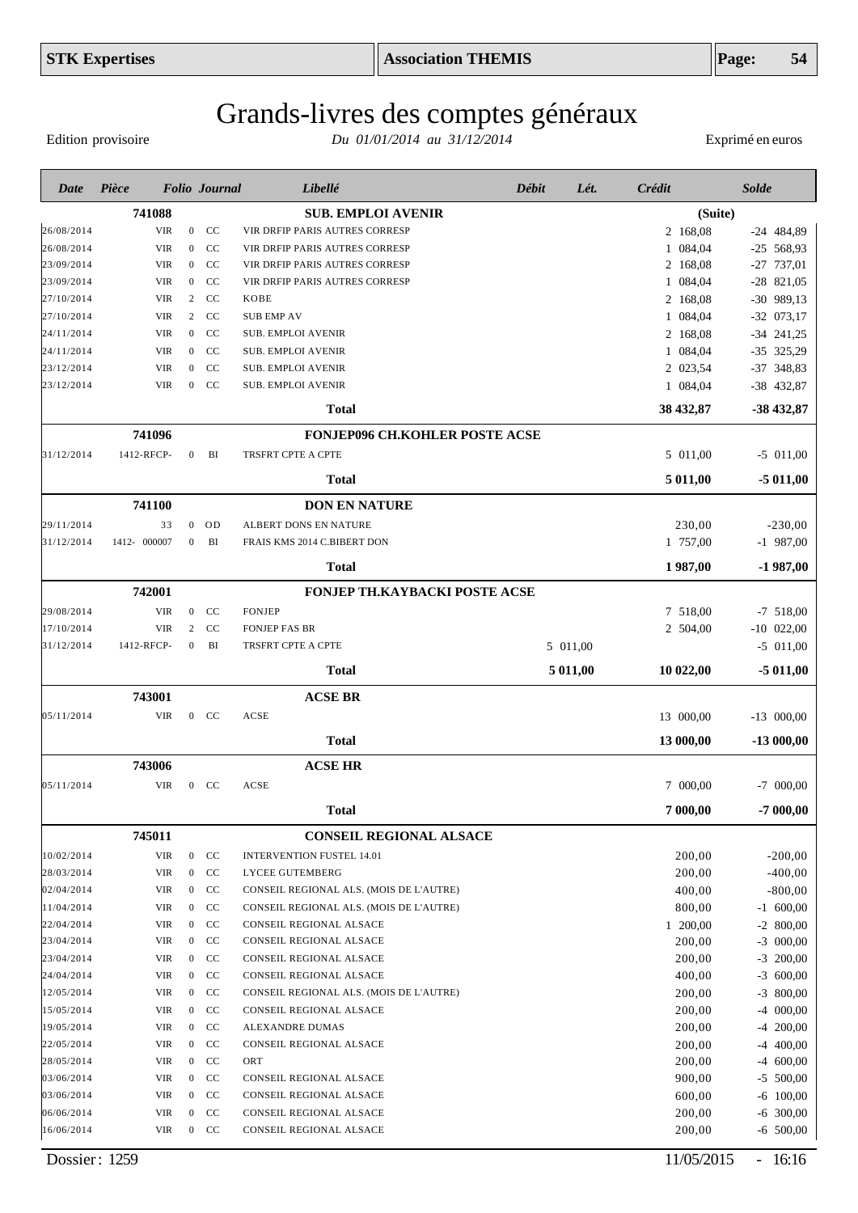# Grands-livres des comptes généraux

Edition provisoire — *Du 01/01/2014 au 31/12/2014* — Exprimé en euros

| Date | Pièce | Folio | Journal | Libellé | Débit | Lét. | Crédit | Solde |
|---|---|---|---|---|---|---|---|---|
| | **741088** | | | **SUB. EMPLOI AVENIR** | | | **(Suite)** | |
| 26/08/2014 | VIR | 0 | CC | VIR DRFIP PARIS AUTRES CORRESP | | | 2 168,08 | -24 484,89 |
| 26/08/2014 | VIR | 0 | CC | VIR DRFIP PARIS AUTRES CORRESP | | | 1 084,04 | -25 568,93 |
| 23/09/2014 | VIR | 0 | CC | VIR DRFIP PARIS AUTRES CORRESP | | | 2 168,08 | -27 737,01 |
| 23/09/2014 | VIR | 0 | CC | VIR DRFIP PARIS AUTRES CORRESP | | | 1 084,04 | -28 821,05 |
| 27/10/2014 | VIR | 2 | CC | KOBE | | | 2 168,08 | -30 989,13 |
| 27/10/2014 | VIR | 2 | CC | SUB EMP AV | | | 1 084,04 | -32 073,17 |
| 24/11/2014 | VIR | 0 | CC | SUB. EMPLOI AVENIR | | | 2 168,08 | -34 241,25 |
| 24/11/2014 | VIR | 0 | CC | SUB. EMPLOI AVENIR | | | 1 084,04 | -35 325,29 |
| 23/12/2014 | VIR | 0 | CC | SUB. EMPLOI AVENIR | | | 2 023,54 | -37 348,83 |
| 23/12/2014 | VIR | 0 | CC | SUB. EMPLOI AVENIR | | | 1 084,04 | -38 432,87 |
| | | | | **Total** | | | **38 432,87** | **-38 432,87** |
| | **741096** | | | **FONJEP096 CH.KOHLER POSTE ACSE** | | | | |
| 31/12/2014 | 1412-RFCP- | 0 | BI | TRSFRT CPTE A CPTE | | | 5 011,00 | -5 011,00 |
| | | | | **Total** | | | **5 011,00** | **-5 011,00** |
| | **741100** | | | **DON EN NATURE** | | | | |
| 29/11/2014 | 33 | 0 | OD | ALBERT DONS EN NATURE | | | 230,00 | -230,00 |
| 31/12/2014 | 1412- 000007 | 0 | BI | FRAIS KMS 2014 C.BIBERT DON | | | 1 757,00 | -1 987,00 |
| | | | | **Total** | | | **1 987,00** | **-1 987,00** |
| | **742001** | | | **FONJEP TH.KAYBACKI POSTE ACSE** | | | | |
| 29/08/2014 | VIR | 0 | CC | FONJEP | | | 7 518,00 | -7 518,00 |
| 17/10/2014 | VIR | 2 | CC | FONJEP FAS BR | | | 2 504,00 | -10 022,00 |
| 31/12/2014 | 1412-RFCP- | 0 | BI | TRSFRT CPTE A CPTE | 5 011,00 | | | -5 011,00 |
| | | | | **Total** | **5 011,00** | | **10 022,00** | **-5 011,00** |
| | **743001** | | | **ACSE BR** | | | | |
| 05/11/2014 | VIR | 0 | CC | ACSE | | | 13 000,00 | -13 000,00 |
| | | | | **Total** | | | **13 000,00** | **-13 000,00** |
| | **743006** | | | **ACSE HR** | | | | |
| 05/11/2014 | VIR | 0 | CC | ACSE | | | 7 000,00 | -7 000,00 |
| | | | | **Total** | | | **7 000,00** | **-7 000,00** |
| | **745011** | | | **CONSEIL REGIONAL ALSACE** | | | | |
| 10/02/2014 | VIR | 0 | CC | INTERVENTION FUSTEL 14.01 | | | 200,00 | -200,00 |
| 28/03/2014 | VIR | 0 | CC | LYCEE GUTEMBERG | | | 200,00 | -400,00 |
| 02/04/2014 | VIR | 0 | CC | CONSEIL REGIONAL ALS. (MOIS DE L'AUTRE) | | | 400,00 | -800,00 |
| 11/04/2014 | VIR | 0 | CC | CONSEIL REGIONAL ALS. (MOIS DE L'AUTRE) | | | 800,00 | -1 600,00 |
| 22/04/2014 | VIR | 0 | CC | CONSEIL REGIONAL ALSACE | | | 1 200,00 | -2 800,00 |
| 23/04/2014 | VIR | 0 | CC | CONSEIL REGIONAL ALSACE | | | 200,00 | -3 000,00 |
| 23/04/2014 | VIR | 0 | CC | CONSEIL REGIONAL ALSACE | | | 200,00 | -3 200,00 |
| 24/04/2014 | VIR | 0 | CC | CONSEIL REGIONAL ALSACE | | | 400,00 | -3 600,00 |
| 12/05/2014 | VIR | 0 | CC | CONSEIL REGIONAL ALS. (MOIS DE L'AUTRE) | | | 200,00 | -3 800,00 |
| 15/05/2014 | VIR | 0 | CC | CONSEIL REGIONAL ALSACE | | | 200,00 | -4 000,00 |
| 19/05/2014 | VIR | 0 | CC | ALEXANDRE DUMAS | | | 200,00 | -4 200,00 |
| 22/05/2014 | VIR | 0 | CC | CONSEIL REGIONAL ALSACE | | | 200,00 | -4 400,00 |
| 28/05/2014 | VIR | 0 | CC | ORT | | | 200,00 | -4 600,00 |
| 03/06/2014 | VIR | 0 | CC | CONSEIL REGIONAL ALSACE | | | 900,00 | -5 500,00 |
| 03/06/2014 | VIR | 0 | CC | CONSEIL REGIONAL ALSACE | | | 600,00 | -6 100,00 |
| 06/06/2014 | VIR | 0 | CC | CONSEIL REGIONAL ALSACE | | | 200,00 | -6 300,00 |
| 16/06/2014 | VIR | 0 | CC | CONSEIL REGIONAL ALSACE | | | 200,00 | -6 500,00 |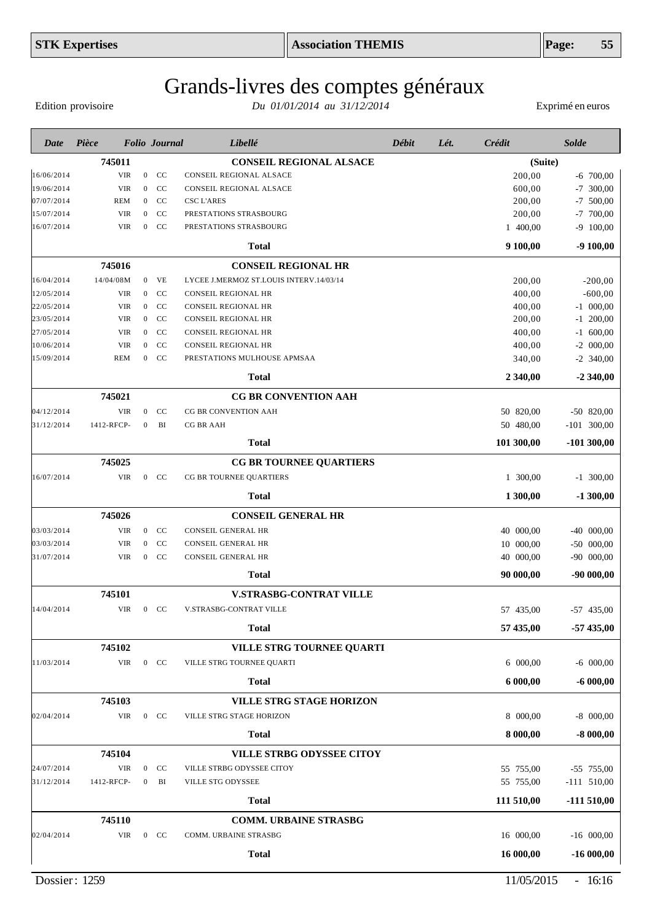# Grands-livres des comptes généraux

Edition provisoire — *Du 01/01/2014 au 31/12/2014* — Exprimé en euros

| Date | Pièce | Folio | Journal | Libellé | Débit | Lét. | Crédit | Solde |
|---|---|---|---|---|---|---|---|---|
| | **745011** | | | **CONSEIL REGIONAL ALSACE** | | | **(Suite)** | |
| 16/06/2014 | VIR | 0 | CC | CONSEIL REGIONAL ALSACE | | | 200,00 | -6 700,00 |
| 19/06/2014 | VIR | 0 | CC | CONSEIL REGIONAL ALSACE | | | 600,00 | -7 300,00 |
| 07/07/2014 | REM | 0 | CC | CSC L'ARES | | | 200,00 | -7 500,00 |
| 15/07/2014 | VIR | 0 | CC | PRESTATIONS STRASBOURG | | | 200,00 | -7 700,00 |
| 16/07/2014 | VIR | 0 | CC | PRESTATIONS STRASBOURG | | | 1 400,00 | -9 100,00 |
| | | | | **Total** | | | **9 100,00** | **-9 100,00** |
| | **745016** | | | **CONSEIL REGIONAL HR** | | | | |
| 16/04/2014 | 14/04/08M | 0 | VE | LYCEE J.MERMOZ ST.LOUIS INTERV.14/03/14 | | | 200,00 | -200,00 |
| 12/05/2014 | VIR | 0 | CC | CONSEIL REGIONAL HR | | | 400,00 | -600,00 |
| 22/05/2014 | VIR | 0 | CC | CONSEIL REGIONAL HR | | | 400,00 | -1 000,00 |
| 23/05/2014 | VIR | 0 | CC | CONSEIL REGIONAL HR | | | 200,00 | -1 200,00 |
| 27/05/2014 | VIR | 0 | CC | CONSEIL REGIONAL HR | | | 400,00 | -1 600,00 |
| 10/06/2014 | VIR | 0 | CC | CONSEIL REGIONAL HR | | | 400,00 | -2 000,00 |
| 15/09/2014 | REM | 0 | CC | PRESTATIONS MULHOUSE APMSAA | | | 340,00 | -2 340,00 |
| | | | | **Total** | | | **2 340,00** | **-2 340,00** |
| | **745021** | | | **CG BR CONVENTION AAH** | | | | |
| 04/12/2014 | VIR | 0 | CC | CG BR CONVENTION AAH | | | 50 820,00 | -50 820,00 |
| 31/12/2014 | 1412-RFCP- | 0 | BI | CG BR AAH | | | 50 480,00 | -101 300,00 |
| | | | | **Total** | | | **101 300,00** | **-101 300,00** |
| | **745025** | | | **CG BR TOURNEE QUARTIERS** | | | | |
| 16/07/2014 | VIR | 0 | CC | CG BR TOURNEE QUARTIERS | | | 1 300,00 | -1 300,00 |
| | | | | **Total** | | | **1 300,00** | **-1 300,00** |
| | **745026** | | | **CONSEIL GENERAL HR** | | | | |
| 03/03/2014 | VIR | 0 | CC | CONSEIL GENERAL HR | | | 40 000,00 | -40 000,00 |
| 03/03/2014 | VIR | 0 | CC | CONSEIL GENERAL HR | | | 10 000,00 | -50 000,00 |
| 31/07/2014 | VIR | 0 | CC | CONSEIL GENERAL HR | | | 40 000,00 | -90 000,00 |
| | | | | **Total** | | | **90 000,00** | **-90 000,00** |
| | **745101** | | | **V.STRASBG-CONTRAT VILLE** | | | | |
| 14/04/2014 | VIR | 0 | CC | V.STRASBG-CONTRAT VILLE | | | 57 435,00 | -57 435,00 |
| | | | | **Total** | | | **57 435,00** | **-57 435,00** |
| | **745102** | | | **VILLE STRG TOURNEE QUARTI** | | | | |
| 11/03/2014 | VIR | 0 | CC | VILLE STRG TOURNEE QUARTI | | | 6 000,00 | -6 000,00 |
| | | | | **Total** | | | **6 000,00** | **-6 000,00** |
| | **745103** | | | **VILLE STRG STAGE HORIZON** | | | | |
| 02/04/2014 | VIR | 0 | CC | VILLE STRG STAGE HORIZON | | | 8 000,00 | -8 000,00 |
| | | | | **Total** | | | **8 000,00** | **-8 000,00** |
| | **745104** | | | **VILLE STRBG ODYSSEE CITOY** | | | | |
| 24/07/2014 | VIR | 0 | CC | VILLE STRBG ODYSSEE CITOY | | | 55 755,00 | -55 755,00 |
| 31/12/2014 | 1412-RFCP- | 0 | BI | VILLE STG ODYSSEE | | | 55 755,00 | -111 510,00 |
| | | | | **Total** | | | **111 510,00** | **-111 510,00** |
| | **745110** | | | **COMM. URBAINE STRASBG** | | | | |
| 02/04/2014 | VIR | 0 | CC | COMM. URBAINE STRASBG | | | 16 000,00 | -16 000,00 |
| | | | | **Total** | | | **16 000,00** | **-16 000,00** |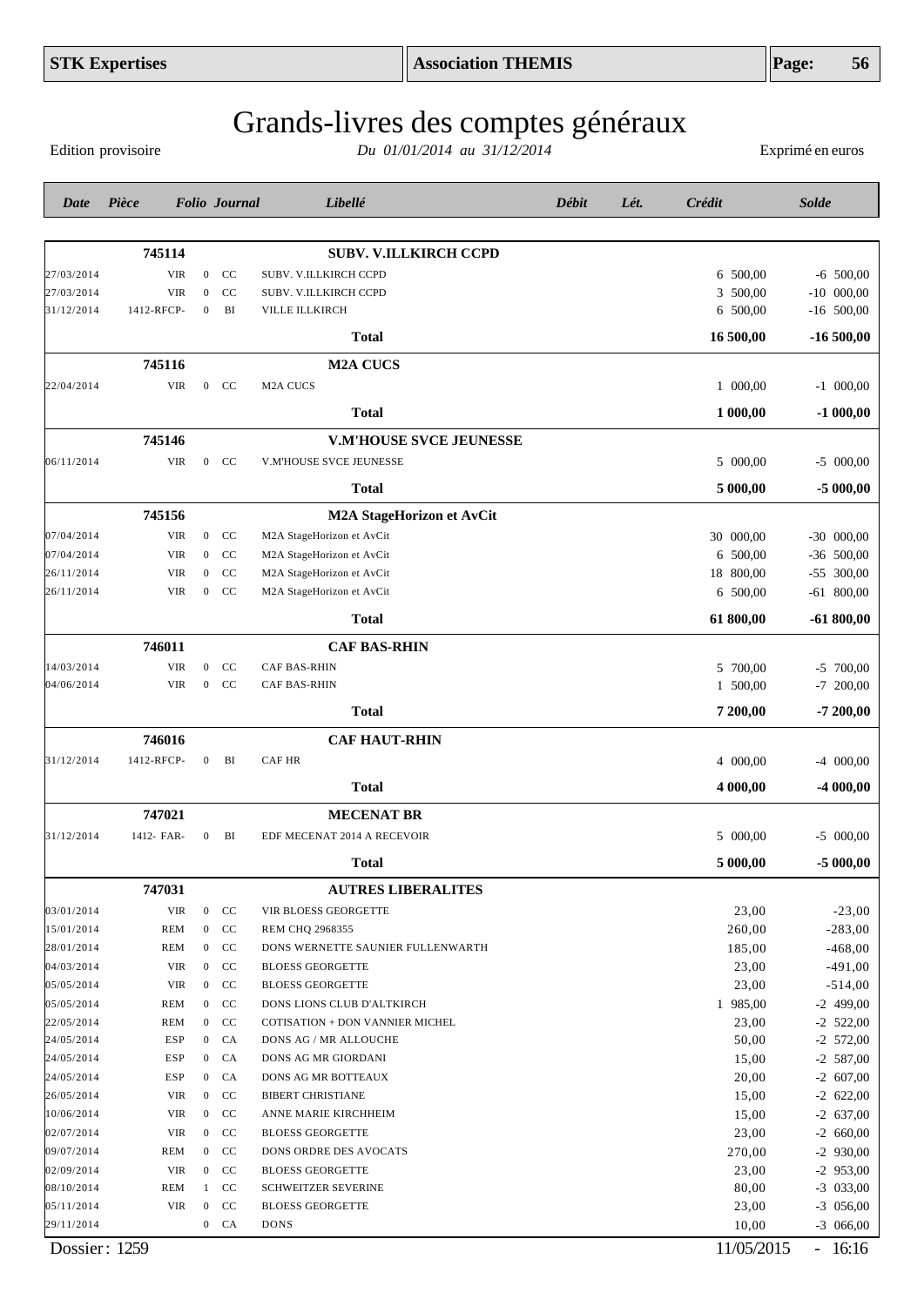# Grands-livres des comptes généraux

Edition provisoire — *Du 01/01/2014 au 31/12/2014* — Exprimé en euros

| Date | Pièce | Folio | Journal | Libellé | Débit | Lét. | Crédit | Solde |
|---|---|---|---|---|---|---|---|---|
| | **745114** | | | **SUBV. V.ILLKIRCH CCPD** | | | | |
| 27/03/2014 | VIR | 0 | CC | SUBV. V.ILLKIRCH CCPD | | | 6 500,00 | -6 500,00 |
| 27/03/2014 | VIR | 0 | CC | SUBV. V.ILLKIRCH CCPD | | | 3 500,00 | -10 000,00 |
| 31/12/2014 | 1412-RFCP- | 0 | BI | VILLE ILLKIRCH | | | 6 500,00 | -16 500,00 |
| | | | | **Total** | | | **16 500,00** | **-16 500,00** |
| | **745116** | | | **M2A CUCS** | | | | |
| 22/04/2014 | VIR | 0 | CC | M2A CUCS | | | 1 000,00 | -1 000,00 |
| | | | | **Total** | | | **1 000,00** | **-1 000,00** |
| | **745146** | | | **V.M'HOUSE SVCE JEUNESSE** | | | | |
| 06/11/2014 | VIR | 0 | CC | V.M'HOUSE SVCE JEUNESSE | | | 5 000,00 | -5 000,00 |
| | | | | **Total** | | | **5 000,00** | **-5 000,00** |
| | **745156** | | | **M2A StageHorizon et AvCit** | | | | |
| 07/04/2014 | VIR | 0 | CC | M2A StageHorizon et AvCit | | | 30 000,00 | -30 000,00 |
| 07/04/2014 | VIR | 0 | CC | M2A StageHorizon et AvCit | | | 6 500,00 | -36 500,00 |
| 26/11/2014 | VIR | 0 | CC | M2A StageHorizon et AvCit | | | 18 800,00 | -55 300,00 |
| 26/11/2014 | VIR | 0 | CC | M2A StageHorizon et AvCit | | | 6 500,00 | -61 800,00 |
| | | | | **Total** | | | **61 800,00** | **-61 800,00** |
| | **746011** | | | **CAF BAS-RHIN** | | | | |
| 14/03/2014 | VIR | 0 | CC | CAF BAS-RHIN | | | 5 700,00 | -5 700,00 |
| 04/06/2014 | VIR | 0 | CC | CAF BAS-RHIN | | | 1 500,00 | -7 200,00 |
| | | | | **Total** | | | **7 200,00** | **-7 200,00** |
| | **746016** | | | **CAF HAUT-RHIN** | | | | |
| 31/12/2014 | 1412-RFCP- | 0 | BI | CAF HR | | | 4 000,00 | -4 000,00 |
| | | | | **Total** | | | **4 000,00** | **-4 000,00** |
| | **747021** | | | **MECENAT BR** | | | | |
| 31/12/2014 | 1412- FAR- | 0 | BI | EDF MECENAT 2014 A RECEVOIR | | | 5 000,00 | -5 000,00 |
| | | | | **Total** | | | **5 000,00** | **-5 000,00** |
| | **747031** | | | **AUTRES LIBERALITES** | | | | |
| 03/01/2014 | VIR | 0 | CC | VIR BLOESS GEORGETTE | | | 23,00 | -23,00 |
| 15/01/2014 | REM | 0 | CC | REM CHQ 2968355 | | | 260,00 | -283,00 |
| 28/01/2014 | REM | 0 | CC | DONS WERNETTE SAUNIER FULLENWARTH | | | 185,00 | -468,00 |
| 04/03/2014 | VIR | 0 | CC | BLOESS GEORGETTE | | | 23,00 | -491,00 |
| 05/05/2014 | VIR | 0 | CC | BLOESS GEORGETTE | | | 23,00 | -514,00 |
| 05/05/2014 | REM | 0 | CC | DONS LIONS CLUB D'ALTKIRCH | | | 1 985,00 | -2 499,00 |
| 22/05/2014 | REM | 0 | CC | COTISATION + DON VANNIER MICHEL | | | 23,00 | -2 522,00 |
| 24/05/2014 | ESP | 0 | CA | DONS AG / MR ALLOUCHE | | | 50,00 | -2 572,00 |
| 24/05/2014 | ESP | 0 | CA | DONS AG MR GIORDANI | | | 15,00 | -2 587,00 |
| 24/05/2014 | ESP | 0 | CA | DONS AG MR BOTTEAUX | | | 20,00 | -2 607,00 |
| 26/05/2014 | VIR | 0 | CC | BIBERT CHRISTIANE | | | 15,00 | -2 622,00 |
| 10/06/2014 | VIR | 0 | CC | ANNE MARIE KIRCHHEIM | | | 15,00 | -2 637,00 |
| 02/07/2014 | VIR | 0 | CC | BLOESS GEORGETTE | | | 23,00 | -2 660,00 |
| 09/07/2014 | REM | 0 | CC | DONS ORDRE DES AVOCATS | | | 270,00 | -2 930,00 |
| 02/09/2014 | VIR | 0 | CC | BLOESS GEORGETTE | | | 23,00 | -2 953,00 |
| 08/10/2014 | REM | 1 | CC | SCHWEITZER SEVERINE | | | 80,00 | -3 033,00 |
| 05/11/2014 | VIR | 0 | CC | BLOESS GEORGETTE | | | 23,00 | -3 056,00 |
| 29/11/2014 | | 0 | CA | DONS | | | 10,00 | -3 066,00 |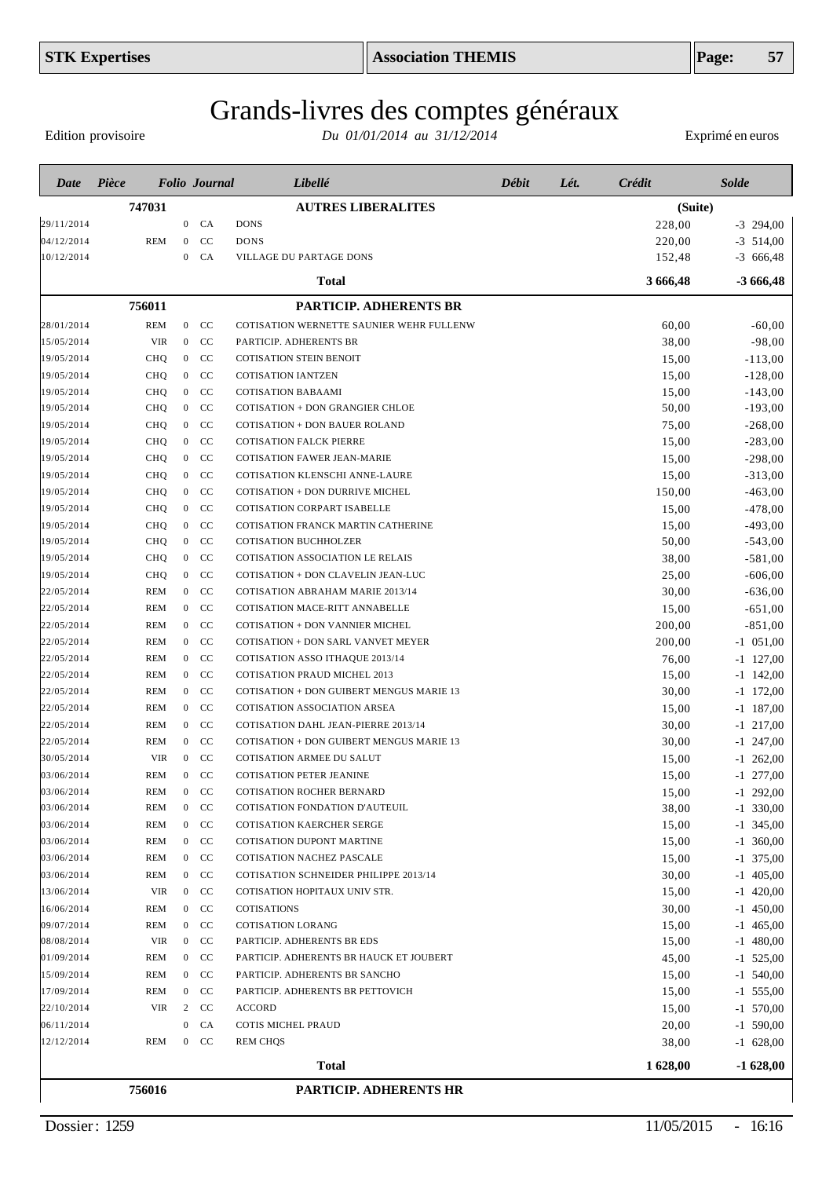# Grands-livres des comptes généraux

Edition provisoire — *Du 01/01/2014 au 31/12/2014* — Exprimé en euros

| Date | Pièce | Folio | Journal | Libellé | Débit | Lét. | Crédit | Solde |
|---|---|---|---|---|---|---|---|---|
| | **747031** | | | **AUTRES LIBERALITES** | | | | **(Suite)** |
| 29/11/2014 | | 0 | CA | DONS | | | 228,00 | -3 294,00 |
| 04/12/2014 | REM | 0 | CC | DONS | | | 220,00 | -3 514,00 |
| 10/12/2014 | | 0 | CA | VILLAGE DU PARTAGE DONS | | | 152,48 | -3 666,48 |
| | | | | **Total** | | | **3 666,48** | **-3 666,48** |
| | **756011** | | | **PARTICIP. ADHERENTS BR** | | | | |
| 28/01/2014 | REM | 0 | CC | COTISATION WERNETTE SAUNIER WEHR FULLENW | | | 60,00 | -60,00 |
| 15/05/2014 | VIR | 0 | CC | PARTICIP. ADHERENTS BR | | | 38,00 | -98,00 |
| 19/05/2014 | CHQ | 0 | CC | COTISATION STEIN BENOIT | | | 15,00 | -113,00 |
| 19/05/2014 | CHQ | 0 | CC | COTISATION IANTZEN | | | 15,00 | -128,00 |
| 19/05/2014 | CHQ | 0 | CC | COTISATION BABAAMI | | | 15,00 | -143,00 |
| 19/05/2014 | CHQ | 0 | CC | COTISATION + DON GRANGIER CHLOE | | | 50,00 | -193,00 |
| 19/05/2014 | CHQ | 0 | CC | COTISATION + DON BAUER ROLAND | | | 75,00 | -268,00 |
| 19/05/2014 | CHQ | 0 | CC | COTISATION FALCK PIERRE | | | 15,00 | -283,00 |
| 19/05/2014 | CHQ | 0 | CC | COTISATION FAWER JEAN-MARIE | | | 15,00 | -298,00 |
| 19/05/2014 | CHQ | 0 | CC | COTISATION KLENSCHI ANNE-LAURE | | | 15,00 | -313,00 |
| 19/05/2014 | CHQ | 0 | CC | COTISATION + DON DURRIVE MICHEL | | | 150,00 | -463,00 |
| 19/05/2014 | CHQ | 0 | CC | COTISATION CORPART ISABELLE | | | 15,00 | -478,00 |
| 19/05/2014 | CHQ | 0 | CC | COTISATION FRANCK MARTIN CATHERINE | | | 15,00 | -493,00 |
| 19/05/2014 | CHQ | 0 | CC | COTISATION BUCHHOLZER | | | 50,00 | -543,00 |
| 19/05/2014 | CHQ | 0 | CC | COTISATION ASSOCIATION LE RELAIS | | | 38,00 | -581,00 |
| 19/05/2014 | CHQ | 0 | CC | COTISATION + DON CLAVELIN JEAN-LUC | | | 25,00 | -606,00 |
| 22/05/2014 | REM | 0 | CC | COTISATION ABRAHAM MARIE 2013/14 | | | 30,00 | -636,00 |
| 22/05/2014 | REM | 0 | CC | COTISATION MACE-RITT ANNABELLE | | | 15,00 | -651,00 |
| 22/05/2014 | REM | 0 | CC | COTISATION + DON VANNIER MICHEL | | | 200,00 | -851,00 |
| 22/05/2014 | REM | 0 | CC | COTISATION + DON SARL VANVET MEYER | | | 200,00 | -1 051,00 |
| 22/05/2014 | REM | 0 | CC | COTISATION ASSO ITHAQUE 2013/14 | | | 76,00 | -1 127,00 |
| 22/05/2014 | REM | 0 | CC | COTISATION PRAUD MICHEL 2013 | | | 15,00 | -1 142,00 |
| 22/05/2014 | REM | 0 | CC | COTISATION + DON GUIBERT MENGUS MARIE 13 | | | 30,00 | -1 172,00 |
| 22/05/2014 | REM | 0 | CC | COTISATION ASSOCIATION ARSEA | | | 15,00 | -1 187,00 |
| 22/05/2014 | REM | 0 | CC | COTISATION DAHL JEAN-PIERRE 2013/14 | | | 30,00 | -1 217,00 |
| 22/05/2014 | REM | 0 | CC | COTISATION + DON GUIBERT MENGUS MARIE 13 | | | 30,00 | -1 247,00 |
| 30/05/2014 | VIR | 0 | CC | COTISATION ARMEE DU SALUT | | | 15,00 | -1 262,00 |
| 03/06/2014 | REM | 0 | CC | COTISATION PETER JEANINE | | | 15,00 | -1 277,00 |
| 03/06/2014 | REM | 0 | CC | COTISATION ROCHER BERNARD | | | 15,00 | -1 292,00 |
| 03/06/2014 | REM | 0 | CC | COTISATION FONDATION D'AUTEUIL | | | 38,00 | -1 330,00 |
| 03/06/2014 | REM | 0 | CC | COTISATION KAERCHER SERGE | | | 15,00 | -1 345,00 |
| 03/06/2014 | REM | 0 | CC | COTISATION DUPONT MARTINE | | | 15,00 | -1 360,00 |
| 03/06/2014 | REM | 0 | CC | COTISATION NACHEZ PASCALE | | | 15,00 | -1 375,00 |
| 03/06/2014 | REM | 0 | CC | COTISATION SCHNEIDER PHILIPPE 2013/14 | | | 30,00 | -1 405,00 |
| 13/06/2014 | VIR | 0 | CC | COTISATION HOPITAUX UNIV STR. | | | 15,00 | -1 420,00 |
| 16/06/2014 | REM | 0 | CC | COTISATIONS | | | 30,00 | -1 450,00 |
| 09/07/2014 | REM | 0 | CC | COTISATION LORANG | | | 15,00 | -1 465,00 |
| 08/08/2014 | VIR | 0 | CC | PARTICIP. ADHERENTS BR EDS | | | 15,00 | -1 480,00 |
| 01/09/2014 | REM | 0 | CC | PARTICIP. ADHERENTS BR HAUCK ET JOUBERT | | | 45,00 | -1 525,00 |
| 15/09/2014 | REM | 0 | CC | PARTICIP. ADHERENTS BR SANCHO | | | 15,00 | -1 540,00 |
| 17/09/2014 | REM | 0 | CC | PARTICIP. ADHERENTS BR PETTOVICH | | | 15,00 | -1 555,00 |
| 22/10/2014 | VIR | 2 | CC | ACCORD | | | 15,00 | -1 570,00 |
| 06/11/2014 | | 0 | CA | COTIS MICHEL PRAUD | | | 20,00 | -1 590,00 |
| 12/12/2014 | REM | 0 | CC | REM CHQS | | | 38,00 | -1 628,00 |
| | | | | **Total** | | | **1 628,00** | **-1 628,00** |
| | **756016** | | | **PARTICIP. ADHERENTS HR** | | | | |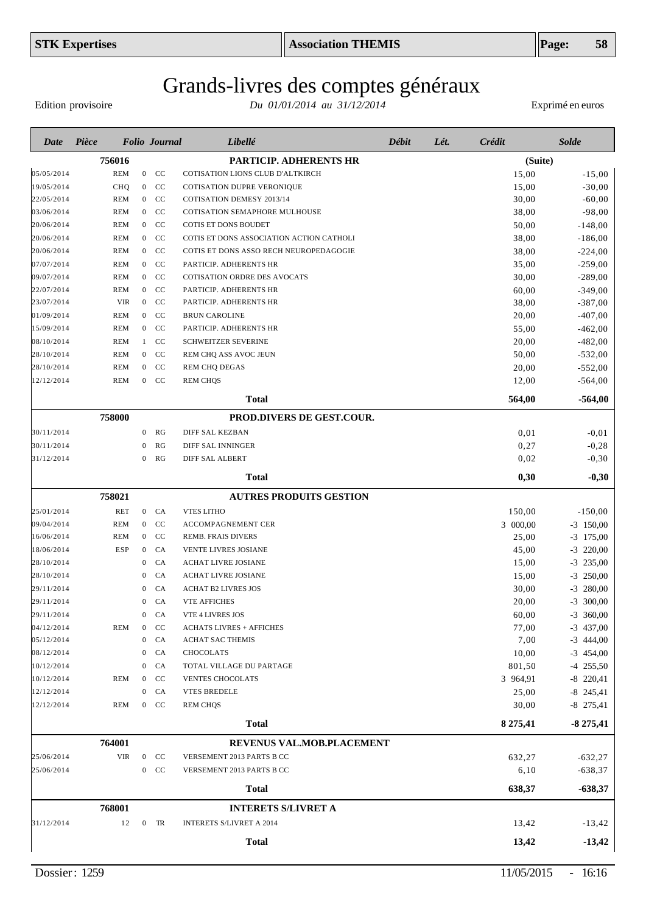# Grands-livres des comptes généraux

Edition provisoire — *Du 01/01/2014 au 31/12/2014* — Exprimé en euros

| Date | Pièce | Folio | Journal | Libellé | Débit | Lét. | Crédit | Solde |
|---|---|---|---|---|---|---|---|---|
| | **756016** | | | **PARTICIP. ADHERENTS HR** | | | **(Suite)** | |
| 05/05/2014 | REM | 0 | CC | COTISATION LIONS CLUB D'ALTKIRCH | | | 15,00 | -15,00 |
| 19/05/2014 | CHQ | 0 | CC | COTISATION DUPRE VERONIQUE | | | 15,00 | -30,00 |
| 22/05/2014 | REM | 0 | CC | COTISATION DEMESY 2013/14 | | | 30,00 | -60,00 |
| 03/06/2014 | REM | 0 | CC | COTISATION SEMAPHORE MULHOUSE | | | 38,00 | -98,00 |
| 20/06/2014 | REM | 0 | CC | COTIS ET DONS BOUDET | | | 50,00 | -148,00 |
| 20/06/2014 | REM | 0 | CC | COTIS ET DONS ASSOCIATION ACTION CATHOLI | | | 38,00 | -186,00 |
| 20/06/2014 | REM | 0 | CC | COTIS ET DONS ASSO RECH NEUROPEDAGOGIE | | | 38,00 | -224,00 |
| 07/07/2014 | REM | 0 | CC | PARTICIP. ADHERENTS HR | | | 35,00 | -259,00 |
| 09/07/2014 | REM | 0 | CC | COTISATION ORDRE DES AVOCATS | | | 30,00 | -289,00 |
| 22/07/2014 | REM | 0 | CC | PARTICIP. ADHERENTS HR | | | 60,00 | -349,00 |
| 23/07/2014 | VIR | 0 | CC | PARTICIP. ADHERENTS HR | | | 38,00 | -387,00 |
| 01/09/2014 | REM | 0 | CC | BRUN CAROLINE | | | 20,00 | -407,00 |
| 15/09/2014 | REM | 0 | CC | PARTICIP. ADHERENTS HR | | | 55,00 | -462,00 |
| 08/10/2014 | REM | 1 | CC | SCHWEITZER SEVERINE | | | 20,00 | -482,00 |
| 28/10/2014 | REM | 0 | CC | REM CHQ ASS AVOC JEUN | | | 50,00 | -532,00 |
| 28/10/2014 | REM | 0 | CC | REM CHQ DEGAS | | | 20,00 | -552,00 |
| 12/12/2014 | REM | 0 | CC | REM CHQS | | | 12,00 | -564,00 |
| | | | | **Total** | | | **564,00** | **-564,00** |
| | **758000** | | | **PROD.DIVERS DE GEST.COUR.** | | | | |
| 30/11/2014 | | 0 | RG | DIFF SAL KEZBAN | | | 0,01 | -0,01 |
| 30/11/2014 | | 0 | RG | DIFF SAL INNINGER | | | 0,27 | -0,28 |
| 31/12/2014 | | 0 | RG | DIFF SAL ALBERT | | | 0,02 | -0,30 |
| | | | | **Total** | | | **0,30** | **-0,30** |
| | **758021** | | | **AUTRES PRODUITS GESTION** | | | | |
| 25/01/2014 | RET | 0 | CA | VTES LITHO | | | 150,00 | -150,00 |
| 09/04/2014 | REM | 0 | CC | ACCOMPAGNEMENT CER | | | 3 000,00 | -3 150,00 |
| 16/06/2014 | REM | 0 | CC | REMB. FRAIS DIVERS | | | 25,00 | -3 175,00 |
| 18/06/2014 | ESP | 0 | CA | VENTE LIVRES JOSIANE | | | 45,00 | -3 220,00 |
| 28/10/2014 | | 0 | CA | ACHAT LIVRE JOSIANE | | | 15,00 | -3 235,00 |
| 28/10/2014 | | 0 | CA | ACHAT LIVRE JOSIANE | | | 15,00 | -3 250,00 |
| 29/11/2014 | | 0 | CA | ACHAT B2 LIVRES JOS | | | 30,00 | -3 280,00 |
| 29/11/2014 | | 0 | CA | VTE AFFICHES | | | 20,00 | -3 300,00 |
| 29/11/2014 | | 0 | CA | VTE 4 LIVRES JOS | | | 60,00 | -3 360,00 |
| 04/12/2014 | REM | 0 | CC | ACHATS LIVRES + AFFICHES | | | 77,00 | -3 437,00 |
| 05/12/2014 | | 0 | CA | ACHAT SAC THEMIS | | | 7,00 | -3 444,00 |
| 08/12/2014 | | 0 | CA | CHOCOLATS | | | 10,00 | -3 454,00 |
| 10/12/2014 | | 0 | CA | TOTAL VILLAGE DU PARTAGE | | | 801,50 | -4 255,50 |
| 10/12/2014 | REM | 0 | CC | VENTES CHOCOLATS | | | 3 964,91 | -8 220,41 |
| 12/12/2014 | | 0 | CA | VTES BREDELE | | | 25,00 | -8 245,41 |
| 12/12/2014 | REM | 0 | CC | REM CHQS | | | 30,00 | -8 275,41 |
| | | | | **Total** | | | **8 275,41** | **-8 275,41** |
| | **764001** | | | **REVENUS VAL.MOB.PLACEMENT** | | | | |
| 25/06/2014 | VIR | 0 | CC | VERSEMENT 2013 PARTS B CC | | | 632,27 | -632,27 |
| 25/06/2014 | | 0 | CC | VERSEMENT 2013 PARTS B CC | | | 6,10 | -638,37 |
| | | | | **Total** | | | **638,37** | **-638,37** |
| | **768001** | | | **INTERETS S/LIVRET A** | | | | |
| 31/12/2014 | 12 | 0 | TR | INTERETS S/LIVRET A 2014 | | | 13,42 | -13,42 |
| | | | | **Total** | | | **13,42** | **-13,42** |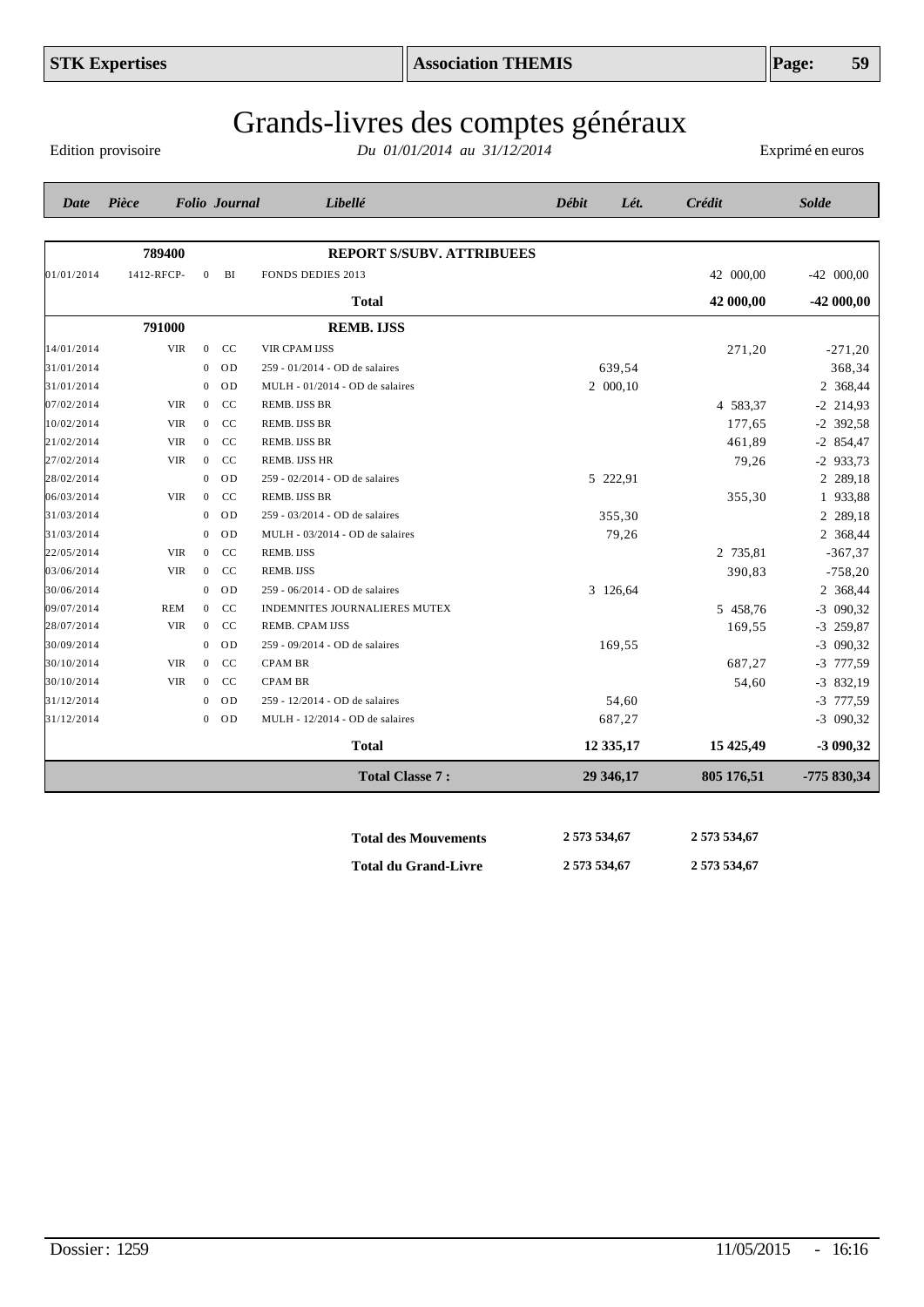# Grands-livres des comptes généraux

Edition provisoire — *Du 01/01/2014 au 31/12/2014* — Exprimé en euros

| Date | Pièce | Folio | Journal | Libellé | Débit | Lét. | Crédit | Solde |
|---|---|---|---|---|---|---|---|---|
| | **789400** | | | **REPORT S/SUBV. ATTRIBUEES** | | | | |
| 01/01/2014 | 1412-RFCP- | 0 | BI | FONDS DEDIES 2013 | | | 42 000,00 | -42 000,00 |
| | | | | **Total** | | | **42 000,00** | **-42 000,00** |
| | **791000** | | | **REMB. IJSS** | | | | |
| 14/01/2014 | VIR | 0 | CC | VIR CPAM IJSS | | | 271,20 | -271,20 |
| 31/01/2014 | | 0 | OD | 259 - 01/2014 - OD de salaires | 639,54 | | | 368,34 |
| 31/01/2014 | | 0 | OD | MULH - 01/2014 - OD de salaires | 2 000,10 | | | 2 368,44 |
| 07/02/2014 | VIR | 0 | CC | REMB. IJSS BR | | | 4 583,37 | -2 214,93 |
| 10/02/2014 | VIR | 0 | CC | REMB. IJSS BR | | | 177,65 | -2 392,58 |
| 21/02/2014 | VIR | 0 | CC | REMB. IJSS BR | | | 461,89 | -2 854,47 |
| 27/02/2014 | VIR | 0 | CC | REMB. IJSS HR | | | 79,26 | -2 933,73 |
| 28/02/2014 | | 0 | OD | 259 - 02/2014 - OD de salaires | 5 222,91 | | | 2 289,18 |
| 06/03/2014 | VIR | 0 | CC | REMB. IJSS BR | | | 355,30 | 1 933,88 |
| 31/03/2014 | | 0 | OD | 259 - 03/2014 - OD de salaires | 355,30 | | | 2 289,18 |
| 31/03/2014 | | 0 | OD | MULH - 03/2014 - OD de salaires | 79,26 | | | 2 368,44 |
| 22/05/2014 | VIR | 0 | CC | REMB. IJSS | | | 2 735,81 | -367,37 |
| 03/06/2014 | VIR | 0 | CC | REMB. IJSS | | | 390,83 | -758,20 |
| 30/06/2014 | | 0 | OD | 259 - 06/2014 - OD de salaires | 3 126,64 | | | 2 368,44 |
| 09/07/2014 | REM | 0 | CC | INDEMNITES JOURNALIERES MUTEX | | | 5 458,76 | -3 090,32 |
| 28/07/2014 | VIR | 0 | CC | REMB. CPAM IJSS | | | 169,55 | -3 259,87 |
| 30/09/2014 | | 0 | OD | 259 - 09/2014 - OD de salaires | 169,55 | | | -3 090,32 |
| 30/10/2014 | VIR | 0 | CC | CPAM BR | | | 687,27 | -3 777,59 |
| 30/10/2014 | VIR | 0 | CC | CPAM BR | | | 54,60 | -3 832,19 |
| 31/12/2014 | | 0 | OD | 259 - 12/2014 - OD de salaires | 54,60 | | | -3 777,59 |
| 31/12/2014 | | 0 | OD | MULH - 12/2014 - OD de salaires | 687,27 | | | -3 090,32 |
| | | | | **Total** | **12 335,17** | | **15 425,49** | **-3 090,32** |
| | | | | **Total Classe 7 :** | **29 346,17** | | **805 176,51** | **-775 830,34** |

| | Débit | Crédit |
|---|---|---|
| **Total des Mouvements** | **2 573 534,67** | **2 573 534,67** |
| **Total du Grand-Livre** | **2 573 534,67** | **2 573 534,67** |

Dossier : 1259 — 11/05/2015 - 16:16